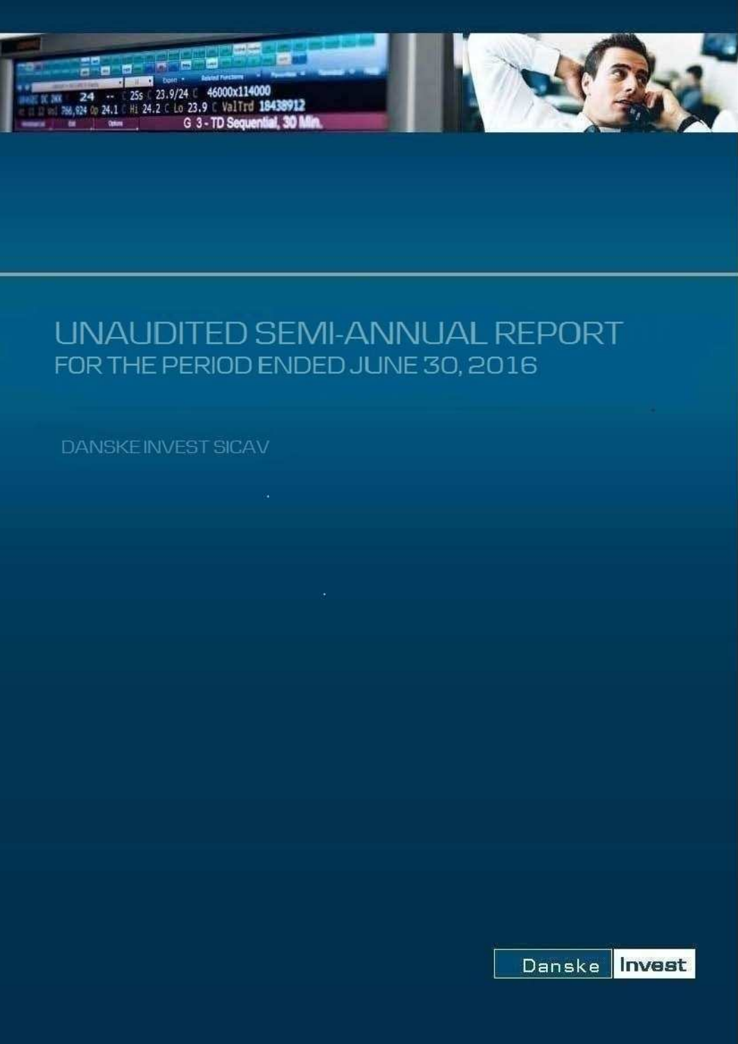# UNAUDITED SEMI-ANNUAL REPORT

## FOR THE PERIOD ENDED JUNE 30, 2016

DANSKE INVEST SICAV

Danske Invest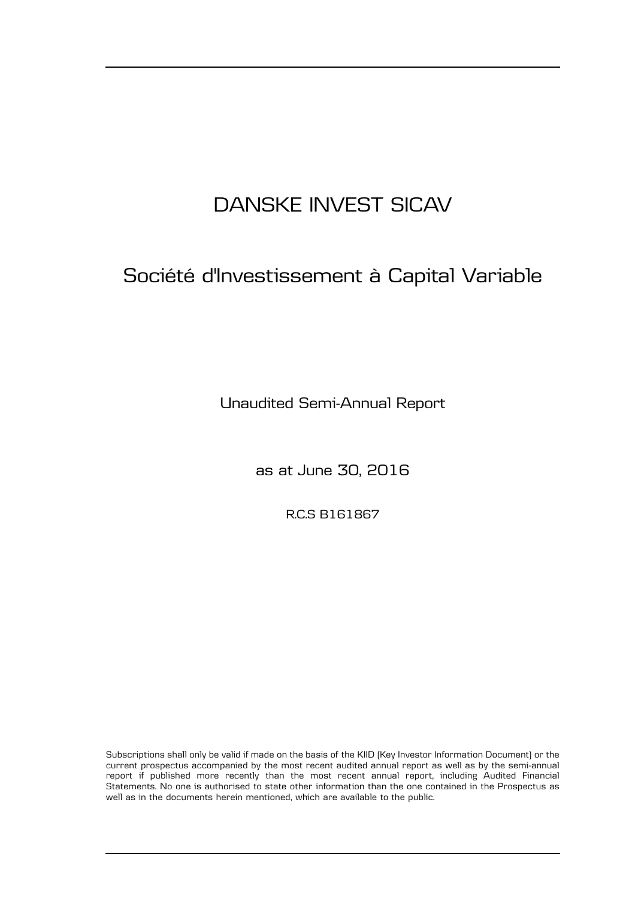# DANSKE INVEST SICAV

## Société d'Investissement à Capital Variable

Unaudited Semi-Annual Report

as at June 30, 2016

R.C.S B161867

Subscriptions shall only be valid if made on the basis of the KIID (Key Investor Information Document) or the current prospectus accompanied by the most recent audited annual report as well as by the semi-annual report if published more recently than the most recent annual report, including Audited Financial Statements. No one is authorised to state other information than the one contained in the Prospectus as well as in the documents herein mentioned, which are available to the public.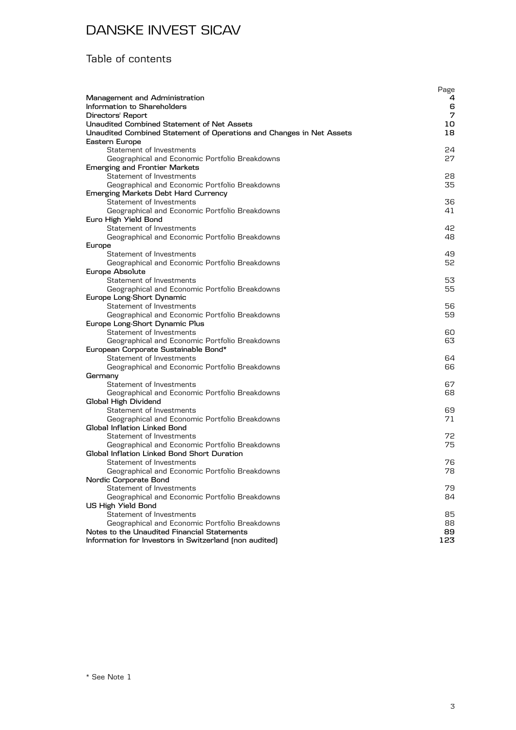# DANSKE INVEST SICAV

## Table of contents

| | Page |
|---|---|
| **Management and Administration** | **4** |
| **Information to Shareholders** | **6** |
| **Directors' Report** | **7** |
| **Unaudited Combined Statement of Net Assets** | **10** |
| **Unaudited Combined Statement of Operations and Changes in Net Assets** | **18** |
| **Eastern Europe** | |
| Statement of Investments | 24 |
| Geographical and Economic Portfolio Breakdowns | 27 |
| **Emerging and Frontier Markets** | |
| Statement of Investments | 28 |
| Geographical and Economic Portfolio Breakdowns | 35 |
| **Emerging Markets Debt Hard Currency** | |
| Statement of Investments | 36 |
| Geographical and Economic Portfolio Breakdowns | 41 |
| **Euro High Yield Bond** | |
| Statement of Investments | 42 |
| Geographical and Economic Portfolio Breakdowns | 48 |
| **Europe** | |
| Statement of Investments | 49 |
| Geographical and Economic Portfolio Breakdowns | 52 |
| **Europe Absolute** | |
| Statement of Investments | 53 |
| Geographical and Economic Portfolio Breakdowns | 55 |
| **Europe Long-Short Dynamic** | |
| Statement of Investments | 56 |
| Geographical and Economic Portfolio Breakdowns | 59 |
| **Europe Long-Short Dynamic Plus** | |
| Statement of Investments | 60 |
| Geographical and Economic Portfolio Breakdowns | 63 |
| **European Corporate Sustainable Bond*** | |
| Statement of Investments | 64 |
| Geographical and Economic Portfolio Breakdowns | 66 |
| **Germany** | |
| Statement of Investments | 67 |
| Geographical and Economic Portfolio Breakdowns | 68 |
| **Global High Dividend** | |
| Statement of Investments | 69 |
| Geographical and Economic Portfolio Breakdowns | 71 |
| **Global Inflation Linked Bond** | |
| Statement of Investments | 72 |
| Geographical and Economic Portfolio Breakdowns | 75 |
| **Global Inflation Linked Bond Short Duration** | |
| Statement of Investments | 76 |
| Geographical and Economic Portfolio Breakdowns | 78 |
| **Nordic Corporate Bond** | |
| Statement of Investments | 79 |
| Geographical and Economic Portfolio Breakdowns | 84 |
| **US High Yield Bond** | |
| Statement of Investments | 85 |
| Geographical and Economic Portfolio Breakdowns | 88 |
| **Notes to the Unaudited Financial Statements** | **89** |
| **Information for Investors in Switzerland (non audited)** | **123** |

* See Note 1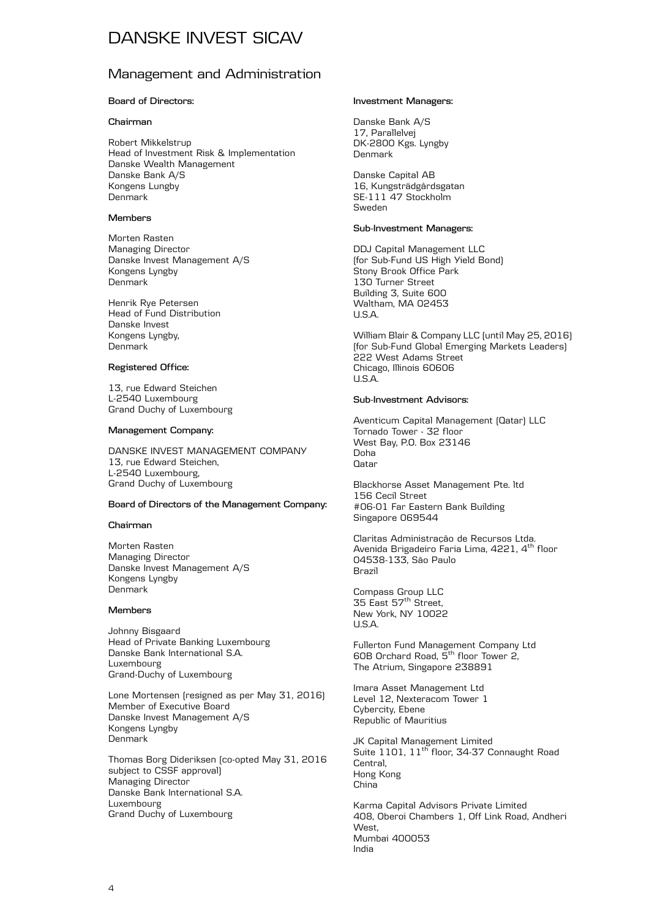# DANSKE INVEST SICAV

## Management and Administration

**Board of Directors:**

**Chairman**

Robert Mikkelstrup
Head of Investment Risk & Implementation
Danske Wealth Management
Danske Bank A/S
Kongens Lungby
Denmark

**Members**

Morten Rasten
Managing Director
Danske Invest Management A/S
Kongens Lyngby
Denmark

Henrik Rye Petersen
Head of Fund Distribution
Danske Invest
Kongens Lyngby,
Denmark

**Registered Office:**

13, rue Edward Steichen
L-2540 Luxembourg
Grand Duchy of Luxembourg

**Management Company:**

DANSKE INVEST MANAGEMENT COMPANY
13, rue Edward Steichen,
L-2540 Luxembourg,
Grand Duchy of Luxembourg

**Board of Directors of the Management Company:**

**Chairman**

Morten Rasten
Managing Director
Danske Invest Management A/S
Kongens Lyngby
Denmark

**Members**

Johnny Bisgaard
Head of Private Banking Luxembourg
Danske Bank International S.A.
Luxembourg
Grand-Duchy of Luxembourg

Lone Mortensen (resigned as per May 31, 2016)
Member of Executive Board
Danske Invest Management A/S
Kongens Lyngby
Denmark

Thomas Borg Dideriksen (co-opted May 31, 2016 subject to CSSF approval)
Managing Director
Danske Bank International S.A.
Luxembourg
Grand Duchy of Luxembourg

**Investment Managers:**

Danske Bank A/S
17, Parallelvej
DK-2800 Kgs. Lyngby
Denmark

Danske Capital AB
16, Kungsträdgårdsgatan
SE-111 47 Stockholm
Sweden

**Sub-Investment Managers:**

DDJ Capital Management LLC
(for Sub-Fund US High Yield Bond)
Stony Brook Office Park
130 Turner Street
Building 3, Suite 600
Waltham, MA 02453
U.S.A.

William Blair & Company LLC (until May 25, 2016)
(for Sub-Fund Global Emerging Markets Leaders)
222 West Adams Street
Chicago, Illinois 60606
U.S.A.

**Sub-Investment Advisors:**

Aventicum Capital Management (Qatar) LLC
Tornado Tower - 32 floor
West Bay, P.O. Box 23146
Doha
Qatar

Blackhorse Asset Management Pte. ltd
156 Cecil Street
#06-01 Far Eastern Bank Building
Singapore 069544

Claritas Administração de Recursos Ltda.
Avenida Brigadeiro Faria Lima, 4221, 4th floor
04538-133, São Paulo
Brazil

Compass Group LLC
35 East 57th Street,
New York, NY 10022
U.S.A.

Fullerton Fund Management Company Ltd
60B Orchard Road, 5th floor Tower 2,
The Atrium, Singapore 238891

Imara Asset Management Ltd
Level 12, Nexteracom Tower 1
Cybercity, Ebene
Republic of Mauritius

JK Capital Management Limited
Suite 1101, 11th floor, 34-37 Connaught Road Central,
Hong Kong
China

Karma Capital Advisors Private Limited
408, Oberoi Chambers 1, Off Link Road, Andheri West,
Mumbai 400053
India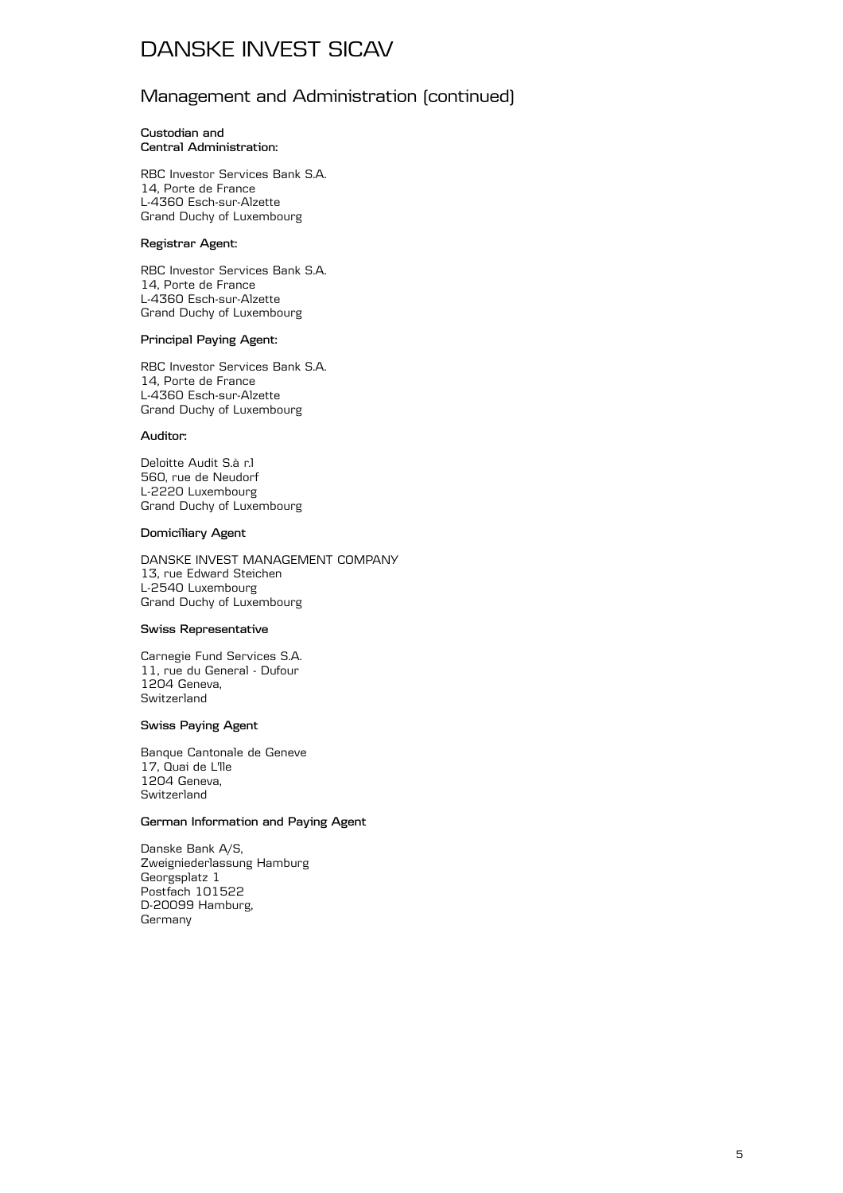# DANSKE INVEST SICAV

## Management and Administration (continued)

**Custodian and Central Administration:**

RBC Investor Services Bank S.A.
14, Porte de France
L-4360 Esch-sur-Alzette
Grand Duchy of Luxembourg

**Registrar Agent:**

RBC Investor Services Bank S.A.
14, Porte de France
L-4360 Esch-sur-Alzette
Grand Duchy of Luxembourg

**Principal Paying Agent:**

RBC Investor Services Bank S.A.
14, Porte de France
L-4360 Esch-sur-Alzette
Grand Duchy of Luxembourg

**Auditor:**

Deloitte Audit S.à r.l
560, rue de Neudorf
L-2220 Luxembourg
Grand Duchy of Luxembourg

**Domiciliary Agent**

DANSKE INVEST MANAGEMENT COMPANY
13, rue Edward Steichen
L-2540 Luxembourg
Grand Duchy of Luxembourg

**Swiss Representative**

Carnegie Fund Services S.A.
11, rue du General - Dufour
1204 Geneva,
Switzerland

**Swiss Paying Agent**

Banque Cantonale de Geneve
17, Quai de L'Ile
1204 Geneva,
Switzerland

**German Information and Paying Agent**

Danske Bank A/S,
Zweigniederlassung Hamburg
Georgsplatz 1
Postfach 101522
D-20099 Hamburg,
Germany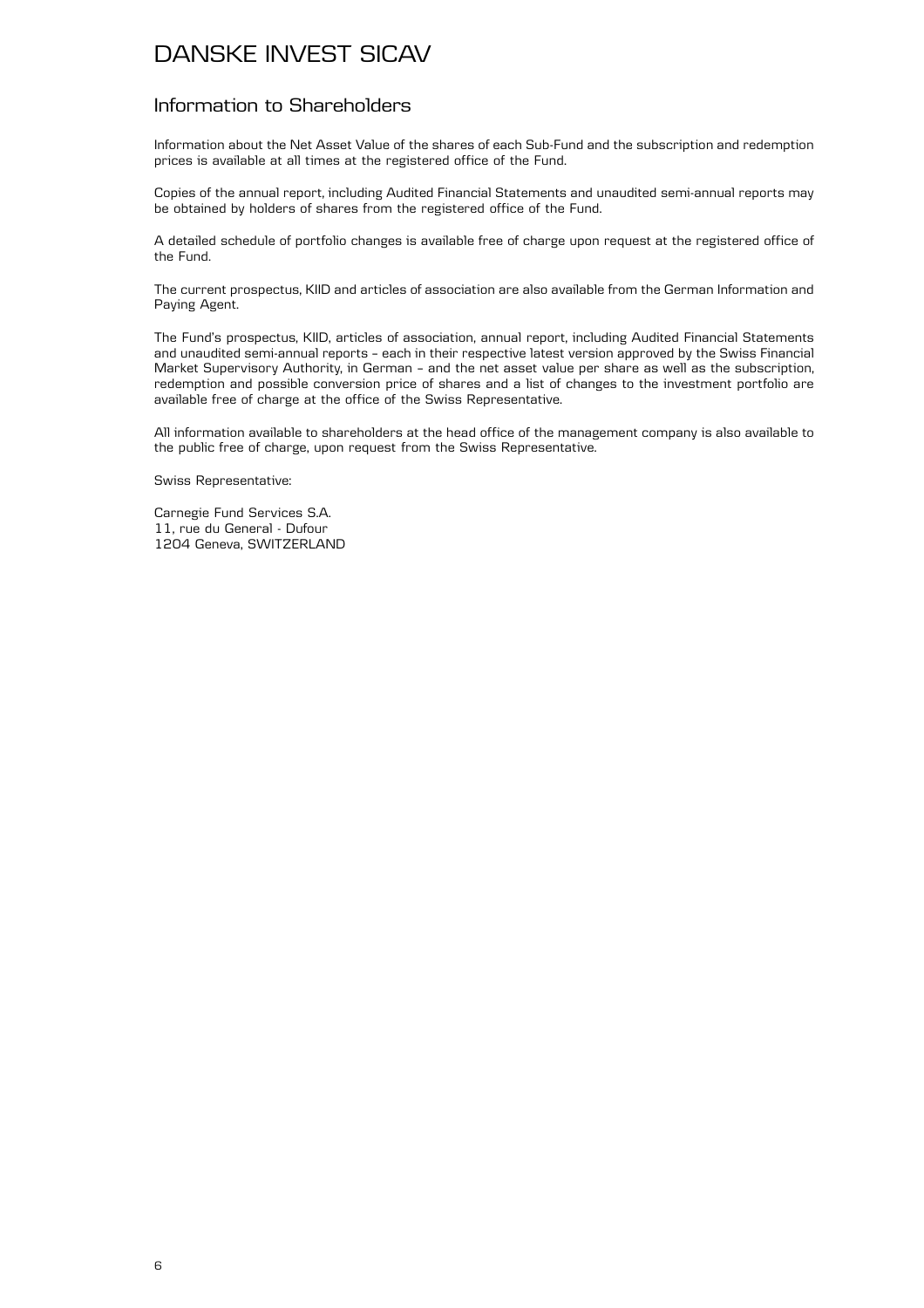# DANSKE INVEST SICAV

## Information to Shareholders

Information about the Net Asset Value of the shares of each Sub-Fund and the subscription and redemption prices is available at all times at the registered office of the Fund.

Copies of the annual report, including Audited Financial Statements and unaudited semi-annual reports may be obtained by holders of shares from the registered office of the Fund.

A detailed schedule of portfolio changes is available free of charge upon request at the registered office of the Fund.

The current prospectus, KIID and articles of association are also available from the German Information and Paying Agent.

The Fund's prospectus, KIID, articles of association, annual report, including Audited Financial Statements and unaudited semi-annual reports – each in their respective latest version approved by the Swiss Financial Market Supervisory Authority, in German – and the net asset value per share as well as the subscription, redemption and possible conversion price of shares and a list of changes to the investment portfolio are available free of charge at the office of the Swiss Representative.

All information available to shareholders at the head office of the management company is also available to the public free of charge, upon request from the Swiss Representative.

Swiss Representative:

Carnegie Fund Services S.A.
11, rue du General - Dufour
1204 Geneva, SWITZERLAND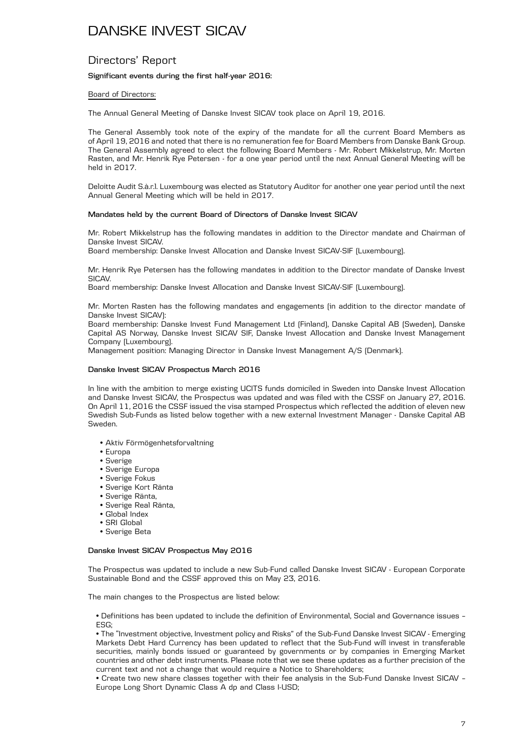# DANSKE INVEST SICAV

## Directors' Report

**Significant events during the first half-year 2016:**

Board of Directors:

The Annual General Meeting of Danske Invest SICAV took place on April 19, 2016.

The General Assembly took note of the expiry of the mandate for all the current Board Members as of April 19, 2016 and noted that there is no remuneration fee for Board Members from Danske Bank Group. The General Assembly agreed to elect the following Board Members - Mr. Robert Mikkelstrup, Mr. Morten Rasten, and Mr. Henrik Rye Petersen - for a one year period until the next Annual General Meeting will be held in 2017.

Deloitte Audit S.à.r.l. Luxembourg was elected as Statutory Auditor for another one year period until the next Annual General Meeting which will be held in 2017.

**Mandates held by the current Board of Directors of Danske Invest SICAV**

Mr. Robert Mikkelstrup has the following mandates in addition to the Director mandate and Chairman of Danske Invest SICAV.
Board membership: Danske Invest Allocation and Danske Invest SICAV-SIF (Luxembourg).

Mr. Henrik Rye Petersen has the following mandates in addition to the Director mandate of Danske Invest SICAV.
Board membership: Danske Invest Allocation and Danske Invest SICAV-SIF (Luxembourg).

Mr. Morten Rasten has the following mandates and engagements (in addition to the director mandate of Danske Invest SICAV):
Board membership: Danske Invest Fund Management Ltd (Finland), Danske Capital AB (Sweden), Danske Capital AS Norway, Danske Invest SICAV SIF, Danske Invest Allocation and Danske Invest Management Company (Luxembourg).
Management position: Managing Director in Danske Invest Management A/S (Denmark).

**Danske Invest SICAV Prospectus March 2016**

In line with the ambition to merge existing UCITS funds domiciled in Sweden into Danske Invest Allocation and Danske Invest SICAV, the Prospectus was updated and was filed with the CSSF on January 27, 2016. On April 11, 2016 the CSSF issued the visa stamped Prospectus which reflected the addition of eleven new Swedish Sub-Funds as listed below together with a new external Investment Manager - Danske Capital AB Sweden.

- Aktiv Förmögenhetsforvaltning
- Europa
- Sverige
- Sverige Europa
- Sverige Fokus
- Sverige Kort Ränta
- Sverige Ränta,
- Sverige Real Ränta,
- Global Index
- SRI Global
- Sverige Beta

**Danske Invest SICAV Prospectus May 2016**

The Prospectus was updated to include a new Sub-Fund called Danske Invest SICAV - European Corporate Sustainable Bond and the CSSF approved this on May 23, 2016.

The main changes to the Prospectus are listed below:

- Definitions has been updated to include the definition of Environmental, Social and Governance issues – ESG;
- The "Investment objective, Investment policy and Risks" of the Sub-Fund Danske Invest SICAV - Emerging Markets Debt Hard Currency has been updated to reflect that the Sub-Fund will invest in transferable securities, mainly bonds issued or guaranteed by governments or by companies in Emerging Market countries and other debt instruments. Please note that we see these updates as a further precision of the current text and not a change that would require a Notice to Shareholders;
- Create two new share classes together with their fee analysis in the Sub-Fund Danske Invest SICAV – Europe Long Short Dynamic Class A dp and Class I-USD;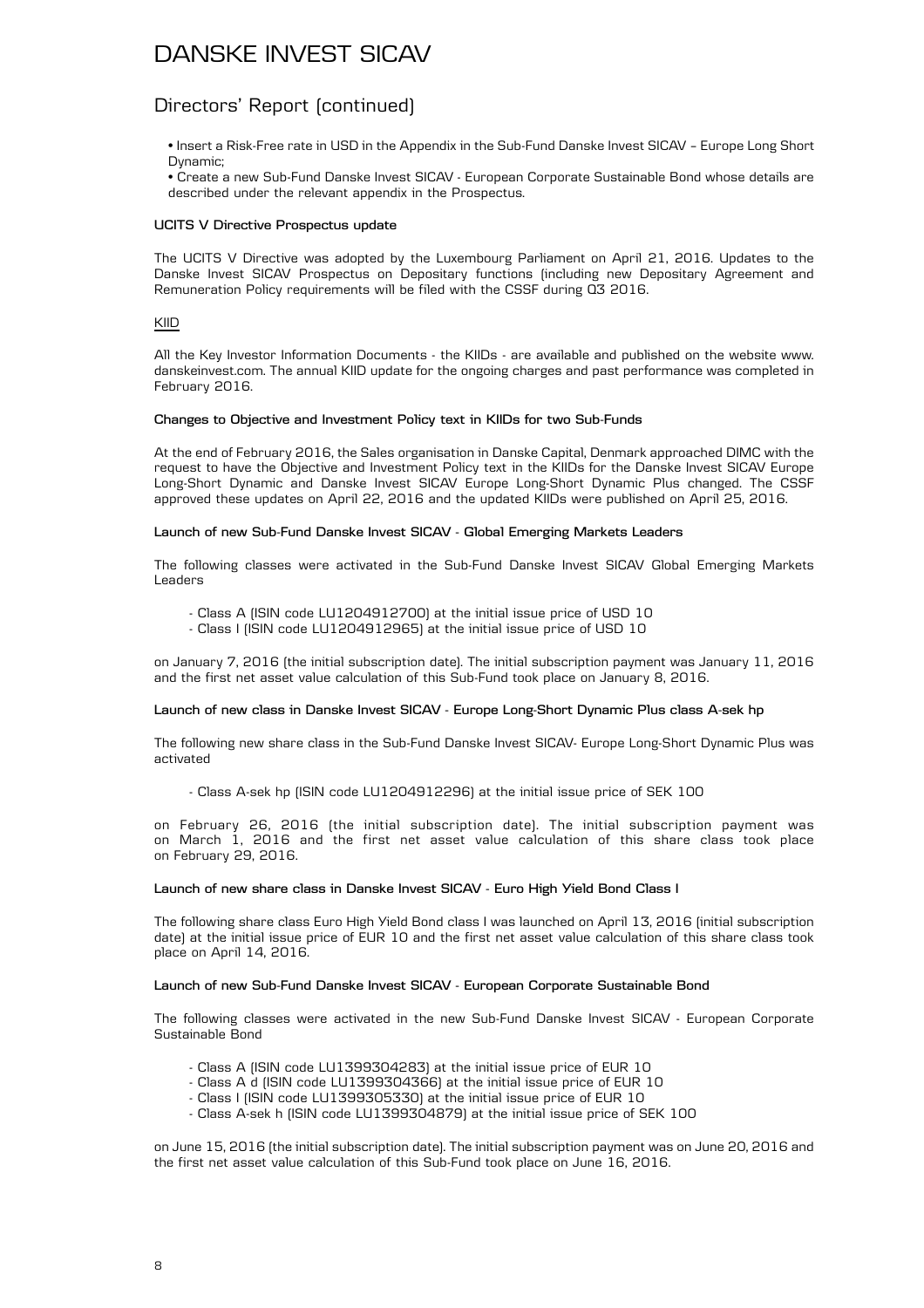# DANSKE INVEST SICAV

## Directors' Report (continued)

- Insert a Risk-Free rate in USD in the Appendix in the Sub-Fund Danske Invest SICAV – Europe Long Short Dynamic;
- Create a new Sub-Fund Danske Invest SICAV - European Corporate Sustainable Bond whose details are described under the relevant appendix in the Prospectus.

**UCITS V Directive Prospectus update**

The UCITS V Directive was adopted by the Luxembourg Parliament on April 21, 2016. Updates to the Danske Invest SICAV Prospectus on Depositary functions (including new Depositary Agreement and Remuneration Policy requirements will be filed with the CSSF during Q3 2016.

KIID

All the Key Investor Information Documents - the KIIDs - are available and published on the website www.danskeinvest.com. The annual KIID update for the ongoing charges and past performance was completed in February 2016.

**Changes to Objective and Investment Policy text in KIIDs for two Sub-Funds**

At the end of February 2016, the Sales organisation in Danske Capital, Denmark approached DIMC with the request to have the Objective and Investment Policy text in the KIIDs for the Danske Invest SICAV Europe Long-Short Dynamic and Danske Invest SICAV Europe Long-Short Dynamic Plus changed. The CSSF approved these updates on April 22, 2016 and the updated KIIDs were published on April 25, 2016.

**Launch of new Sub-Fund Danske Invest SICAV - Global Emerging Markets Leaders**

The following classes were activated in the Sub-Fund Danske Invest SICAV Global Emerging Markets Leaders

- Class A (ISIN code LU1204912700) at the initial issue price of USD 10
- Class I (ISIN code LU1204912965) at the initial issue price of USD 10

on January 7, 2016 (the initial subscription date). The initial subscription payment was January 11, 2016 and the first net asset value calculation of this Sub-Fund took place on January 8, 2016.

**Launch of new class in Danske Invest SICAV - Europe Long-Short Dynamic Plus class A-sek hp**

The following new share class in the Sub-Fund Danske Invest SICAV- Europe Long-Short Dynamic Plus was activated

- Class A-sek hp (ISIN code LU1204912296) at the initial issue price of SEK 100

on February 26, 2016 (the initial subscription date). The initial subscription payment was on March 1, 2016 and the first net asset value calculation of this share class took place on February 29, 2016.

**Launch of new share class in Danske Invest SICAV - Euro High Yield Bond Class I**

The following share class Euro High Yield Bond class I was launched on April 13, 2016 (initial subscription date) at the initial issue price of EUR 10 and the first net asset value calculation of this share class took place on April 14, 2016.

**Launch of new Sub-Fund Danske Invest SICAV - European Corporate Sustainable Bond**

The following classes were activated in the new Sub-Fund Danske Invest SICAV - European Corporate Sustainable Bond

- Class A (ISIN code LU1399304283) at the initial issue price of EUR 10
- Class A d (ISIN code LU1399304366) at the initial issue price of EUR 10
- Class I (ISIN code LU1399305330) at the initial issue price of EUR 10
- Class A-sek h (ISIN code LU1399304879) at the initial issue price of SEK 100

on June 15, 2016 (the initial subscription date). The initial subscription payment was on June 20, 2016 and the first net asset value calculation of this Sub-Fund took place on June 16, 2016.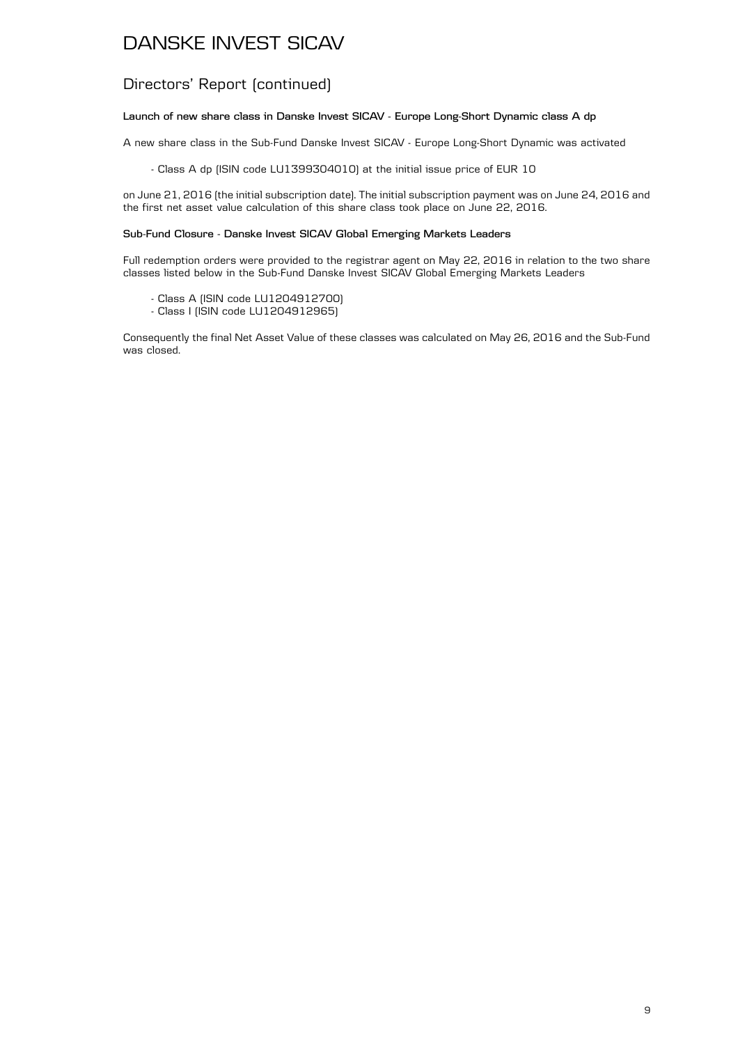# DANSKE INVEST SICAV

## Directors' Report (continued)

**Launch of new share class in Danske Invest SICAV - Europe Long-Short Dynamic class A dp**

A new share class in the Sub-Fund Danske Invest SICAV - Europe Long-Short Dynamic was activated

- Class A dp (ISIN code LU1399304010) at the initial issue price of EUR 10

on June 21, 2016 (the initial subscription date). The initial subscription payment was on June 24, 2016 and the first net asset value calculation of this share class took place on June 22, 2016.

**Sub-Fund Closure - Danske Invest SICAV Global Emerging Markets Leaders**

Full redemption orders were provided to the registrar agent on May 22, 2016 in relation to the two share classes listed below in the Sub-Fund Danske Invest SICAV Global Emerging Markets Leaders

- Class A (ISIN code LU1204912700)
- Class I (ISIN code LU1204912965)

Consequently the final Net Asset Value of these classes was calculated on May 26, 2016 and the Sub-Fund was closed.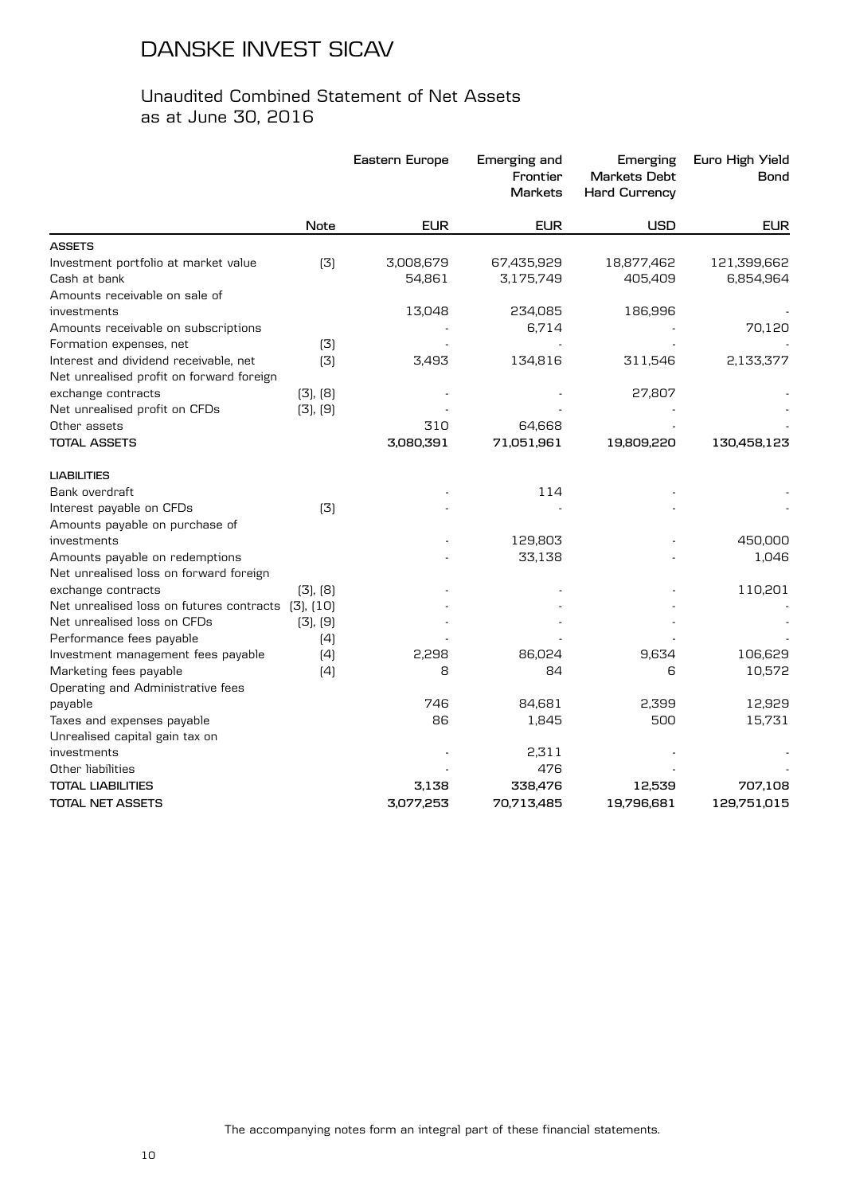# DANSKE INVEST SICAV

## Unaudited Combined Statement of Net Assets as at June 30, 2016

| | Note | Eastern Europe | Emerging and Frontier Markets | Emerging Markets Debt Hard Currency | Euro High Yield Bond |
|---|---|---|---|---|---|
| | | EUR | EUR | USD | EUR |
| **ASSETS** | | | | | |
| Investment portfolio at market value | (3) | 3,008,679 | 67,435,929 | 18,877,462 | 121,399,662 |
| Cash at bank | | 54,861 | 3,175,749 | 405,409 | 6,854,964 |
| Amounts receivable on sale of investments | | 13,048 | 234,085 | 186,996 | - |
| Amounts receivable on subscriptions | | - | 6,714 | - | 70,120 |
| Formation expenses, net | (3) | - | - | - | - |
| Interest and dividend receivable, net | (3) | 3,493 | 134,816 | 311,546 | 2,133,377 |
| Net unrealised profit on forward foreign exchange contracts | (3), (8) | - | - | 27,807 | - |
| Net unrealised profit on CFDs | (3), (9) | - | - | - | - |
| Other assets | | 310 | 64,668 | - | - |
| **TOTAL ASSETS** | | **3,080,391** | **71,051,961** | **19,809,220** | **130,458,123** |
| **LIABILITIES** | | | | | |
| Bank overdraft | | - | 114 | - | - |
| Interest payable on CFDs | (3) | - | - | - | - |
| Amounts payable on purchase of investments | | - | 129,803 | - | 450,000 |
| Amounts payable on redemptions | | - | 33,138 | - | 1,046 |
| Net unrealised loss on forward foreign exchange contracts | (3), (8) | - | - | - | 110,201 |
| Net unrealised loss on futures contracts | (3), (10) | - | - | - | - |
| Net unrealised loss on CFDs | (3), (9) | - | - | - | - |
| Performance fees payable | (4) | - | - | - | - |
| Investment management fees payable | (4) | 2,298 | 86,024 | 9,634 | 106,629 |
| Marketing fees payable | (4) | 8 | 84 | 6 | 10,572 |
| Operating and Administrative fees payable | | 746 | 84,681 | 2,399 | 12,929 |
| Taxes and expenses payable | | 86 | 1,845 | 500 | 15,731 |
| Unrealised capital gain tax on investments | | - | 2,311 | - | - |
| Other liabilities | | - | 476 | - | - |
| **TOTAL LIABILITIES** | | **3,138** | **338,476** | **12,539** | **707,108** |
| **TOTAL NET ASSETS** | | **3,077,253** | **70,713,485** | **19,796,681** | **129,751,015** |

The accompanying notes form an integral part of these financial statements.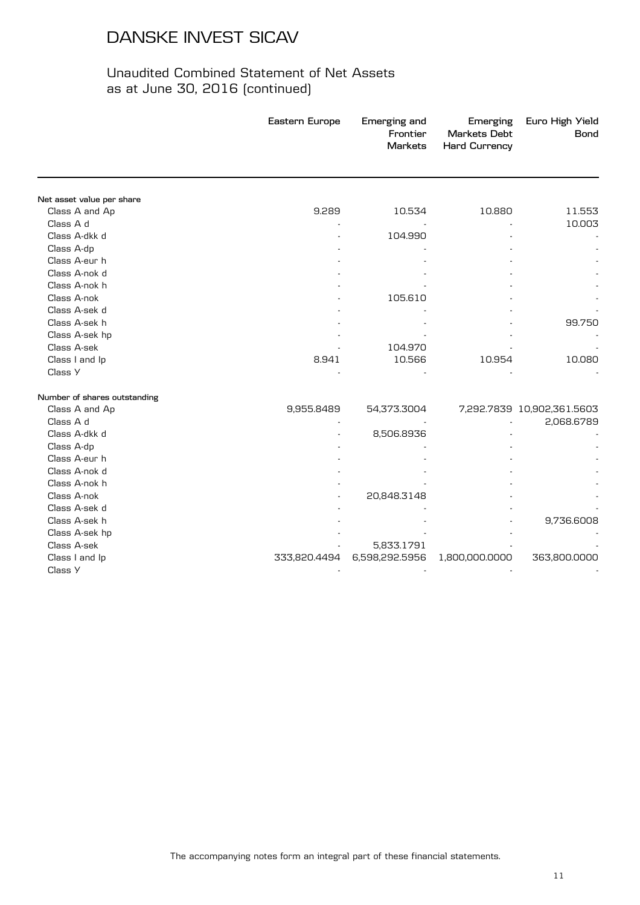# DANSKE INVEST SICAV

## Unaudited Combined Statement of Net Assets as at June 30, 2016 (continued)

| | Eastern Europe | Emerging and Frontier Markets | Emerging Markets Debt Hard Currency | Euro High Yield Bond |
|---|---|---|---|---|
| **Net asset value per share** | | | | |
| Class A and Ap | 9.289 | 10.534 | 10.880 | 11.553 |
| Class A d | - | - | - | 10.003 |
| Class A-dkk d | - | 104.990 | - | - |
| Class A-dp | - | - | - | - |
| Class A-eur h | - | - | - | - |
| Class A-nok d | - | - | - | - |
| Class A-nok h | - | - | - | - |
| Class A-nok | - | 105.610 | - | - |
| Class A-sek d | - | - | - | - |
| Class A-sek h | - | - | - | 99.750 |
| Class A-sek hp | - | - | - | - |
| Class A-sek | - | 104.970 | - | - |
| Class I and Ip | 8.941 | 10.566 | 10.954 | 10.080 |
| Class Y | - | - | - | - |
| **Number of shares outstanding** | | | | |
| Class A and Ap | 9,955.8489 | 54,373.3004 | 7,292.7839 | 10,902,361.5603 |
| Class A d | - | - | - | 2,068.6789 |
| Class A-dkk d | - | 8,506.8936 | - | - |
| Class A-dp | - | - | - | - |
| Class A-eur h | - | - | - | - |
| Class A-nok d | - | - | - | - |
| Class A-nok h | - | - | - | - |
| Class A-nok | - | 20,848.3148 | - | - |
| Class A-sek d | - | - | - | - |
| Class A-sek h | - | - | - | 9,736.6008 |
| Class A-sek hp | - | - | - | - |
| Class A-sek | - | 5,833.1791 | - | - |
| Class I and Ip | 333,820.4494 | 6,598,292.5956 | 1,800,000.0000 | 363,800.0000 |
| Class Y | - | - | - | - |

The accompanying notes form an integral part of these financial statements.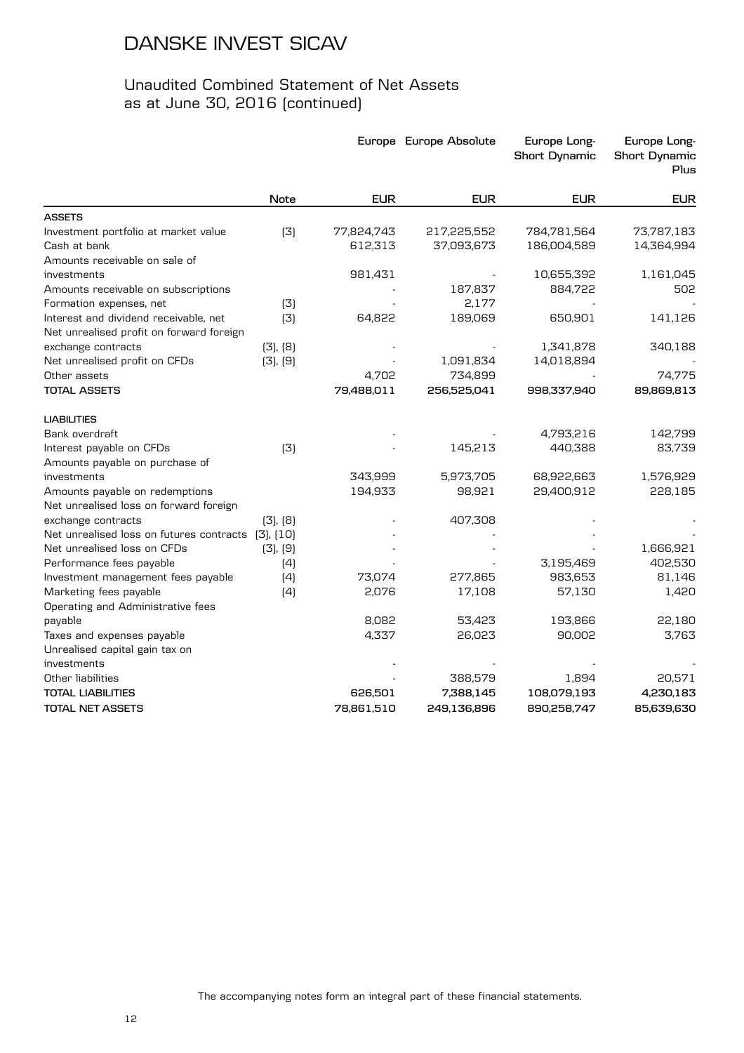# DANSKE INVEST SICAV

## Unaudited Combined Statement of Net Assets as at June 30, 2016 (continued)

| | Note | Europe | Europe Absolute | Europe Long-Short Dynamic | Europe Long-Short Dynamic Plus |
|---|---|---|---|---|---|
| | | EUR | EUR | EUR | EUR |
| **ASSETS** | | | | | |
| Investment portfolio at market value | (3) | 77,824,743 | 217,225,552 | 784,781,564 | 73,787,183 |
| Cash at bank | | 612,313 | 37,093,673 | 186,004,589 | 14,364,994 |
| Amounts receivable on sale of investments | | 981,431 | - | 10,655,392 | 1,161,045 |
| Amounts receivable on subscriptions | | - | 187,837 | 884,722 | 502 |
| Formation expenses, net | (3) | - | 2,177 | - | - |
| Interest and dividend receivable, net | (3) | 64,822 | 189,069 | 650,901 | 141,126 |
| Net unrealised profit on forward foreign exchange contracts | (3), (8) | - | - | 1,341,878 | 340,188 |
| Net unrealised profit on CFDs | (3), (9) | - | 1,091,834 | 14,018,894 | - |
| Other assets | | 4,702 | 734,899 | - | 74,775 |
| **TOTAL ASSETS** | | **79,488,011** | **256,525,041** | **998,337,940** | **89,869,813** |
| **LIABILITIES** | | | | | |
| Bank overdraft | | - | - | 4,793,216 | 142,799 |
| Interest payable on CFDs | (3) | - | 145,213 | 440,388 | 83,739 |
| Amounts payable on purchase of investments | | 343,999 | 5,973,705 | 68,922,663 | 1,576,929 |
| Amounts payable on redemptions | | 194,933 | 98,921 | 29,400,912 | 228,185 |
| Net unrealised loss on forward foreign exchange contracts | (3), (8) | - | 407,308 | - | - |
| Net unrealised loss on futures contracts | (3), (10) | - | - | - | - |
| Net unrealised loss on CFDs | (3), (9) | - | - | - | 1,666,921 |
| Performance fees payable | (4) | - | - | 3,195,469 | 402,530 |
| Investment management fees payable | (4) | 73,074 | 277,865 | 983,653 | 81,146 |
| Marketing fees payable | (4) | 2,076 | 17,108 | 57,130 | 1,420 |
| Operating and Administrative fees payable | | 8,082 | 53,423 | 193,866 | 22,180 |
| Taxes and expenses payable | | 4,337 | 26,023 | 90,002 | 3,763 |
| Unrealised capital gain tax on investments | | - | - | - | - |
| Other liabilities | | - | 388,579 | 1,894 | 20,571 |
| **TOTAL LIABILITIES** | | **626,501** | **7,388,145** | **108,079,193** | **4,230,183** |
| **TOTAL NET ASSETS** | | **78,861,510** | **249,136,896** | **890,258,747** | **85,639,630** |

The accompanying notes form an integral part of these financial statements.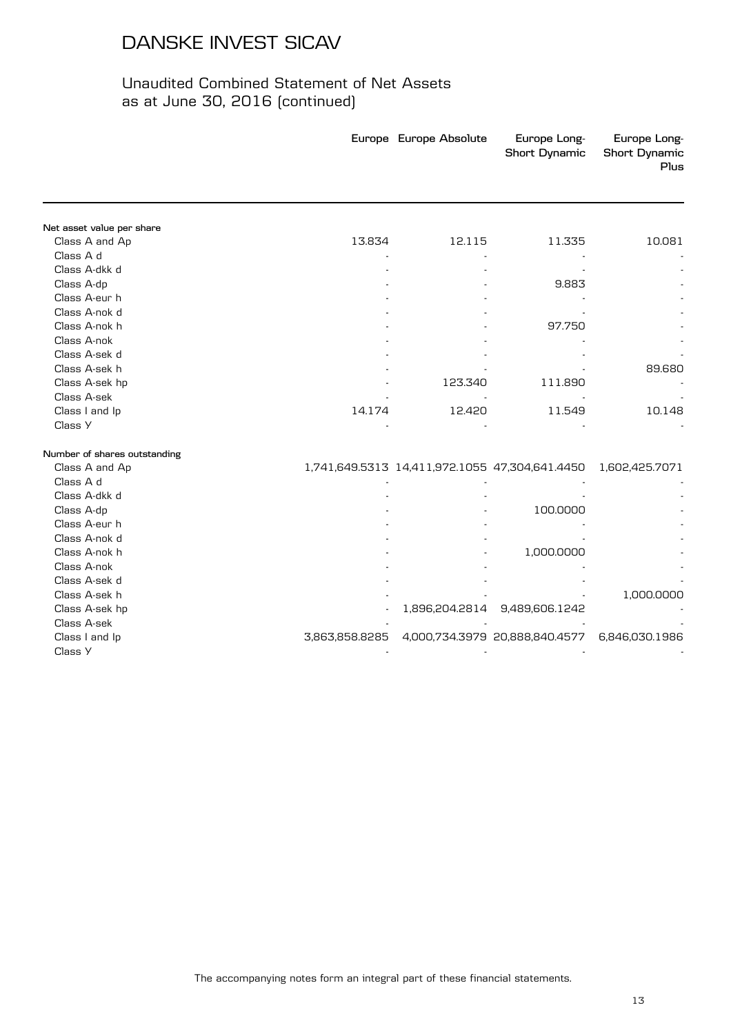# DANSKE INVEST SICAV

## Unaudited Combined Statement of Net Assets as at June 30, 2016 (continued)

| | Europe | Europe Absolute | Europe Long-Short Dynamic | Europe Long-Short Dynamic Plus |
|---|---|---|---|---|
| **Net asset value per share** | | | | |
| Class A and Ap | 13.834 | 12.115 | 11.335 | 10.081 |
| Class A d | - | - | - | - |
| Class A-dkk d | - | - | - | - |
| Class A-dp | - | - | 9.883 | - |
| Class A-eur h | - | - | - | - |
| Class A-nok d | - | - | - | - |
| Class A-nok h | - | - | 97.750 | - |
| Class A-nok | - | - | - | - |
| Class A-sek d | - | - | - | - |
| Class A-sek h | - | - | - | 89.680 |
| Class A-sek hp | - | 123.340 | 111.890 | - |
| Class A-sek | - | - | - | - |
| Class I and Ip | 14.174 | 12.420 | 11.549 | 10.148 |
| Class Y | - | - | - | - |
| **Number of shares outstanding** | | | | |
| Class A and Ap | 1,741,649.5313 | 14,411,972.1055 | 47,304,641.4450 | 1,602,425.7071 |
| Class A d | - | - | - | - |
| Class A-dkk d | - | - | - | - |
| Class A-dp | - | - | 100.0000 | - |
| Class A-eur h | - | - | - | - |
| Class A-nok d | - | - | - | - |
| Class A-nok h | - | - | 1,000.0000 | - |
| Class A-nok | - | - | - | - |
| Class A-sek d | - | - | - | - |
| Class A-sek h | - | - | - | 1,000.0000 |
| Class A-sek hp | - | 1,896,204.2814 | 9,489,606.1242 | - |
| Class A-sek | - | - | - | - |
| Class I and Ip | 3,863,858.8285 | 4,000,734.3979 | 20,888,840.4577 | 6,846,030.1986 |
| Class Y | - | - | - | - |

The accompanying notes form an integral part of these financial statements.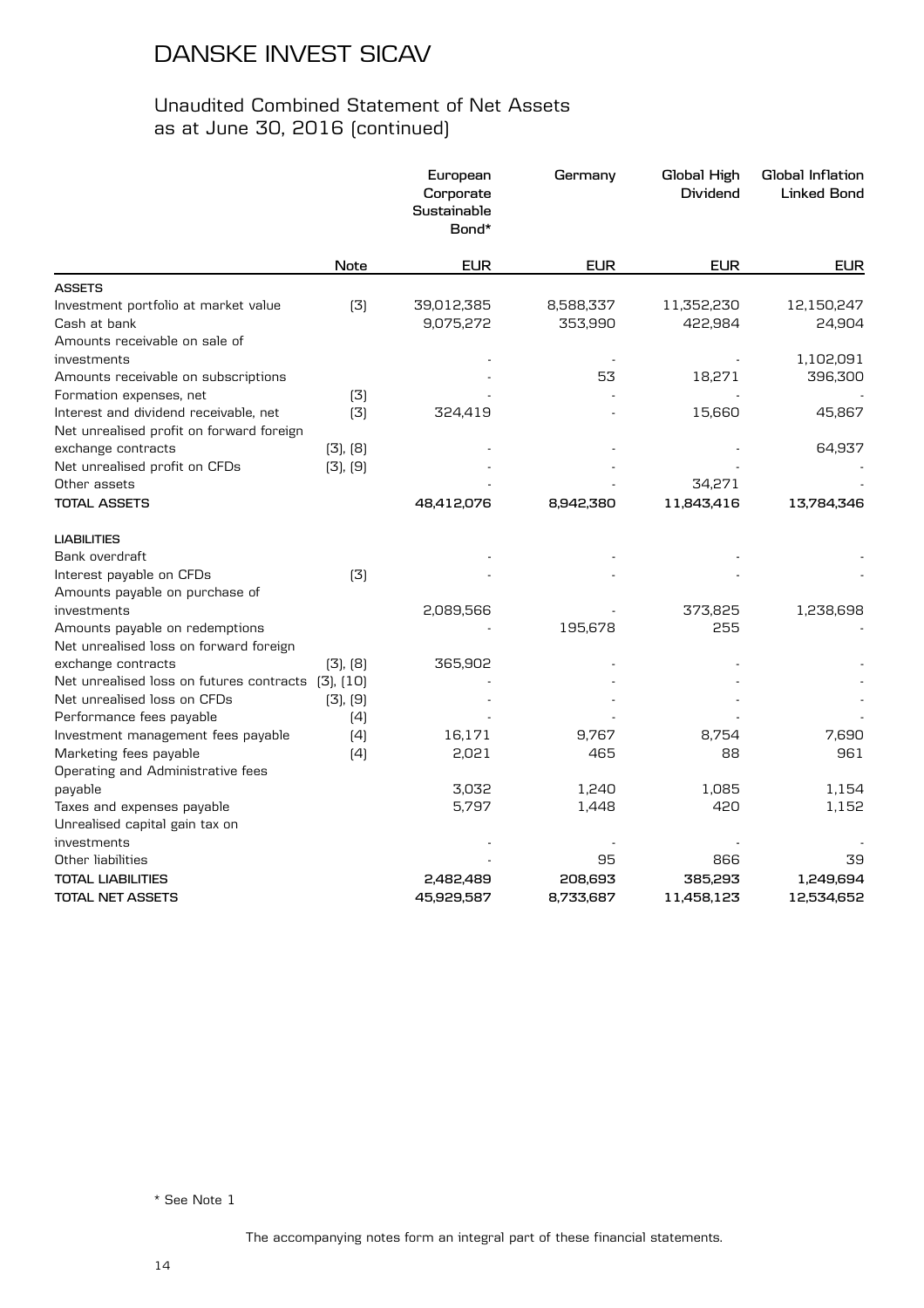# DANSKE INVEST SICAV

## Unaudited Combined Statement of Net Assets as at June 30, 2016 (continued)

| | Note | European Corporate Sustainable Bond* | Germany | Global High Dividend | Global Inflation Linked Bond |
|---|---|---|---|---|---|
| | | EUR | EUR | EUR | EUR |
| **ASSETS** | | | | | |
| Investment portfolio at market value | (3) | 39,012,385 | 8,588,337 | 11,352,230 | 12,150,247 |
| Cash at bank | | 9,075,272 | 353,990 | 422,984 | 24,904 |
| Amounts receivable on sale of investments | | - | - | - | 1,102,091 |
| Amounts receivable on subscriptions | | - | 53 | 18,271 | 396,300 |
| Formation expenses, net | (3) | - | - | - | - |
| Interest and dividend receivable, net | (3) | 324,419 | - | 15,660 | 45,867 |
| Net unrealised profit on forward foreign exchange contracts | (3), (8) | - | - | - | 64,937 |
| Net unrealised profit on CFDs | (3), (9) | - | - | - | - |
| Other assets | | - | - | 34,271 | - |
| **TOTAL ASSETS** | | **48,412,076** | **8,942,380** | **11,843,416** | **13,784,346** |
| **LIABILITIES** | | | | | |
| Bank overdraft | | - | - | - | - |
| Interest payable on CFDs | (3) | - | - | - | - |
| Amounts payable on purchase of investments | | 2,089,566 | - | 373,825 | 1,238,698 |
| Amounts payable on redemptions | | - | 195,678 | 255 | - |
| Net unrealised loss on forward foreign exchange contracts | (3), (8) | 365,902 | - | - | - |
| Net unrealised loss on futures contracts | (3), (10) | - | - | - | - |
| Net unrealised loss on CFDs | (3), (9) | - | - | - | - |
| Performance fees payable | (4) | - | - | - | - |
| Investment management fees payable | (4) | 16,171 | 9,767 | 8,754 | 7,690 |
| Marketing fees payable | (4) | 2,021 | 465 | 88 | 961 |
| Operating and Administrative fees payable | | 3,032 | 1,240 | 1,085 | 1,154 |
| Taxes and expenses payable | | 5,797 | 1,448 | 420 | 1,152 |
| Unrealised capital gain tax on investments | | - | - | - | - |
| Other liabilities | | - | 95 | 866 | 39 |
| **TOTAL LIABILITIES** | | **2,482,489** | **208,693** | **385,293** | **1,249,694** |
| **TOTAL NET ASSETS** | | **45,929,587** | **8,733,687** | **11,458,123** | **12,534,652** |

\* See Note 1

The accompanying notes form an integral part of these financial statements.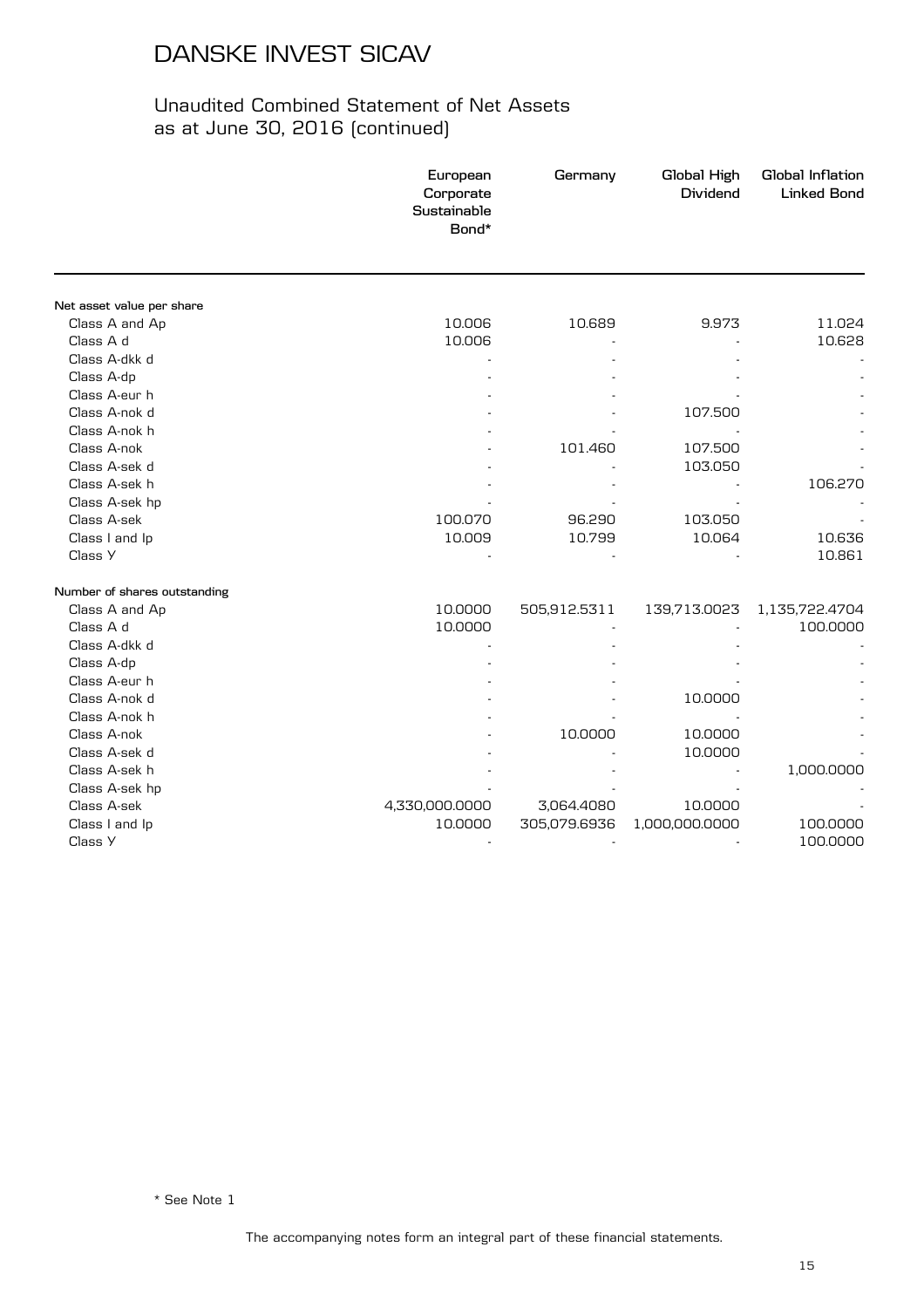# DANSKE INVEST SICAV

## Unaudited Combined Statement of Net Assets as at June 30, 2016 (continued)

| | European Corporate Sustainable Bond* | Germany | Global High Dividend | Global Inflation Linked Bond |
|---|---|---|---|---|
| **Net asset value per share** | | | | |
| Class A and Ap | 10.006 | 10.689 | 9.973 | 11.024 |
| Class A d | 10.006 | - | - | 10.628 |
| Class A-dkk d | - | - | - | - |
| Class A-dp | - | - | - | - |
| Class A-eur h | - | - | - | - |
| Class A-nok d | - | - | 107.500 | - |
| Class A-nok h | - | - | - | - |
| Class A-nok | - | 101.460 | 107.500 | - |
| Class A-sek d | - | - | 103.050 | - |
| Class A-sek h | - | - | - | 106.270 |
| Class A-sek hp | - | - | - | - |
| Class A-sek | 100.070 | 96.290 | 103.050 | - |
| Class I and Ip | 10.009 | 10.799 | 10.064 | 10.636 |
| Class Y | - | - | - | 10.861 |
| **Number of shares outstanding** | | | | |
| Class A and Ap | 10.0000 | 505,912.5311 | 139,713.0023 | 1,135,722.4704 |
| Class A d | 10.0000 | - | - | 100.0000 |
| Class A-dkk d | - | - | - | - |
| Class A-dp | - | - | - | - |
| Class A-eur h | - | - | - | - |
| Class A-nok d | - | - | 10.0000 | - |
| Class A-nok h | - | - | - | - |
| Class A-nok | - | 10.0000 | 10.0000 | - |
| Class A-sek d | - | - | 10.0000 | - |
| Class A-sek h | - | - | - | 1,000.0000 |
| Class A-sek hp | - | - | - | - |
| Class A-sek | 4,330,000.0000 | 3,064.4080 | 10.0000 | - |
| Class I and Ip | 10.0000 | 305,079.6936 | 1,000,000.0000 | 100.0000 |
| Class Y | - | - | - | 100.0000 |

\* See Note 1

The accompanying notes form an integral part of these financial statements.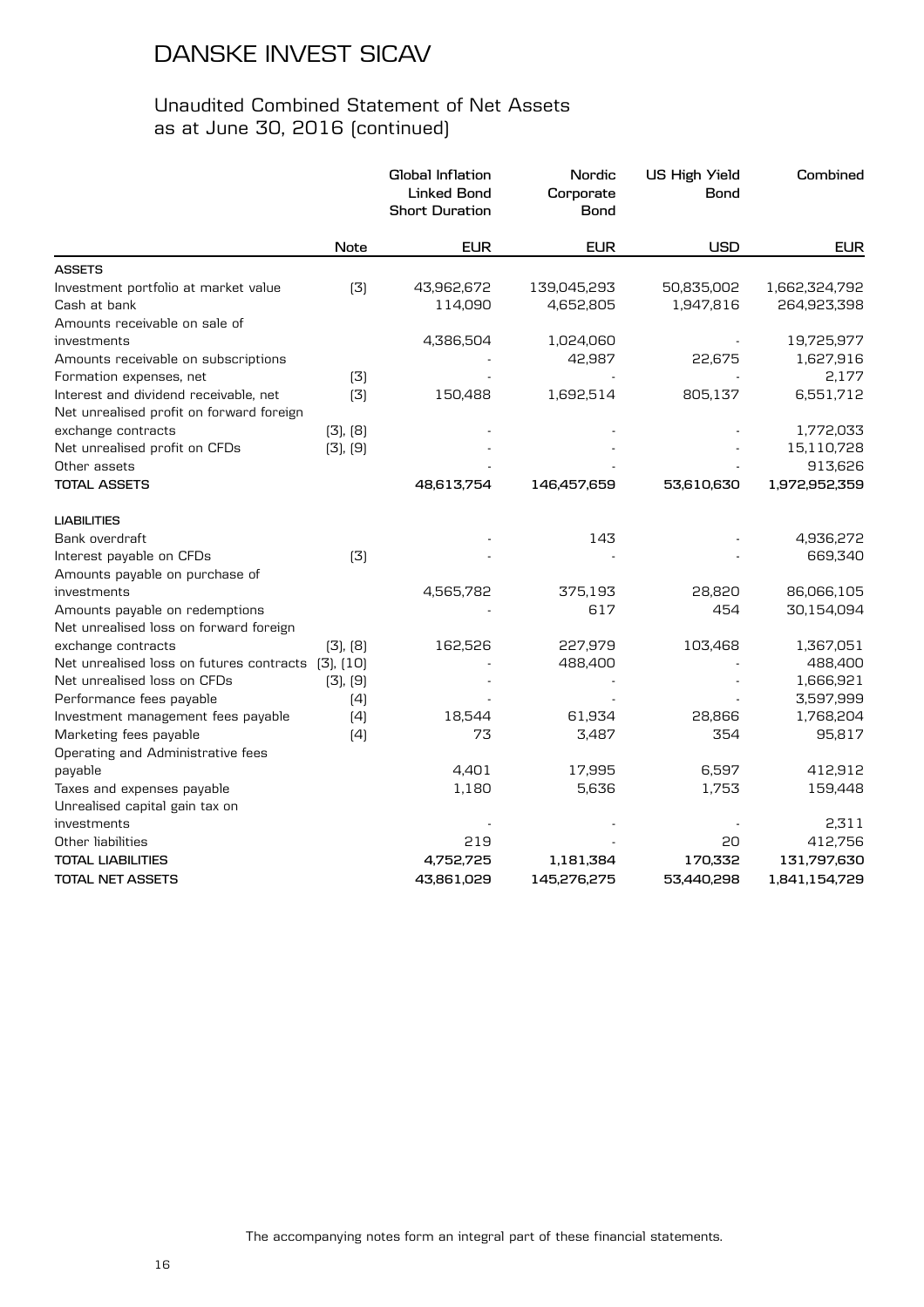# DANSKE INVEST SICAV

## Unaudited Combined Statement of Net Assets as at June 30, 2016 (continued)

| | Note | Global Inflation Linked Bond Short Duration | Nordic Corporate Bond | US High Yield Bond | Combined |
|---|---|---|---|---|---|
| | | EUR | EUR | USD | EUR |
| **ASSETS** | | | | | |
| Investment portfolio at market value | (3) | 43,962,672 | 139,045,293 | 50,835,002 | 1,662,324,792 |
| Cash at bank | | 114,090 | 4,652,805 | 1,947,816 | 264,923,398 |
| Amounts receivable on sale of investments | | 4,386,504 | 1,024,060 | - | 19,725,977 |
| Amounts receivable on subscriptions | | - | 42,987 | 22,675 | 1,627,916 |
| Formation expenses, net | (3) | - | - | - | 2,177 |
| Interest and dividend receivable, net | (3) | 150,488 | 1,692,514 | 805,137 | 6,551,712 |
| Net unrealised profit on forward foreign exchange contracts | (3), (8) | - | - | - | 1,772,033 |
| Net unrealised profit on CFDs | (3), (9) | - | - | - | 15,110,728 |
| Other assets | | - | - | - | 913,626 |
| **TOTAL ASSETS** | | **48,613,754** | **146,457,659** | **53,610,630** | **1,972,952,359** |
| **LIABILITIES** | | | | | |
| Bank overdraft | | - | 143 | - | 4,936,272 |
| Interest payable on CFDs | (3) | - | - | - | 669,340 |
| Amounts payable on purchase of investments | | 4,565,782 | 375,193 | 28,820 | 86,066,105 |
| Amounts payable on redemptions | | - | 617 | 454 | 30,154,094 |
| Net unrealised loss on forward foreign exchange contracts | (3), (8) | 162,526 | 227,979 | 103,468 | 1,367,051 |
| Net unrealised loss on futures contracts | (3), (10) | - | 488,400 | - | 488,400 |
| Net unrealised loss on CFDs | (3), (9) | - | - | - | 1,666,921 |
| Performance fees payable | (4) | - | - | - | 3,597,999 |
| Investment management fees payable | (4) | 18,544 | 61,934 | 28,866 | 1,768,204 |
| Marketing fees payable | (4) | 73 | 3,487 | 354 | 95,817 |
| Operating and Administrative fees payable | | 4,401 | 17,995 | 6,597 | 412,912 |
| Taxes and expenses payable | | 1,180 | 5,636 | 1,753 | 159,448 |
| Unrealised capital gain tax on investments | | - | - | - | 2,311 |
| Other liabilities | | 219 | - | 20 | 412,756 |
| **TOTAL LIABILITIES** | | **4,752,725** | **1,181,384** | **170,332** | **131,797,630** |
| **TOTAL NET ASSETS** | | **43,861,029** | **145,276,275** | **53,440,298** | **1,841,154,729** |

The accompanying notes form an integral part of these financial statements.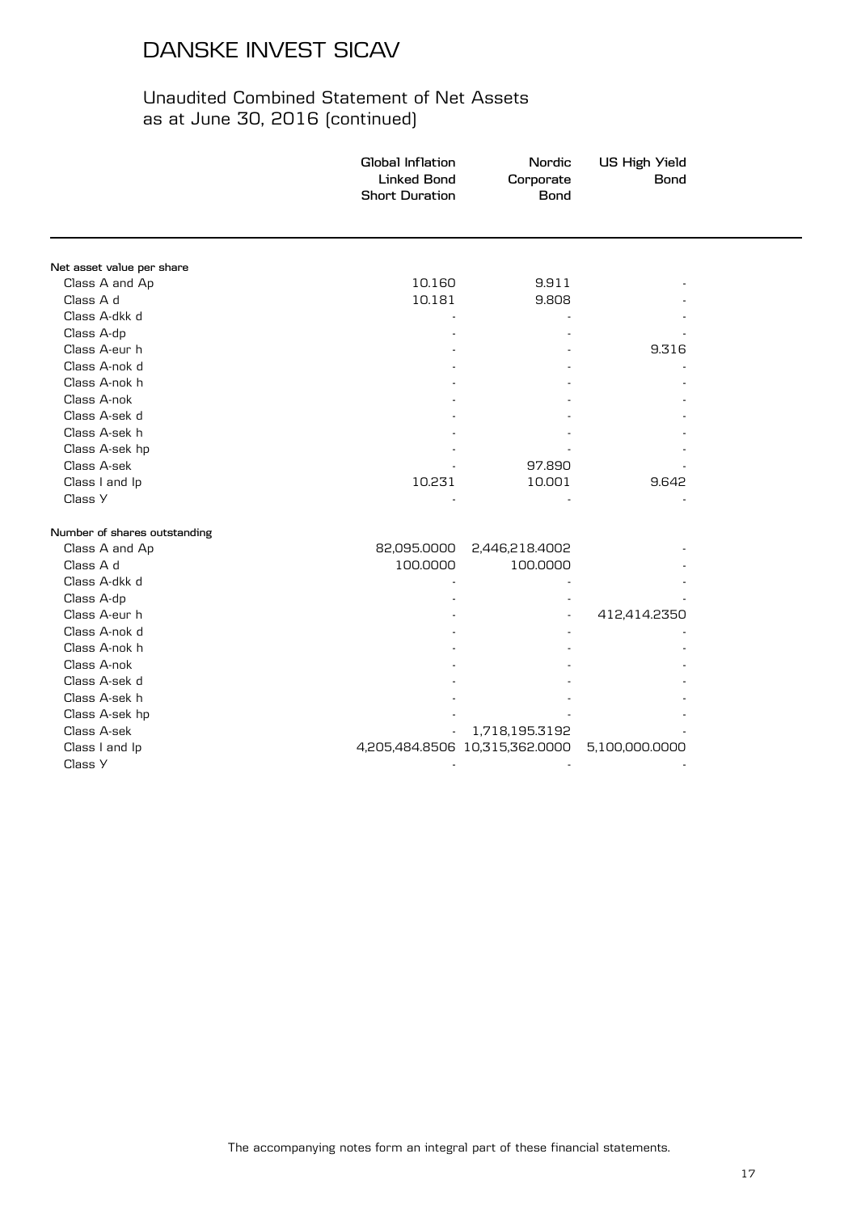# DANSKE INVEST SICAV

## Unaudited Combined Statement of Net Assets as at June 30, 2016 (continued)

| | Global Inflation Linked Bond Short Duration | Nordic Corporate Bond | US High Yield Bond |
|---|---|---|---|
| **Net asset value per share** | | | |
| Class A and Ap | 10.160 | 9.911 | - |
| Class A d | 10.181 | 9.808 | - |
| Class A-dkk d | - | - | - |
| Class A-dp | - | - | - |
| Class A-eur h | - | - | 9.316 |
| Class A-nok d | - | - | - |
| Class A-nok h | - | - | - |
| Class A-nok | - | - | - |
| Class A-sek d | - | - | - |
| Class A-sek h | - | - | - |
| Class A-sek hp | - | - | - |
| Class A-sek | - | 97.890 | - |
| Class I and Ip | 10.231 | 10.001 | 9.642 |
| Class Y | - | - | - |
| **Number of shares outstanding** | | | |
| Class A and Ap | 82,095.0000 | 2,446,218.4002 | - |
| Class A d | 100.0000 | 100.0000 | - |
| Class A-dkk d | - | - | - |
| Class A-dp | - | - | - |
| Class A-eur h | - | - | 412,414.2350 |
| Class A-nok d | - | - | - |
| Class A-nok h | - | - | - |
| Class A-nok | - | - | - |
| Class A-sek d | - | - | - |
| Class A-sek h | - | - | - |
| Class A-sek hp | - | - | - |
| Class A-sek | - | 1,718,195.3192 | - |
| Class I and Ip | 4,205,484.8506 | 10,315,362.0000 | 5,100,000.0000 |
| Class Y | - | - | - |

The accompanying notes form an integral part of these financial statements.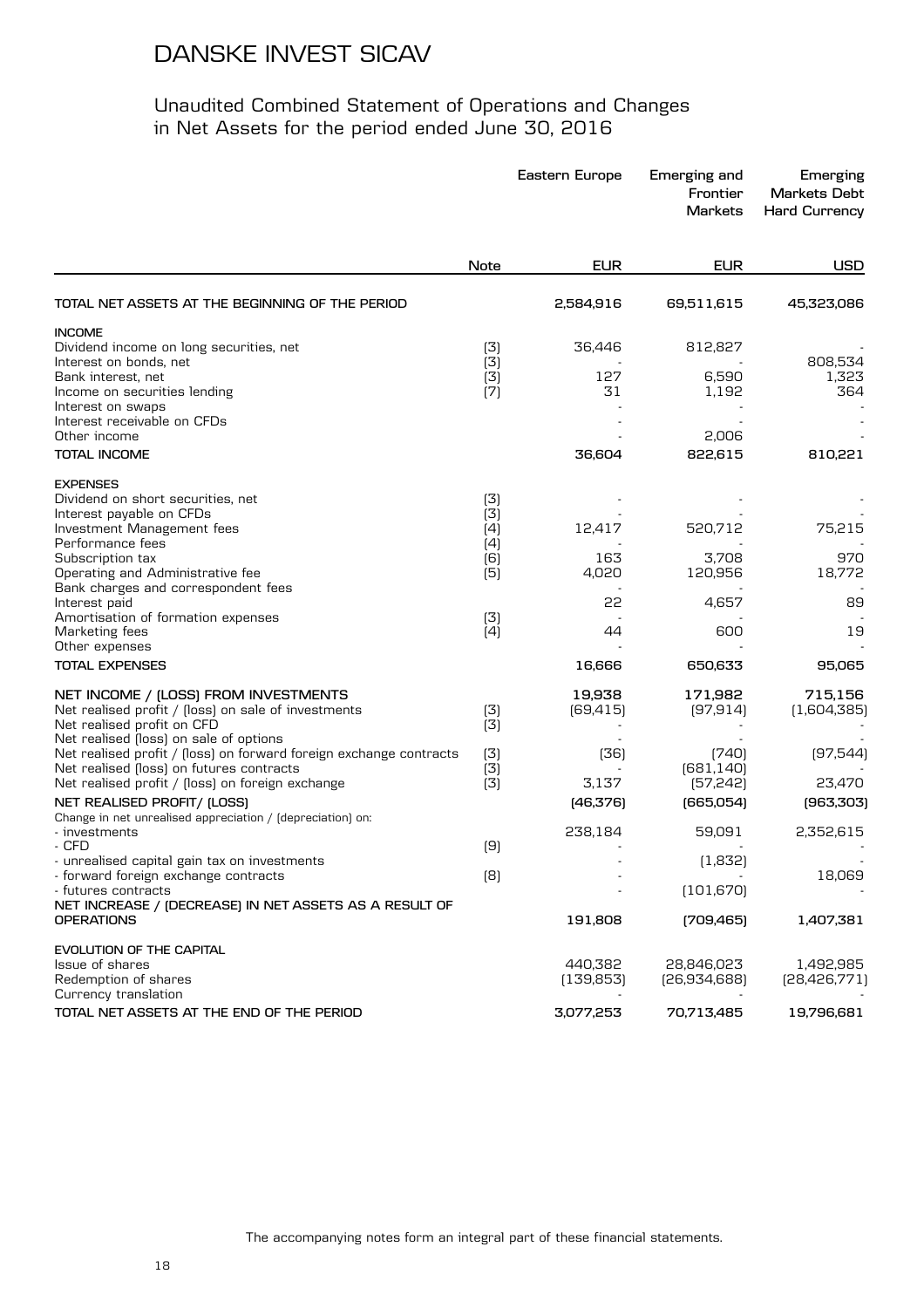# DANSKE INVEST SICAV

## Unaudited Combined Statement of Operations and Changes in Net Assets for the period ended June 30, 2016

| | Note | Eastern Europe | Emerging and Frontier Markets | Emerging Markets Debt Hard Currency |
|---|---|---|---|---|
| | | EUR | EUR | USD |
| **TOTAL NET ASSETS AT THE BEGINNING OF THE PERIOD** | | **2,584,916** | **69,511,615** | **45,323,086** |
| **INCOME** | | | | |
| Dividend income on long securities, net | (3) | 36,446 | 812,827 | - |
| Interest on bonds, net | (3) | - | - | 808,534 |
| Bank interest, net | (3) | 127 | 6,590 | 1,323 |
| Income on securities lending | (7) | 31 | 1,192 | 364 |
| Interest on swaps | | - | - | - |
| Interest receivable on CFDs | | - | - | - |
| Other income | | - | 2,006 | - |
| **TOTAL INCOME** | | **36,604** | **822,615** | **810,221** |
| **EXPENSES** | | | | |
| Dividend on short securities, net | (3) | - | - | - |
| Interest payable on CFDs | (3) | - | - | - |
| Investment Management fees | (4) | 12,417 | 520,712 | 75,215 |
| Performance fees | (4) | - | - | - |
| Subscription tax | (6) | 163 | 3,708 | 970 |
| Operating and Administrative fee | (5) | 4,020 | 120,956 | 18,772 |
| Bank charges and correspondent fees | | - | - | - |
| Interest paid | | 22 | 4,657 | 89 |
| Amortisation of formation expenses | (3) | - | - | - |
| Marketing fees | (4) | 44 | 600 | 19 |
| Other expenses | | - | - | - |
| **TOTAL EXPENSES** | | **16,666** | **650,633** | **95,065** |
| **NET INCOME / (LOSS) FROM INVESTMENTS** | | **19,938** | **171,982** | **715,156** |
| Net realised profit / (loss) on sale of investments | (3) | (69,415) | (97,914) | (1,604,385) |
| Net realised profit on CFD | (3) | - | - | - |
| Net realised (loss) on sale of options | | - | - | - |
| Net realised profit / (loss) on forward foreign exchange contracts | (3) | (36) | (740) | (97,544) |
| Net realised (loss) on futures contracts | (3) | - | (681,140) | - |
| Net realised profit / (loss) on foreign exchange | (3) | 3,137 | (57,242) | 23,470 |
| **NET REALISED PROFIT/ (LOSS)** | | **(46,376)** | **(665,054)** | **(963,303)** |
| Change in net unrealised appreciation / (depreciation) on: | | | | |
| - investments | | 238,184 | 59,091 | 2,352,615 |
| - CFD | (9) | - | - | - |
| - unrealised capital gain tax on investments | | - | (1,832) | - |
| - forward foreign exchange contracts | (8) | - | - | 18,069 |
| - futures contracts | | - | (101,670) | - |
| **NET INCREASE / (DECREASE) IN NET ASSETS AS A RESULT OF OPERATIONS** | | **191,808** | **(709,465)** | **1,407,381** |
| **EVOLUTION OF THE CAPITAL** | | | | |
| Issue of shares | | 440,382 | 28,846,023 | 1,492,985 |
| Redemption of shares | | (139,853) | (26,934,688) | (28,426,771) |
| Currency translation | | - | - | - |
| **TOTAL NET ASSETS AT THE END OF THE PERIOD** | | **3,077,253** | **70,713,485** | **19,796,681** |

The accompanying notes form an integral part of these financial statements.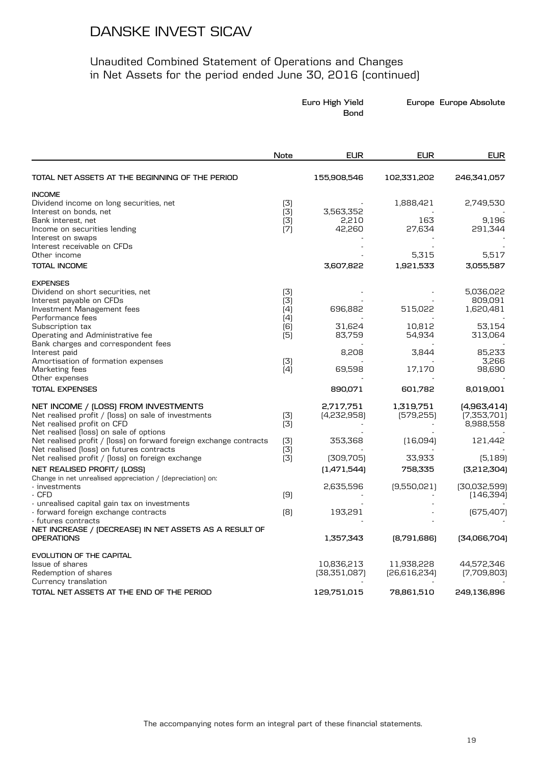# DANSKE INVEST SICAV

## Unaudited Combined Statement of Operations and Changes in Net Assets for the period ended June 30, 2016 (continued)

| | Note | Euro High Yield Bond EUR | Europe EUR | Europe Absolute EUR |
|---|---|---|---|---|
| **TOTAL NET ASSETS AT THE BEGINNING OF THE PERIOD** | | **155,908,546** | **102,331,202** | **246,341,057** |
| **INCOME** | | | | |
| Dividend income on long securities, net | (3) | - | 1,888,421 | 2,749,530 |
| Interest on bonds, net | (3) | 3,563,352 | - | - |
| Bank interest, net | (3) | 2,210 | 163 | 9,196 |
| Income on securities lending | (7) | 42,260 | 27,634 | 291,344 |
| Interest on swaps | | - | - | - |
| Interest receivable on CFDs | | - | - | - |
| Other income | | - | 5,315 | 5,517 |
| **TOTAL INCOME** | | **3,607,822** | **1,921,533** | **3,055,587** |
| **EXPENSES** | | | | |
| Dividend on short securities, net | (3) | - | - | 5,036,022 |
| Interest payable on CFDs | (3) | - | - | 809,091 |
| Investment Management fees | (4) | 696,882 | 515,022 | 1,620,481 |
| Performance fees | (4) | - | - | - |
| Subscription tax | (6) | 31,624 | 10,812 | 53,154 |
| Operating and Administrative fee | (5) | 83,759 | 54,934 | 313,064 |
| Bank charges and correspondent fees | | - | - | - |
| Interest paid | | 8,208 | 3,844 | 85,233 |
| Amortisation of formation expenses | (3) | - | - | 3,266 |
| Marketing fees | (4) | 69,598 | 17,170 | 98,690 |
| Other expenses | | - | - | - |
| **TOTAL EXPENSES** | | **890,071** | **601,782** | **8,019,001** |
| **NET INCOME / (LOSS) FROM INVESTMENTS** | | **2,717,751** | **1,319,751** | **(4,963,414)** |
| Net realised profit / (loss) on sale of investments | (3) | (4,232,958) | (579,255) | (7,353,701) |
| Net realised profit on CFD | (3) | - | - | 8,988,558 |
| Net realised (loss) on sale of options | | - | - | - |
| Net realised profit / (loss) on forward foreign exchange contracts | (3) | 353,368 | (16,094) | 121,442 |
| Net realised (loss) on futures contracts | (3) | - | - | - |
| Net realised profit / (loss) on foreign exchange | (3) | (309,705) | 33,933 | (5,189) |
| **NET REALISED PROFIT/ (LOSS)** | | **(1,471,544)** | **758,335** | **(3,212,304)** |
| Change in net unrealised appreciation / (depreciation) on: | | | | |
| - investments | | 2,635,596 | (9,550,021) | (30,032,599) |
| - CFD | (9) | - | - | (146,394) |
| - unrealised capital gain tax on investments | | - | - | - |
| - forward foreign exchange contracts | (8) | 193,291 | - | (675,407) |
| - futures contracts | | - | - | - |
| **NET INCREASE / (DECREASE) IN NET ASSETS AS A RESULT OF OPERATIONS** | | **1,357,343** | **(8,791,686)** | **(34,066,704)** |
| **EVOLUTION OF THE CAPITAL** | | | | |
| Issue of shares | | 10,836,213 | 11,938,228 | 44,572,346 |
| Redemption of shares | | (38,351,087) | (26,616,234) | (7,709,803) |
| Currency translation | | - | - | - |
| **TOTAL NET ASSETS AT THE END OF THE PERIOD** | | **129,751,015** | **78,861,510** | **249,136,896** |

The accompanying notes form an integral part of these financial statements.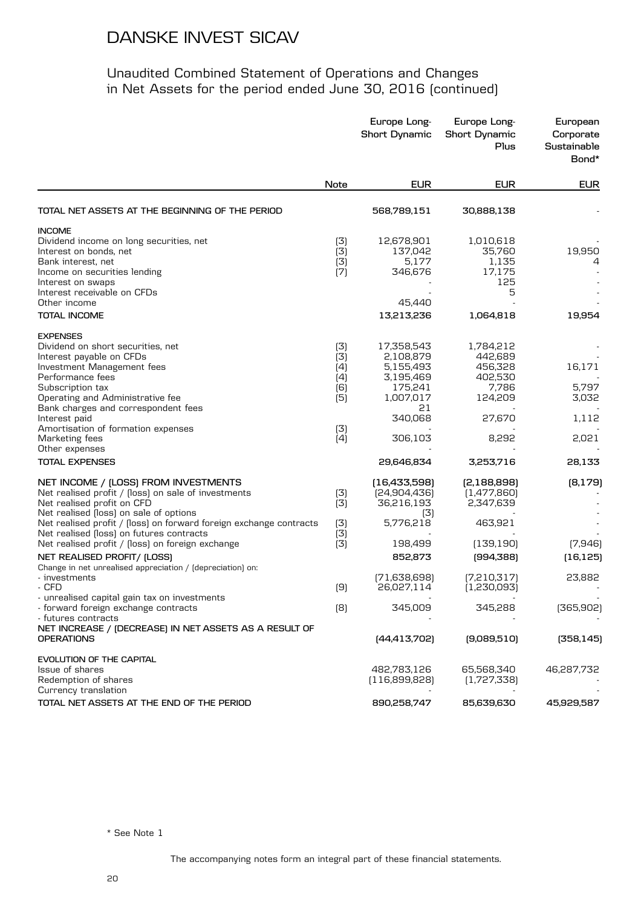# DANSKE INVEST SICAV

## Unaudited Combined Statement of Operations and Changes in Net Assets for the period ended June 30, 2016 (continued)

| | Note | Europe Long-Short Dynamic | Europe Long-Short Dynamic Plus | European Corporate Sustainable Bond* |
|---|---|---|---|---|
| | | EUR | EUR | EUR |
| **TOTAL NET ASSETS AT THE BEGINNING OF THE PERIOD** | | **568,789,151** | **30,888,138** | - |
| **INCOME** | | | | |
| Dividend income on long securities, net | (3) | 12,678,901 | 1,010,618 | - |
| Interest on bonds, net | (3) | 137,042 | 35,760 | 19,950 |
| Bank interest, net | (3) | 5,177 | 1,135 | 4 |
| Income on securities lending | (7) | 346,676 | 17,175 | - |
| Interest on swaps | | - | 125 | - |
| Interest receivable on CFDs | | - | 5 | - |
| Other income | | 45,440 | - | - |
| **TOTAL INCOME** | | **13,213,236** | **1,064,818** | **19,954** |
| **EXPENSES** | | | | |
| Dividend on short securities, net | (3) | 17,358,543 | 1,784,212 | - |
| Interest payable on CFDs | (3) | 2,108,879 | 442,689 | - |
| Investment Management fees | (4) | 5,155,493 | 456,328 | 16,171 |
| Performance fees | (4) | 3,195,469 | 402,530 | - |
| Subscription tax | (6) | 175,241 | 7,786 | 5,797 |
| Operating and Administrative fee | (5) | 1,007,017 | 124,209 | 3,032 |
| Bank charges and correspondent fees | | 21 | - | - |
| Interest paid | | 340,068 | 27,670 | 1,112 |
| Amortisation of formation expenses | (3) | - | - | - |
| Marketing fees | (4) | 306,103 | 8,292 | 2,021 |
| Other expenses | | - | - | - |
| **TOTAL EXPENSES** | | **29,646,834** | **3,253,716** | **28,133** |
| **NET INCOME / (LOSS) FROM INVESTMENTS** | | **(16,433,598)** | **(2,188,898)** | **(8,179)** |
| Net realised profit / (loss) on sale of investments | (3) | (24,904,436) | (1,477,860) | - |
| Net realised profit on CFD | (3) | 36,216,193 | 2,347,639 | - |
| Net realised (loss) on sale of options | | (3) | - | - |
| Net realised profit / (loss) on forward foreign exchange contracts | (3) | 5,776,218 | 463,921 | - |
| Net realised (loss) on futures contracts | (3) | - | - | - |
| Net realised profit / (loss) on foreign exchange | (3) | 198,499 | (139,190) | (7,946) |
| **NET REALISED PROFIT/ (LOSS)** | | **852,873** | **(994,388)** | **(16,125)** |
| Change in net unrealised appreciation / (depreciation) on: | | | | |
| - investments | | (71,638,698) | (7,210,317) | 23,882 |
| - CFD | (9) | 26,027,114 | (1,230,093) | - |
| - unrealised capital gain tax on investments | | - | - | - |
| - forward foreign exchange contracts | (8) | 345,009 | 345,288 | (365,902) |
| - futures contracts | | - | - | - |
| **NET INCREASE / (DECREASE) IN NET ASSETS AS A RESULT OF OPERATIONS** | | **(44,413,702)** | **(9,089,510)** | **(358,145)** |
| **EVOLUTION OF THE CAPITAL** | | | | |
| Issue of shares | | 482,783,126 | 65,568,340 | 46,287,732 |
| Redemption of shares | | (116,899,828) | (1,727,338) | - |
| Currency translation | | - | - | - |
| **TOTAL NET ASSETS AT THE END OF THE PERIOD** | | **890,258,747** | **85,639,630** | **45,929,587** |

\* See Note 1

The accompanying notes form an integral part of these financial statements.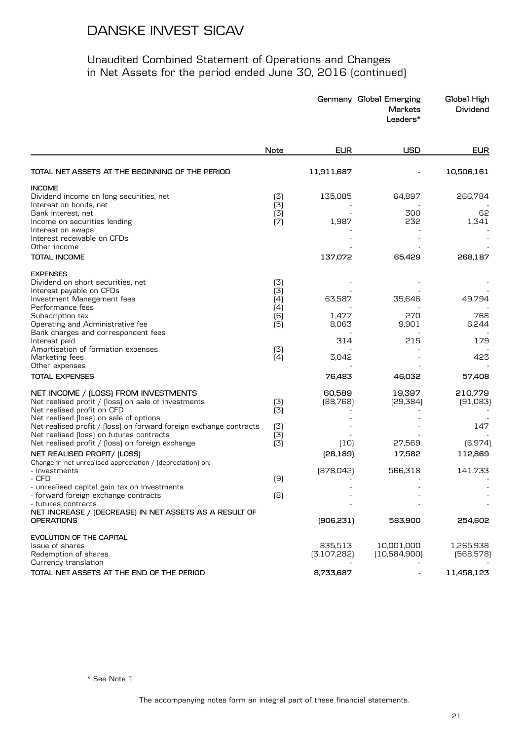# DANSKE INVEST SICAV

## Unaudited Combined Statement of Operations and Changes in Net Assets for the period ended June 30, 2016 (continued)

| | Note | Germany | Global Emerging Markets Leaders* | Global High Dividend |
|---|---|---|---|---|
| | | EUR | USD | EUR |
| **TOTAL NET ASSETS AT THE BEGINNING OF THE PERIOD** | | 11,911,687 | - | 10,506,161 |
| **INCOME** | | | | |
| Dividend income on long securities, net | (3) | 135,085 | 64,897 | 266,784 |
| Interest on bonds, net | (3) | - | - | - |
| Bank interest, net | (3) | - | 300 | 62 |
| Income on securities lending | (7) | 1,987 | 232 | 1,341 |
| Interest on swaps | | - | - | - |
| Interest receivable on CFDs | | - | - | - |
| Other income | | - | - | - |
| **TOTAL INCOME** | | 137,072 | 65,429 | 268,187 |
| **EXPENSES** | | | | |
| Dividend on short securities, net | (3) | - | - | - |
| Interest payable on CFDs | (3) | - | - | - |
| Investment Management fees | (4) | 63,587 | 35,646 | 49,794 |
| Performance fees | (4) | - | - | - |
| Subscription tax | (6) | 1,477 | 270 | 768 |
| Operating and Administrative fee | (5) | 8,063 | 9,901 | 6,244 |
| Bank charges and correspondent fees | | - | - | - |
| Interest paid | | 314 | 215 | 179 |
| Amortisation of formation expenses | (3) | - | - | - |
| Marketing fees | (4) | 3,042 | - | 423 |
| Other expenses | | - | - | - |
| **TOTAL EXPENSES** | | 76,483 | 46,032 | 57,408 |
| **NET INCOME / (LOSS) FROM INVESTMENTS** | | 60,589 | 19,397 | 210,779 |
| Net realised profit / (loss) on sale of investments | (3) | (88,768) | (29,384) | (91,083) |
| Net realised profit on CFD | (3) | - | - | - |
| Net realised (loss) on sale of options | | - | - | - |
| Net realised profit / (loss) on forward foreign exchange contracts | (3) | - | - | 147 |
| Net realised (loss) on futures contracts | (3) | - | - | - |
| Net realised profit / (loss) on foreign exchange | (3) | (10) | 27,569 | (6,974) |
| **NET REALISED PROFIT/ (LOSS)** | | (28,189) | 17,582 | 112,869 |
| Change in net unrealised appreciation / (depreciation) on: | | | | |
| - investments | | (878,042) | 566,318 | 141,733 |
| - CFD | (9) | - | - | - |
| - unrealised capital gain tax on investments | | - | - | - |
| - forward foreign exchange contracts | (8) | - | - | - |
| - futures contracts | | - | - | - |
| **NET INCREASE / (DECREASE) IN NET ASSETS AS A RESULT OF OPERATIONS** | | (906,231) | 583,900 | 254,602 |
| **EVOLUTION OF THE CAPITAL** | | | | |
| Issue of shares | | 835,513 | 10,001,000 | 1,265,938 |
| Redemption of shares | | (3,107,282) | (10,584,900) | (568,578) |
| Currency translation | | - | - | - |
| **TOTAL NET ASSETS AT THE END OF THE PERIOD** | | 8,733,687 | - | 11,458,123 |

\* See Note 1

The accompanying notes form an integral part of these financial statements.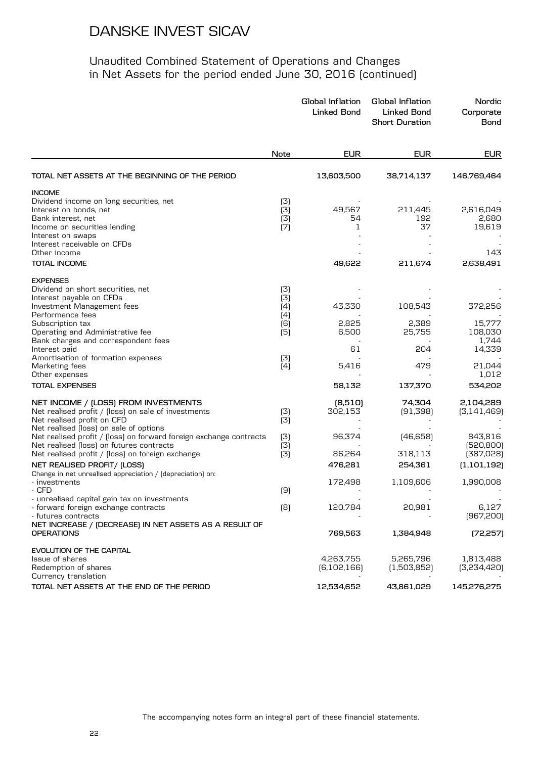# DANSKE INVEST SICAV

## Unaudited Combined Statement of Operations and Changes in Net Assets for the period ended June 30, 2016 (continued)

| | Note | Global Inflation Linked Bond | Global Inflation Linked Bond Short Duration | Nordic Corporate Bond |
|---|---|---|---|---|
| | | EUR | EUR | EUR |
| **TOTAL NET ASSETS AT THE BEGINNING OF THE PERIOD** | | **13,603,500** | **38,714,137** | **146,769,464** |
| **INCOME** | | | | |
| Dividend income on long securities, net | (3) | - | - | - |
| Interest on bonds, net | (3) | 49,567 | 211,445 | 2,616,049 |
| Bank interest, net | (3) | 54 | 192 | 2,680 |
| Income on securities lending | (7) | 1 | 37 | 19,619 |
| Interest on swaps | | - | - | - |
| Interest receivable on CFDs | | - | - | - |
| Other income | | - | - | 143 |
| **TOTAL INCOME** | | **49,622** | **211,674** | **2,638,491** |
| **EXPENSES** | | | | |
| Dividend on short securities, net | (3) | - | - | - |
| Interest payable on CFDs | (3) | - | - | - |
| Investment Management fees | (4) | 43,330 | 108,543 | 372,256 |
| Performance fees | (4) | - | - | - |
| Subscription tax | (6) | 2,825 | 2,389 | 15,777 |
| Operating and Administrative fee | (5) | 6,500 | 25,755 | 108,030 |
| Bank charges and correspondent fees | | - | - | 1,744 |
| Interest paid | | 61 | 204 | 14,339 |
| Amortisation of formation expenses | (3) | - | - | - |
| Marketing fees | (4) | 5,416 | 479 | 21,044 |
| Other expenses | | - | - | 1,012 |
| **TOTAL EXPENSES** | | **58,132** | **137,370** | **534,202** |
| **NET INCOME / (LOSS) FROM INVESTMENTS** | | **(8,510)** | **74,304** | **2,104,289** |
| Net realised profit / (loss) on sale of investments | (3) | 302,153 | (91,398) | (3,141,469) |
| Net realised profit on CFD | (3) | - | - | - |
| Net realised (loss) on sale of options | | - | - | - |
| Net realised profit / (loss) on forward foreign exchange contracts | (3) | 96,374 | (46,658) | 843,816 |
| Net realised (loss) on futures contracts | (3) | - | - | (520,800) |
| Net realised profit / (loss) on foreign exchange | (3) | 86,264 | 318,113 | (387,028) |
| **NET REALISED PROFIT/ (LOSS)** | | **476,281** | **254,361** | **(1,101,192)** |
| Change in net unrealised appreciation / (depreciation) on: | | | | |
| - investments | | 172,498 | 1,109,606 | 1,990,008 |
| - CFD | (9) | - | - | - |
| - unrealised capital gain tax on investments | | - | - | - |
| - forward foreign exchange contracts | (8) | 120,784 | 20,981 | 6,127 |
| - futures contracts | | - | - | (967,200) |
| **NET INCREASE / (DECREASE) IN NET ASSETS AS A RESULT OF OPERATIONS** | | **769,563** | **1,384,948** | **(72,257)** |
| **EVOLUTION OF THE CAPITAL** | | | | |
| Issue of shares | | 4,263,755 | 5,265,796 | 1,813,488 |
| Redemption of shares | | (6,102,166) | (1,503,852) | (3,234,420) |
| Currency translation | | - | - | - |
| **TOTAL NET ASSETS AT THE END OF THE PERIOD** | | **12,534,652** | **43,861,029** | **145,276,275** |

The accompanying notes form an integral part of these financial statements.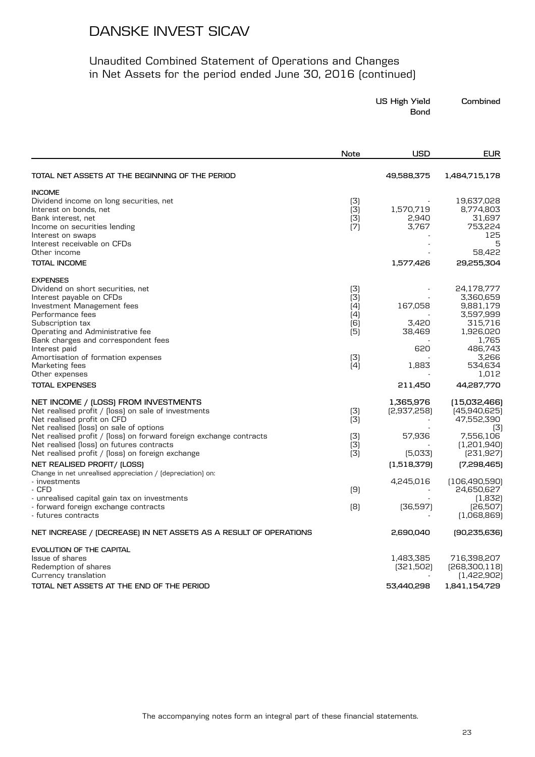# DANSKE INVEST SICAV

## Unaudited Combined Statement of Operations and Changes in Net Assets for the period ended June 30, 2016 (continued)

| | Note | US High Yield Bond | Combined |
|---|---|---|---|
| | | USD | EUR |
| **TOTAL NET ASSETS AT THE BEGINNING OF THE PERIOD** | | 49,588,375 | 1,484,715,178 |
| **INCOME** | | | |
| Dividend income on long securities, net | (3) | - | 19,637,028 |
| Interest on bonds, net | (3) | 1,570,719 | 8,774,803 |
| Bank interest, net | (3) | 2,940 | 31,697 |
| Income on securities lending | (7) | 3,767 | 753,224 |
| Interest on swaps | | - | 125 |
| Interest receivable on CFDs | | - | 5 |
| Other income | | - | 58,422 |
| **TOTAL INCOME** | | 1,577,426 | 29,255,304 |
| **EXPENSES** | | | |
| Dividend on short securities, net | (3) | - | 24,178,777 |
| Interest payable on CFDs | (3) | - | 3,360,659 |
| Investment Management fees | (4) | 167,058 | 9,881,179 |
| Performance fees | (4) | - | 3,597,999 |
| Subscription tax | (6) | 3,420 | 315,716 |
| Operating and Administrative fee | (5) | 38,469 | 1,926,020 |
| Bank charges and correspondent fees | | - | 1,765 |
| Interest paid | | 620 | 486,743 |
| Amortisation of formation expenses | (3) | - | 3,266 |
| Marketing fees | (4) | 1,883 | 534,634 |
| Other expenses | | - | 1,012 |
| **TOTAL EXPENSES** | | 211,450 | 44,287,770 |
| **NET INCOME / (LOSS) FROM INVESTMENTS** | | 1,365,976 | (15,032,466) |
| Net realised profit / (loss) on sale of investments | (3) | (2,937,258) | (45,940,625) |
| Net realised profit on CFD | (3) | - | 47,552,390 |
| Net realised (loss) on sale of options | | - | (3) |
| Net realised profit / (loss) on forward foreign exchange contracts | (3) | 57,936 | 7,556,106 |
| Net realised (loss) on futures contracts | (3) | - | (1,201,940) |
| Net realised profit / (loss) on foreign exchange | (3) | (5,033) | (231,927) |
| **NET REALISED PROFIT/ (LOSS)** | | (1,518,379) | (7,298,465) |
| Change in net unrealised appreciation / (depreciation) on: | | | |
| - investments | | 4,245,016 | (106,490,590) |
| - CFD | (9) | - | 24,650,627 |
| - unrealised capital gain tax on investments | | - | (1,832) |
| - forward foreign exchange contracts | (8) | (36,597) | (26,507) |
| - futures contracts | | - | (1,068,869) |
| **NET INCREASE / (DECREASE) IN NET ASSETS AS A RESULT OF OPERATIONS** | | 2,690,040 | (90,235,636) |
| **EVOLUTION OF THE CAPITAL** | | | |
| Issue of shares | | 1,483,385 | 716,398,207 |
| Redemption of shares | | (321,502) | (268,300,118) |
| Currency translation | | - | (1,422,902) |
| **TOTAL NET ASSETS AT THE END OF THE PERIOD** | | 53,440,298 | 1,841,154,729 |

The accompanying notes form an integral part of these financial statements.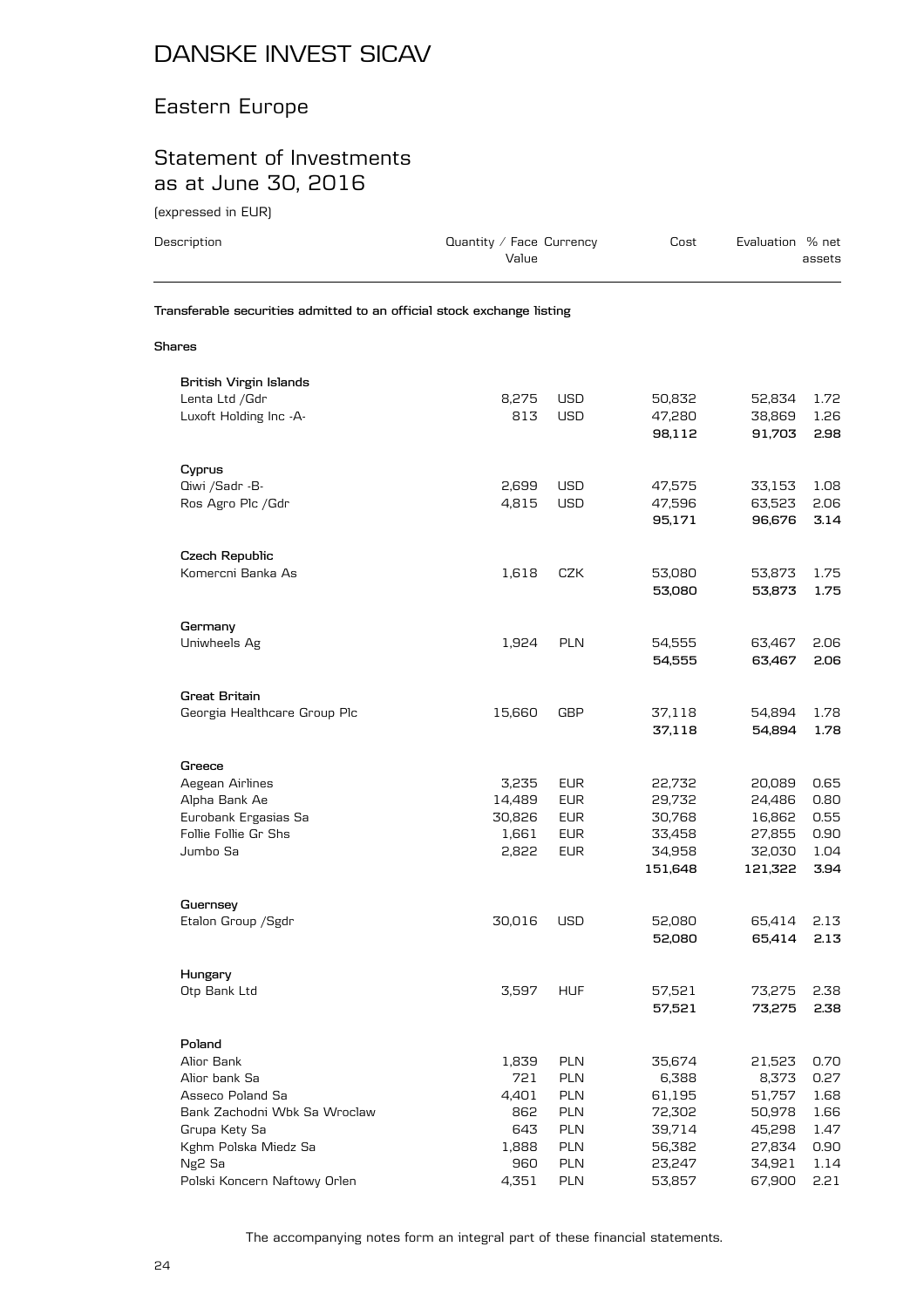# DANSKE INVEST SICAV

## Eastern Europe

## Statement of Investments as at June 30, 2016

(expressed in EUR)

| Description | Quantity / Face Value | Currency | Cost | Evaluation | % net assets |
|---|---|---|---|---|---|
| **Transferable securities admitted to an official stock exchange listing** | | | | | |
| **Shares** | | | | | |
| **British Virgin Islands** | | | | | |
| Lenta Ltd /Gdr | 8,275 | USD | 50,832 | 52,834 | 1.72 |
| Luxoft Holding Inc -A- | 813 | USD | 47,280 | 38,869 | 1.26 |
| | | | **98,112** | **91,703** | **2.98** |
| **Cyprus** | | | | | |
| Qiwi /Sadr -B- | 2,699 | USD | 47,575 | 33,153 | 1.08 |
| Ros Agro Plc /Gdr | 4,815 | USD | 47,596 | 63,523 | 2.06 |
| | | | **95,171** | **96,676** | **3.14** |
| **Czech Republic** | | | | | |
| Komercni Banka As | 1,618 | CZK | 53,080 | 53,873 | 1.75 |
| | | | **53,080** | **53,873** | **1.75** |
| **Germany** | | | | | |
| Uniwheels Ag | 1,924 | PLN | 54,555 | 63,467 | 2.06 |
| | | | **54,555** | **63,467** | **2.06** |
| **Great Britain** | | | | | |
| Georgia Healthcare Group Plc | 15,660 | GBP | 37,118 | 54,894 | 1.78 |
| | | | **37,118** | **54,894** | **1.78** |
| **Greece** | | | | | |
| Aegean Airlines | 3,235 | EUR | 22,732 | 20,089 | 0.65 |
| Alpha Bank Ae | 14,489 | EUR | 29,732 | 24,486 | 0.80 |
| Eurobank Ergasias Sa | 30,826 | EUR | 30,768 | 16,862 | 0.55 |
| Follie Follie Gr Shs | 1,661 | EUR | 33,458 | 27,855 | 0.90 |
| Jumbo Sa | 2,822 | EUR | 34,958 | 32,030 | 1.04 |
| | | | **151,648** | **121,322** | **3.94** |
| **Guernsey** | | | | | |
| Etalon Group /Sgdr | 30,016 | USD | 52,080 | 65,414 | 2.13 |
| | | | **52,080** | **65,414** | **2.13** |
| **Hungary** | | | | | |
| Otp Bank Ltd | 3,597 | HUF | 57,521 | 73,275 | 2.38 |
| | | | **57,521** | **73,275** | **2.38** |
| **Poland** | | | | | |
| Alior Bank | 1,839 | PLN | 35,674 | 21,523 | 0.70 |
| Alior bank Sa | 721 | PLN | 6,388 | 8,373 | 0.27 |
| Asseco Poland Sa | 4,401 | PLN | 61,195 | 51,757 | 1.68 |
| Bank Zachodni Wbk Sa Wroclaw | 862 | PLN | 72,302 | 50,978 | 1.66 |
| Grupa Kety Sa | 643 | PLN | 39,714 | 45,298 | 1.47 |
| Kghm Polska Miedz Sa | 1,888 | PLN | 56,382 | 27,834 | 0.90 |
| Ng2 Sa | 960 | PLN | 23,247 | 34,921 | 1.14 |
| Polski Koncern Naftowy Orlen | 4,351 | PLN | 53,857 | 67,900 | 2.21 |

The accompanying notes form an integral part of these financial statements.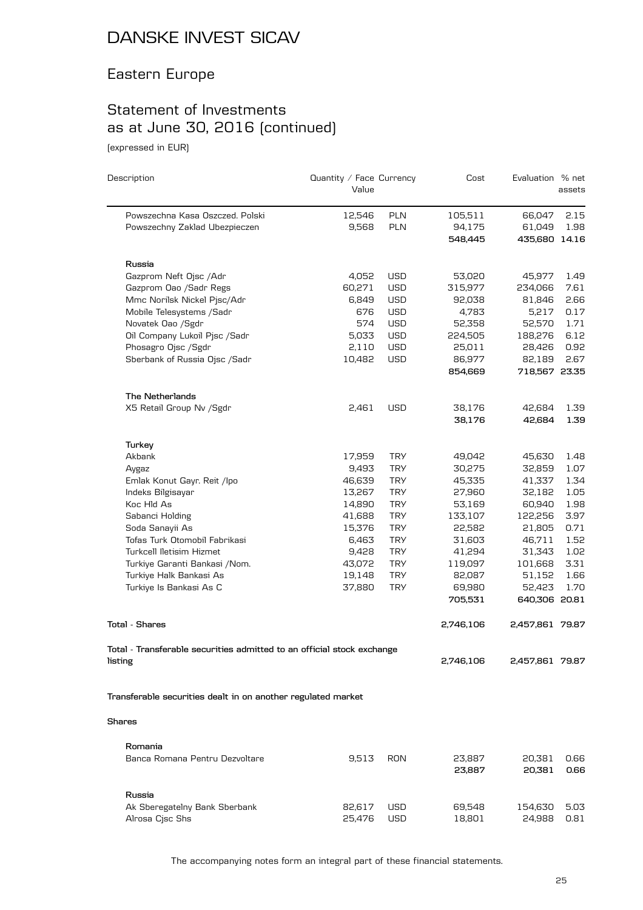# DANSKE INVEST SICAV

## Eastern Europe

## Statement of Investments as at June 30, 2016 (continued)

(expressed in EUR)

| Description | Quantity / Face Value | Currency | Cost | Evaluation | % net assets |
|---|---|---|---|---|---|
| Powszechna Kasa Oszczed. Polski | 12,546 | PLN | 105,511 | 66,047 | 2.15 |
| Powszechny Zaklad Ubezpieczen | 9,568 | PLN | 94,175 | 61,049 | 1.98 |
| | | | **548,445** | **435,680** | **14.16** |
| **Russia** | | | | | |
| Gazprom Neft Ojsc /Adr | 4,052 | USD | 53,020 | 45,977 | 1.49 |
| Gazprom Oao /Sadr Regs | 60,271 | USD | 315,977 | 234,066 | 7.61 |
| Mmc Norilsk Nickel Pjsc/Adr | 6,849 | USD | 92,038 | 81,846 | 2.66 |
| Mobile Telesystems /Sadr | 676 | USD | 4,783 | 5,217 | 0.17 |
| Novatek Oao /Sgdr | 574 | USD | 52,358 | 52,570 | 1.71 |
| Oil Company Lukoil Pjsc /Sadr | 5,033 | USD | 224,505 | 188,276 | 6.12 |
| Phosagro Ojsc /Sgdr | 2,110 | USD | 25,011 | 28,426 | 0.92 |
| Sberbank of Russia Ojsc /Sadr | 10,482 | USD | 86,977 | 82,189 | 2.67 |
| | | | **854,669** | **718,567** | **23.35** |
| **The Netherlands** | | | | | |
| X5 Retail Group Nv /Sgdr | 2,461 | USD | 38,176 | 42,684 | 1.39 |
| | | | **38,176** | **42,684** | **1.39** |
| **Turkey** | | | | | |
| Akbank | 17,959 | TRY | 49,042 | 45,630 | 1.48 |
| Aygaz | 9,493 | TRY | 30,275 | 32,859 | 1.07 |
| Emlak Konut Gayr. Reit /Ipo | 46,639 | TRY | 45,335 | 41,337 | 1.34 |
| Indeks Bilgisayar | 13,267 | TRY | 27,960 | 32,182 | 1.05 |
| Koc Hld As | 14,890 | TRY | 53,169 | 60,940 | 1.98 |
| Sabanci Holding | 41,688 | TRY | 133,107 | 122,256 | 3.97 |
| Soda Sanayii As | 15,376 | TRY | 22,582 | 21,805 | 0.71 |
| Tofas Turk Otomobil Fabrikasi | 6,463 | TRY | 31,603 | 46,711 | 1.52 |
| Turkcell Iletisim Hizmet | 9,428 | TRY | 41,294 | 31,343 | 1.02 |
| Turkiye Garanti Bankasi /Nom. | 43,072 | TRY | 119,097 | 101,668 | 3.31 |
| Turkiye Halk Bankasi As | 19,148 | TRY | 82,087 | 51,152 | 1.66 |
| Turkiye Is Bankasi As C | 37,880 | TRY | 69,980 | 52,423 | 1.70 |
| | | | **705,531** | **640,306** | **20.81** |
| **Total - Shares** | | | **2,746,106** | **2,457,861** | **79.87** |
| **Total - Transferable securities admitted to an official stock exchange listing** | | | **2,746,106** | **2,457,861** | **79.87** |
| **Transferable securities dealt in on another regulated market** | | | | | |
| **Shares** | | | | | |
| **Romania** | | | | | |
| Banca Romana Pentru Dezvoltare | 9,513 | RON | 23,887 | 20,381 | 0.66 |
| | | | **23,887** | **20,381** | **0.66** |
| **Russia** | | | | | |
| Ak Sberegatelny Bank Sberbank | 82,617 | USD | 69,548 | 154,630 | 5.03 |
| Alrosa Cjsc Shs | 25,476 | USD | 18,801 | 24,988 | 0.81 |

The accompanying notes form an integral part of these financial statements.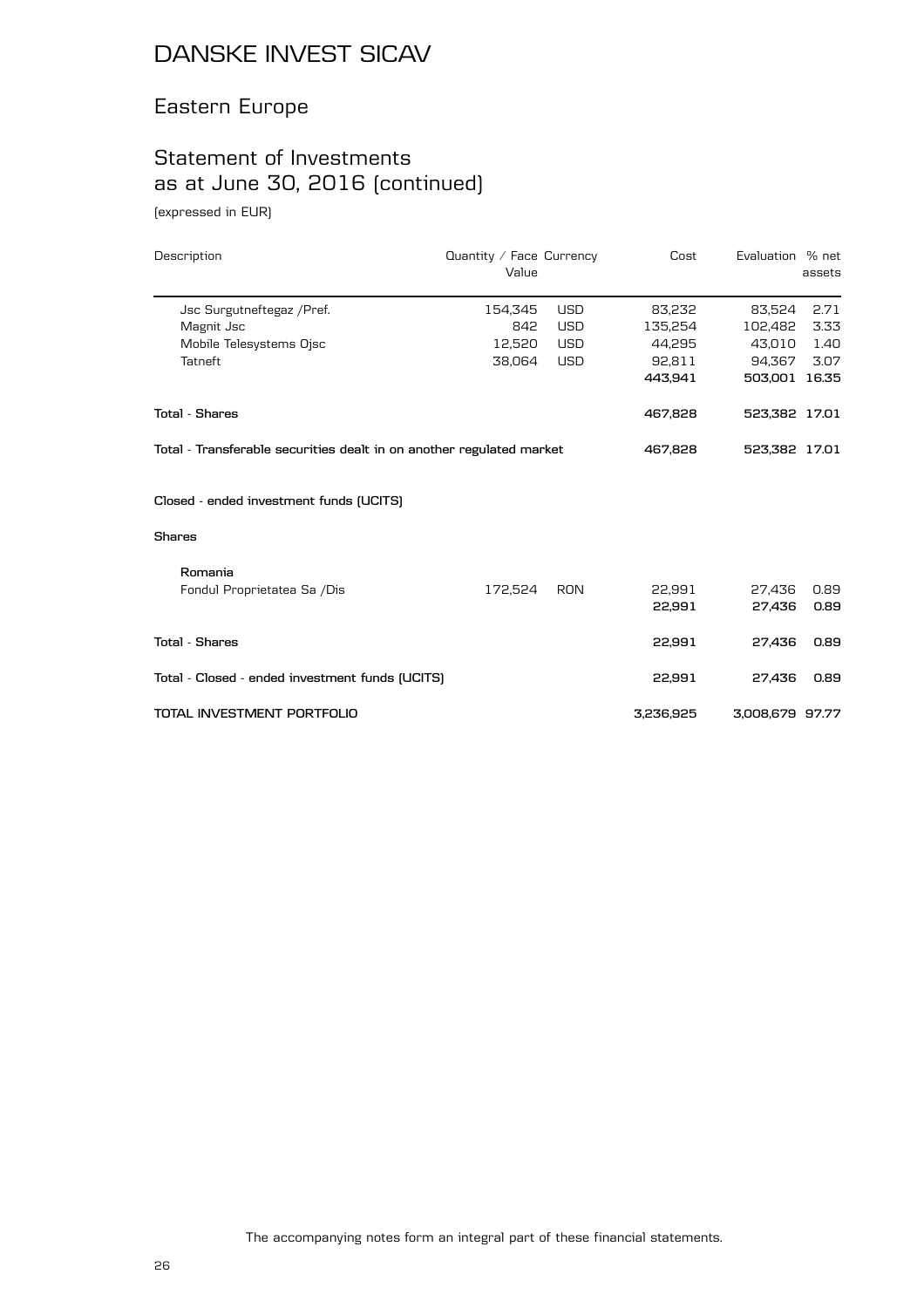# DANSKE INVEST SICAV

## Eastern Europe

## Statement of Investments as at June 30, 2016 (continued)

(expressed in EUR)

| Description | Quantity / Face Value | Currency | Cost | Evaluation | % net assets |
|---|---|---|---|---|---|
| Jsc Surgutneftegaz /Pref. | 154,345 | USD | 83,232 | 83,524 | 2.71 |
| Magnit Jsc | 842 | USD | 135,254 | 102,482 | 3.33 |
| Mobile Telesystems Ojsc | 12,520 | USD | 44,295 | 43,010 | 1.40 |
| Tatneft | 38,064 | USD | 92,811 | 94,367 | 3.07 |
| | | | **443,941** | **503,001** | **16.35** |
| **Total - Shares** | | | **467,828** | **523,382** | **17.01** |
| **Total - Transferable securities dealt in on another regulated market** | | | **467,828** | **523,382** | **17.01** |
| **Closed - ended investment funds (UCITS)** | | | | | |
| **Shares** | | | | | |
| **Romania** | | | | | |
| Fondul Proprietatea Sa /Dis | 172,524 | RON | 22,991 | 27,436 | 0.89 |
| | | | **22,991** | **27,436** | **0.89** |
| **Total - Shares** | | | **22,991** | **27,436** | **0.89** |
| **Total - Closed - ended investment funds (UCITS)** | | | **22,991** | **27,436** | **0.89** |
| **TOTAL INVESTMENT PORTFOLIO** | | | **3,236,925** | **3,008,679** | **97.77** |

The accompanying notes form an integral part of these financial statements.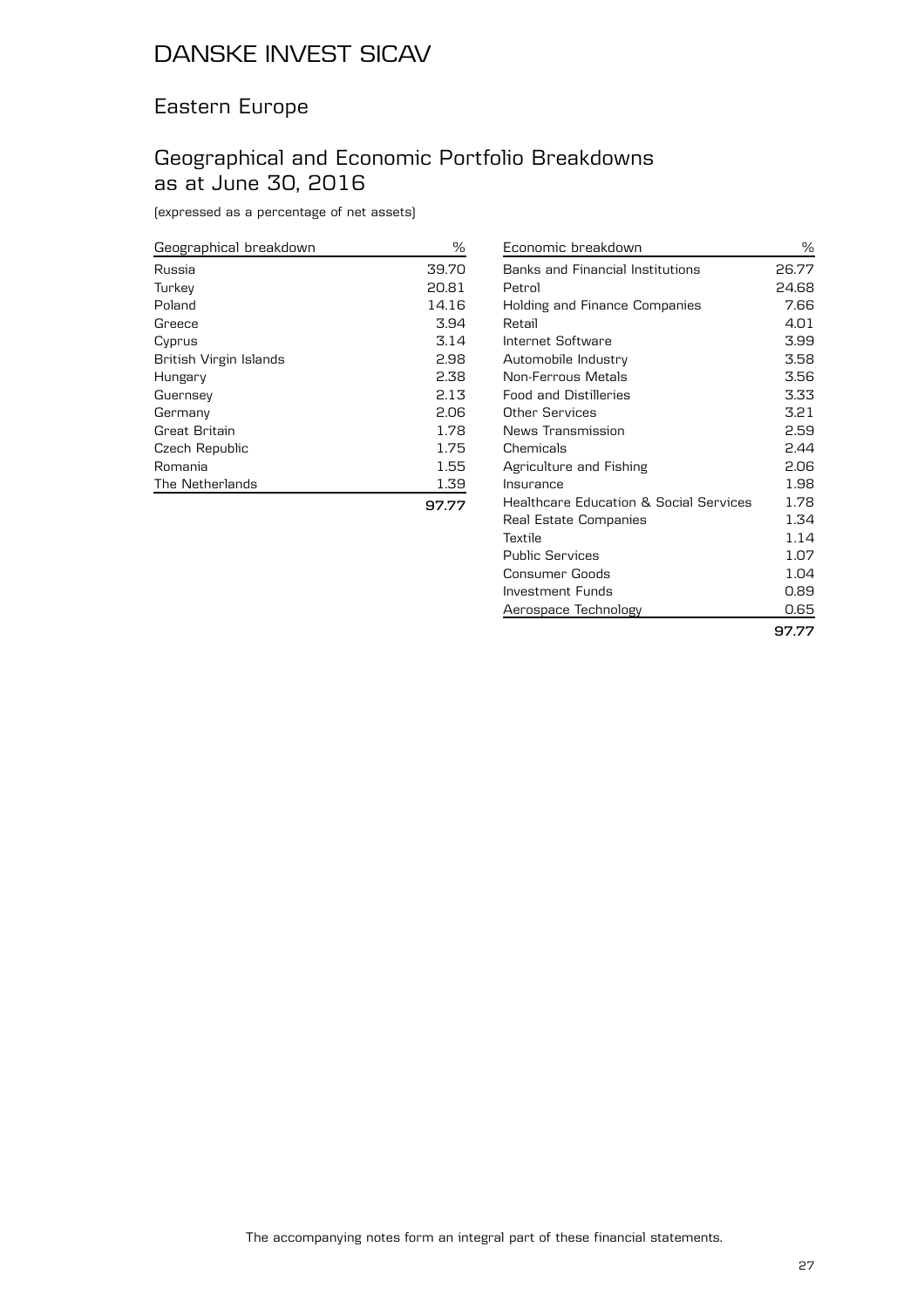# DANSKE INVEST SICAV

## Eastern Europe

## Geographical and Economic Portfolio Breakdowns as at June 30, 2016

(expressed as a percentage of net assets)

| Geographical breakdown | % |
|---|---|
| Russia | 39.70 |
| Turkey | 20.81 |
| Poland | 14.16 |
| Greece | 3.94 |
| Cyprus | 3.14 |
| British Virgin Islands | 2.98 |
| Hungary | 2.38 |
| Guernsey | 2.13 |
| Germany | 2.06 |
| Great Britain | 1.78 |
| Czech Republic | 1.75 |
| Romania | 1.55 |
| The Netherlands | 1.39 |
| | **97.77** |

| Economic breakdown | % |
|---|---|
| Banks and Financial Institutions | 26.77 |
| Petrol | 24.68 |
| Holding and Finance Companies | 7.66 |
| Retail | 4.01 |
| Internet Software | 3.99 |
| Automobile Industry | 3.58 |
| Non-Ferrous Metals | 3.56 |
| Food and Distilleries | 3.33 |
| Other Services | 3.21 |
| News Transmission | 2.59 |
| Chemicals | 2.44 |
| Agriculture and Fishing | 2.06 |
| Insurance | 1.98 |
| Healthcare Education & Social Services | 1.78 |
| Real Estate Companies | 1.34 |
| Textile | 1.14 |
| Public Services | 1.07 |
| Consumer Goods | 1.04 |
| Investment Funds | 0.89 |
| Aerospace Technology | 0.65 |
| | **97.77** |

The accompanying notes form an integral part of these financial statements.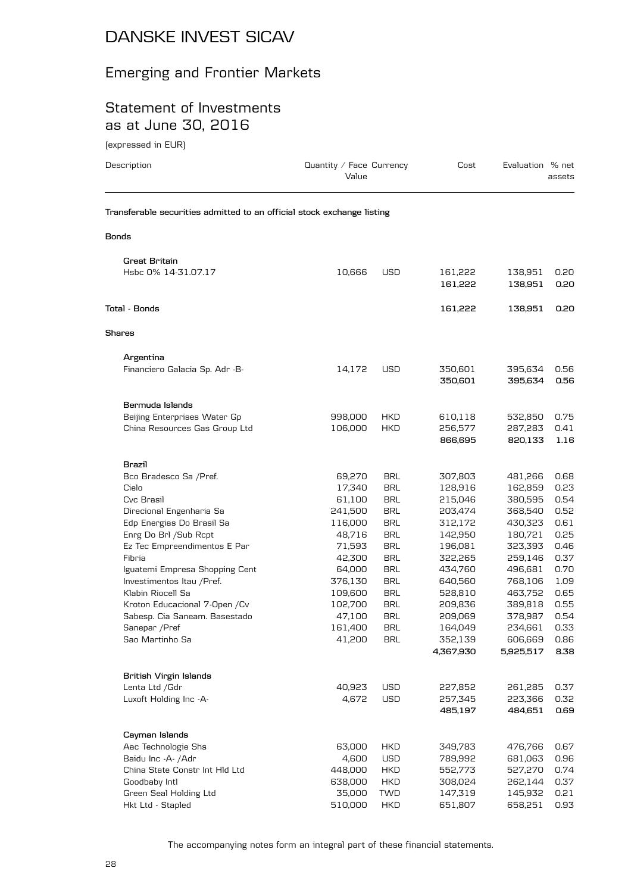# DANSKE INVEST SICAV

## Emerging and Frontier Markets

## Statement of Investments as at June 30, 2016

(expressed in EUR)

| Description | Quantity / Face Value | Currency | Cost | Evaluation | % net assets |
|---|---|---|---|---|---|
| **Transferable securities admitted to an official stock exchange listing** | | | | | |
| **Bonds** | | | | | |
| **Great Britain** | | | | | |
| Hsbc 0% 14-31.07.17 | 10,666 | USD | 161,222 | 138,951 | 0.20 |
| | | | **161,222** | **138,951** | **0.20** |
| **Total - Bonds** | | | **161,222** | **138,951** | **0.20** |
| **Shares** | | | | | |
| **Argentina** | | | | | |
| Financiero Galacia Sp. Adr -B- | 14,172 | USD | 350,601 | 395,634 | 0.56 |
| | | | **350,601** | **395,634** | **0.56** |
| **Bermuda Islands** | | | | | |
| Beijing Enterprises Water Gp | 998,000 | HKD | 610,118 | 532,850 | 0.75 |
| China Resources Gas Group Ltd | 106,000 | HKD | 256,577 | 287,283 | 0.41 |
| | | | **866,695** | **820,133** | **1.16** |
| **Brazil** | | | | | |
| Bco Bradesco Sa /Pref. | 69,270 | BRL | 307,803 | 481,266 | 0.68 |
| Cielo | 17,340 | BRL | 128,916 | 162,859 | 0.23 |
| Cvc Brasil | 61,100 | BRL | 215,046 | 380,595 | 0.54 |
| Direcional Engenharia Sa | 241,500 | BRL | 203,474 | 368,540 | 0.52 |
| Edp Energias Do Brasil Sa | 116,000 | BRL | 312,172 | 430,323 | 0.61 |
| Enrg Do Brl /Sub Rcpt | 48,716 | BRL | 142,950 | 180,721 | 0.25 |
| Ez Tec Empreendimentos E Par | 71,593 | BRL | 196,081 | 323,393 | 0.46 |
| Fibria | 42,300 | BRL | 322,265 | 259,146 | 0.37 |
| Iguatemi Empresa Shopping Cent | 64,000 | BRL | 434,760 | 496,681 | 0.70 |
| Investimentos Itau /Pref. | 376,130 | BRL | 640,560 | 768,106 | 1.09 |
| Klabin Riocell Sa | 109,600 | BRL | 528,810 | 463,752 | 0.65 |
| Kroton Educacional 7-Open /Cv | 102,700 | BRL | 209,836 | 389,818 | 0.55 |
| Sabesp. Cia Saneam. Basestado | 47,100 | BRL | 209,069 | 378,987 | 0.54 |
| Sanepar /Pref | 161,400 | BRL | 164,049 | 234,661 | 0.33 |
| Sao Martinho Sa | 41,200 | BRL | 352,139 | 606,669 | 0.86 |
| | | | **4,367,930** | **5,925,517** | **8.38** |
| **British Virgin Islands** | | | | | |
| Lenta Ltd /Gdr | 40,923 | USD | 227,852 | 261,285 | 0.37 |
| Luxoft Holding Inc -A- | 4,672 | USD | 257,345 | 223,366 | 0.32 |
| | | | **485,197** | **484,651** | **0.69** |
| **Cayman Islands** | | | | | |
| Aac Technologie Shs | 63,000 | HKD | 349,783 | 476,766 | 0.67 |
| Baidu Inc -A- /Adr | 4,600 | USD | 789,992 | 681,063 | 0.96 |
| China State Constr Int Hld Ltd | 448,000 | HKD | 552,773 | 527,270 | 0.74 |
| Goodbaby Intl | 638,000 | HKD | 308,024 | 262,144 | 0.37 |
| Green Seal Holding Ltd | 35,000 | TWD | 147,319 | 145,932 | 0.21 |
| Hkt Ltd - Stapled | 510,000 | HKD | 651,807 | 658,251 | 0.93 |

The accompanying notes form an integral part of these financial statements.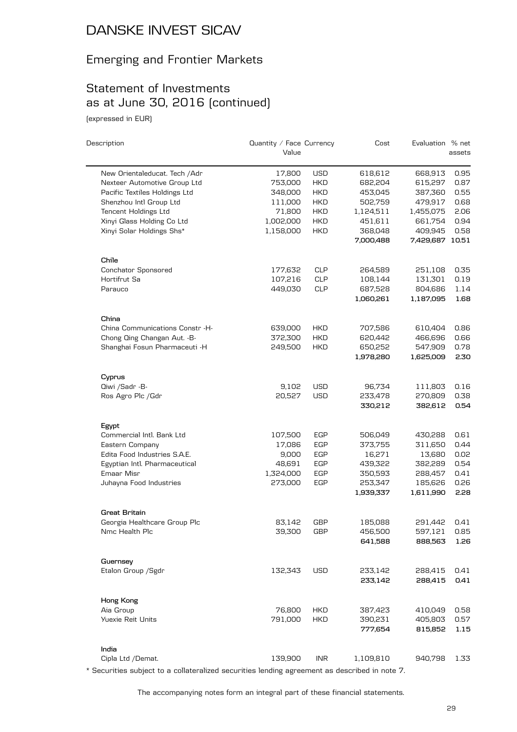# DANSKE INVEST SICAV

## Emerging and Frontier Markets

## Statement of Investments as at June 30, 2016 (continued)

(expressed in EUR)

| Description | Quantity / Face Value | Currency | Cost | Evaluation | % net assets |
|---|---|---|---|---|---|
| New Orientaleducat. Tech /Adr | 17,800 | USD | 618,612 | 668,913 | 0.95 |
| Nexteer Automotive Group Ltd | 753,000 | HKD | 682,204 | 615,297 | 0.87 |
| Pacific Textiles Holdings Ltd | 348,000 | HKD | 453,045 | 387,360 | 0.55 |
| Shenzhou Intl Group Ltd | 111,000 | HKD | 502,759 | 479,917 | 0.68 |
| Tencent Holdings Ltd | 71,800 | HKD | 1,124,511 | 1,455,075 | 2.06 |
| Xinyi Glass Holding Co Ltd | 1,002,000 | HKD | 451,611 | 661,754 | 0.94 |
| Xinyi Solar Holdings Shs* | 1,158,000 | HKD | 368,048 | 409,945 | 0.58 |
| | | | **7,000,488** | **7,429,687** | **10.51** |
| **Chile** | | | | | |
| Conchator Sponsored | 177,632 | CLP | 264,589 | 251,108 | 0.35 |
| Hortifrut Sa | 107,216 | CLP | 108,144 | 131,301 | 0.19 |
| Parauco | 449,030 | CLP | 687,528 | 804,686 | 1.14 |
| | | | **1,060,261** | **1,187,095** | **1.68** |
| **China** | | | | | |
| China Communications Constr -H- | 639,000 | HKD | 707,586 | 610,404 | 0.86 |
| Chong Qing Changan Aut. -B- | 372,300 | HKD | 620,442 | 466,696 | 0.66 |
| Shanghai Fosun Pharmaceuti -H | 249,500 | HKD | 650,252 | 547,909 | 0.78 |
| | | | **1,978,280** | **1,625,009** | **2.30** |
| **Cyprus** | | | | | |
| Qiwi /Sadr -B- | 9,102 | USD | 96,734 | 111,803 | 0.16 |
| Ros Agro Plc /Gdr | 20,527 | USD | 233,478 | 270,809 | 0.38 |
| | | | **330,212** | **382,612** | **0.54** |
| **Egypt** | | | | | |
| Commercial Intl. Bank Ltd | 107,500 | EGP | 506,049 | 430,288 | 0.61 |
| Eastern Company | 17,086 | EGP | 373,755 | 311,650 | 0.44 |
| Edita Food Industries S.A.E. | 9,000 | EGP | 16,271 | 13,680 | 0.02 |
| Egyptian Intl. Pharmaceutical | 48,691 | EGP | 439,322 | 382,289 | 0.54 |
| Emaar Misr | 1,324,000 | EGP | 350,593 | 288,457 | 0.41 |
| Juhayna Food Industries | 273,000 | EGP | 253,347 | 185,626 | 0.26 |
| | | | **1,939,337** | **1,611,990** | **2.28** |
| **Great Britain** | | | | | |
| Georgia Healthcare Group Plc | 83,142 | GBP | 185,088 | 291,442 | 0.41 |
| Nmc Health Plc | 39,300 | GBP | 456,500 | 597,121 | 0.85 |
| | | | **641,588** | **888,563** | **1.26** |
| **Guernsey** | | | | | |
| Etalon Group /Sgdr | 132,343 | USD | 233,142 | 288,415 | 0.41 |
| | | | **233,142** | **288,415** | **0.41** |
| **Hong Kong** | | | | | |
| Aia Group | 76,800 | HKD | 387,423 | 410,049 | 0.58 |
| Yuexie Reit Units | 791,000 | HKD | 390,231 | 405,803 | 0.57 |
| | | | **777,654** | **815,852** | **1.15** |
| **India** | | | | | |
| Cipla Ltd /Demat. | 139,900 | INR | 1,109,810 | 940,798 | 1.33 |

* Securities subject to a collateralized securities lending agreement as described in note 7.

The accompanying notes form an integral part of these financial statements.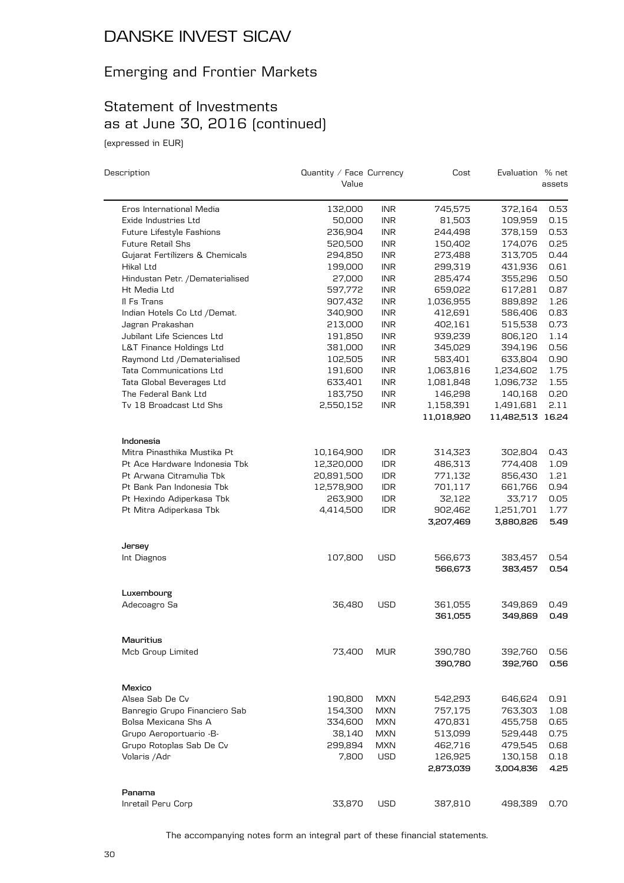# DANSKE INVEST SICAV

## Emerging and Frontier Markets

## Statement of Investments as at June 30, 2016 (continued)

(expressed in EUR)

| Description | Quantity / Face Value | Currency | Cost | Evaluation | % net assets |
|---|---|---|---|---|---|
| Eros International Media | 132,000 | INR | 745,575 | 372,164 | 0.53 |
| Exide Industries Ltd | 50,000 | INR | 81,503 | 109,959 | 0.15 |
| Future Lifestyle Fashions | 236,904 | INR | 244,498 | 378,159 | 0.53 |
| Future Retail Shs | 520,500 | INR | 150,402 | 174,076 | 0.25 |
| Gujarat Fertilizers & Chemicals | 294,850 | INR | 273,488 | 313,705 | 0.44 |
| Hikal Ltd | 199,000 | INR | 299,319 | 431,936 | 0.61 |
| Hindustan Petr. /Dematerialised | 27,000 | INR | 285,474 | 355,296 | 0.50 |
| Ht Media Ltd | 597,772 | INR | 659,022 | 617,281 | 0.87 |
| Il Fs Trans | 907,432 | INR | 1,036,955 | 889,892 | 1.26 |
| Indian Hotels Co Ltd /Demat. | 340,900 | INR | 412,691 | 586,406 | 0.83 |
| Jagran Prakashan | 213,000 | INR | 402,161 | 515,538 | 0.73 |
| Jubilant Life Sciences Ltd | 191,850 | INR | 939,239 | 806,120 | 1.14 |
| L&T Finance Holdings Ltd | 381,000 | INR | 345,029 | 394,196 | 0.56 |
| Raymond Ltd /Dematerialised | 102,505 | INR | 583,401 | 633,804 | 0.90 |
| Tata Communications Ltd | 191,600 | INR | 1,063,816 | 1,234,602 | 1.75 |
| Tata Global Beverages Ltd | 633,401 | INR | 1,081,848 | 1,096,732 | 1.55 |
| The Federal Bank Ltd | 183,750 | INR | 146,298 | 140,168 | 0.20 |
| Tv 18 Broadcast Ltd Shs | 2,550,152 | INR | 1,158,391 | 1,491,681 | 2.11 |
| | | | **11,018,920** | **11,482,513** | **16.24** |
| **Indonesia** | | | | | |
| Mitra Pinasthika Mustika Pt | 10,164,900 | IDR | 314,323 | 302,804 | 0.43 |
| Pt Ace Hardware Indonesia Tbk | 12,320,000 | IDR | 486,313 | 774,408 | 1.09 |
| Pt Arwana Citramulia Tbk | 20,891,500 | IDR | 771,132 | 856,430 | 1.21 |
| Pt Bank Pan Indonesia Tbk | 12,578,900 | IDR | 701,117 | 661,766 | 0.94 |
| Pt Hexindo Adiperkasa Tbk | 263,900 | IDR | 32,122 | 33,717 | 0.05 |
| Pt Mitra Adiperkasa Tbk | 4,414,500 | IDR | 902,462 | 1,251,701 | 1.77 |
| | | | **3,207,469** | **3,880,826** | **5.49** |
| **Jersey** | | | | | |
| Int Diagnos | 107,800 | USD | 566,673 | 383,457 | 0.54 |
| | | | **566,673** | **383,457** | **0.54** |
| **Luxembourg** | | | | | |
| Adecoagro Sa | 36,480 | USD | 361,055 | 349,869 | 0.49 |
| | | | **361,055** | **349,869** | **0.49** |
| **Mauritius** | | | | | |
| Mcb Group Limited | 73,400 | MUR | 390,780 | 392,760 | 0.56 |
| | | | **390,780** | **392,760** | **0.56** |
| **Mexico** | | | | | |
| Alsea Sab De Cv | 190,800 | MXN | 542,293 | 646,624 | 0.91 |
| Banregio Grupo Financiero Sab | 154,300 | MXN | 757,175 | 763,303 | 1.08 |
| Bolsa Mexicana Shs A | 334,600 | MXN | 470,831 | 455,758 | 0.65 |
| Grupo Aeroportuario -B- | 38,140 | MXN | 513,099 | 529,448 | 0.75 |
| Grupo Rotoplas Sab De Cv | 299,894 | MXN | 462,716 | 479,545 | 0.68 |
| Volaris /Adr | 7,800 | USD | 126,925 | 130,158 | 0.18 |
| | | | **2,873,039** | **3,004,836** | **4.25** |
| **Panama** | | | | | |
| Inretail Peru Corp | 33,870 | USD | 387,810 | 498,389 | 0.70 |

The accompanying notes form an integral part of these financial statements.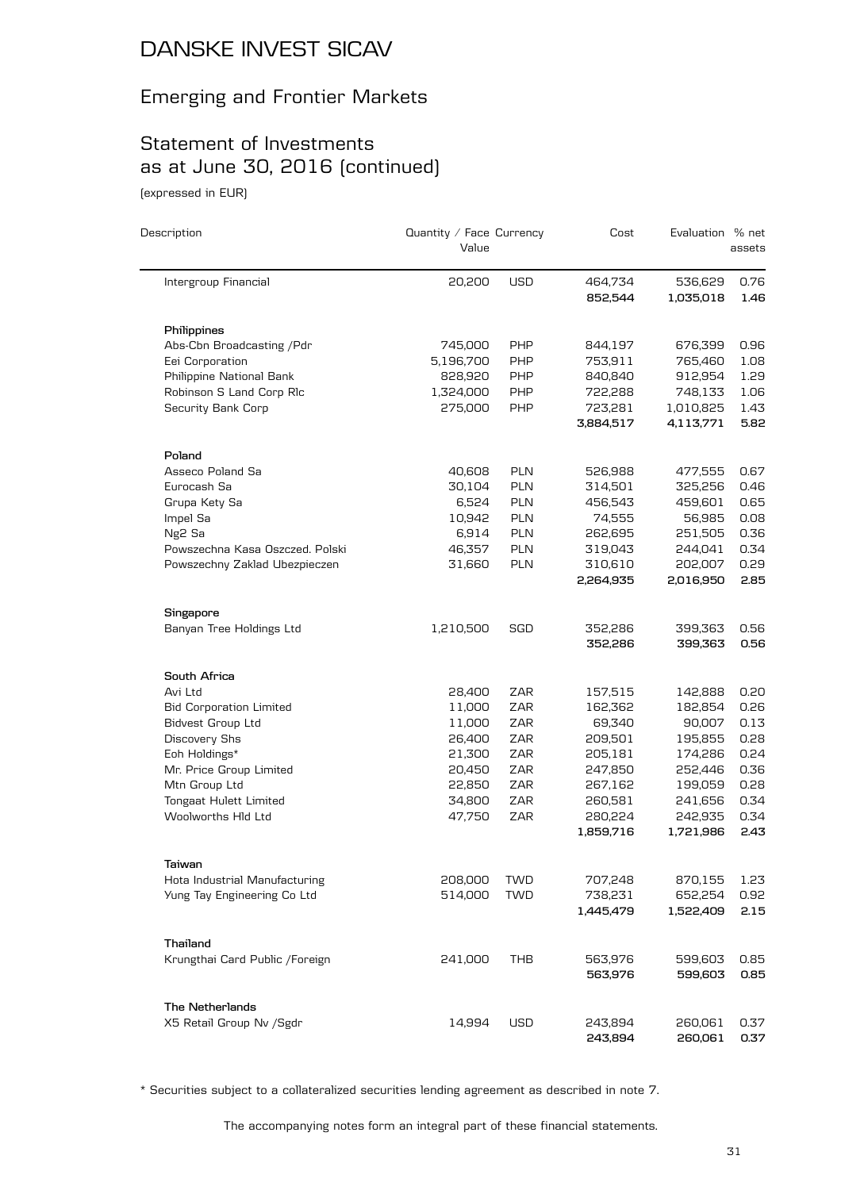# DANSKE INVEST SICAV

## Emerging and Frontier Markets

## Statement of Investments as at June 30, 2016 (continued)

(expressed in EUR)

| Description | Quantity / Face Value | Currency | Cost | Evaluation | % net assets |
|---|---|---|---|---|---|
| Intergroup Financial | 20,200 | USD | 464,734 | 536,629 | 0.76 |
| | | | **852,544** | **1,035,018** | **1.46** |
| **Philippines** | | | | | |
| Abs-Cbn Broadcasting /Pdr | 745,000 | PHP | 844,197 | 676,399 | 0.96 |
| Eei Corporation | 5,196,700 | PHP | 753,911 | 765,460 | 1.08 |
| Philippine National Bank | 828,920 | PHP | 840,840 | 912,954 | 1.29 |
| Robinson S Land Corp Rlc | 1,324,000 | PHP | 722,288 | 748,133 | 1.06 |
| Security Bank Corp | 275,000 | PHP | 723,281 | 1,010,825 | 1.43 |
| | | | **3,884,517** | **4,113,771** | **5.82** |
| **Poland** | | | | | |
| Asseco Poland Sa | 40,608 | PLN | 526,988 | 477,555 | 0.67 |
| Eurocash Sa | 30,104 | PLN | 314,501 | 325,256 | 0.46 |
| Grupa Kety Sa | 6,524 | PLN | 456,543 | 459,601 | 0.65 |
| Impel Sa | 10,942 | PLN | 74,555 | 56,985 | 0.08 |
| Ng2 Sa | 6,914 | PLN | 262,695 | 251,505 | 0.36 |
| Powszechna Kasa Oszczed. Polski | 46,357 | PLN | 319,043 | 244,041 | 0.34 |
| Powszechny Zaklad Ubezpieczen | 31,660 | PLN | 310,610 | 202,007 | 0.29 |
| | | | **2,264,935** | **2,016,950** | **2.85** |
| **Singapore** | | | | | |
| Banyan Tree Holdings Ltd | 1,210,500 | SGD | 352,286 | 399,363 | 0.56 |
| | | | **352,286** | **399,363** | **0.56** |
| **South Africa** | | | | | |
| Avi Ltd | 28,400 | ZAR | 157,515 | 142,888 | 0.20 |
| Bid Corporation Limited | 11,000 | ZAR | 162,362 | 182,854 | 0.26 |
| Bidvest Group Ltd | 11,000 | ZAR | 69,340 | 90,007 | 0.13 |
| Discovery Shs | 26,400 | ZAR | 209,501 | 195,855 | 0.28 |
| Eoh Holdings* | 21,300 | ZAR | 205,181 | 174,286 | 0.24 |
| Mr. Price Group Limited | 20,450 | ZAR | 247,850 | 252,446 | 0.36 |
| Mtn Group Ltd | 22,850 | ZAR | 267,162 | 199,059 | 0.28 |
| Tongaat Hulett Limited | 34,800 | ZAR | 260,581 | 241,656 | 0.34 |
| Woolworths Hld Ltd | 47,750 | ZAR | 280,224 | 242,935 | 0.34 |
| | | | **1,859,716** | **1,721,986** | **2.43** |
| **Taiwan** | | | | | |
| Hota Industrial Manufacturing | 208,000 | TWD | 707,248 | 870,155 | 1.23 |
| Yung Tay Engineering Co Ltd | 514,000 | TWD | 738,231 | 652,254 | 0.92 |
| | | | **1,445,479** | **1,522,409** | **2.15** |
| **Thailand** | | | | | |
| Krungthai Card Public /Foreign | 241,000 | THB | 563,976 | 599,603 | 0.85 |
| | | | **563,976** | **599,603** | **0.85** |
| **The Netherlands** | | | | | |
| X5 Retail Group Nv /Sgdr | 14,994 | USD | 243,894 | 260,061 | 0.37 |
| | | | **243,894** | **260,061** | **0.37** |

\* Securities subject to a collateralized securities lending agreement as described in note 7.

The accompanying notes form an integral part of these financial statements.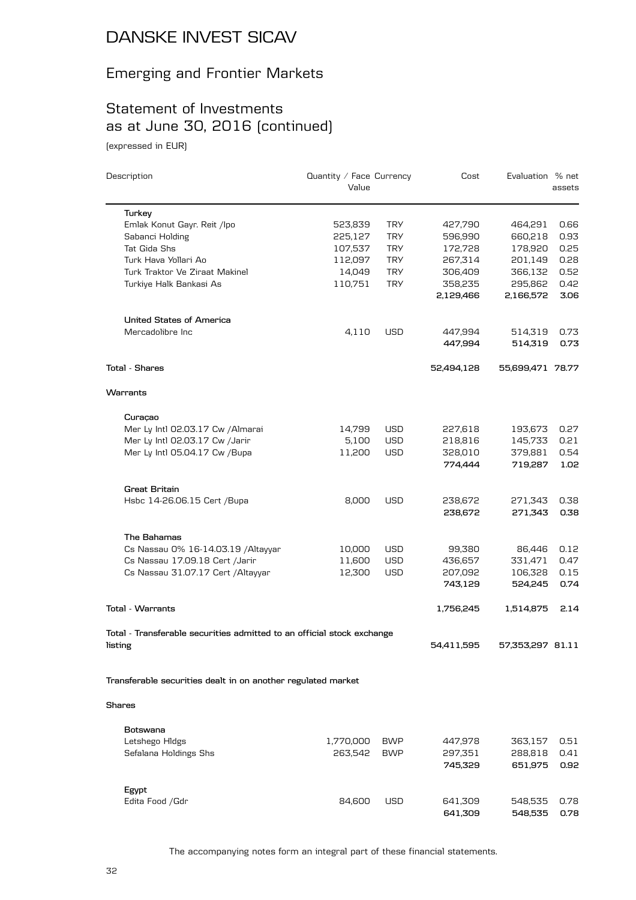# DANSKE INVEST SICAV

## Emerging and Frontier Markets

## Statement of Investments as at June 30, 2016 (continued)

(expressed in EUR)

| Description | Quantity / Face Value | Currency | Cost | Evaluation | % net assets |
|---|---|---|---|---|---|
| **Turkey** | | | | | |
| Emlak Konut Gayr. Reit /Ipo | 523,839 | TRY | 427,790 | 464,291 | 0.66 |
| Sabanci Holding | 225,127 | TRY | 596,990 | 660,218 | 0.93 |
| Tat Gida Shs | 107,537 | TRY | 172,728 | 178,920 | 0.25 |
| Turk Hava Yollari Ao | 112,097 | TRY | 267,314 | 201,149 | 0.28 |
| Turk Traktor Ve Ziraat Makinel | 14,049 | TRY | 306,409 | 366,132 | 0.52 |
| Turkiye Halk Bankasi As | 110,751 | TRY | 358,235 | 295,862 | 0.42 |
| | | | **2,129,466** | **2,166,572** | **3.06** |
| **United States of America** | | | | | |
| Mercadolibre Inc | 4,110 | USD | 447,994 | 514,319 | 0.73 |
| | | | **447,994** | **514,319** | **0.73** |
| **Total - Shares** | | | **52,494,128** | **55,699,471** | **78.77** |
| **Warrants** | | | | | |
| **Curaçao** | | | | | |
| Mer Ly Intl 02.03.17 Cw /Almarai | 14,799 | USD | 227,618 | 193,673 | 0.27 |
| Mer Ly Intl 02.03.17 Cw /Jarir | 5,100 | USD | 218,816 | 145,733 | 0.21 |
| Mer Ly Intl 05.04.17 Cw /Bupa | 11,200 | USD | 328,010 | 379,881 | 0.54 |
| | | | **774,444** | **719,287** | **1.02** |
| **Great Britain** | | | | | |
| Hsbc 14-26.06.15 Cert /Bupa | 8,000 | USD | 238,672 | 271,343 | 0.38 |
| | | | **238,672** | **271,343** | **0.38** |
| **The Bahamas** | | | | | |
| Cs Nassau 0% 16-14.03.19 /Altayyar | 10,000 | USD | 99,380 | 86,446 | 0.12 |
| Cs Nassau 17.09.18 Cert /Jarir | 11,600 | USD | 436,657 | 331,471 | 0.47 |
| Cs Nassau 31.07.17 Cert /Altayyar | 12,300 | USD | 207,092 | 106,328 | 0.15 |
| | | | **743,129** | **524,245** | **0.74** |
| **Total - Warrants** | | | **1,756,245** | **1,514,875** | **2.14** |
| **Total - Transferable securities admitted to an official stock exchange listing** | | | **54,411,595** | **57,353,297** | **81.11** |
| **Transferable securities dealt in on another regulated market** | | | | | |
| **Shares** | | | | | |
| **Botswana** | | | | | |
| Letshego Hldgs | 1,770,000 | BWP | 447,978 | 363,157 | 0.51 |
| Sefalana Holdings Shs | 263,542 | BWP | 297,351 | 288,818 | 0.41 |
| | | | **745,329** | **651,975** | **0.92** |
| **Egypt** | | | | | |
| Edita Food /Gdr | 84,600 | USD | 641,309 | 548,535 | 0.78 |
| | | | **641,309** | **548,535** | **0.78** |

The accompanying notes form an integral part of these financial statements.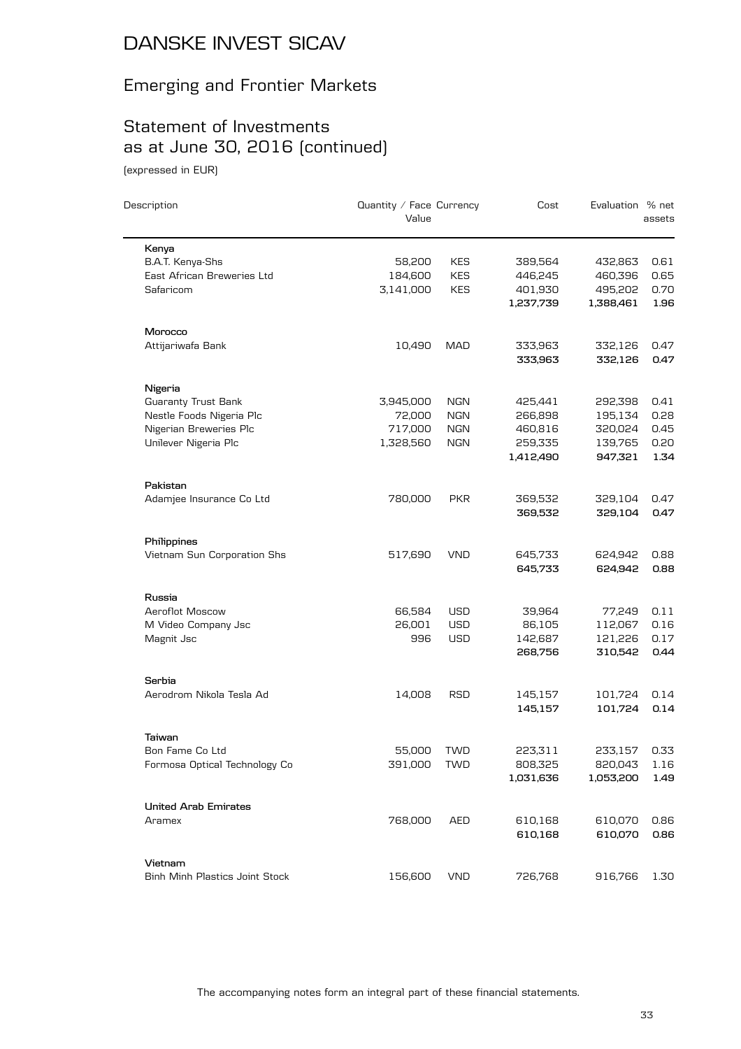# DANSKE INVEST SICAV

## Emerging and Frontier Markets

## Statement of Investments as at June 30, 2016 (continued)

(expressed in EUR)

| Description | Quantity / Face Value | Currency | Cost | Evaluation | % net assets |
|---|---|---|---|---|---|
| **Kenya** | | | | | |
| B.A.T. Kenya-Shs | 58,200 | KES | 389,564 | 432,863 | 0.61 |
| East African Breweries Ltd | 184,600 | KES | 446,245 | 460,396 | 0.65 |
| Safaricom | 3,141,000 | KES | 401,930 | 495,202 | 0.70 |
| | | | **1,237,739** | **1,388,461** | **1.96** |
| **Morocco** | | | | | |
| Attijariwafa Bank | 10,490 | MAD | 333,963 | 332,126 | 0.47 |
| | | | **333,963** | **332,126** | **0.47** |
| **Nigeria** | | | | | |
| Guaranty Trust Bank | 3,945,000 | NGN | 425,441 | 292,398 | 0.41 |
| Nestle Foods Nigeria Plc | 72,000 | NGN | 266,898 | 195,134 | 0.28 |
| Nigerian Breweries Plc | 717,000 | NGN | 460,816 | 320,024 | 0.45 |
| Unilever Nigeria Plc | 1,328,560 | NGN | 259,335 | 139,765 | 0.20 |
| | | | **1,412,490** | **947,321** | **1.34** |
| **Pakistan** | | | | | |
| Adamjee Insurance Co Ltd | 780,000 | PKR | 369,532 | 329,104 | 0.47 |
| | | | **369,532** | **329,104** | **0.47** |
| **Philippines** | | | | | |
| Vietnam Sun Corporation Shs | 517,690 | VND | 645,733 | 624,942 | 0.88 |
| | | | **645,733** | **624,942** | **0.88** |
| **Russia** | | | | | |
| Aeroflot Moscow | 66,584 | USD | 39,964 | 77,249 | 0.11 |
| M Video Company Jsc | 26,001 | USD | 86,105 | 112,067 | 0.16 |
| Magnit Jsc | 996 | USD | 142,687 | 121,226 | 0.17 |
| | | | **268,756** | **310,542** | **0.44** |
| **Serbia** | | | | | |
| Aerodrom Nikola Tesla Ad | 14,008 | RSD | 145,157 | 101,724 | 0.14 |
| | | | **145,157** | **101,724** | **0.14** |
| **Taiwan** | | | | | |
| Bon Fame Co Ltd | 55,000 | TWD | 223,311 | 233,157 | 0.33 |
| Formosa Optical Technology Co | 391,000 | TWD | 808,325 | 820,043 | 1.16 |
| | | | **1,031,636** | **1,053,200** | **1.49** |
| **United Arab Emirates** | | | | | |
| Aramex | 768,000 | AED | 610,168 | 610,070 | 0.86 |
| | | | **610,168** | **610,070** | **0.86** |
| **Vietnam** | | | | | |
| Binh Minh Plastics Joint Stock | 156,600 | VND | 726,768 | 916,766 | 1.30 |

The accompanying notes form an integral part of these financial statements.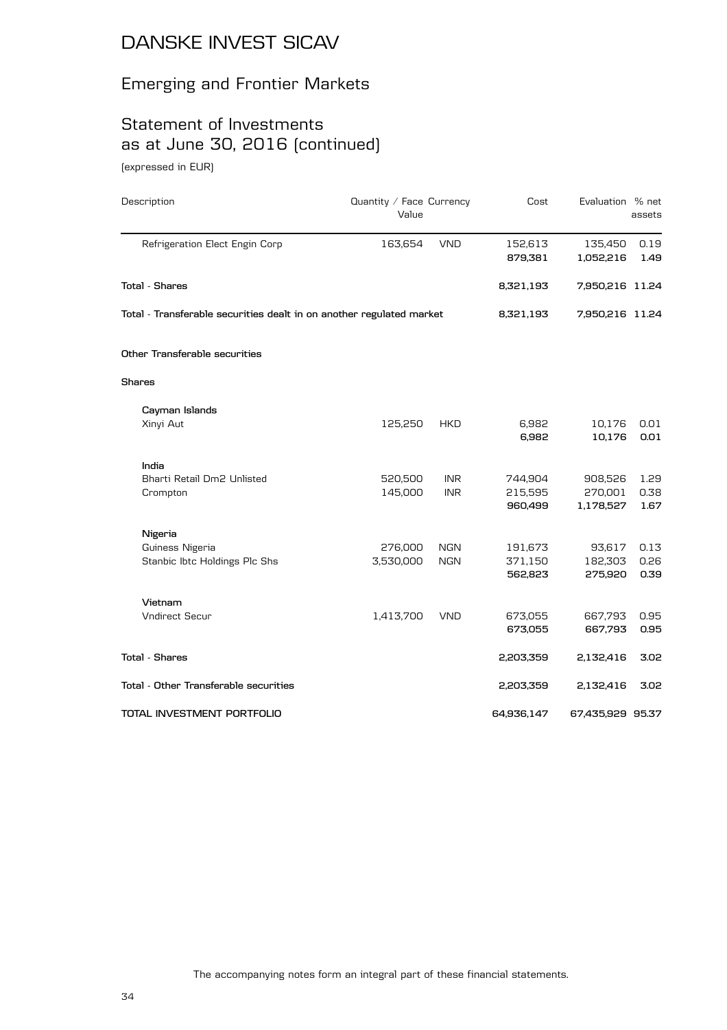# DANSKE INVEST SICAV

## Emerging and Frontier Markets

## Statement of Investments as at June 30, 2016 (continued)

(expressed in EUR)

| Description | Quantity / Face Value | Currency | Cost | Evaluation | % net assets |
|---|---|---|---|---|---|
| Refrigeration Elect Engin Corp | 163,654 | VND | 152,613 | 135,450 | 0.19 |
| | | | **879,381** | **1,052,216** | **1.49** |
| **Total - Shares** | | | **8,321,193** | **7,950,216** | **11.24** |
| **Total - Transferable securities dealt in on another regulated market** | | | **8,321,193** | **7,950,216** | **11.24** |
| **Other Transferable securities** | | | | | |
| **Shares** | | | | | |
| **Cayman Islands** | | | | | |
| Xinyi Aut | 125,250 | HKD | 6,982 | 10,176 | 0.01 |
| | | | **6,982** | **10,176** | **0.01** |
| **India** | | | | | |
| Bharti Retail Dm2 Unlisted | 520,500 | INR | 744,904 | 908,526 | 1.29 |
| Crompton | 145,000 | INR | 215,595 | 270,001 | 0.38 |
| | | | **960,499** | **1,178,527** | **1.67** |
| **Nigeria** | | | | | |
| Guiness Nigeria | 276,000 | NGN | 191,673 | 93,617 | 0.13 |
| Stanbic Ibtc Holdings Plc Shs | 3,530,000 | NGN | 371,150 | 182,303 | 0.26 |
| | | | **562,823** | **275,920** | **0.39** |
| **Vietnam** | | | | | |
| Vndirect Secur | 1,413,700 | VND | 673,055 | 667,793 | 0.95 |
| | | | **673,055** | **667,793** | **0.95** |
| **Total - Shares** | | | **2,203,359** | **2,132,416** | **3.02** |
| **Total - Other Transferable securities** | | | **2,203,359** | **2,132,416** | **3.02** |
| **TOTAL INVESTMENT PORTFOLIO** | | | **64,936,147** | **67,435,929** | **95.37** |

The accompanying notes form an integral part of these financial statements.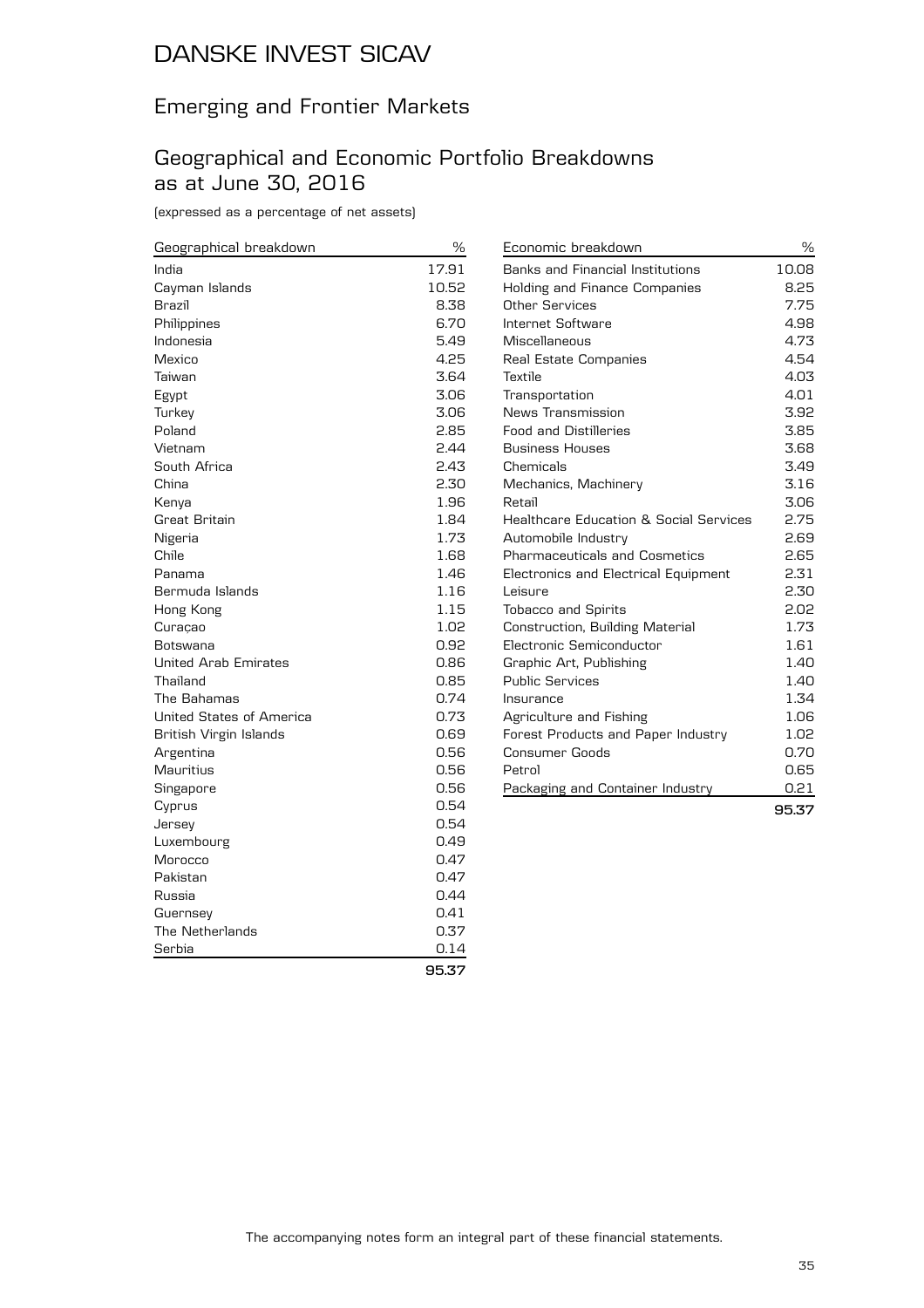# DANSKE INVEST SICAV

## Emerging and Frontier Markets

## Geographical and Economic Portfolio Breakdowns as at June 30, 2016

(expressed as a percentage of net assets)

| Geographical breakdown | % |
|---|---|
| India | 17.91 |
| Cayman Islands | 10.52 |
| Brazil | 8.38 |
| Philippines | 6.70 |
| Indonesia | 5.49 |
| Mexico | 4.25 |
| Taiwan | 3.64 |
| Egypt | 3.06 |
| Turkey | 3.06 |
| Poland | 2.85 |
| Vietnam | 2.44 |
| South Africa | 2.43 |
| China | 2.30 |
| Kenya | 1.96 |
| Great Britain | 1.84 |
| Nigeria | 1.73 |
| Chile | 1.68 |
| Panama | 1.46 |
| Bermuda Islands | 1.16 |
| Hong Kong | 1.15 |
| Curaçao | 1.02 |
| Botswana | 0.92 |
| United Arab Emirates | 0.86 |
| Thailand | 0.85 |
| The Bahamas | 0.74 |
| United States of America | 0.73 |
| British Virgin Islands | 0.69 |
| Argentina | 0.56 |
| Mauritius | 0.56 |
| Singapore | 0.56 |
| Cyprus | 0.54 |
| Jersey | 0.54 |
| Luxembourg | 0.49 |
| Morocco | 0.47 |
| Pakistan | 0.47 |
| Russia | 0.44 |
| Guernsey | 0.41 |
| The Netherlands | 0.37 |
| Serbia | 0.14 |
| | **95.37** |

| Economic breakdown | % |
|---|---|
| Banks and Financial Institutions | 10.08 |
| Holding and Finance Companies | 8.25 |
| Other Services | 7.75 |
| Internet Software | 4.98 |
| Miscellaneous | 4.73 |
| Real Estate Companies | 4.54 |
| Textile | 4.03 |
| Transportation | 4.01 |
| News Transmission | 3.92 |
| Food and Distilleries | 3.85 |
| Business Houses | 3.68 |
| Chemicals | 3.49 |
| Mechanics, Machinery | 3.16 |
| Retail | 3.06 |
| Healthcare Education & Social Services | 2.75 |
| Automobile Industry | 2.69 |
| Pharmaceuticals and Cosmetics | 2.65 |
| Electronics and Electrical Equipment | 2.31 |
| Leisure | 2.30 |
| Tobacco and Spirits | 2.02 |
| Construction, Building Material | 1.73 |
| Electronic Semiconductor | 1.61 |
| Graphic Art, Publishing | 1.40 |
| Public Services | 1.40 |
| Insurance | 1.34 |
| Agriculture and Fishing | 1.06 |
| Forest Products and Paper Industry | 1.02 |
| Consumer Goods | 0.70 |
| Petrol | 0.65 |
| Packaging and Container Industry | 0.21 |
| | **95.37** |

The accompanying notes form an integral part of these financial statements.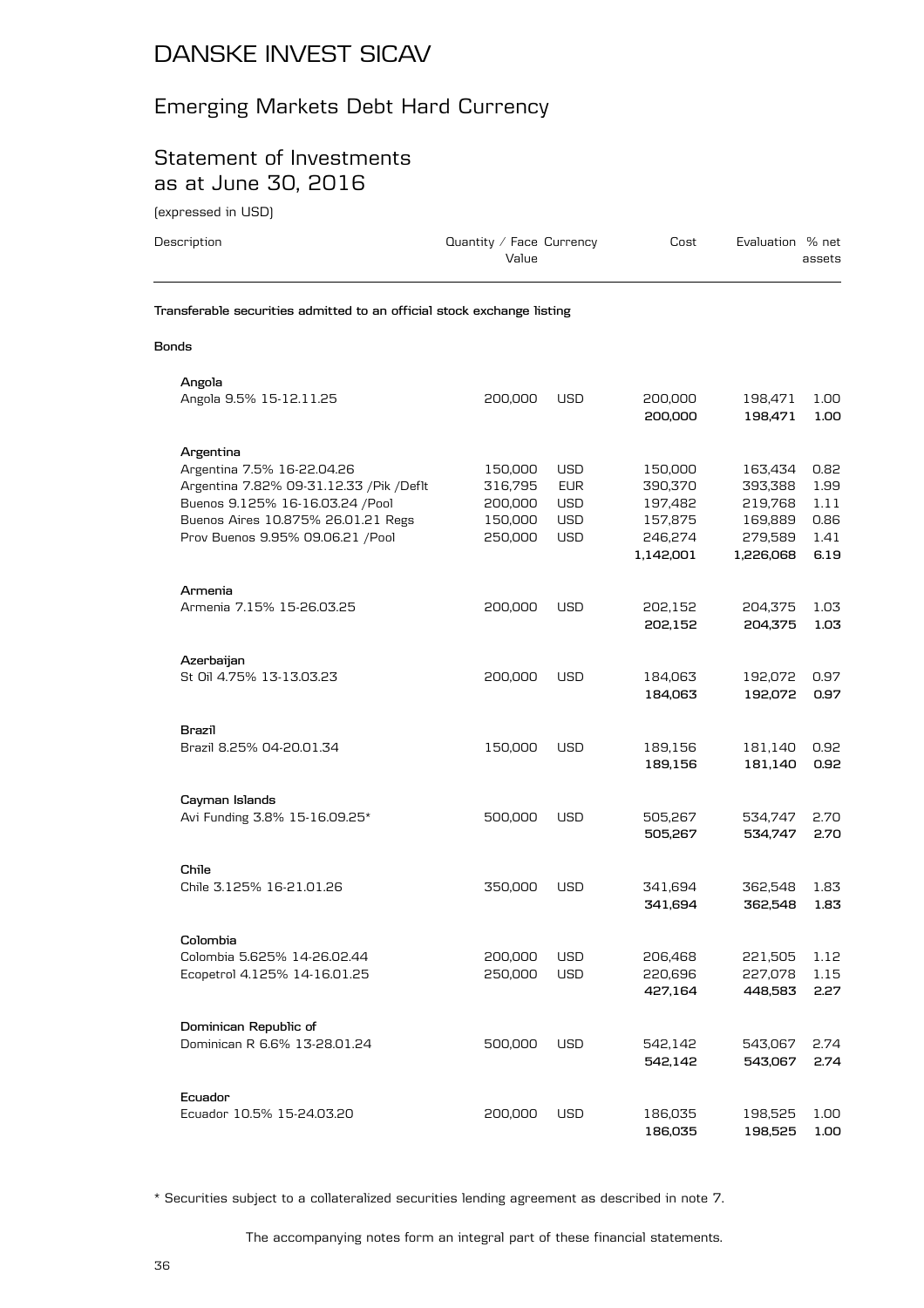# DANSKE INVEST SICAV

## Emerging Markets Debt Hard Currency

## Statement of Investments as at June 30, 2016

(expressed in USD)

| Description | Quantity / Face Value | Currency | Cost | Evaluation | % net assets |
|---|---|---|---|---|---|
| **Transferable securities admitted to an official stock exchange listing** | | | | | |
| **Bonds** | | | | | |
| **Angola** | | | | | |
| Angola 9.5% 15-12.11.25 | 200,000 | USD | 200,000 | 198,471 | 1.00 |
| | | | **200,000** | **198,471** | **1.00** |
| **Argentina** | | | | | |
| Argentina 7.5% 16-22.04.26 | 150,000 | USD | 150,000 | 163,434 | 0.82 |
| Argentina 7.82% 09-31.12.33 /Pik /Deflt | 316,795 | EUR | 390,370 | 393,388 | 1.99 |
| Buenos 9.125% 16-16.03.24 /Pool | 200,000 | USD | 197,482 | 219,768 | 1.11 |
| Buenos Aires 10.875% 26.01.21 Regs | 150,000 | USD | 157,875 | 169,889 | 0.86 |
| Prov Buenos 9.95% 09.06.21 /Pool | 250,000 | USD | 246,274 | 279,589 | 1.41 |
| | | | **1,142,001** | **1,226,068** | **6.19** |
| **Armenia** | | | | | |
| Armenia 7.15% 15-26.03.25 | 200,000 | USD | 202,152 | 204,375 | 1.03 |
| | | | **202,152** | **204,375** | **1.03** |
| **Azerbaijan** | | | | | |
| St Oil 4.75% 13-13.03.23 | 200,000 | USD | 184,063 | 192,072 | 0.97 |
| | | | **184,063** | **192,072** | **0.97** |
| **Brazil** | | | | | |
| Brazil 8.25% 04-20.01.34 | 150,000 | USD | 189,156 | 181,140 | 0.92 |
| | | | **189,156** | **181,140** | **0.92** |
| **Cayman Islands** | | | | | |
| Avi Funding 3.8% 15-16.09.25* | 500,000 | USD | 505,267 | 534,747 | 2.70 |
| | | | **505,267** | **534,747** | **2.70** |
| **Chile** | | | | | |
| Chile 3.125% 16-21.01.26 | 350,000 | USD | 341,694 | 362,548 | 1.83 |
| | | | **341,694** | **362,548** | **1.83** |
| **Colombia** | | | | | |
| Colombia 5.625% 14-26.02.44 | 200,000 | USD | 206,468 | 221,505 | 1.12 |
| Ecopetrol 4.125% 14-16.01.25 | 250,000 | USD | 220,696 | 227,078 | 1.15 |
| | | | **427,164** | **448,583** | **2.27** |
| **Dominican Republic of** | | | | | |
| Dominican R 6.6% 13-28.01.24 | 500,000 | USD | 542,142 | 543,067 | 2.74 |
| | | | **542,142** | **543,067** | **2.74** |
| **Ecuador** | | | | | |
| Ecuador 10.5% 15-24.03.20 | 200,000 | USD | 186,035 | 198,525 | 1.00 |
| | | | **186,035** | **198,525** | **1.00** |

* Securities subject to a collateralized securities lending agreement as described in note 7.

The accompanying notes form an integral part of these financial statements.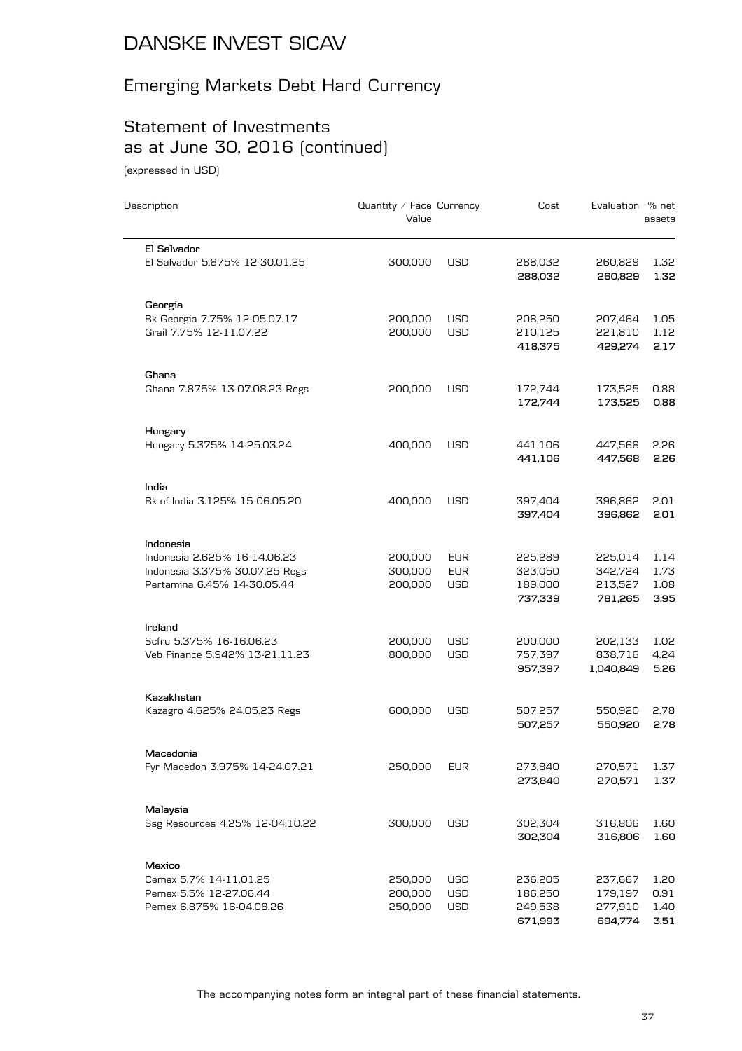# DANSKE INVEST SICAV

## Emerging Markets Debt Hard Currency

## Statement of Investments as at June 30, 2016 (continued)

(expressed in USD)

| Description | Quantity / Face Value | Currency | Cost | Evaluation | % net assets |
|---|---|---|---|---|---|
| **El Salvador** | | | | | |
| El Salvador 5.875% 12-30.01.25 | 300,000 | USD | 288,032 | 260,829 | 1.32 |
| | | | **288,032** | **260,829** | **1.32** |
| **Georgia** | | | | | |
| Bk Georgia 7.75% 12-05.07.17 | 200,000 | USD | 208,250 | 207,464 | 1.05 |
| Grail 7.75% 12-11.07.22 | 200,000 | USD | 210,125 | 221,810 | 1.12 |
| | | | **418,375** | **429,274** | **2.17** |
| **Ghana** | | | | | |
| Ghana 7.875% 13-07.08.23 Regs | 200,000 | USD | 172,744 | 173,525 | 0.88 |
| | | | **172,744** | **173,525** | **0.88** |
| **Hungary** | | | | | |
| Hungary 5.375% 14-25.03.24 | 400,000 | USD | 441,106 | 447,568 | 2.26 |
| | | | **441,106** | **447,568** | **2.26** |
| **India** | | | | | |
| Bk of India 3.125% 15-06.05.20 | 400,000 | USD | 397,404 | 396,862 | 2.01 |
| | | | **397,404** | **396,862** | **2.01** |
| **Indonesia** | | | | | |
| Indonesia 2.625% 16-14.06.23 | 200,000 | EUR | 225,289 | 225,014 | 1.14 |
| Indonesia 3.375% 30.07.25 Regs | 300,000 | EUR | 323,050 | 342,724 | 1.73 |
| Pertamina 6.45% 14-30.05.44 | 200,000 | USD | 189,000 | 213,527 | 1.08 |
| | | | **737,339** | **781,265** | **3.95** |
| **Ireland** | | | | | |
| Scfru 5.375% 16-16.06.23 | 200,000 | USD | 200,000 | 202,133 | 1.02 |
| Veb Finance 5.942% 13-21.11.23 | 800,000 | USD | 757,397 | 838,716 | 4.24 |
| | | | **957,397** | **1,040,849** | **5.26** |
| **Kazakhstan** | | | | | |
| Kazagro 4.625% 24.05.23 Regs | 600,000 | USD | 507,257 | 550,920 | 2.78 |
| | | | **507,257** | **550,920** | **2.78** |
| **Macedonia** | | | | | |
| Fyr Macedon 3.975% 14-24.07.21 | 250,000 | EUR | 273,840 | 270,571 | 1.37 |
| | | | **273,840** | **270,571** | **1.37** |
| **Malaysia** | | | | | |
| Ssg Resources 4.25% 12-04.10.22 | 300,000 | USD | 302,304 | 316,806 | 1.60 |
| | | | **302,304** | **316,806** | **1.60** |
| **Mexico** | | | | | |
| Cemex 5.7% 14-11.01.25 | 250,000 | USD | 236,205 | 237,667 | 1.20 |
| Pemex 5.5% 12-27.06.44 | 200,000 | USD | 186,250 | 179,197 | 0.91 |
| Pemex 6.875% 16-04.08.26 | 250,000 | USD | 249,538 | 277,910 | 1.40 |
| | | | **671,993** | **694,774** | **3.51** |

The accompanying notes form an integral part of these financial statements.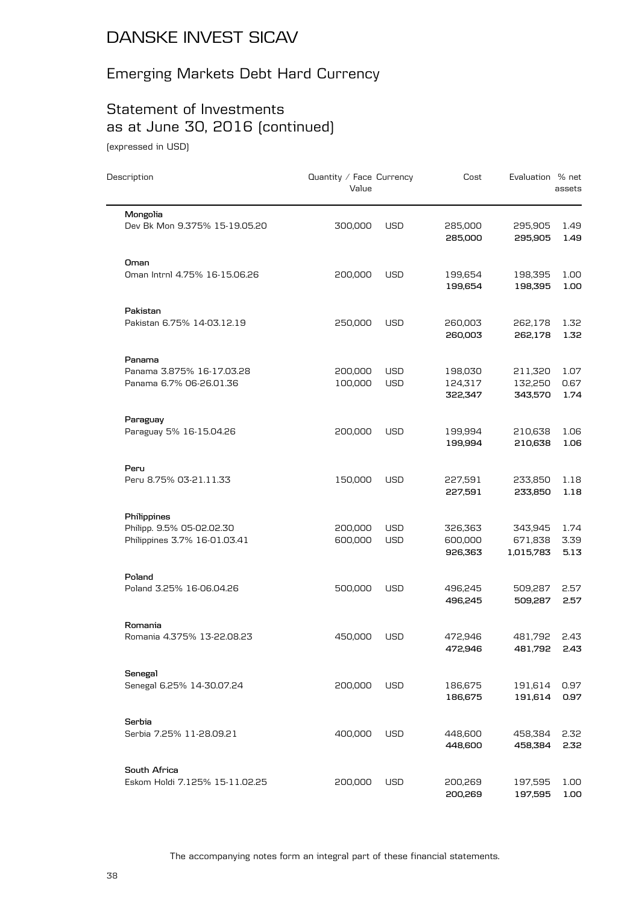# DANSKE INVEST SICAV

## Emerging Markets Debt Hard Currency

## Statement of Investments as at June 30, 2016 (continued)

(expressed in USD)

| Description | Quantity / Face Value | Currency | Cost | Evaluation | % net assets |
|---|---|---|---|---|---|
| **Mongolia** | | | | | |
| Dev Bk Mon 9.375% 15-19.05.20 | 300,000 | USD | 285,000 | 295,905 | 1.49 |
| | | | **285,000** | **295,905** | **1.49** |
| **Oman** | | | | | |
| Oman Intrnl 4.75% 16-15.06.26 | 200,000 | USD | 199,654 | 198,395 | 1.00 |
| | | | **199,654** | **198,395** | **1.00** |
| **Pakistan** | | | | | |
| Pakistan 6.75% 14-03.12.19 | 250,000 | USD | 260,003 | 262,178 | 1.32 |
| | | | **260,003** | **262,178** | **1.32** |
| **Panama** | | | | | |
| Panama 3.875% 16-17.03.28 | 200,000 | USD | 198,030 | 211,320 | 1.07 |
| Panama 6.7% 06-26.01.36 | 100,000 | USD | 124,317 | 132,250 | 0.67 |
| | | | **322,347** | **343,570** | **1.74** |
| **Paraguay** | | | | | |
| Paraguay 5% 16-15.04.26 | 200,000 | USD | 199,994 | 210,638 | 1.06 |
| | | | **199,994** | **210,638** | **1.06** |
| **Peru** | | | | | |
| Peru 8.75% 03-21.11.33 | 150,000 | USD | 227,591 | 233,850 | 1.18 |
| | | | **227,591** | **233,850** | **1.18** |
| **Philippines** | | | | | |
| Philipp. 9.5% 05-02.02.30 | 200,000 | USD | 326,363 | 343,945 | 1.74 |
| Philippines 3.7% 16-01.03.41 | 600,000 | USD | 600,000 | 671,838 | 3.39 |
| | | | **926,363** | **1,015,783** | **5.13** |
| **Poland** | | | | | |
| Poland 3.25% 16-06.04.26 | 500,000 | USD | 496,245 | 509,287 | 2.57 |
| | | | **496,245** | **509,287** | **2.57** |
| **Romania** | | | | | |
| Romania 4.375% 13-22.08.23 | 450,000 | USD | 472,946 | 481,792 | 2.43 |
| | | | **472,946** | **481,792** | **2.43** |
| **Senegal** | | | | | |
| Senegal 6.25% 14-30.07.24 | 200,000 | USD | 186,675 | 191,614 | 0.97 |
| | | | **186,675** | **191,614** | **0.97** |
| **Serbia** | | | | | |
| Serbia 7.25% 11-28.09.21 | 400,000 | USD | 448,600 | 458,384 | 2.32 |
| | | | **448,600** | **458,384** | **2.32** |
| **South Africa** | | | | | |
| Eskom Holdi 7.125% 15-11.02.25 | 200,000 | USD | 200,269 | 197,595 | 1.00 |
| | | | **200,269** | **197,595** | **1.00** |

The accompanying notes form an integral part of these financial statements.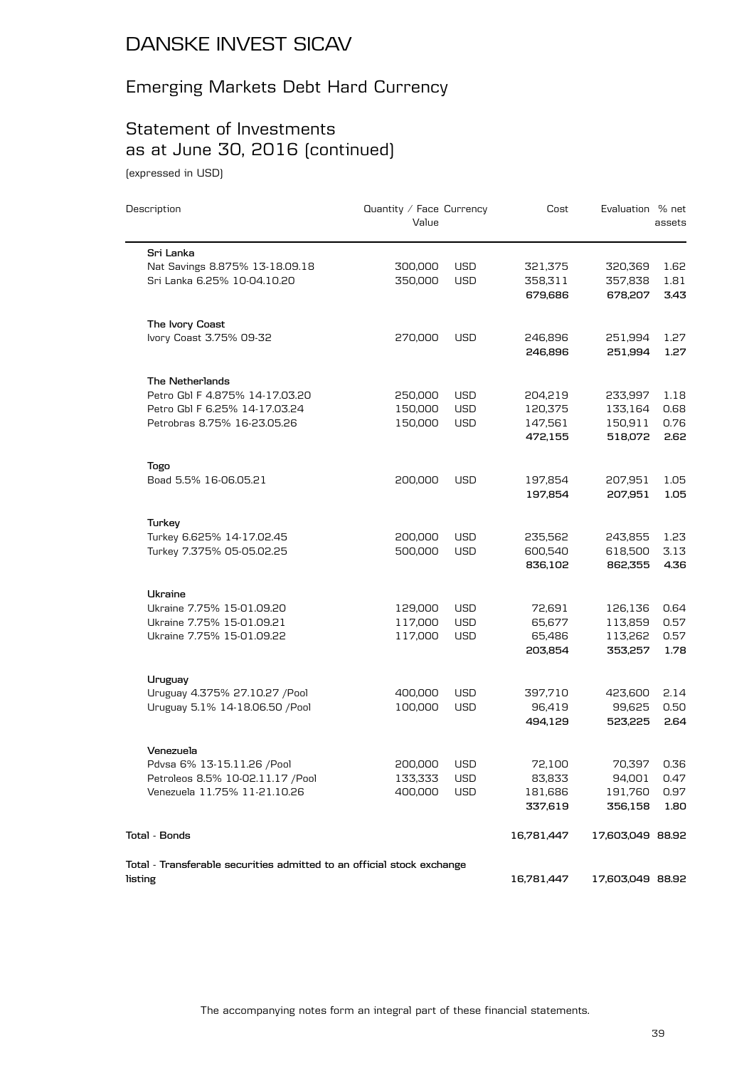# DANSKE INVEST SICAV

## Emerging Markets Debt Hard Currency

## Statement of Investments as at June 30, 2016 (continued)

(expressed in USD)

| Description | Quantity / Face Value | Currency | Cost | Evaluation | % net assets |
|---|---|---|---|---|---|
| **Sri Lanka** | | | | | |
| Nat Savings 8.875% 13-18.09.18 | 300,000 | USD | 321,375 | 320,369 | 1.62 |
| Sri Lanka 6.25% 10-04.10.20 | 350,000 | USD | 358,311 | 357,838 | 1.81 |
| | | | **679,686** | **678,207** | **3.43** |
| **The Ivory Coast** | | | | | |
| Ivory Coast 3.75% 09-32 | 270,000 | USD | 246,896 | 251,994 | 1.27 |
| | | | **246,896** | **251,994** | **1.27** |
| **The Netherlands** | | | | | |
| Petro Gbl F 4.875% 14-17.03.20 | 250,000 | USD | 204,219 | 233,997 | 1.18 |
| Petro Gbl F 6.25% 14-17.03.24 | 150,000 | USD | 120,375 | 133,164 | 0.68 |
| Petrobras 8.75% 16-23.05.26 | 150,000 | USD | 147,561 | 150,911 | 0.76 |
| | | | **472,155** | **518,072** | **2.62** |
| **Togo** | | | | | |
| Boad 5.5% 16-06.05.21 | 200,000 | USD | 197,854 | 207,951 | 1.05 |
| | | | **197,854** | **207,951** | **1.05** |
| **Turkey** | | | | | |
| Turkey 6.625% 14-17.02.45 | 200,000 | USD | 235,562 | 243,855 | 1.23 |
| Turkey 7.375% 05-05.02.25 | 500,000 | USD | 600,540 | 618,500 | 3.13 |
| | | | **836,102** | **862,355** | **4.36** |
| **Ukraine** | | | | | |
| Ukraine 7.75% 15-01.09.20 | 129,000 | USD | 72,691 | 126,136 | 0.64 |
| Ukraine 7.75% 15-01.09.21 | 117,000 | USD | 65,677 | 113,859 | 0.57 |
| Ukraine 7.75% 15-01.09.22 | 117,000 | USD | 65,486 | 113,262 | 0.57 |
| | | | **203,854** | **353,257** | **1.78** |
| **Uruguay** | | | | | |
| Uruguay 4.375% 27.10.27 /Pool | 400,000 | USD | 397,710 | 423,600 | 2.14 |
| Uruguay 5.1% 14-18.06.50 /Pool | 100,000 | USD | 96,419 | 99,625 | 0.50 |
| | | | **494,129** | **523,225** | **2.64** |
| **Venezuela** | | | | | |
| Pdvsa 6% 13-15.11.26 /Pool | 200,000 | USD | 72,100 | 70,397 | 0.36 |
| Petroleos 8.5% 10-02.11.17 /Pool | 133,333 | USD | 83,833 | 94,001 | 0.47 |
| Venezuela 11.75% 11-21.10.26 | 400,000 | USD | 181,686 | 191,760 | 0.97 |
| | | | **337,619** | **356,158** | **1.80** |
| **Total - Bonds** | | | **16,781,447** | **17,603,049** | **88.92** |
| **Total - Transferable securities admitted to an official stock exchange listing** | | | **16,781,447** | **17,603,049** | **88.92** |

The accompanying notes form an integral part of these financial statements.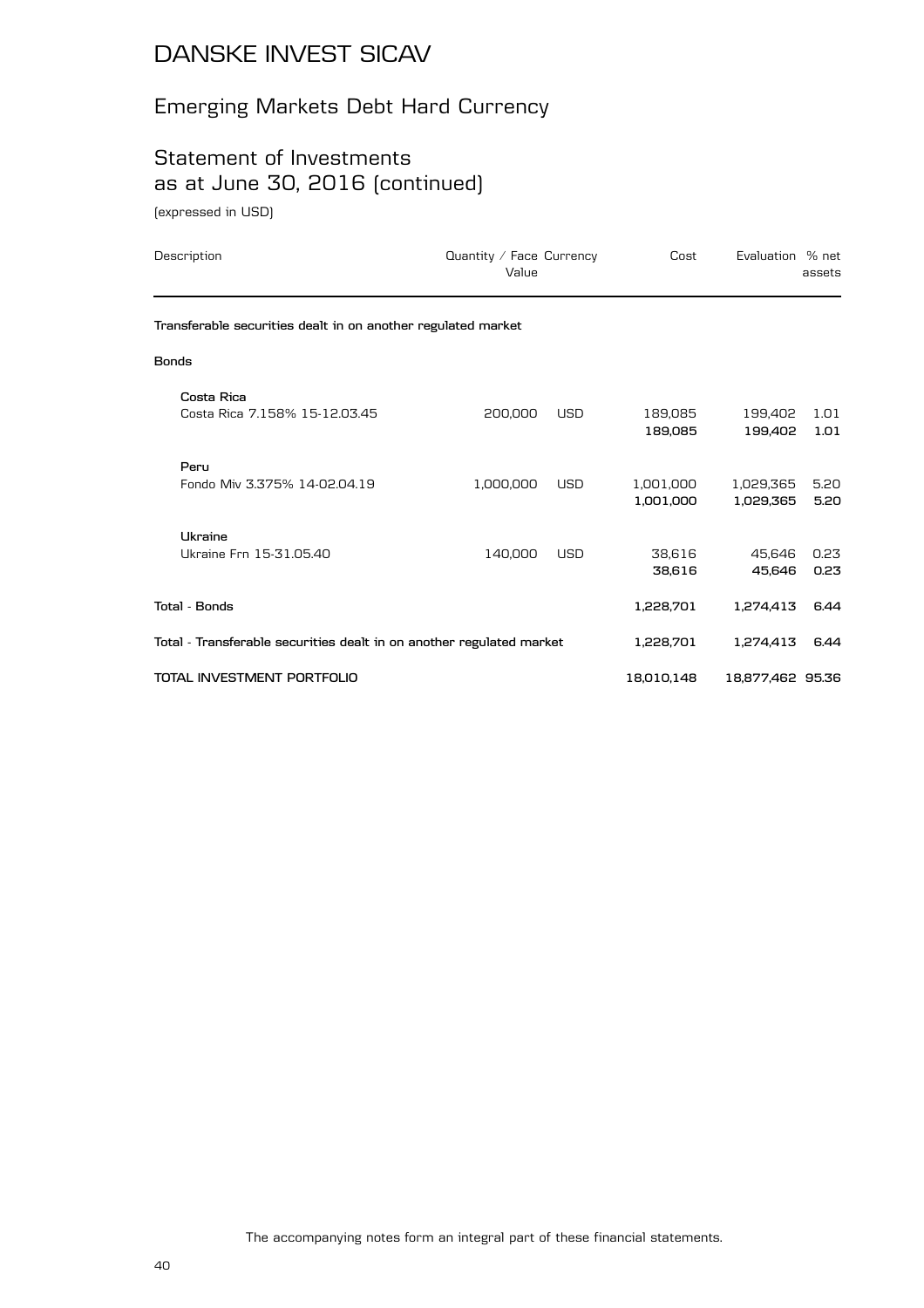# DANSKE INVEST SICAV

## Emerging Markets Debt Hard Currency

## Statement of Investments as at June 30, 2016 (continued)

(expressed in USD)

| Description | Quantity / Face Value | Currency | Cost | Evaluation | % net assets |
|---|---|---|---|---|---|
| **Transferable securities dealt in on another regulated market** | | | | | |
| **Bonds** | | | | | |
| **Costa Rica** | | | | | |
| Costa Rica 7.158% 15-12.03.45 | 200,000 | USD | 189,085 | 199,402 | 1.01 |
| | | | **189,085** | **199,402** | **1.01** |
| **Peru** | | | | | |
| Fondo Miv 3.375% 14-02.04.19 | 1,000,000 | USD | 1,001,000 | 1,029,365 | 5.20 |
| | | | **1,001,000** | **1,029,365** | **5.20** |
| **Ukraine** | | | | | |
| Ukraine Frn 15-31.05.40 | 140,000 | USD | 38,616 | 45,646 | 0.23 |
| | | | **38,616** | **45,646** | **0.23** |
| **Total - Bonds** | | | **1,228,701** | **1,274,413** | **6.44** |
| **Total - Transferable securities dealt in on another regulated market** | | | **1,228,701** | **1,274,413** | **6.44** |
| **TOTAL INVESTMENT PORTFOLIO** | | | **18,010,148** | **18,877,462** | **95.36** |

The accompanying notes form an integral part of these financial statements.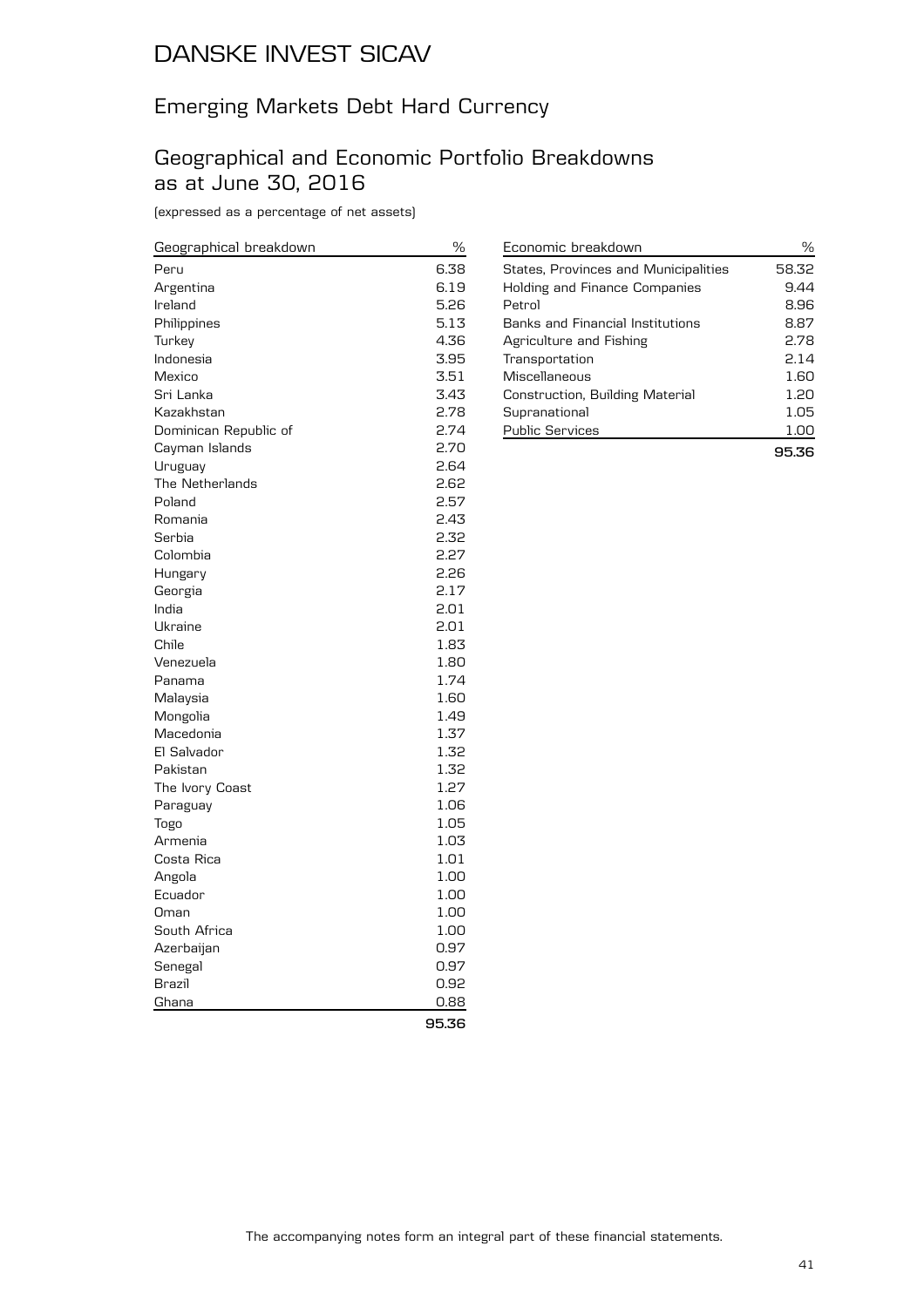# DANSKE INVEST SICAV

## Emerging Markets Debt Hard Currency

## Geographical and Economic Portfolio Breakdowns as at June 30, 2016

(expressed as a percentage of net assets)

| Geographical breakdown | % |
|---|---|
| Peru | 6.38 |
| Argentina | 6.19 |
| Ireland | 5.26 |
| Philippines | 5.13 |
| Turkey | 4.36 |
| Indonesia | 3.95 |
| Mexico | 3.51 |
| Sri Lanka | 3.43 |
| Kazakhstan | 2.78 |
| Dominican Republic of | 2.74 |
| Cayman Islands | 2.70 |
| Uruguay | 2.64 |
| The Netherlands | 2.62 |
| Poland | 2.57 |
| Romania | 2.43 |
| Serbia | 2.32 |
| Colombia | 2.27 |
| Hungary | 2.26 |
| Georgia | 2.17 |
| India | 2.01 |
| Ukraine | 2.01 |
| Chile | 1.83 |
| Venezuela | 1.80 |
| Panama | 1.74 |
| Malaysia | 1.60 |
| Mongolia | 1.49 |
| Macedonia | 1.37 |
| El Salvador | 1.32 |
| Pakistan | 1.32 |
| The Ivory Coast | 1.27 |
| Paraguay | 1.06 |
| Togo | 1.05 |
| Armenia | 1.03 |
| Costa Rica | 1.01 |
| Angola | 1.00 |
| Ecuador | 1.00 |
| Oman | 1.00 |
| South Africa | 1.00 |
| Azerbaijan | 0.97 |
| Senegal | 0.97 |
| Brazil | 0.92 |
| Ghana | 0.88 |
| | **95.36** |

| Economic breakdown | % |
|---|---|
| States, Provinces and Municipalities | 58.32 |
| Holding and Finance Companies | 9.44 |
| Petrol | 8.96 |
| Banks and Financial Institutions | 8.87 |
| Agriculture and Fishing | 2.78 |
| Transportation | 2.14 |
| Miscellaneous | 1.60 |
| Construction, Building Material | 1.20 |
| Supranational | 1.05 |
| Public Services | 1.00 |
| | **95.36** |

The accompanying notes form an integral part of these financial statements.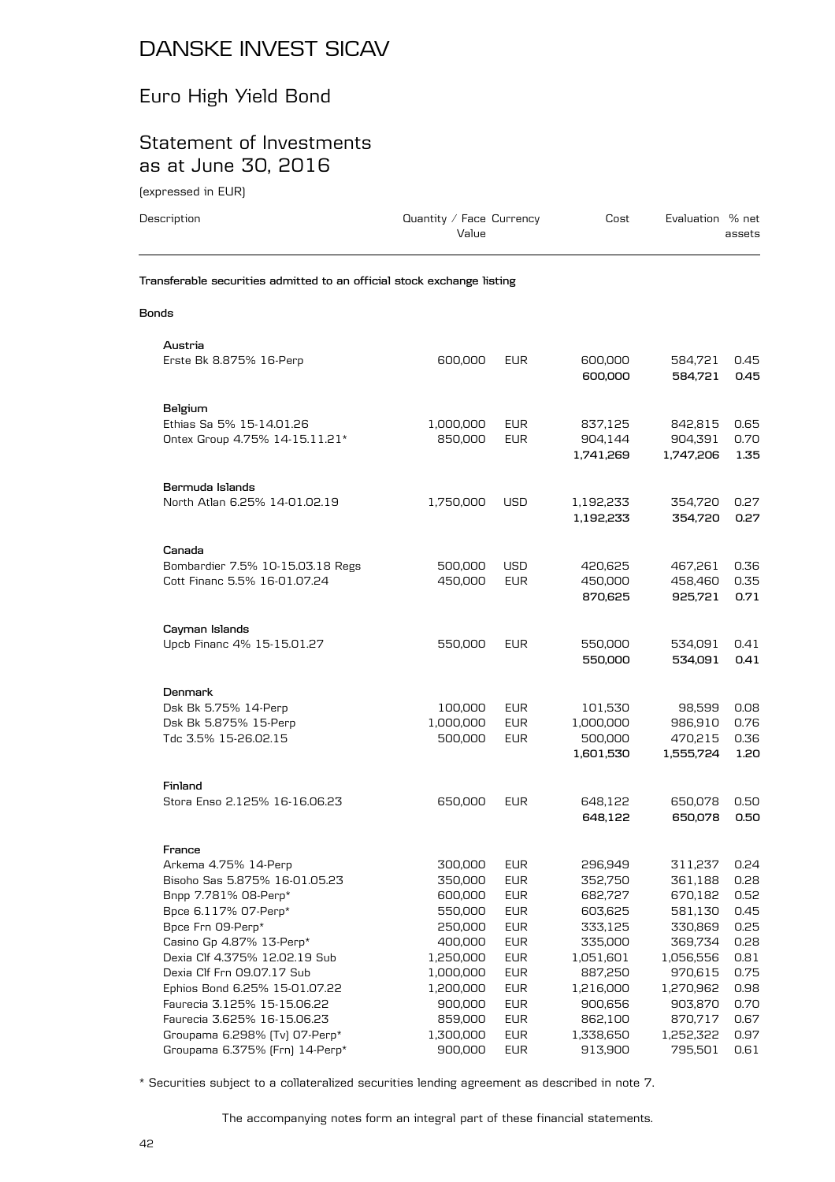# DANSKE INVEST SICAV

## Euro High Yield Bond

## Statement of Investments as at June 30, 2016

(expressed in EUR)

| Description | Quantity / Face Value | Currency | Cost | Evaluation | % net assets |
|---|---|---|---|---|---|
| **Transferable securities admitted to an official stock exchange listing** | | | | | |
| **Bonds** | | | | | |
| **Austria** | | | | | |
| Erste Bk 8.875% 16-Perp | 600,000 | EUR | 600,000 | 584,721 | 0.45 |
| | | | **600,000** | **584,721** | **0.45** |
| **Belgium** | | | | | |
| Ethias Sa 5% 15-14.01.26 | 1,000,000 | EUR | 837,125 | 842,815 | 0.65 |
| Ontex Group 4.75% 14-15.11.21* | 850,000 | EUR | 904,144 | 904,391 | 0.70 |
| | | | **1,741,269** | **1,747,206** | **1.35** |
| **Bermuda Islands** | | | | | |
| North Atlan 6.25% 14-01.02.19 | 1,750,000 | USD | 1,192,233 | 354,720 | 0.27 |
| | | | **1,192,233** | **354,720** | **0.27** |
| **Canada** | | | | | |
| Bombardier 7.5% 10-15.03.18 Regs | 500,000 | USD | 420,625 | 467,261 | 0.36 |
| Cott Financ 5.5% 16-01.07.24 | 450,000 | EUR | 450,000 | 458,460 | 0.35 |
| | | | **870,625** | **925,721** | **0.71** |
| **Cayman Islands** | | | | | |
| Upcb Financ 4% 15-15.01.27 | 550,000 | EUR | 550,000 | 534,091 | 0.41 |
| | | | **550,000** | **534,091** | **0.41** |
| **Denmark** | | | | | |
| Dsk Bk 5.75% 14-Perp | 100,000 | EUR | 101,530 | 98,599 | 0.08 |
| Dsk Bk 5.875% 15-Perp | 1,000,000 | EUR | 1,000,000 | 986,910 | 0.76 |
| Tdc 3.5% 15-26.02.15 | 500,000 | EUR | 500,000 | 470,215 | 0.36 |
| | | | **1,601,530** | **1,555,724** | **1.20** |
| **Finland** | | | | | |
| Stora Enso 2.125% 16-16.06.23 | 650,000 | EUR | 648,122 | 650,078 | 0.50 |
| | | | **648,122** | **650,078** | **0.50** |
| **France** | | | | | |
| Arkema 4.75% 14-Perp | 300,000 | EUR | 296,949 | 311,237 | 0.24 |
| Bisoho Sas 5.875% 16-01.05.23 | 350,000 | EUR | 352,750 | 361,188 | 0.28 |
| Bnpp 7.781% 08-Perp* | 600,000 | EUR | 682,727 | 670,182 | 0.52 |
| Bpce 6.117% 07-Perp* | 550,000 | EUR | 603,625 | 581,130 | 0.45 |
| Bpce Frn 09-Perp* | 250,000 | EUR | 333,125 | 330,869 | 0.25 |
| Casino Gp 4.87% 13-Perp* | 400,000 | EUR | 335,000 | 369,734 | 0.28 |
| Dexia Clf 4.375% 12.02.19 Sub | 1,250,000 | EUR | 1,051,601 | 1,056,556 | 0.81 |
| Dexia Clf Frn 09.07.17 Sub | 1,000,000 | EUR | 887,250 | 970,615 | 0.75 |
| Ephios Bond 6.25% 15-01.07.22 | 1,200,000 | EUR | 1,216,000 | 1,270,962 | 0.98 |
| Faurecia 3.125% 15-15.06.22 | 900,000 | EUR | 900,656 | 903,870 | 0.70 |
| Faurecia 3.625% 16-15.06.23 | 859,000 | EUR | 862,100 | 870,717 | 0.67 |
| Groupama 6.298% (Tv) 07-Perp* | 1,300,000 | EUR | 1,338,650 | 1,252,322 | 0.97 |
| Groupama 6.375% (Frn) 14-Perp* | 900,000 | EUR | 913,900 | 795,501 | 0.61 |

\* Securities subject to a collateralized securities lending agreement as described in note 7.

The accompanying notes form an integral part of these financial statements.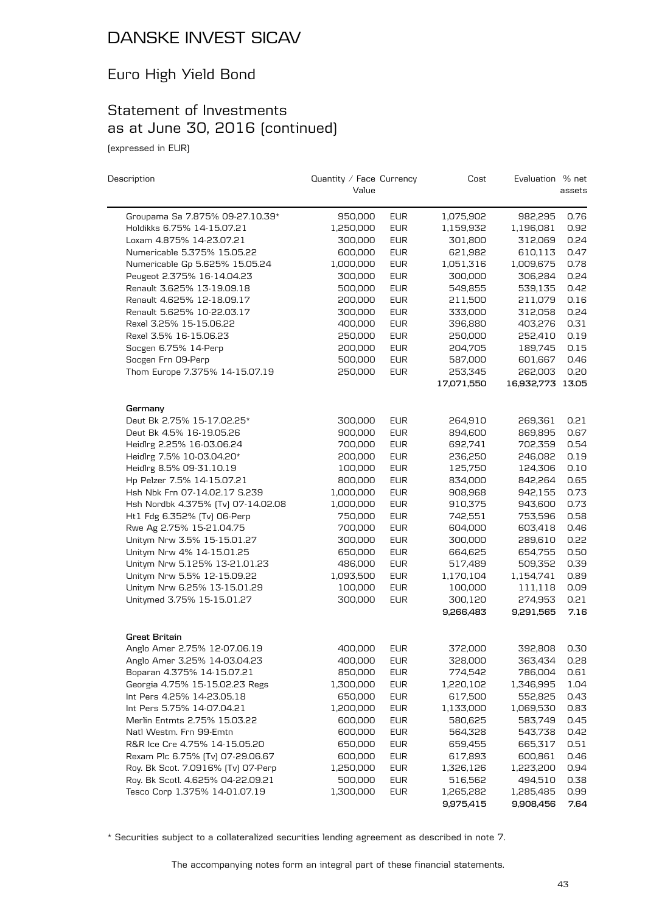# DANSKE INVEST SICAV

## Euro High Yield Bond

## Statement of Investments as at June 30, 2016 (continued)

(expressed in EUR)

| Description | Quantity / Face Value | Currency | Cost | Evaluation | % net assets |
|---|---|---|---|---|---|
| Groupama Sa 7.875% 09-27.10.39* | 950,000 | EUR | 1,075,902 | 982,295 | 0.76 |
| Holdikks 6.75% 14-15.07.21 | 1,250,000 | EUR | 1,159,932 | 1,196,081 | 0.92 |
| Loxam 4.875% 14-23.07.21 | 300,000 | EUR | 301,800 | 312,069 | 0.24 |
| Numericable 5.375% 15.05.22 | 600,000 | EUR | 621,982 | 610,113 | 0.47 |
| Numericable Gp 5.625% 15.05.24 | 1,000,000 | EUR | 1,051,316 | 1,009,675 | 0.78 |
| Peugeot 2.375% 16-14.04.23 | 300,000 | EUR | 300,000 | 306,284 | 0.24 |
| Renault 3.625% 13-19.09.18 | 500,000 | EUR | 549,855 | 539,135 | 0.42 |
| Renault 4.625% 12-18.09.17 | 200,000 | EUR | 211,500 | 211,079 | 0.16 |
| Renault 5.625% 10-22.03.17 | 300,000 | EUR | 333,000 | 312,058 | 0.24 |
| Rexel 3.25% 15-15.06.22 | 400,000 | EUR | 396,880 | 403,276 | 0.31 |
| Rexel 3.5% 16-15.06.23 | 250,000 | EUR | 250,000 | 252,410 | 0.19 |
| Socgen 6.75% 14-Perp | 200,000 | EUR | 204,705 | 189,745 | 0.15 |
| Socgen Frn 09-Perp | 500,000 | EUR | 587,000 | 601,667 | 0.46 |
| Thom Europe 7.375% 14-15.07.19 | 250,000 | EUR | 253,345 | 262,003 | 0.20 |
| | | | **17,071,550** | **16,932,773** | **13.05** |
| **Germany** | | | | | |
| Deut Bk 2.75% 15-17.02.25* | 300,000 | EUR | 264,910 | 269,361 | 0.21 |
| Deut Bk 4.5% 16-19.05.26 | 900,000 | EUR | 894,600 | 869,895 | 0.67 |
| Heidlrg 2.25% 16-03.06.24 | 700,000 | EUR | 692,741 | 702,359 | 0.54 |
| Heidlrg 7.5% 10-03.04.20* | 200,000 | EUR | 236,250 | 246,082 | 0.19 |
| Heidlrg 8.5% 09-31.10.19 | 100,000 | EUR | 125,750 | 124,306 | 0.10 |
| Hp Pelzer 7.5% 14-15.07.21 | 800,000 | EUR | 834,000 | 842,264 | 0.65 |
| Hsh Nbk Frn 07-14.02.17 S.239 | 1,000,000 | EUR | 908,968 | 942,155 | 0.73 |
| Hsh Nordbk 4.375% (Tv) 07-14.02.08 | 1,000,000 | EUR | 910,375 | 943,600 | 0.73 |
| Ht1 Fdg 6.352% (Tv) 06-Perp | 750,000 | EUR | 742,551 | 753,596 | 0.58 |
| Rwe Ag 2.75% 15-21.04.75 | 700,000 | EUR | 604,000 | 603,418 | 0.46 |
| Unitym Nrw 3.5% 15-15.01.27 | 300,000 | EUR | 300,000 | 289,610 | 0.22 |
| Unitym Nrw 4% 14-15.01.25 | 650,000 | EUR | 664,625 | 654,755 | 0.50 |
| Unitym Nrw 5.125% 13-21.01.23 | 486,000 | EUR | 517,489 | 509,352 | 0.39 |
| Unitym Nrw 5.5% 12-15.09.22 | 1,093,500 | EUR | 1,170,104 | 1,154,741 | 0.89 |
| Unitym Nrw 6.25% 13-15.01.29 | 100,000 | EUR | 100,000 | 111,118 | 0.09 |
| Unitymed 3.75% 15-15.01.27 | 300,000 | EUR | 300,120 | 274,953 | 0.21 |
| | | | **9,266,483** | **9,291,565** | **7.16** |
| **Great Britain** | | | | | |
| Anglo Amer 2.75% 12-07.06.19 | 400,000 | EUR | 372,000 | 392,808 | 0.30 |
| Anglo Amer 3.25% 14-03.04.23 | 400,000 | EUR | 328,000 | 363,434 | 0.28 |
| Boparan 4.375% 14-15.07.21 | 850,000 | EUR | 774,542 | 786,004 | 0.61 |
| Georgia 4.75% 15-15.02.23 Regs | 1,300,000 | EUR | 1,220,102 | 1,346,995 | 1.04 |
| Int Pers 4.25% 14-23.05.18 | 650,000 | EUR | 617,500 | 552,825 | 0.43 |
| Int Pers 5.75% 14-07.04.21 | 1,200,000 | EUR | 1,133,000 | 1,069,530 | 0.83 |
| Merlin Entmts 2.75% 15.03.22 | 600,000 | EUR | 580,625 | 583,749 | 0.45 |
| Natl Westm. Frn 99-Emtn | 600,000 | EUR | 564,328 | 543,738 | 0.42 |
| R&R Ice Cre 4.75% 14-15.05.20 | 650,000 | EUR | 659,455 | 665,317 | 0.51 |
| Rexam Plc 6.75% (Tv) 07-29.06.67 | 600,000 | EUR | 617,893 | 600,861 | 0.46 |
| Roy. Bk Scot. 7.0916% (Tv) 07-Perp | 1,250,000 | EUR | 1,326,126 | 1,223,200 | 0.94 |
| Roy. Bk Scotl. 4.625% 04-22.09.21 | 500,000 | EUR | 516,562 | 494,510 | 0.38 |
| Tesco Corp 1.375% 14-01.07.19 | 1,300,000 | EUR | 1,265,282 | 1,285,485 | 0.99 |
| | | | **9,975,415** | **9,908,456** | **7.64** |

* Securities subject to a collateralized securities lending agreement as described in note 7.

The accompanying notes form an integral part of these financial statements.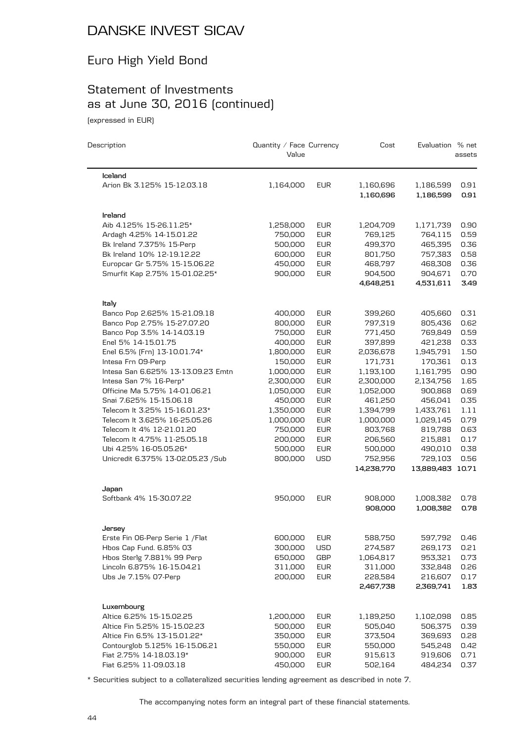# DANSKE INVEST SICAV

## Euro High Yield Bond

## Statement of Investments as at June 30, 2016 (continued)

(expressed in EUR)

| Description | Quantity / Face Value | Currency | Cost | Evaluation | % net assets |
|---|---|---|---|---|---|
| **Iceland** | | | | | |
| Arion Bk 3.125% 15-12.03.18 | 1,164,000 | EUR | 1,160,696 | 1,186,599 | 0.91 |
| | | | **1,160,696** | **1,186,599** | **0.91** |
| **Ireland** | | | | | |
| Aib 4.125% 15-26.11.25* | 1,258,000 | EUR | 1,204,709 | 1,171,739 | 0.90 |
| Ardagh 4.25% 14-15.01.22 | 750,000 | EUR | 769,125 | 764,115 | 0.59 |
| Bk Ireland 7.375% 15-Perp | 500,000 | EUR | 499,370 | 465,395 | 0.36 |
| Bk Ireland 10% 12-19.12.22 | 600,000 | EUR | 801,750 | 757,383 | 0.58 |
| Europcar Gr 5.75% 15-15.06.22 | 450,000 | EUR | 468,797 | 468,308 | 0.36 |
| Smurfit Kap 2.75% 15-01.02.25* | 900,000 | EUR | 904,500 | 904,671 | 0.70 |
| | | | **4,648,251** | **4,531,611** | **3.49** |
| **Italy** | | | | | |
| Banco Pop 2.625% 15-21.09.18 | 400,000 | EUR | 399,260 | 405,660 | 0.31 |
| Banco Pop 2.75% 15-27.07.20 | 800,000 | EUR | 797,319 | 805,436 | 0.62 |
| Banco Pop 3.5% 14-14.03.19 | 750,000 | EUR | 771,450 | 769,849 | 0.59 |
| Enel 5% 14-15.01.75 | 400,000 | EUR | 397,899 | 421,238 | 0.33 |
| Enel 6.5% (Frn) 13-10.01.74* | 1,800,000 | EUR | 2,036,678 | 1,945,791 | 1.50 |
| Intesa Frn 09-Perp | 150,000 | EUR | 171,731 | 170,361 | 0.13 |
| Intesa San 6.625% 13-13.09.23 Emtn | 1,000,000 | EUR | 1,193,100 | 1,161,795 | 0.90 |
| Intesa San 7% 16-Perp* | 2,300,000 | EUR | 2,300,000 | 2,134,756 | 1.65 |
| Officine Ma 5.75% 14-01.06.21 | 1,050,000 | EUR | 1,052,000 | 900,868 | 0.69 |
| Snai 7.625% 15-15.06.18 | 450,000 | EUR | 461,250 | 456,041 | 0.35 |
| Telecom It 3.25% 15-16.01.23* | 1,350,000 | EUR | 1,394,799 | 1,433,761 | 1.11 |
| Telecom It 3.625% 16-25.05.26 | 1,000,000 | EUR | 1,000,000 | 1,029,145 | 0.79 |
| Telecom It 4% 12-21.01.20 | 750,000 | EUR | 803,768 | 819,788 | 0.63 |
| Telecom It 4.75% 11-25.05.18 | 200,000 | EUR | 206,560 | 215,881 | 0.17 |
| Ubi 4.25% 16-05.05.26* | 500,000 | EUR | 500,000 | 490,010 | 0.38 |
| Unicredit 6.375% 13-02.05.23 /Sub | 800,000 | USD | 752,956 | 729,103 | 0.56 |
| | | | **14,238,770** | **13,889,483** | **10.71** |
| **Japan** | | | | | |
| Softbank 4% 15-30.07.22 | 950,000 | EUR | 908,000 | 1,008,382 | 0.78 |
| | | | **908,000** | **1,008,382** | **0.78** |
| **Jersey** | | | | | |
| Erste Fin 06-Perp Serie 1 /Flat | 600,000 | EUR | 588,750 | 597,792 | 0.46 |
| Hbos Cap Fund. 6.85% 03 | 300,000 | USD | 274,587 | 269,173 | 0.21 |
| Hbos Sterlg 7.881% 99 Perp | 650,000 | GBP | 1,064,817 | 953,321 | 0.73 |
| Lincoln 6.875% 16-15.04.21 | 311,000 | EUR | 311,000 | 332,848 | 0.26 |
| Ubs Je 7.15% 07-Perp | 200,000 | EUR | 228,584 | 216,607 | 0.17 |
| | | | **2,467,738** | **2,369,741** | **1.83** |
| **Luxembourg** | | | | | |
| Altice 6.25% 15-15.02.25 | 1,200,000 | EUR | 1,189,250 | 1,102,098 | 0.85 |
| Altice Fin 5.25% 15-15.02.23 | 500,000 | EUR | 505,040 | 506,375 | 0.39 |
| Altice Fin 6.5% 13-15.01.22* | 350,000 | EUR | 373,504 | 369,693 | 0.28 |
| Contourglob 5.125% 16-15.06.21 | 550,000 | EUR | 550,000 | 545,248 | 0.42 |
| Fiat 2.75% 14-18.03.19* | 900,000 | EUR | 915,613 | 919,606 | 0.71 |
| Fiat 6.25% 11-09.03.18 | 450,000 | EUR | 502,164 | 484,234 | 0.37 |

* Securities subject to a collateralized securities lending agreement as described in note 7.

The accompanying notes form an integral part of these financial statements.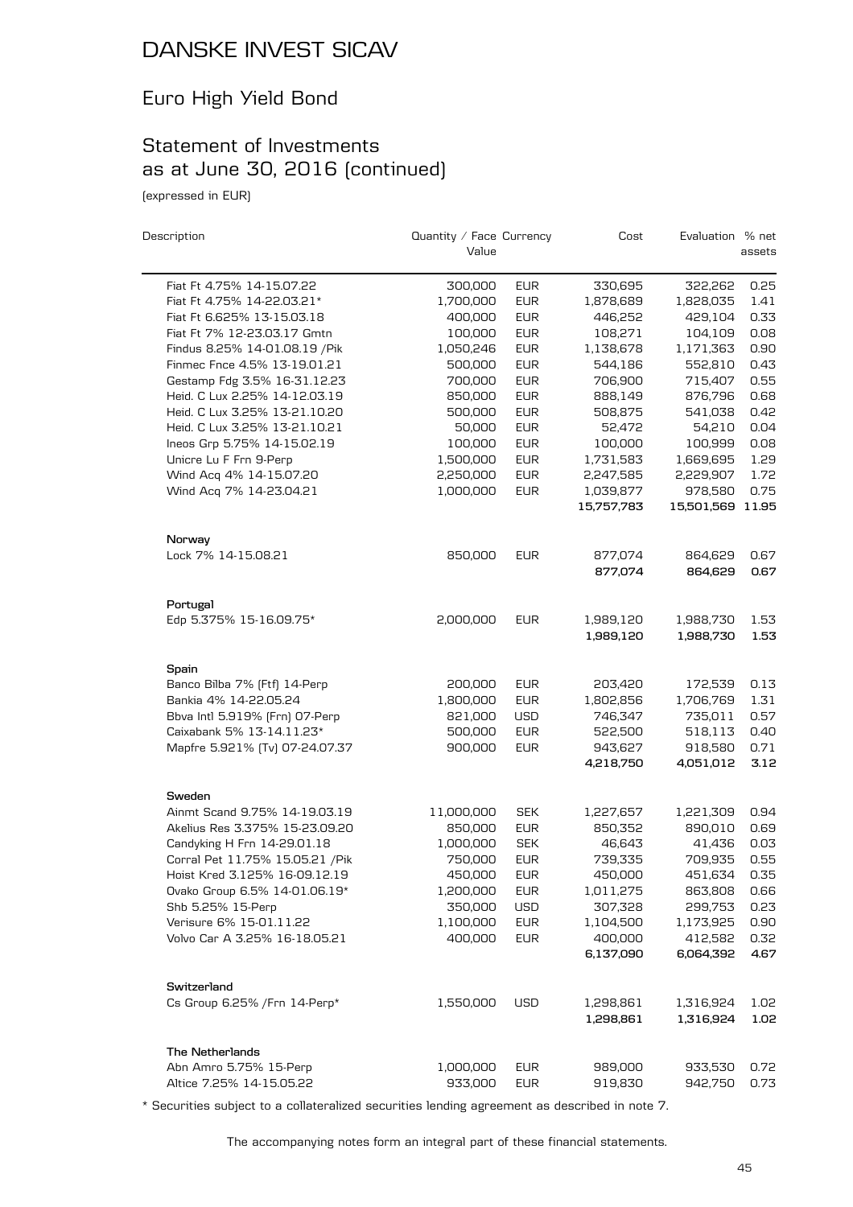# DANSKE INVEST SICAV

## Euro High Yield Bond

## Statement of Investments as at June 30, 2016 (continued)

(expressed in EUR)

| Description | Quantity / Face Value | Currency | Cost | Evaluation | % net assets |
|---|---|---|---|---|---|
| Fiat Ft 4.75% 14-15.07.22 | 300,000 | EUR | 330,695 | 322,262 | 0.25 |
| Fiat Ft 4.75% 14-22.03.21* | 1,700,000 | EUR | 1,878,689 | 1,828,035 | 1.41 |
| Fiat Ft 6.625% 13-15.03.18 | 400,000 | EUR | 446,252 | 429,104 | 0.33 |
| Fiat Ft 7% 12-23.03.17 Gmtn | 100,000 | EUR | 108,271 | 104,109 | 0.08 |
| Findus 8.25% 14-01.08.19 /Pik | 1,050,246 | EUR | 1,138,678 | 1,171,363 | 0.90 |
| Finmec Fnce 4.5% 13-19.01.21 | 500,000 | EUR | 544,186 | 552,810 | 0.43 |
| Gestamp Fdg 3.5% 16-31.12.23 | 700,000 | EUR | 706,900 | 715,407 | 0.55 |
| Heid. C Lux 2.25% 14-12.03.19 | 850,000 | EUR | 888,149 | 876,796 | 0.68 |
| Heid. C Lux 3.25% 13-21.10.20 | 500,000 | EUR | 508,875 | 541,038 | 0.42 |
| Heid. C Lux 3.25% 13-21.10.21 | 50,000 | EUR | 52,472 | 54,210 | 0.04 |
| Ineos Grp 5.75% 14-15.02.19 | 100,000 | EUR | 100,000 | 100,999 | 0.08 |
| Unicre Lu F Frn 9-Perp | 1,500,000 | EUR | 1,731,583 | 1,669,695 | 1.29 |
| Wind Acq 4% 14-15.07.20 | 2,250,000 | EUR | 2,247,585 | 2,229,907 | 1.72 |
| Wind Acq 7% 14-23.04.21 | 1,000,000 | EUR | 1,039,877 | 978,580 | 0.75 |
| | | | **15,757,783** | **15,501,569** | **11.95** |
| **Norway** | | | | | |
| Lock 7% 14-15.08.21 | 850,000 | EUR | 877,074 | 864,629 | 0.67 |
| | | | **877,074** | **864,629** | **0.67** |
| **Portugal** | | | | | |
| Edp 5.375% 15-16.09.75* | 2,000,000 | EUR | 1,989,120 | 1,988,730 | 1.53 |
| | | | **1,989,120** | **1,988,730** | **1.53** |
| **Spain** | | | | | |
| Banco Bilba 7% (Ftf) 14-Perp | 200,000 | EUR | 203,420 | 172,539 | 0.13 |
| Bankia 4% 14-22.05.24 | 1,800,000 | EUR | 1,802,856 | 1,706,769 | 1.31 |
| Bbva Intl 5.919% (Frn) 07-Perp | 821,000 | USD | 746,347 | 735,011 | 0.57 |
| Caixabank 5% 13-14.11.23* | 500,000 | EUR | 522,500 | 518,113 | 0.40 |
| Mapfre 5.921% (Tv) 07-24.07.37 | 900,000 | EUR | 943,627 | 918,580 | 0.71 |
| | | | **4,218,750** | **4,051,012** | **3.12** |
| **Sweden** | | | | | |
| Ainmt Scand 9.75% 14-19.03.19 | 11,000,000 | SEK | 1,227,657 | 1,221,309 | 0.94 |
| Akelius Res 3.375% 15-23.09.20 | 850,000 | EUR | 850,352 | 890,010 | 0.69 |
| Candyking H Frn 14-29.01.18 | 1,000,000 | SEK | 46,643 | 41,436 | 0.03 |
| Corral Pet 11.75% 15.05.21 /Pik | 750,000 | EUR | 739,335 | 709,935 | 0.55 |
| Hoist Kred 3.125% 16-09.12.19 | 450,000 | EUR | 450,000 | 451,634 | 0.35 |
| Ovako Group 6.5% 14-01.06.19* | 1,200,000 | EUR | 1,011,275 | 863,808 | 0.66 |
| Shb 5.25% 15-Perp | 350,000 | USD | 307,328 | 299,753 | 0.23 |
| Verisure 6% 15-01.11.22 | 1,100,000 | EUR | 1,104,500 | 1,173,925 | 0.90 |
| Volvo Car A 3.25% 16-18.05.21 | 400,000 | EUR | 400,000 | 412,582 | 0.32 |
| | | | **6,137,090** | **6,064,392** | **4.67** |
| **Switzerland** | | | | | |
| Cs Group 6.25% /Frn 14-Perp* | 1,550,000 | USD | 1,298,861 | 1,316,924 | 1.02 |
| | | | **1,298,861** | **1,316,924** | **1.02** |
| **The Netherlands** | | | | | |
| Abn Amro 5.75% 15-Perp | 1,000,000 | EUR | 989,000 | 933,530 | 0.72 |
| Altice 7.25% 14-15.05.22 | 933,000 | EUR | 919,830 | 942,750 | 0.73 |

\* Securities subject to a collateralized securities lending agreement as described in note 7.

The accompanying notes form an integral part of these financial statements.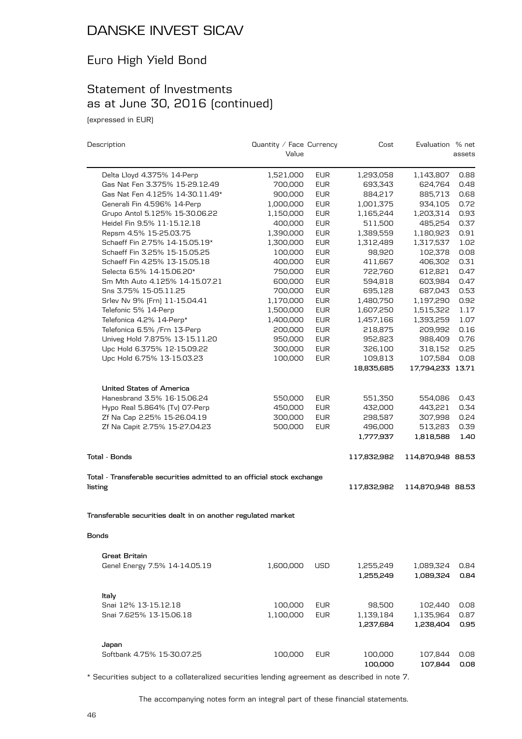# DANSKE INVEST SICAV

## Euro High Yield Bond

## Statement of Investments as at June 30, 2016 (continued)

(expressed in EUR)

| Description | Quantity / Face Value | Currency | Cost | Evaluation | % net assets |
|---|---|---|---|---|---|
| Delta Lloyd 4.375% 14-Perp | 1,521,000 | EUR | 1,293,058 | 1,143,807 | 0.88 |
| Gas Nat Fen 3.375% 15-29.12.49 | 700,000 | EUR | 693,343 | 624,764 | 0.48 |
| Gas Nat Fen 4.125% 14-30.11.49* | 900,000 | EUR | 884,217 | 885,713 | 0.68 |
| Generali Fin 4.596% 14-Perp | 1,000,000 | EUR | 1,001,375 | 934,105 | 0.72 |
| Grupo Antol 5.125% 15-30.06.22 | 1,150,000 | EUR | 1,165,244 | 1,203,314 | 0.93 |
| Heidel Fin 9.5% 11-15.12.18 | 400,000 | EUR | 511,500 | 485,254 | 0.37 |
| Repsm 4.5% 15-25.03.75 | 1,390,000 | EUR | 1,389,559 | 1,180,923 | 0.91 |
| Schaeff Fin 2.75% 14-15.05.19* | 1,300,000 | EUR | 1,312,489 | 1,317,537 | 1.02 |
| Schaeff Fin 3.25% 15-15.05.25 | 100,000 | EUR | 98,920 | 102,378 | 0.08 |
| Schaeff Fin 4.25% 13-15.05.18 | 400,000 | EUR | 411,667 | 406,302 | 0.31 |
| Selecta 6.5% 14-15.06.20* | 750,000 | EUR | 722,760 | 612,821 | 0.47 |
| Sm Mth Auto 4.125% 14-15.07.21 | 600,000 | EUR | 594,818 | 603,984 | 0.47 |
| Sns 3.75% 15-05.11.25 | 700,000 | EUR | 695,128 | 687,043 | 0.53 |
| Srlev Nv 9% (Frn) 11-15.04.41 | 1,170,000 | EUR | 1,480,750 | 1,197,290 | 0.92 |
| Telefonic 5% 14-Perp | 1,500,000 | EUR | 1,607,250 | 1,515,322 | 1.17 |
| Telefonica 4.2% 14-Perp* | 1,400,000 | EUR | 1,457,166 | 1,393,259 | 1.07 |
| Telefonica 6.5% /Frn 13-Perp | 200,000 | EUR | 218,875 | 209,992 | 0.16 |
| Univeg Hold 7.875% 13-15.11.20 | 950,000 | EUR | 952,823 | 988,409 | 0.76 |
| Upc Hold 6.375% 12-15.09.22 | 300,000 | EUR | 326,100 | 318,152 | 0.25 |
| Upc Hold 6.75% 13-15.03.23 | 100,000 | EUR | 109,813 | 107,584 | 0.08 |
| | | | **18,835,685** | **17,794,233** | **13.71** |
| **United States of America** | | | | | |
| Hanesbrand 3.5% 16-15.06.24 | 550,000 | EUR | 551,350 | 554,086 | 0.43 |
| Hypo Real 5.864% (Tv) 07-Perp | 450,000 | EUR | 432,000 | 443,221 | 0.34 |
| Zf Na Cap 2.25% 15-26.04.19 | 300,000 | EUR | 298,587 | 307,998 | 0.24 |
| Zf Na Capit 2.75% 15-27.04.23 | 500,000 | EUR | 496,000 | 513,283 | 0.39 |
| | | | **1,777,937** | **1,818,588** | **1.40** |
| **Total - Bonds** | | | **117,832,982** | **114,870,948** | **88.53** |
| **Total - Transferable securities admitted to an official stock exchange listing** | | | **117,832,982** | **114,870,948** | **88.53** |
| **Transferable securities dealt in on another regulated market** | | | | | |
| **Bonds** | | | | | |
| **Great Britain** | | | | | |
| Genel Energy 7.5% 14-14.05.19 | 1,600,000 | USD | 1,255,249 | 1,089,324 | 0.84 |
| | | | **1,255,249** | **1,089,324** | **0.84** |
| **Italy** | | | | | |
| Snai 12% 13-15.12.18 | 100,000 | EUR | 98,500 | 102,440 | 0.08 |
| Snai 7.625% 13-15.06.18 | 1,100,000 | EUR | 1,139,184 | 1,135,964 | 0.87 |
| | | | **1,237,684** | **1,238,404** | **0.95** |
| **Japan** | | | | | |
| Softbank 4.75% 15-30.07.25 | 100,000 | EUR | 100,000 | 107,844 | 0.08 |
| | | | **100,000** | **107,844** | **0.08** |

\* Securities subject to a collateralized securities lending agreement as described in note 7.

The accompanying notes form an integral part of these financial statements.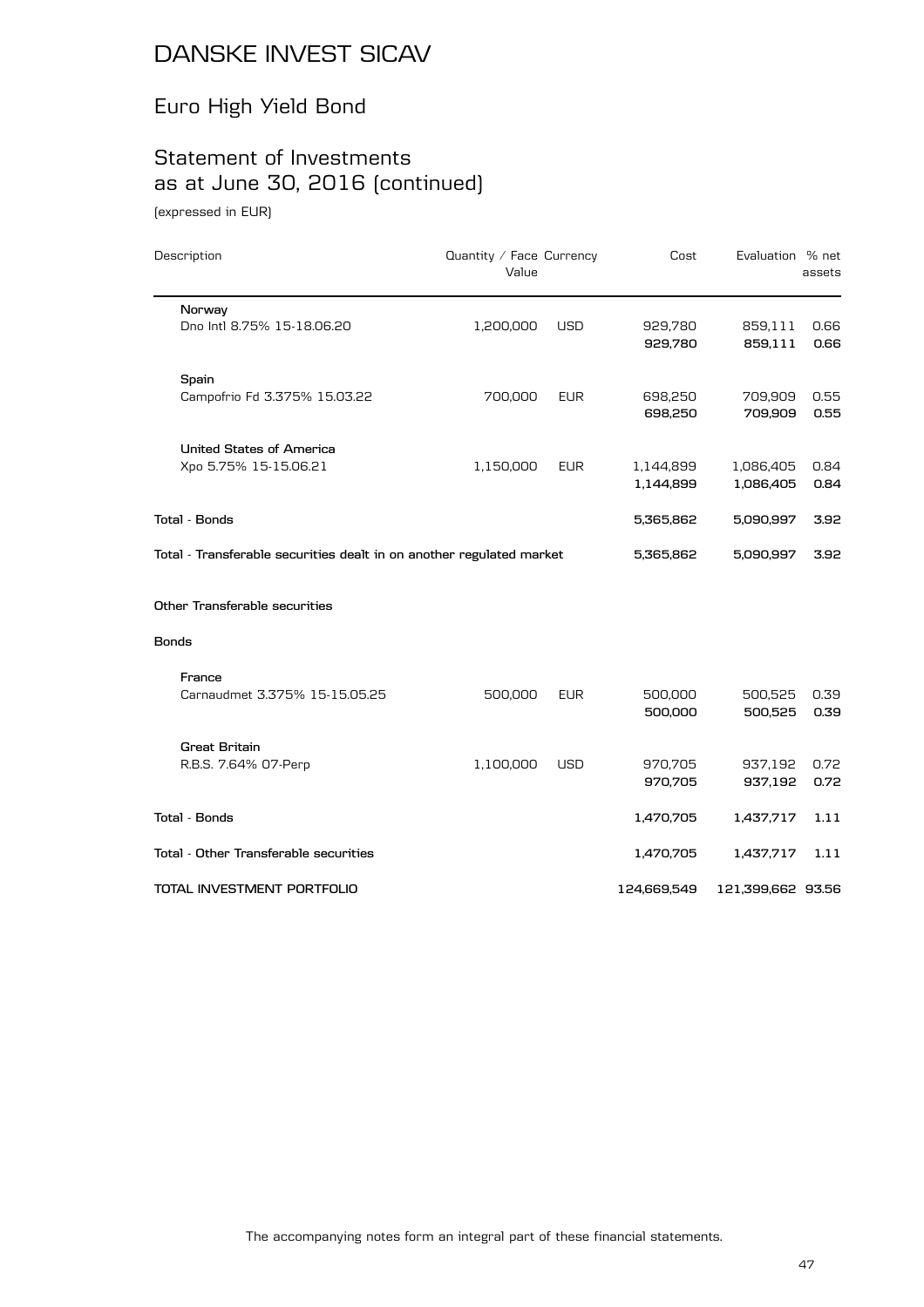# DANSKE INVEST SICAV

## Euro High Yield Bond

## Statement of Investments as at June 30, 2016 (continued)

(expressed in EUR)

| Description | Quantity / Face Value | Currency | Cost | Evaluation | % net assets |
|---|---|---|---|---|---|
| **Norway** | | | | | |
| Dno Intl 8.75% 15-18.06.20 | 1,200,000 | USD | 929,780 | 859,111 | 0.66 |
| | | | **929,780** | **859,111** | **0.66** |
| **Spain** | | | | | |
| Campofrio Fd 3.375% 15.03.22 | 700,000 | EUR | 698,250 | 709,909 | 0.55 |
| | | | **698,250** | **709,909** | **0.55** |
| **United States of America** | | | | | |
| Xpo 5.75% 15-15.06.21 | 1,150,000 | EUR | 1,144,899 | 1,086,405 | 0.84 |
| | | | **1,144,899** | **1,086,405** | **0.84** |
| **Total - Bonds** | | | **5,365,862** | **5,090,997** | **3.92** |
| **Total - Transferable securities dealt in on another regulated market** | | | **5,365,862** | **5,090,997** | **3.92** |
| **Other Transferable securities** | | | | | |
| **Bonds** | | | | | |
| **France** | | | | | |
| Carnaudmet 3.375% 15-15.05.25 | 500,000 | EUR | 500,000 | 500,525 | 0.39 |
| | | | **500,000** | **500,525** | **0.39** |
| **Great Britain** | | | | | |
| R.B.S. 7.64% 07-Perp | 1,100,000 | USD | 970,705 | 937,192 | 0.72 |
| | | | **970,705** | **937,192** | **0.72** |
| **Total - Bonds** | | | **1,470,705** | **1,437,717** | **1.11** |
| **Total - Other Transferable securities** | | | **1,470,705** | **1,437,717** | **1.11** |
| **TOTAL INVESTMENT PORTFOLIO** | | | **124,669,549** | **121,399,662** | **93.56** |

The accompanying notes form an integral part of these financial statements.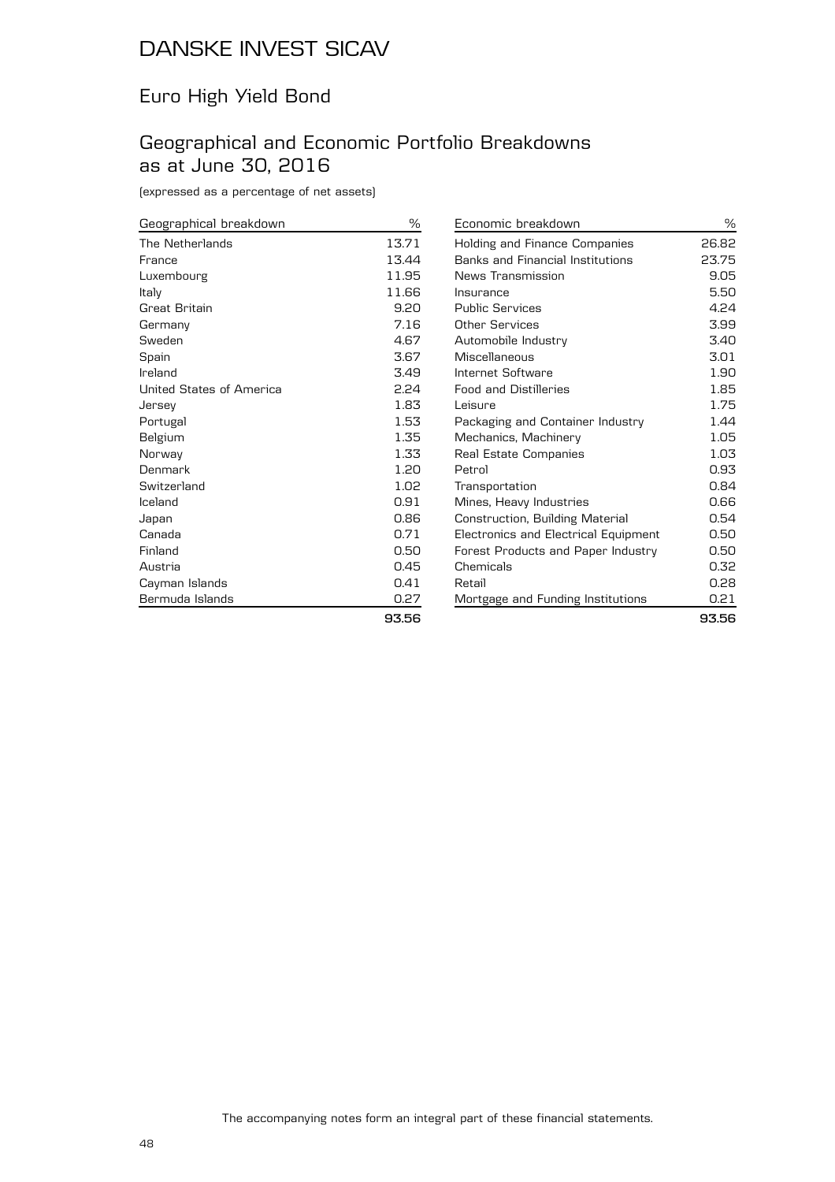# DANSKE INVEST SICAV

## Euro High Yield Bond

## Geographical and Economic Portfolio Breakdowns as at June 30, 2016

(expressed as a percentage of net assets)

| Geographical breakdown | % |
|---|---|
| The Netherlands | 13.71 |
| France | 13.44 |
| Luxembourg | 11.95 |
| Italy | 11.66 |
| Great Britain | 9.20 |
| Germany | 7.16 |
| Sweden | 4.67 |
| Spain | 3.67 |
| Ireland | 3.49 |
| United States of America | 2.24 |
| Jersey | 1.83 |
| Portugal | 1.53 |
| Belgium | 1.35 |
| Norway | 1.33 |
| Denmark | 1.20 |
| Switzerland | 1.02 |
| Iceland | 0.91 |
| Japan | 0.86 |
| Canada | 0.71 |
| Finland | 0.50 |
| Austria | 0.45 |
| Cayman Islands | 0.41 |
| Bermuda Islands | 0.27 |
| | **93.56** |

| Economic breakdown | % |
|---|---|
| Holding and Finance Companies | 26.82 |
| Banks and Financial Institutions | 23.75 |
| News Transmission | 9.05 |
| Insurance | 5.50 |
| Public Services | 4.24 |
| Other Services | 3.99 |
| Automobile Industry | 3.40 |
| Miscellaneous | 3.01 |
| Internet Software | 1.90 |
| Food and Distilleries | 1.85 |
| Leisure | 1.75 |
| Packaging and Container Industry | 1.44 |
| Mechanics, Machinery | 1.05 |
| Real Estate Companies | 1.03 |
| Petrol | 0.93 |
| Transportation | 0.84 |
| Mines, Heavy Industries | 0.66 |
| Construction, Building Material | 0.54 |
| Electronics and Electrical Equipment | 0.50 |
| Forest Products and Paper Industry | 0.50 |
| Chemicals | 0.32 |
| Retail | 0.28 |
| Mortgage and Funding Institutions | 0.21 |
| | **93.56** |

The accompanying notes form an integral part of these financial statements.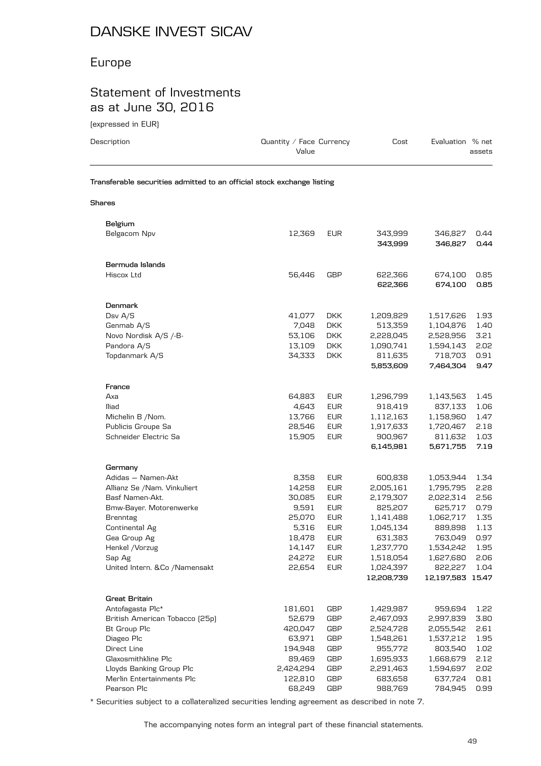# DANSKE INVEST SICAV

## Europe

## Statement of Investments as at June 30, 2016

(expressed in EUR)

| Description | Quantity / Face Value | Currency | Cost | Evaluation | % net assets |
|---|---|---|---|---|---|
| **Transferable securities admitted to an official stock exchange listing** | | | | | |
| **Shares** | | | | | |
| **Belgium** | | | | | |
| Belgacom Npv | 12,369 | EUR | 343,999 | 346,827 | 0.44 |
| | | | **343,999** | **346,827** | **0.44** |
| **Bermuda Islands** | | | | | |
| Hiscox Ltd | 56,446 | GBP | 622,366 | 674,100 | 0.85 |
| | | | **622,366** | **674,100** | **0.85** |
| **Denmark** | | | | | |
| Dsv A/S | 41,077 | DKK | 1,209,829 | 1,517,626 | 1.93 |
| Genmab A/S | 7,048 | DKK | 513,359 | 1,104,876 | 1.40 |
| Novo Nordisk A/S /-B- | 53,106 | DKK | 2,228,045 | 2,528,956 | 3.21 |
| Pandora A/S | 13,109 | DKK | 1,090,741 | 1,594,143 | 2.02 |
| Topdanmark A/S | 34,333 | DKK | 811,635 | 718,703 | 0.91 |
| | | | **5,853,609** | **7,464,304** | **9.47** |
| **France** | | | | | |
| Axa | 64,883 | EUR | 1,296,799 | 1,143,563 | 1.45 |
| Iliad | 4,643 | EUR | 918,419 | 837,133 | 1.06 |
| Michelin B /Nom. | 13,766 | EUR | 1,112,163 | 1,158,960 | 1.47 |
| Publicis Groupe Sa | 28,546 | EUR | 1,917,633 | 1,720,467 | 2.18 |
| Schneider Electric Sa | 15,905 | EUR | 900,967 | 811,632 | 1.03 |
| | | | **6,145,981** | **5,671,755** | **7.19** |
| **Germany** | | | | | |
| Adidas – Namen-Akt | 8,358 | EUR | 600,838 | 1,053,944 | 1.34 |
| Allianz Se /Nam. Vinkuliert | 14,258 | EUR | 2,005,161 | 1,795,795 | 2.28 |
| Basf Namen-Akt. | 30,085 | EUR | 2,179,307 | 2,022,314 | 2.56 |
| Bmw-Bayer. Motorenwerke | 9,591 | EUR | 825,207 | 625,717 | 0.79 |
| Brenntag | 25,070 | EUR | 1,141,488 | 1,062,717 | 1.35 |
| Continental Ag | 5,316 | EUR | 1,045,134 | 889,898 | 1.13 |
| Gea Group Ag | 18,478 | EUR | 631,383 | 763,049 | 0.97 |
| Henkel /Vorzug | 14,147 | EUR | 1,237,770 | 1,534,242 | 1.95 |
| Sap Ag | 24,272 | EUR | 1,518,054 | 1,627,680 | 2.06 |
| United Intern. &Co /Namensakt | 22,654 | EUR | 1,024,397 | 822,227 | 1.04 |
| | | | **12,208,739** | **12,197,583** | **15.47** |
| **Great Britain** | | | | | |
| Antofagasta Plc* | 181,601 | GBP | 1,429,987 | 959,694 | 1.22 |
| British American Tobacco (25p) | 52,679 | GBP | 2,467,093 | 2,997,839 | 3.80 |
| Bt Group Plc | 420,047 | GBP | 2,524,728 | 2,055,542 | 2.61 |
| Diageo Plc | 63,971 | GBP | 1,548,261 | 1,537,212 | 1.95 |
| Direct Line | 194,948 | GBP | 955,772 | 803,540 | 1.02 |
| Glaxosmithkline Plc | 89,469 | GBP | 1,695,933 | 1,668,679 | 2.12 |
| Lloyds Banking Group Plc | 2,424,294 | GBP | 2,291,463 | 1,594,697 | 2.02 |
| Merlin Entertainments Plc | 122,810 | GBP | 683,658 | 637,724 | 0.81 |
| Pearson Plc | 68,249 | GBP | 988,769 | 784,945 | 0.99 |

* Securities subject to a collateralized securities lending agreement as described in note 7.

The accompanying notes form an integral part of these financial statements.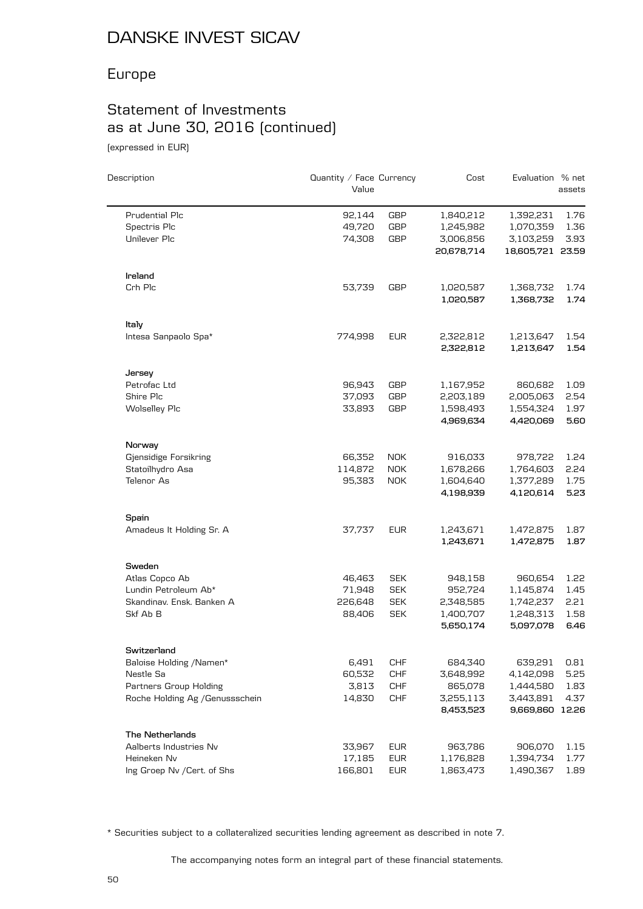# DANSKE INVEST SICAV

## Europe

## Statement of Investments as at June 30, 2016 (continued)

(expressed in EUR)

| Description | Quantity / Face Value | Currency | Cost | Evaluation | % net assets |
|---|---|---|---|---|---|
| Prudential Plc | 92,144 | GBP | 1,840,212 | 1,392,231 | 1.76 |
| Spectris Plc | 49,720 | GBP | 1,245,982 | 1,070,359 | 1.36 |
| Unilever Plc | 74,308 | GBP | 3,006,856 | 3,103,259 | 3.93 |
| | | | **20,678,714** | **18,605,721** | **23.59** |
| **Ireland** | | | | | |
| Crh Plc | 53,739 | GBP | 1,020,587 | 1,368,732 | 1.74 |
| | | | **1,020,587** | **1,368,732** | **1.74** |
| **Italy** | | | | | |
| Intesa Sanpaolo Spa* | 774,998 | EUR | 2,322,812 | 1,213,647 | 1.54 |
| | | | **2,322,812** | **1,213,647** | **1.54** |
| **Jersey** | | | | | |
| Petrofac Ltd | 96,943 | GBP | 1,167,952 | 860,682 | 1.09 |
| Shire Plc | 37,093 | GBP | 2,203,189 | 2,005,063 | 2.54 |
| Wolselley Plc | 33,893 | GBP | 1,598,493 | 1,554,324 | 1.97 |
| | | | **4,969,634** | **4,420,069** | **5.60** |
| **Norway** | | | | | |
| Gjensidige Forsikring | 66,352 | NOK | 916,033 | 978,722 | 1.24 |
| Statoilhydro Asa | 114,872 | NOK | 1,678,266 | 1,764,603 | 2.24 |
| Telenor As | 95,383 | NOK | 1,604,640 | 1,377,289 | 1.75 |
| | | | **4,198,939** | **4,120,614** | **5.23** |
| **Spain** | | | | | |
| Amadeus It Holding Sr. A | 37,737 | EUR | 1,243,671 | 1,472,875 | 1.87 |
| | | | **1,243,671** | **1,472,875** | **1.87** |
| **Sweden** | | | | | |
| Atlas Copco Ab | 46,463 | SEK | 948,158 | 960,654 | 1.22 |
| Lundin Petroleum Ab* | 71,948 | SEK | 952,724 | 1,145,874 | 1.45 |
| Skandinav. Ensk. Banken A | 226,648 | SEK | 2,348,585 | 1,742,237 | 2.21 |
| Skf Ab B | 88,406 | SEK | 1,400,707 | 1,248,313 | 1.58 |
| | | | **5,650,174** | **5,097,078** | **6.46** |
| **Switzerland** | | | | | |
| Baloise Holding /Namen* | 6,491 | CHF | 684,340 | 639,291 | 0.81 |
| Nestle Sa | 60,532 | CHF | 3,648,992 | 4,142,098 | 5.25 |
| Partners Group Holding | 3,813 | CHF | 865,078 | 1,444,580 | 1.83 |
| Roche Holding Ag /Genussschein | 14,830 | CHF | 3,255,113 | 3,443,891 | 4.37 |
| | | | **8,453,523** | **9,669,860** | **12.26** |
| **The Netherlands** | | | | | |
| Aalberts Industries Nv | 33,967 | EUR | 963,786 | 906,070 | 1.15 |
| Heineken Nv | 17,185 | EUR | 1,176,828 | 1,394,734 | 1.77 |
| Ing Groep Nv /Cert. of Shs | 166,801 | EUR | 1,863,473 | 1,490,367 | 1.89 |

\* Securities subject to a collateralized securities lending agreement as described in note 7.

The accompanying notes form an integral part of these financial statements.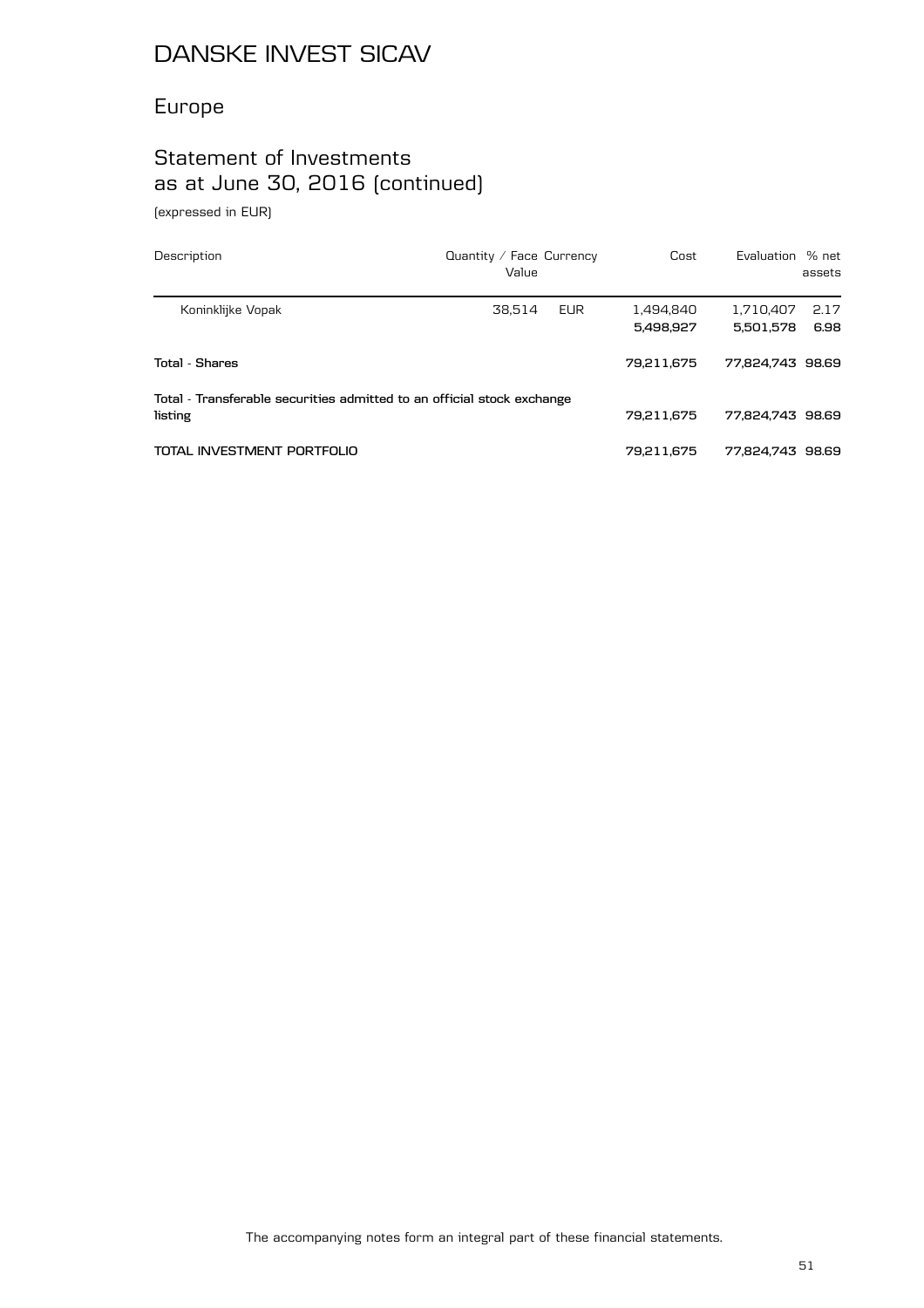# DANSKE INVEST SICAV

## Europe

## Statement of Investments as at June 30, 2016 (continued)

(expressed in EUR)

| Description | Quantity / Face Value | Currency | Cost | Evaluation | % net assets |
|---|---|---|---|---|---|
| Koninklijke Vopak | 38,514 | EUR | 1,494,840 | 1,710,407 | 2.17 |
| | | | **5,498,927** | **5,501,578** | **6.98** |
| **Total - Shares** | | | **79,211,675** | **77,824,743** | **98.69** |
| **Total - Transferable securities admitted to an official stock exchange listing** | | | **79,211,675** | **77,824,743** | **98.69** |
| **TOTAL INVESTMENT PORTFOLIO** | | | **79,211,675** | **77,824,743** | **98.69** |

The accompanying notes form an integral part of these financial statements.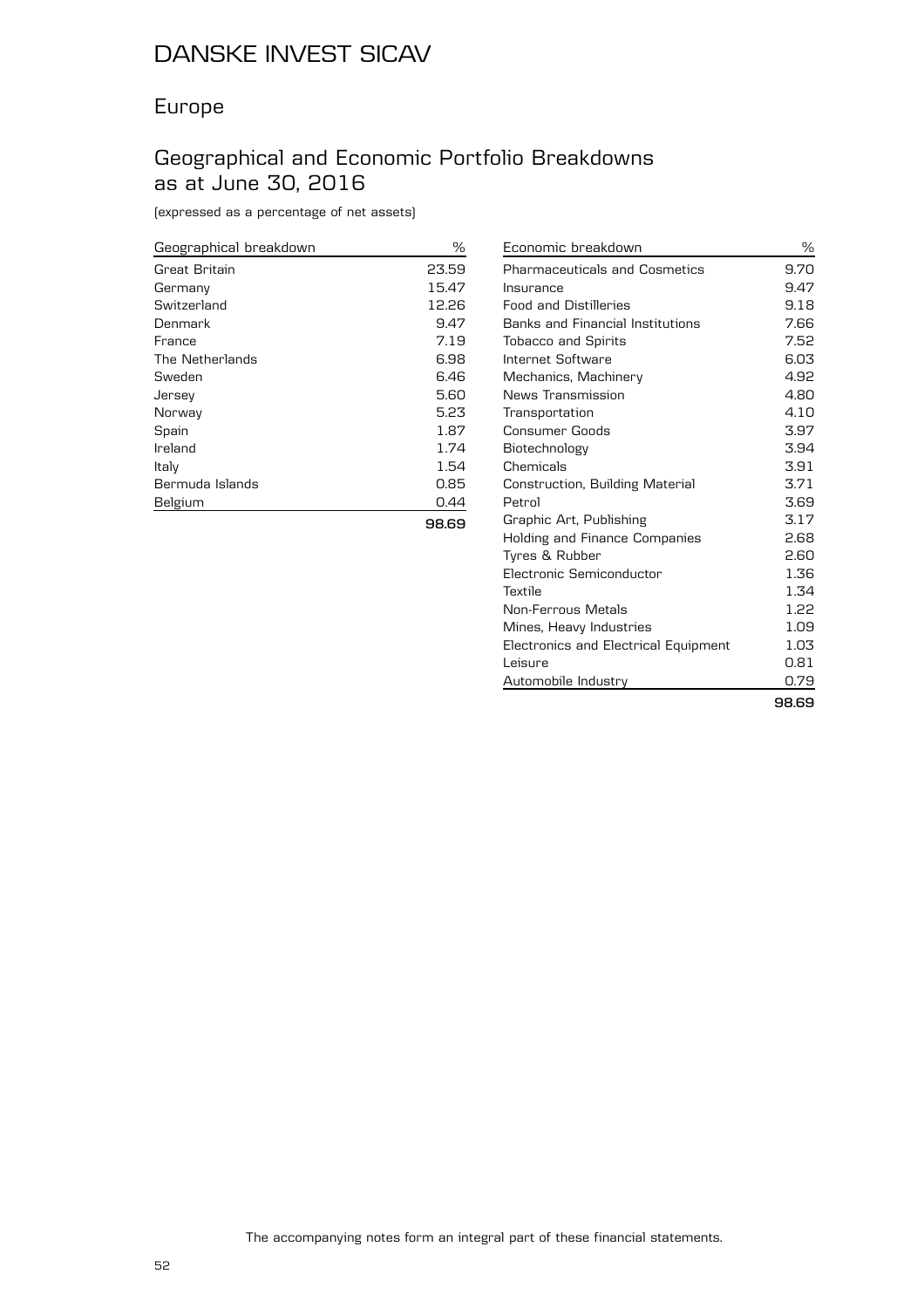# DANSKE INVEST SICAV

## Europe

## Geographical and Economic Portfolio Breakdowns as at June 30, 2016

(expressed as a percentage of net assets)

| Geographical breakdown | % |
|---|---|
| Great Britain | 23.59 |
| Germany | 15.47 |
| Switzerland | 12.26 |
| Denmark | 9.47 |
| France | 7.19 |
| The Netherlands | 6.98 |
| Sweden | 6.46 |
| Jersey | 5.60 |
| Norway | 5.23 |
| Spain | 1.87 |
| Ireland | 1.74 |
| Italy | 1.54 |
| Bermuda Islands | 0.85 |
| Belgium | 0.44 |
| | **98.69** |

| Economic breakdown | % |
|---|---|
| Pharmaceuticals and Cosmetics | 9.70 |
| Insurance | 9.47 |
| Food and Distilleries | 9.18 |
| Banks and Financial Institutions | 7.66 |
| Tobacco and Spirits | 7.52 |
| Internet Software | 6.03 |
| Mechanics, Machinery | 4.92 |
| News Transmission | 4.80 |
| Transportation | 4.10 |
| Consumer Goods | 3.97 |
| Biotechnology | 3.94 |
| Chemicals | 3.91 |
| Construction, Building Material | 3.71 |
| Petrol | 3.69 |
| Graphic Art, Publishing | 3.17 |
| Holding and Finance Companies | 2.68 |
| Tyres & Rubber | 2.60 |
| Electronic Semiconductor | 1.36 |
| Textile | 1.34 |
| Non-Ferrous Metals | 1.22 |
| Mines, Heavy Industries | 1.09 |
| Electronics and Electrical Equipment | 1.03 |
| Leisure | 0.81 |
| Automobile Industry | 0.79 |
| | **98.69** |

The accompanying notes form an integral part of these financial statements.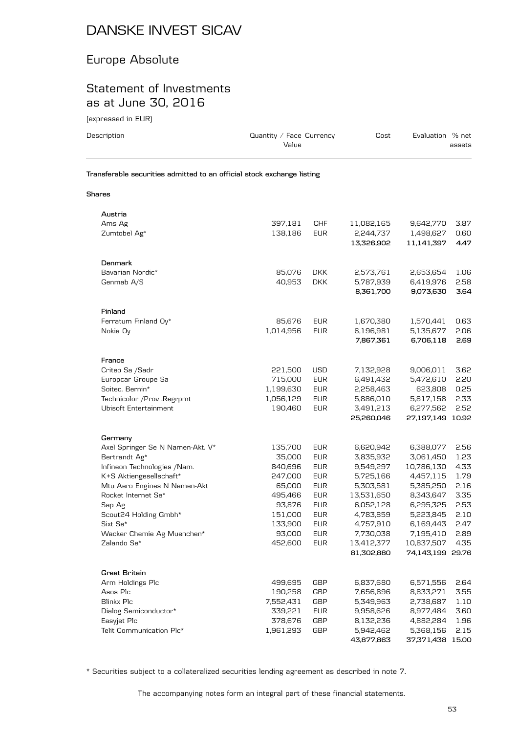# DANSKE INVEST SICAV

## Europe Absolute

## Statement of Investments as at June 30, 2016

(expressed in EUR)

| Description | Quantity / Face Value | Currency | Cost | Evaluation | % net assets |
|---|---|---|---|---|---|
| **Transferable securities admitted to an official stock exchange listing** | | | | | |
| **Shares** | | | | | |
| **Austria** | | | | | |
| Ams Ag | 397,181 | CHF | 11,082,165 | 9,642,770 | 3.87 |
| Zumtobel Ag* | 138,186 | EUR | 2,244,737 | 1,498,627 | 0.60 |
| | | | **13,326,902** | **11,141,397** | **4.47** |
| **Denmark** | | | | | |
| Bavarian Nordic* | 85,076 | DKK | 2,573,761 | 2,653,654 | 1.06 |
| Genmab A/S | 40,953 | DKK | 5,787,939 | 6,419,976 | 2.58 |
| | | | **8,361,700** | **9,073,630** | **3.64** |
| **Finland** | | | | | |
| Ferratum Finland Oy* | 85,676 | EUR | 1,670,380 | 1,570,441 | 0.63 |
| Nokia Oy | 1,014,956 | EUR | 6,196,981 | 5,135,677 | 2.06 |
| | | | **7,867,361** | **6,706,118** | **2.69** |
| **France** | | | | | |
| Criteo Sa /Sadr | 221,500 | USD | 7,132,928 | 9,006,011 | 3.62 |
| Europcar Groupe Sa | 715,000 | EUR | 6,491,432 | 5,472,610 | 2.20 |
| Soitec. Bernin* | 1,199,630 | EUR | 2,258,463 | 623,808 | 0.25 |
| Technicolor /Prov .Regrpmt | 1,056,129 | EUR | 5,886,010 | 5,817,158 | 2.33 |
| Ubisoft Entertainment | 190,460 | EUR | 3,491,213 | 6,277,562 | 2.52 |
| | | | **25,260,046** | **27,197,149** | **10.92** |
| **Germany** | | | | | |
| Axel Springer Se N Namen-Akt. V* | 135,700 | EUR | 6,620,942 | 6,388,077 | 2.56 |
| Bertrandt Ag* | 35,000 | EUR | 3,835,932 | 3,061,450 | 1.23 |
| Infineon Technologies /Nam. | 840,696 | EUR | 9,549,297 | 10,786,130 | 4.33 |
| K+S Aktiengesellschaft* | 247,000 | EUR | 5,725,166 | 4,457,115 | 1.79 |
| Mtu Aero Engines N Namen-Akt | 65,000 | EUR | 5,303,581 | 5,385,250 | 2.16 |
| Rocket Internet Se* | 495,466 | EUR | 13,531,650 | 8,343,647 | 3.35 |
| Sap Ag | 93,876 | EUR | 6,052,128 | 6,295,325 | 2.53 |
| Scout24 Holding Gmbh* | 151,000 | EUR | 4,783,859 | 5,223,845 | 2.10 |
| Sixt Se* | 133,900 | EUR | 4,757,910 | 6,169,443 | 2.47 |
| Wacker Chemie Ag Muenchen* | 93,000 | EUR | 7,730,038 | 7,195,410 | 2.89 |
| Zalando Se* | 452,600 | EUR | 13,412,377 | 10,837,507 | 4.35 |
| | | | **81,302,880** | **74,143,199** | **29.76** |
| **Great Britain** | | | | | |
| Arm Holdings Plc | 499,695 | GBP | 6,837,680 | 6,571,556 | 2.64 |
| Asos Plc | 190,258 | GBP | 7,656,896 | 8,833,271 | 3.55 |
| Blinkx Plc | 7,552,431 | GBP | 5,349,963 | 2,738,687 | 1.10 |
| Dialog Semiconductor* | 339,221 | EUR | 9,958,626 | 8,977,484 | 3.60 |
| Easyjet Plc | 378,676 | GBP | 8,132,236 | 4,882,284 | 1.96 |
| Telit Communication Plc* | 1,961,293 | GBP | 5,942,462 | 5,368,156 | 2.15 |
| | | | **43,877,863** | **37,371,438** | **15.00** |

* Securities subject to a collateralized securities lending agreement as described in note 7.

The accompanying notes form an integral part of these financial statements.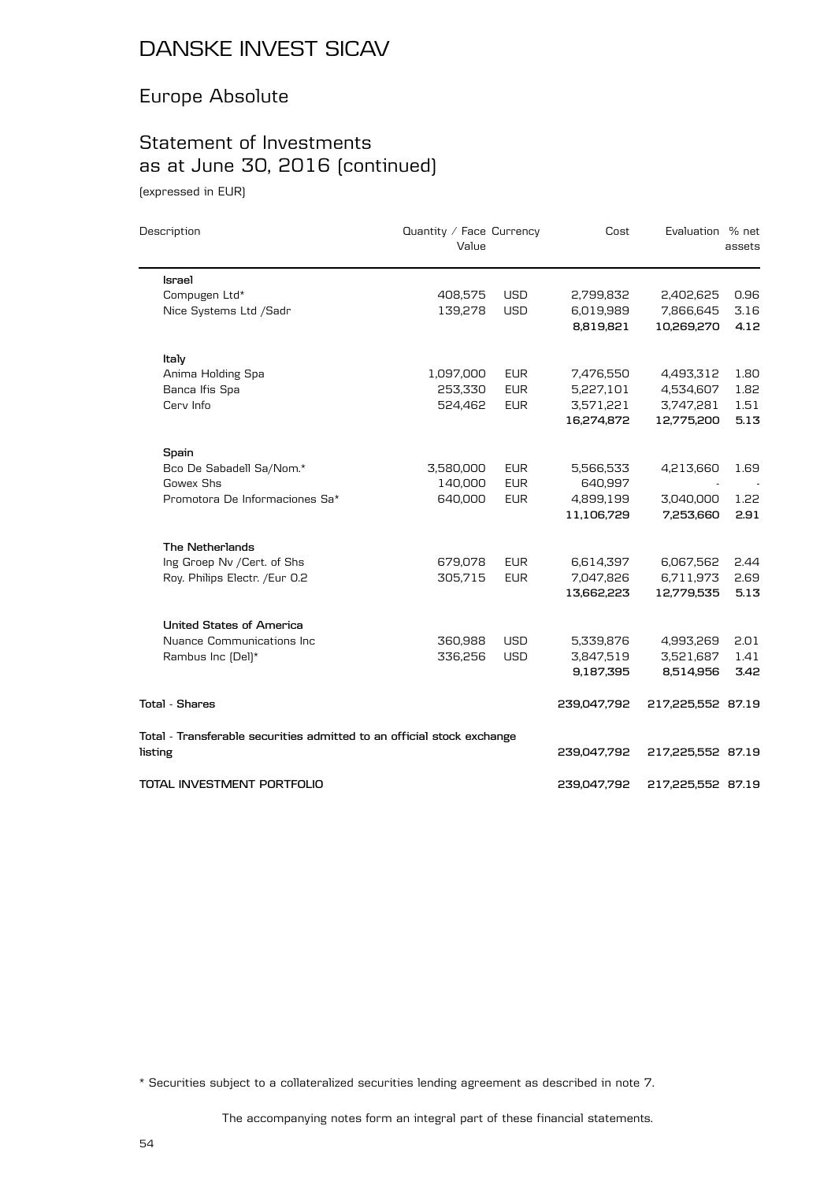# DANSKE INVEST SICAV

## Europe Absolute

## Statement of Investments as at June 30, 2016 (continued)

(expressed in EUR)

| Description | Quantity / Face Value | Currency | Cost | Evaluation | % net assets |
|---|---|---|---|---|---|
| **Israel** | | | | | |
| Compugen Ltd* | 408,575 | USD | 2,799,832 | 2,402,625 | 0.96 |
| Nice Systems Ltd /Sadr | 139,278 | USD | 6,019,989 | 7,866,645 | 3.16 |
| | | | **8,819,821** | **10,269,270** | **4.12** |
| **Italy** | | | | | |
| Anima Holding Spa | 1,097,000 | EUR | 7,476,550 | 4,493,312 | 1.80 |
| Banca Ifis Spa | 253,330 | EUR | 5,227,101 | 4,534,607 | 1.82 |
| Cerv Info | 524,462 | EUR | 3,571,221 | 3,747,281 | 1.51 |
| | | | **16,274,872** | **12,775,200** | **5.13** |
| **Spain** | | | | | |
| Bco De Sabadell Sa/Nom.* | 3,580,000 | EUR | 5,566,533 | 4,213,660 | 1.69 |
| Gowex Shs | 140,000 | EUR | 640,997 | - | - |
| Promotora De Informaciones Sa* | 640,000 | EUR | 4,899,199 | 3,040,000 | 1.22 |
| | | | **11,106,729** | **7,253,660** | **2.91** |
| **The Netherlands** | | | | | |
| Ing Groep Nv /Cert. of Shs | 679,078 | EUR | 6,614,397 | 6,067,562 | 2.44 |
| Roy. Philips Electr. /Eur 0.2 | 305,715 | EUR | 7,047,826 | 6,711,973 | 2.69 |
| | | | **13,662,223** | **12,779,535** | **5.13** |
| **United States of America** | | | | | |
| Nuance Communications Inc | 360,988 | USD | 5,339,876 | 4,993,269 | 2.01 |
| Rambus Inc (Del)* | 336,256 | USD | 3,847,519 | 3,521,687 | 1.41 |
| | | | **9,187,395** | **8,514,956** | **3.42** |
| Total - Shares | | | 239,047,792 | 217,225,552 | 87.19 |
| Total - Transferable securities admitted to an official stock exchange listing | | | 239,047,792 | 217,225,552 | 87.19 |
| TOTAL INVESTMENT PORTFOLIO | | | 239,047,792 | 217,225,552 | 87.19 |

\* Securities subject to a collateralized securities lending agreement as described in note 7.

The accompanying notes form an integral part of these financial statements.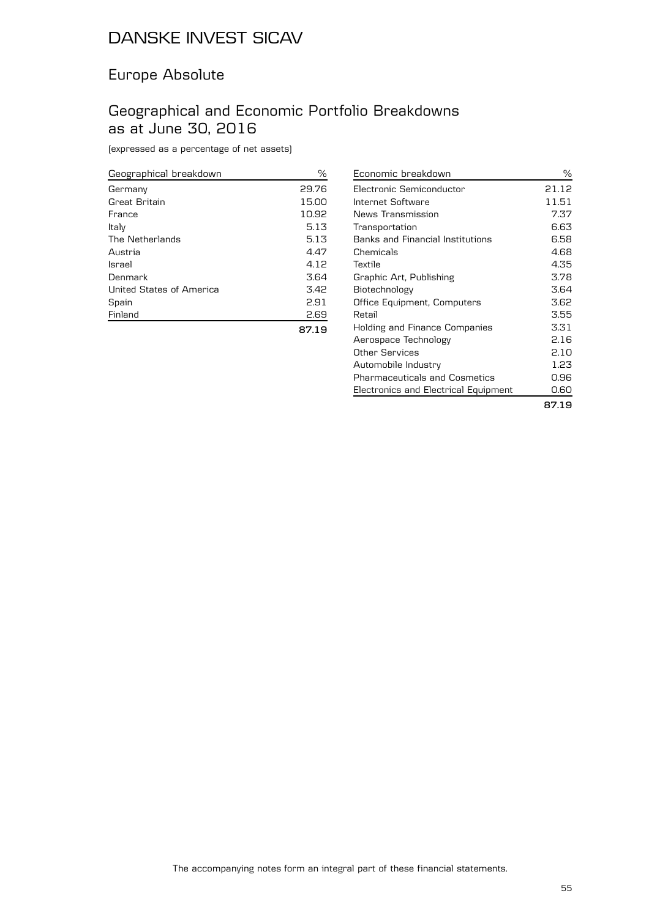# DANSKE INVEST SICAV

## Europe Absolute

## Geographical and Economic Portfolio Breakdowns as at June 30, 2016

(expressed as a percentage of net assets)

| Geographical breakdown | % |
|---|---|
| Germany | 29.76 |
| Great Britain | 15.00 |
| France | 10.92 |
| Italy | 5.13 |
| The Netherlands | 5.13 |
| Austria | 4.47 |
| Israel | 4.12 |
| Denmark | 3.64 |
| United States of America | 3.42 |
| Spain | 2.91 |
| Finland | 2.69 |
| | **87.19** |

| Economic breakdown | % |
|---|---|
| Electronic Semiconductor | 21.12 |
| Internet Software | 11.51 |
| News Transmission | 7.37 |
| Transportation | 6.63 |
| Banks and Financial Institutions | 6.58 |
| Chemicals | 4.68 |
| Textile | 4.35 |
| Graphic Art, Publishing | 3.78 |
| Biotechnology | 3.64 |
| Office Equipment, Computers | 3.62 |
| Retail | 3.55 |
| Holding and Finance Companies | 3.31 |
| Aerospace Technology | 2.16 |
| Other Services | 2.10 |
| Automobile Industry | 1.23 |
| Pharmaceuticals and Cosmetics | 0.96 |
| Electronics and Electrical Equipment | 0.60 |
| | **87.19** |

The accompanying notes form an integral part of these financial statements.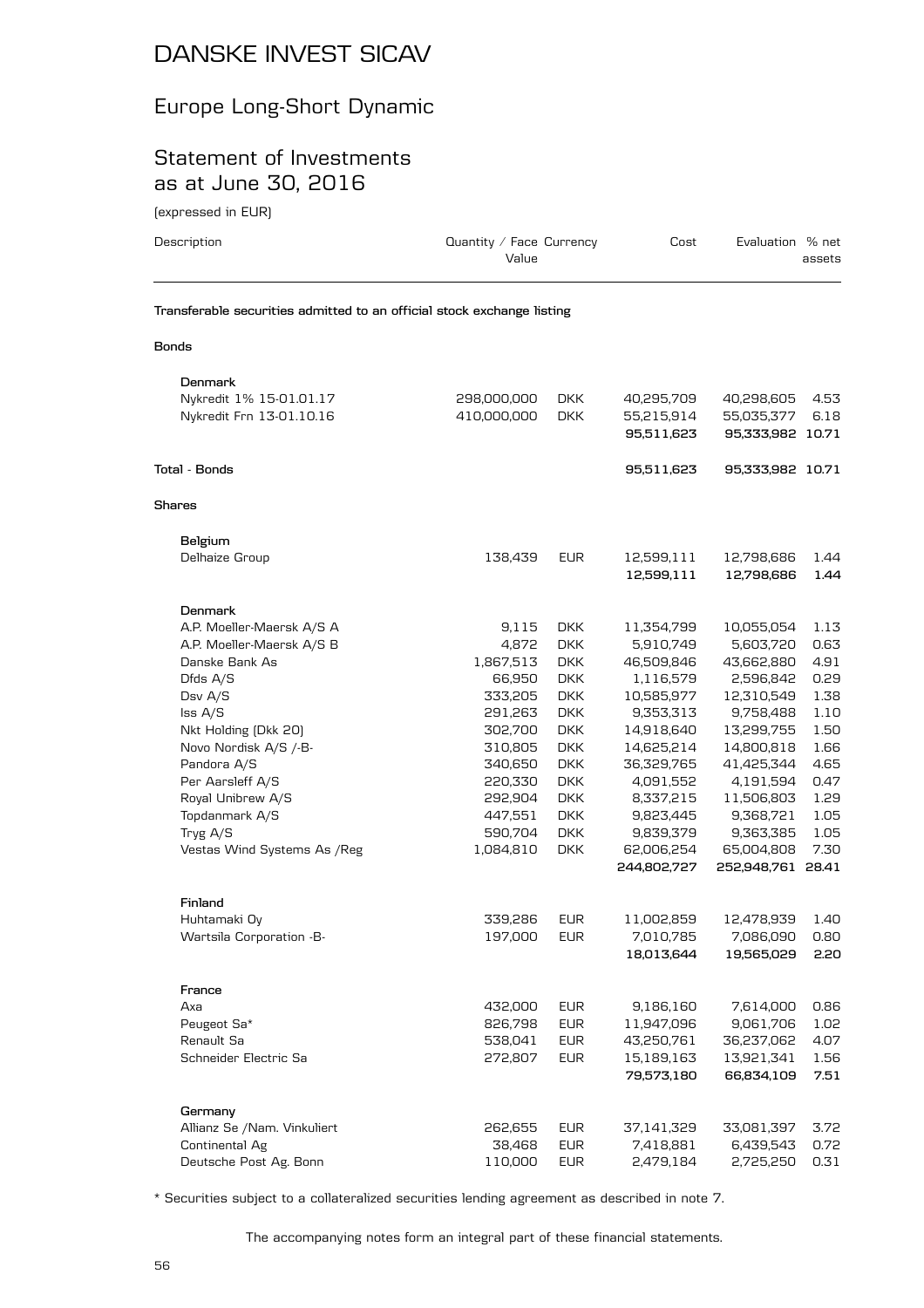# DANSKE INVEST SICAV

## Europe Long-Short Dynamic

## Statement of Investments as at June 30, 2016

(expressed in EUR)

| Description | Quantity / Face Value | Currency | Cost | Evaluation | % net assets |
|---|---|---|---|---|---|
| **Transferable securities admitted to an official stock exchange listing** | | | | | |
| **Bonds** | | | | | |
| **Denmark** | | | | | |
| Nykredit 1% 15-01.01.17 | 298,000,000 | DKK | 40,295,709 | 40,298,605 | 4.53 |
| Nykredit Frn 13-01.10.16 | 410,000,000 | DKK | 55,215,914 | 55,035,377 | 6.18 |
| | | | **95,511,623** | **95,333,982** | **10.71** |
| **Total - Bonds** | | | **95,511,623** | **95,333,982** | **10.71** |
| **Shares** | | | | | |
| **Belgium** | | | | | |
| Delhaize Group | 138,439 | EUR | 12,599,111 | 12,798,686 | 1.44 |
| | | | **12,599,111** | **12,798,686** | **1.44** |
| **Denmark** | | | | | |
| A.P. Moeller-Maersk A/S A | 9,115 | DKK | 11,354,799 | 10,055,054 | 1.13 |
| A.P. Moeller-Maersk A/S B | 4,872 | DKK | 5,910,749 | 5,603,720 | 0.63 |
| Danske Bank As | 1,867,513 | DKK | 46,509,846 | 43,662,880 | 4.91 |
| Dfds A/S | 66,950 | DKK | 1,116,579 | 2,596,842 | 0.29 |
| Dsv A/S | 333,205 | DKK | 10,585,977 | 12,310,549 | 1.38 |
| Iss A/S | 291,263 | DKK | 9,353,313 | 9,758,488 | 1.10 |
| Nkt Holding (Dkk 20) | 302,700 | DKK | 14,918,640 | 13,299,755 | 1.50 |
| Novo Nordisk A/S /-B- | 310,805 | DKK | 14,625,214 | 14,800,818 | 1.66 |
| Pandora A/S | 340,650 | DKK | 36,329,765 | 41,425,344 | 4.65 |
| Per Aarsleff A/S | 220,330 | DKK | 4,091,552 | 4,191,594 | 0.47 |
| Royal Unibrew A/S | 292,904 | DKK | 8,337,215 | 11,506,803 | 1.29 |
| Topdanmark A/S | 447,551 | DKK | 9,823,445 | 9,368,721 | 1.05 |
| Tryg A/S | 590,704 | DKK | 9,839,379 | 9,363,385 | 1.05 |
| Vestas Wind Systems As /Reg | 1,084,810 | DKK | 62,006,254 | 65,004,808 | 7.30 |
| | | | **244,802,727** | **252,948,761** | **28.41** |
| **Finland** | | | | | |
| Huhtamaki Oy | 339,286 | EUR | 11,002,859 | 12,478,939 | 1.40 |
| Wartsila Corporation -B- | 197,000 | EUR | 7,010,785 | 7,086,090 | 0.80 |
| | | | **18,013,644** | **19,565,029** | **2.20** |
| **France** | | | | | |
| Axa | 432,000 | EUR | 9,186,160 | 7,614,000 | 0.86 |
| Peugeot Sa* | 826,798 | EUR | 11,947,096 | 9,061,706 | 1.02 |
| Renault Sa | 538,041 | EUR | 43,250,761 | 36,237,062 | 4.07 |
| Schneider Electric Sa | 272,807 | EUR | 15,189,163 | 13,921,341 | 1.56 |
| | | | **79,573,180** | **66,834,109** | **7.51** |
| **Germany** | | | | | |
| Allianz Se /Nam. Vinkuliert | 262,655 | EUR | 37,141,329 | 33,081,397 | 3.72 |
| Continental Ag | 38,468 | EUR | 7,418,881 | 6,439,543 | 0.72 |
| Deutsche Post Ag. Bonn | 110,000 | EUR | 2,479,184 | 2,725,250 | 0.31 |

\* Securities subject to a collateralized securities lending agreement as described in note 7.

The accompanying notes form an integral part of these financial statements.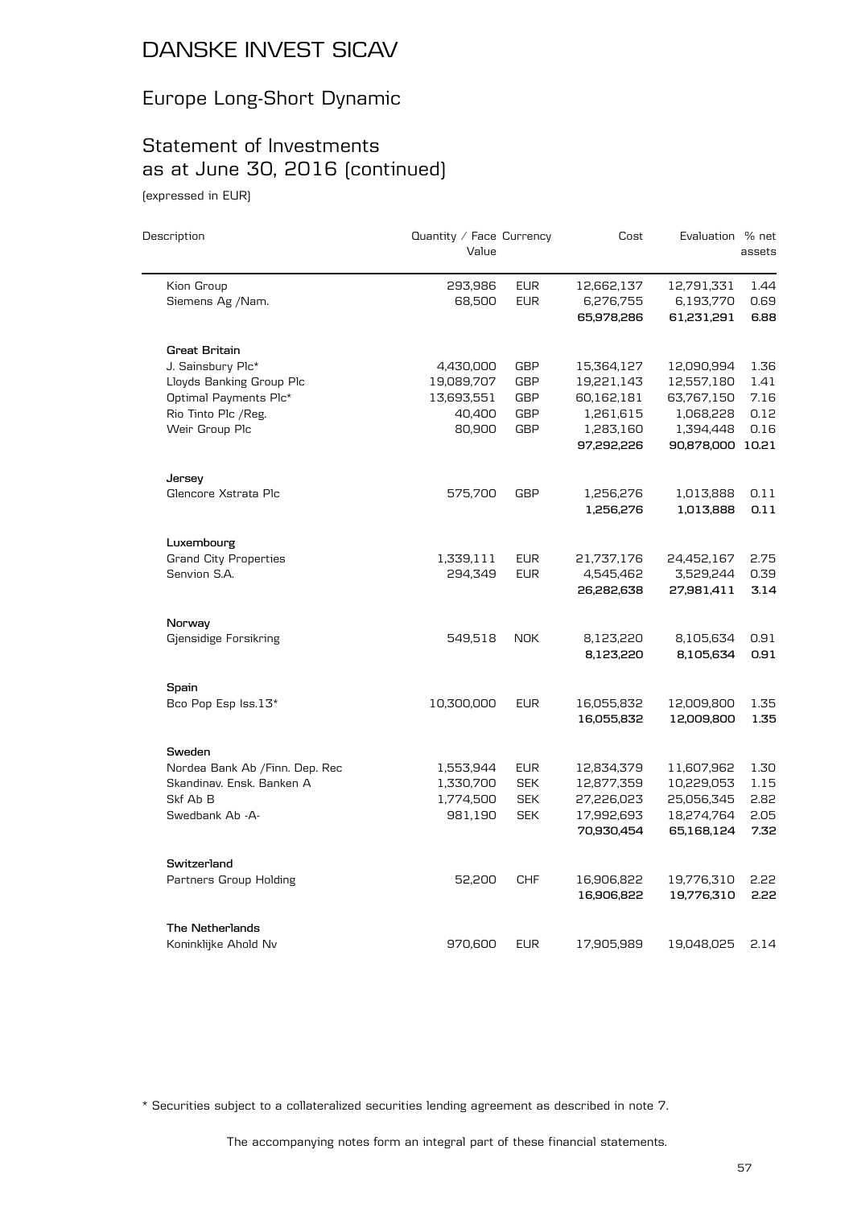# DANSKE INVEST SICAV

## Europe Long-Short Dynamic

## Statement of Investments as at June 30, 2016 (continued)

(expressed in EUR)

| Description | Quantity / Face Value | Currency | Cost | Evaluation | % net assets |
|---|---|---|---|---|---|
| Kion Group | 293,986 | EUR | 12,662,137 | 12,791,331 | 1.44 |
| Siemens Ag /Nam. | 68,500 | EUR | 6,276,755 | 6,193,770 | 0.69 |
| | | | **65,978,286** | **61,231,291** | **6.88** |
| **Great Britain** | | | | | |
| J. Sainsbury Plc* | 4,430,000 | GBP | 15,364,127 | 12,090,994 | 1.36 |
| Lloyds Banking Group Plc | 19,089,707 | GBP | 19,221,143 | 12,557,180 | 1.41 |
| Optimal Payments Plc* | 13,693,551 | GBP | 60,162,181 | 63,767,150 | 7.16 |
| Rio Tinto Plc /Reg. | 40,400 | GBP | 1,261,615 | 1,068,228 | 0.12 |
| Weir Group Plc | 80,900 | GBP | 1,283,160 | 1,394,448 | 0.16 |
| | | | **97,292,226** | **90,878,000** | **10.21** |
| **Jersey** | | | | | |
| Glencore Xstrata Plc | 575,700 | GBP | 1,256,276 | 1,013,888 | 0.11 |
| | | | **1,256,276** | **1,013,888** | **0.11** |
| **Luxembourg** | | | | | |
| Grand City Properties | 1,339,111 | EUR | 21,737,176 | 24,452,167 | 2.75 |
| Senvion S.A. | 294,349 | EUR | 4,545,462 | 3,529,244 | 0.39 |
| | | | **26,282,638** | **27,981,411** | **3.14** |
| **Norway** | | | | | |
| Gjensidige Forsikring | 549,518 | NOK | 8,123,220 | 8,105,634 | 0.91 |
| | | | **8,123,220** | **8,105,634** | **0.91** |
| **Spain** | | | | | |
| Bco Pop Esp Iss.13* | 10,300,000 | EUR | 16,055,832 | 12,009,800 | 1.35 |
| | | | **16,055,832** | **12,009,800** | **1.35** |
| **Sweden** | | | | | |
| Nordea Bank Ab /Finn. Dep. Rec | 1,553,944 | EUR | 12,834,379 | 11,607,962 | 1.30 |
| Skandinav. Ensk. Banken A | 1,330,700 | SEK | 12,877,359 | 10,229,053 | 1.15 |
| Skf Ab B | 1,774,500 | SEK | 27,226,023 | 25,056,345 | 2.82 |
| Swedbank Ab -A- | 981,190 | SEK | 17,992,693 | 18,274,764 | 2.05 |
| | | | **70,930,454** | **65,168,124** | **7.32** |
| **Switzerland** | | | | | |
| Partners Group Holding | 52,200 | CHF | 16,906,822 | 19,776,310 | 2.22 |
| | | | **16,906,822** | **19,776,310** | **2.22** |
| **The Netherlands** | | | | | |
| Koninklijke Ahold Nv | 970,600 | EUR | 17,905,989 | 19,048,025 | 2.14 |

\* Securities subject to a collateralized securities lending agreement as described in note 7.

The accompanying notes form an integral part of these financial statements.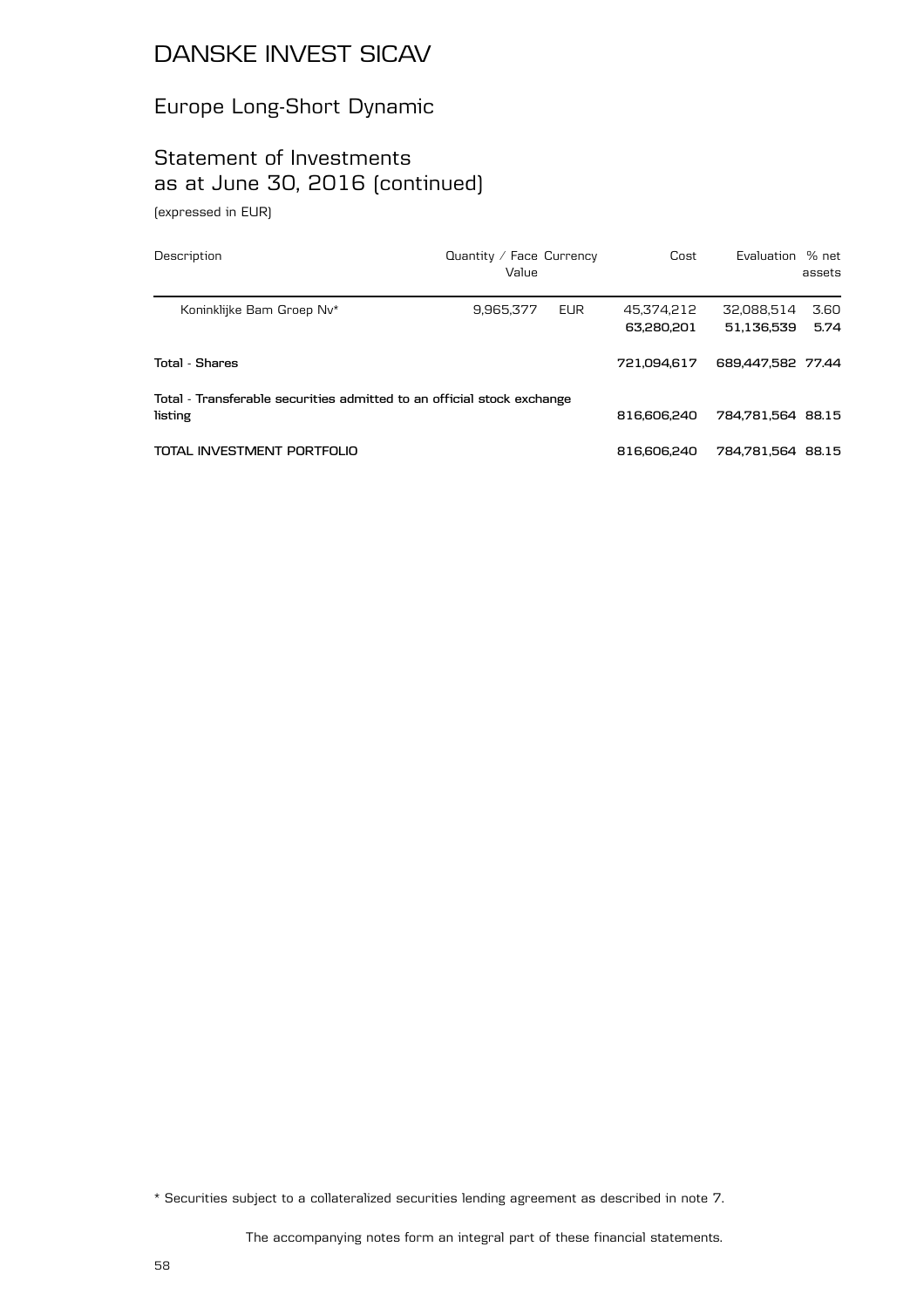# DANSKE INVEST SICAV

## Europe Long-Short Dynamic

## Statement of Investments as at June 30, 2016 (continued)

(expressed in EUR)

| Description | Quantity / Face Value | Currency | Cost | Evaluation | % net assets |
|---|---|---|---|---|---|
| Koninklijke Bam Groep Nv* | 9,965,377 | EUR | 45,374,212 | 32,088,514 | 3.60 |
| | | | **63,280,201** | **51,136,539** | **5.74** |
| **Total - Shares** | | | **721,094,617** | **689,447,582** | **77.44** |
| **Total - Transferable securities admitted to an official stock exchange listing** | | | **816,606,240** | **784,781,564** | **88.15** |
| **TOTAL INVESTMENT PORTFOLIO** | | | **816,606,240** | **784,781,564** | **88.15** |

* Securities subject to a collateralized securities lending agreement as described in note 7.

The accompanying notes form an integral part of these financial statements.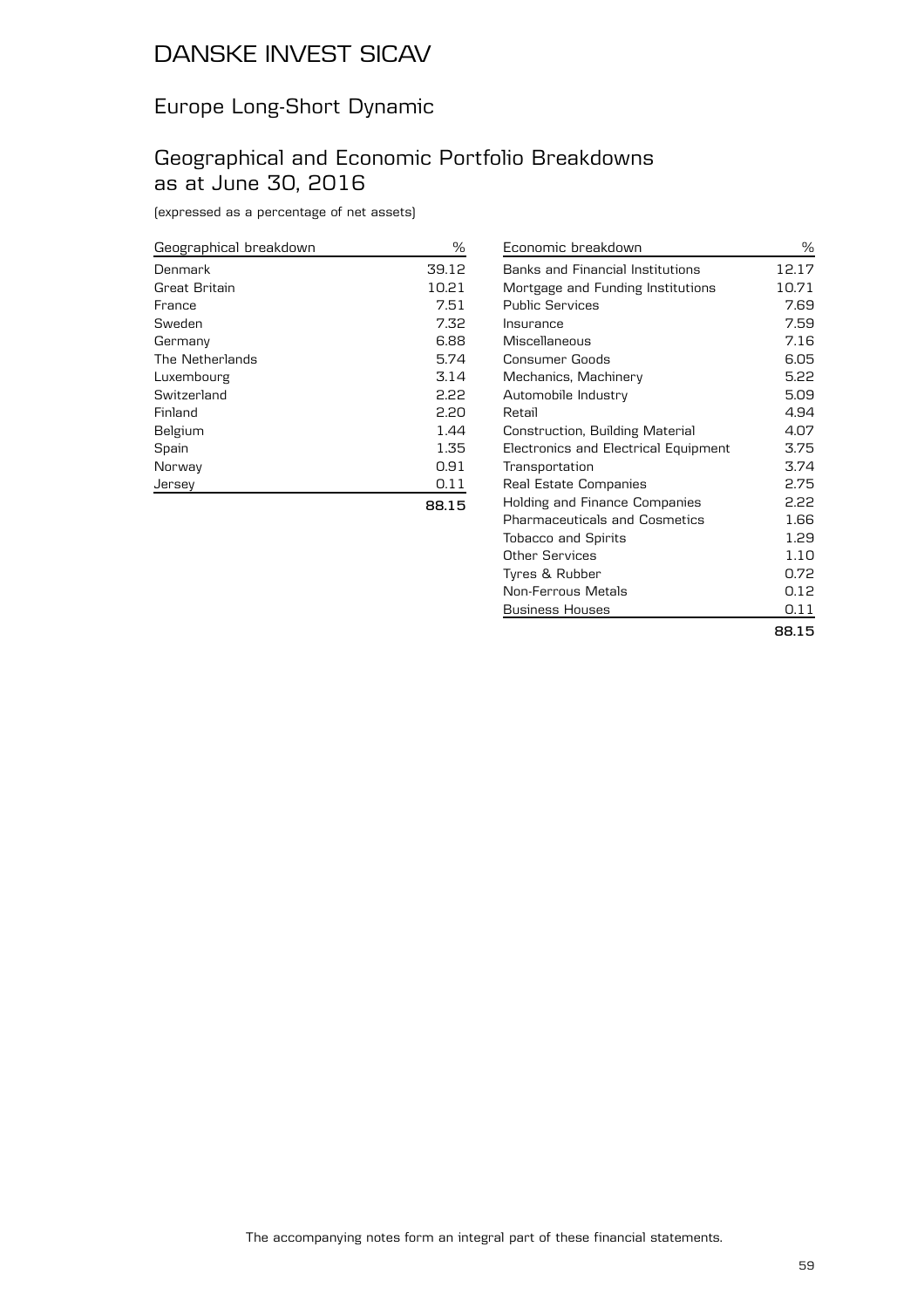# DANSKE INVEST SICAV

## Europe Long-Short Dynamic

## Geographical and Economic Portfolio Breakdowns as at June 30, 2016

(expressed as a percentage of net assets)

| Geographical breakdown | % |
|---|---|
| Denmark | 39.12 |
| Great Britain | 10.21 |
| France | 7.51 |
| Sweden | 7.32 |
| Germany | 6.88 |
| The Netherlands | 5.74 |
| Luxembourg | 3.14 |
| Switzerland | 2.22 |
| Finland | 2.20 |
| Belgium | 1.44 |
| Spain | 1.35 |
| Norway | 0.91 |
| Jersey | 0.11 |
| | **88.15** |

| Economic breakdown | % |
|---|---|
| Banks and Financial Institutions | 12.17 |
| Mortgage and Funding Institutions | 10.71 |
| Public Services | 7.69 |
| Insurance | 7.59 |
| Miscellaneous | 7.16 |
| Consumer Goods | 6.05 |
| Mechanics, Machinery | 5.22 |
| Automobile Industry | 5.09 |
| Retail | 4.94 |
| Construction, Building Material | 4.07 |
| Electronics and Electrical Equipment | 3.75 |
| Transportation | 3.74 |
| Real Estate Companies | 2.75 |
| Holding and Finance Companies | 2.22 |
| Pharmaceuticals and Cosmetics | 1.66 |
| Tobacco and Spirits | 1.29 |
| Other Services | 1.10 |
| Tyres & Rubber | 0.72 |
| Non-Ferrous Metals | 0.12 |
| Business Houses | 0.11 |
| | **88.15** |

The accompanying notes form an integral part of these financial statements.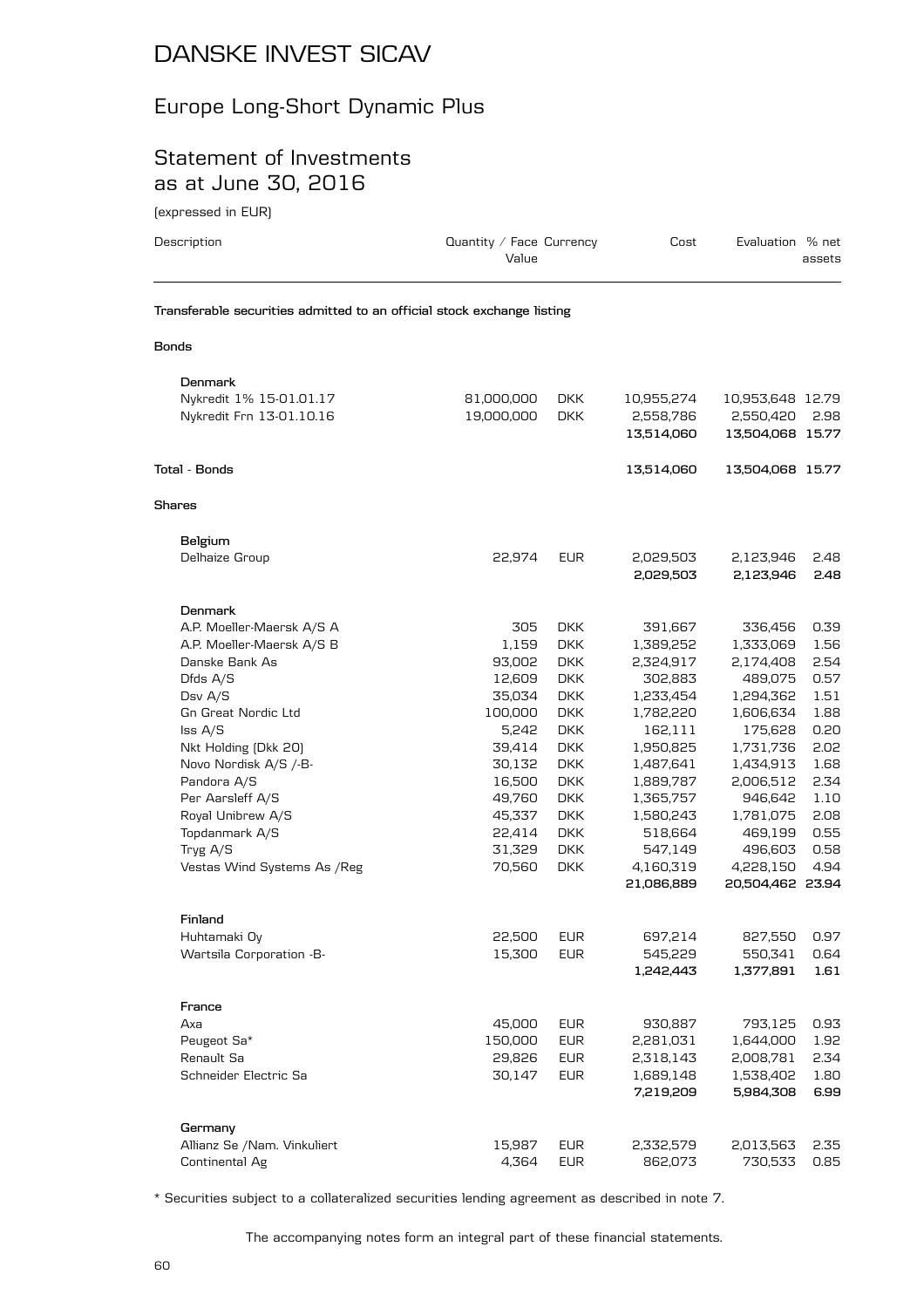# DANSKE INVEST SICAV

## Europe Long-Short Dynamic Plus

## Statement of Investments as at June 30, 2016

(expressed in EUR)

| Description | Quantity / Face Value | Currency | Cost | Evaluation | % net assets |
|---|---|---|---|---|---|
| **Transferable securities admitted to an official stock exchange listing** | | | | | |
| **Bonds** | | | | | |
| **Denmark** | | | | | |
| Nykredit 1% 15-01.01.17 | 81,000,000 | DKK | 10,955,274 | 10,953,648 | 12.79 |
| Nykredit Frn 13-01.10.16 | 19,000,000 | DKK | 2,558,786 | 2,550,420 | 2.98 |
| | | | **13,514,060** | **13,504,068** | **15.77** |
| **Total - Bonds** | | | **13,514,060** | **13,504,068** | **15.77** |
| **Shares** | | | | | |
| **Belgium** | | | | | |
| Delhaize Group | 22,974 | EUR | 2,029,503 | 2,123,946 | 2.48 |
| | | | **2,029,503** | **2,123,946** | **2.48** |
| **Denmark** | | | | | |
| A.P. Moeller-Maersk A/S A | 305 | DKK | 391,667 | 336,456 | 0.39 |
| A.P. Moeller-Maersk A/S B | 1,159 | DKK | 1,389,252 | 1,333,069 | 1.56 |
| Danske Bank As | 93,002 | DKK | 2,324,917 | 2,174,408 | 2.54 |
| Dfds A/S | 12,609 | DKK | 302,883 | 489,075 | 0.57 |
| Dsv A/S | 35,034 | DKK | 1,233,454 | 1,294,362 | 1.51 |
| Gn Great Nordic Ltd | 100,000 | DKK | 1,782,220 | 1,606,634 | 1.88 |
| Iss A/S | 5,242 | DKK | 162,111 | 175,628 | 0.20 |
| Nkt Holding (Dkk 20) | 39,414 | DKK | 1,950,825 | 1,731,736 | 2.02 |
| Novo Nordisk A/S /-B- | 30,132 | DKK | 1,487,641 | 1,434,913 | 1.68 |
| Pandora A/S | 16,500 | DKK | 1,889,787 | 2,006,512 | 2.34 |
| Per Aarsleff A/S | 49,760 | DKK | 1,365,757 | 946,642 | 1.10 |
| Royal Unibrew A/S | 45,337 | DKK | 1,580,243 | 1,781,075 | 2.08 |
| Topdanmark A/S | 22,414 | DKK | 518,664 | 469,199 | 0.55 |
| Tryg A/S | 31,329 | DKK | 547,149 | 496,603 | 0.58 |
| Vestas Wind Systems As /Reg | 70,560 | DKK | 4,160,319 | 4,228,150 | 4.94 |
| | | | **21,086,889** | **20,504,462** | **23.94** |
| **Finland** | | | | | |
| Huhtamaki Oy | 22,500 | EUR | 697,214 | 827,550 | 0.97 |
| Wartsila Corporation -B- | 15,300 | EUR | 545,229 | 550,341 | 0.64 |
| | | | **1,242,443** | **1,377,891** | **1.61** |
| **France** | | | | | |
| Axa | 45,000 | EUR | 930,887 | 793,125 | 0.93 |
| Peugeot Sa* | 150,000 | EUR | 2,281,031 | 1,644,000 | 1.92 |
| Renault Sa | 29,826 | EUR | 2,318,143 | 2,008,781 | 2.34 |
| Schneider Electric Sa | 30,147 | EUR | 1,689,148 | 1,538,402 | 1.80 |
| | | | **7,219,209** | **5,984,308** | **6.99** |
| **Germany** | | | | | |
| Allianz Se /Nam. Vinkuliert | 15,987 | EUR | 2,332,579 | 2,013,563 | 2.35 |
| Continental Ag | 4,364 | EUR | 862,073 | 730,533 | 0.85 |

\* Securities subject to a collateralized securities lending agreement as described in note 7.

The accompanying notes form an integral part of these financial statements.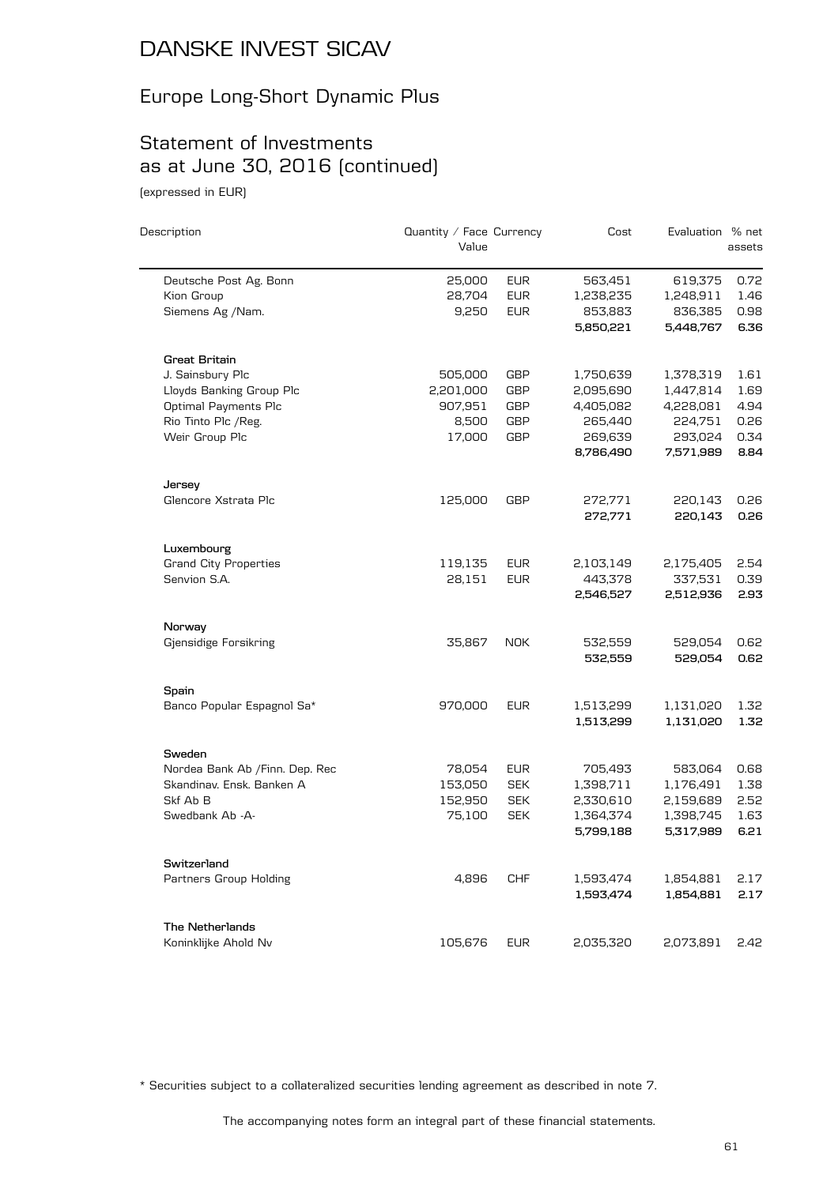# DANSKE INVEST SICAV

## Europe Long-Short Dynamic Plus

## Statement of Investments as at June 30, 2016 (continued)

(expressed in EUR)

| Description | Quantity / Face Value | Currency | Cost | Evaluation | % net assets |
|---|---|---|---|---|---|
| Deutsche Post Ag. Bonn | 25,000 | EUR | 563,451 | 619,375 | 0.72 |
| Kion Group | 28,704 | EUR | 1,238,235 | 1,248,911 | 1.46 |
| Siemens Ag /Nam. | 9,250 | EUR | 853,883 | 836,385 | 0.98 |
| | | | **5,850,221** | **5,448,767** | **6.36** |
| **Great Britain** | | | | | |
| J. Sainsbury Plc | 505,000 | GBP | 1,750,639 | 1,378,319 | 1.61 |
| Lloyds Banking Group Plc | 2,201,000 | GBP | 2,095,690 | 1,447,814 | 1.69 |
| Optimal Payments Plc | 907,951 | GBP | 4,405,082 | 4,228,081 | 4.94 |
| Rio Tinto Plc /Reg. | 8,500 | GBP | 265,440 | 224,751 | 0.26 |
| Weir Group Plc | 17,000 | GBP | 269,639 | 293,024 | 0.34 |
| | | | **8,786,490** | **7,571,989** | **8.84** |
| **Jersey** | | | | | |
| Glencore Xstrata Plc | 125,000 | GBP | 272,771 | 220,143 | 0.26 |
| | | | **272,771** | **220,143** | **0.26** |
| **Luxembourg** | | | | | |
| Grand City Properties | 119,135 | EUR | 2,103,149 | 2,175,405 | 2.54 |
| Senvion S.A. | 28,151 | EUR | 443,378 | 337,531 | 0.39 |
| | | | **2,546,527** | **2,512,936** | **2.93** |
| **Norway** | | | | | |
| Gjensidige Forsikring | 35,867 | NOK | 532,559 | 529,054 | 0.62 |
| | | | **532,559** | **529,054** | **0.62** |
| **Spain** | | | | | |
| Banco Popular Espagnol Sa* | 970,000 | EUR | 1,513,299 | 1,131,020 | 1.32 |
| | | | **1,513,299** | **1,131,020** | **1.32** |
| **Sweden** | | | | | |
| Nordea Bank Ab /Finn. Dep. Rec | 78,054 | EUR | 705,493 | 583,064 | 0.68 |
| Skandinav. Ensk. Banken A | 153,050 | SEK | 1,398,711 | 1,176,491 | 1.38 |
| Skf Ab B | 152,950 | SEK | 2,330,610 | 2,159,689 | 2.52 |
| Swedbank Ab -A- | 75,100 | SEK | 1,364,374 | 1,398,745 | 1.63 |
| | | | **5,799,188** | **5,317,989** | **6.21** |
| **Switzerland** | | | | | |
| Partners Group Holding | 4,896 | CHF | 1,593,474 | 1,854,881 | 2.17 |
| | | | **1,593,474** | **1,854,881** | **2.17** |
| **The Netherlands** | | | | | |
| Koninklijke Ahold Nv | 105,676 | EUR | 2,035,320 | 2,073,891 | 2.42 |

\* Securities subject to a collateralized securities lending agreement as described in note 7.

The accompanying notes form an integral part of these financial statements.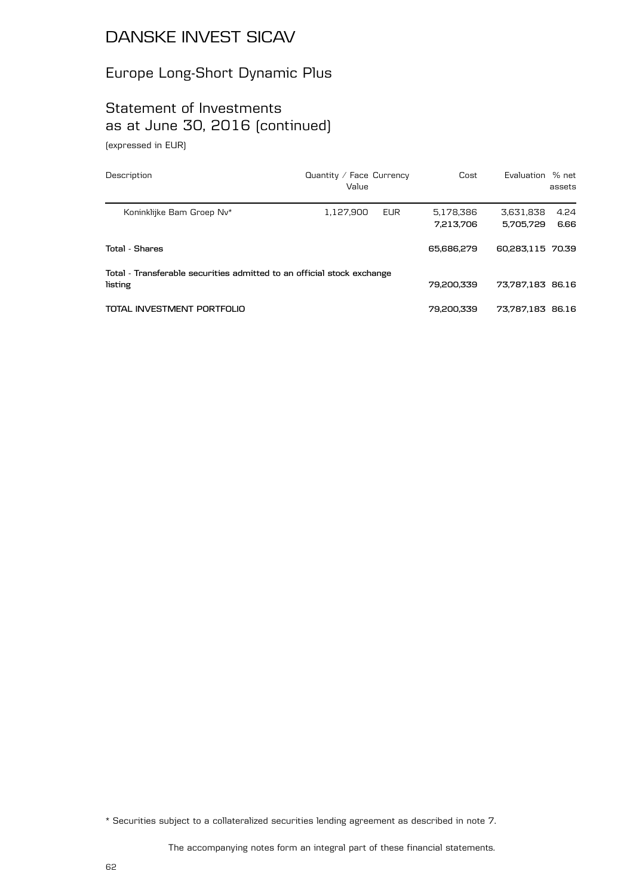# DANSKE INVEST SICAV

## Europe Long-Short Dynamic Plus

## Statement of Investments as at June 30, 2016 (continued)

(expressed in EUR)

| Description | Quantity / Face Value | Currency | Cost | Evaluation | % net assets |
|---|---|---|---|---|---|
| Koninklijke Bam Groep Nv* | 1,127,900 | EUR | 5,178,386 | 3,631,838 | 4.24 |
| | | | **7,213,706** | **5,705,729** | **6.66** |
| **Total - Shares** | | | **65,686,279** | **60,283,115** | **70.39** |
| **Total - Transferable securities admitted to an official stock exchange listing** | | | **79,200,339** | **73,787,183** | **86.16** |
| **TOTAL INVESTMENT PORTFOLIO** | | | **79,200,339** | **73,787,183** | **86.16** |

* Securities subject to a collateralized securities lending agreement as described in note 7.

The accompanying notes form an integral part of these financial statements.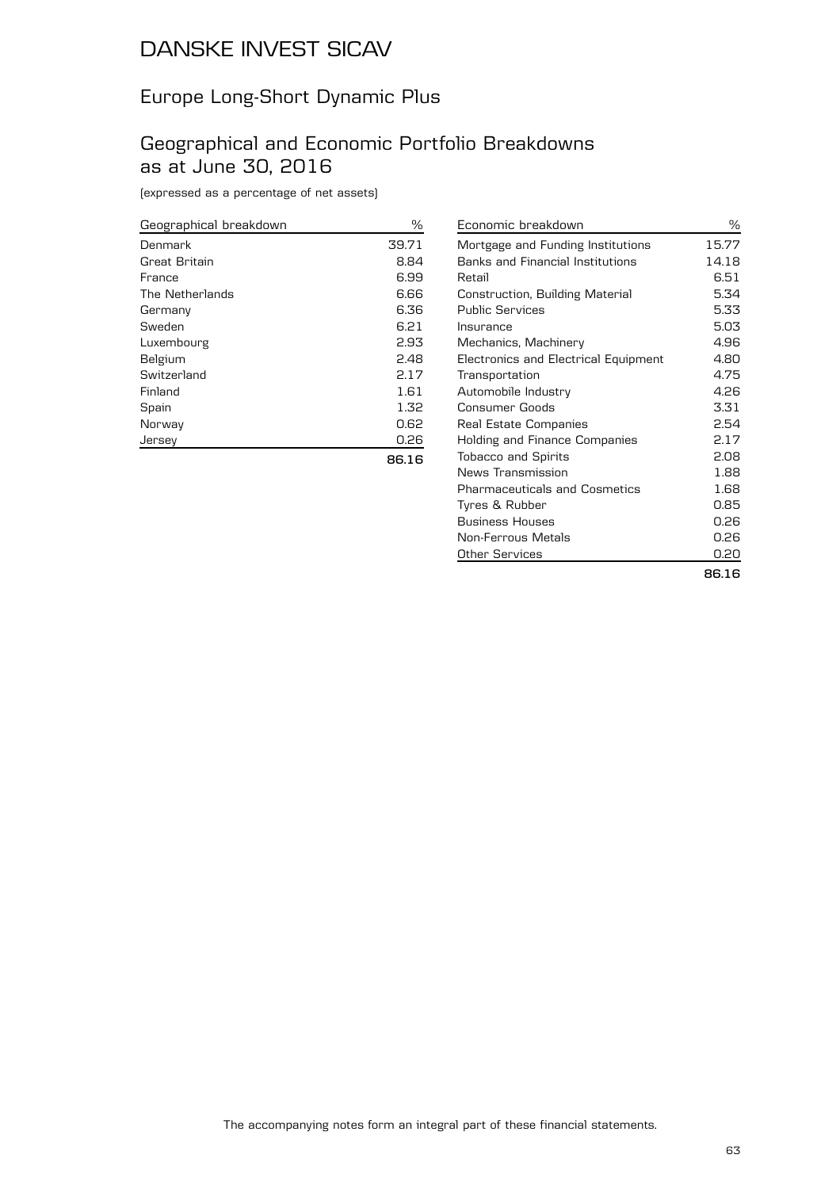# DANSKE INVEST SICAV

## Europe Long-Short Dynamic Plus

## Geographical and Economic Portfolio Breakdowns as at June 30, 2016

(expressed as a percentage of net assets)

| Geographical breakdown | % |
|---|---|
| Denmark | 39.71 |
| Great Britain | 8.84 |
| France | 6.99 |
| The Netherlands | 6.66 |
| Germany | 6.36 |
| Sweden | 6.21 |
| Luxembourg | 2.93 |
| Belgium | 2.48 |
| Switzerland | 2.17 |
| Finland | 1.61 |
| Spain | 1.32 |
| Norway | 0.62 |
| Jersey | 0.26 |
| | **86.16** |

| Economic breakdown | % |
|---|---|
| Mortgage and Funding Institutions | 15.77 |
| Banks and Financial Institutions | 14.18 |
| Retail | 6.51 |
| Construction, Building Material | 5.34 |
| Public Services | 5.33 |
| Insurance | 5.03 |
| Mechanics, Machinery | 4.96 |
| Electronics and Electrical Equipment | 4.80 |
| Transportation | 4.75 |
| Automobile Industry | 4.26 |
| Consumer Goods | 3.31 |
| Real Estate Companies | 2.54 |
| Holding and Finance Companies | 2.17 |
| Tobacco and Spirits | 2.08 |
| News Transmission | 1.88 |
| Pharmaceuticals and Cosmetics | 1.68 |
| Tyres & Rubber | 0.85 |
| Business Houses | 0.26 |
| Non-Ferrous Metals | 0.26 |
| Other Services | 0.20 |
| | **86.16** |

The accompanying notes form an integral part of these financial statements.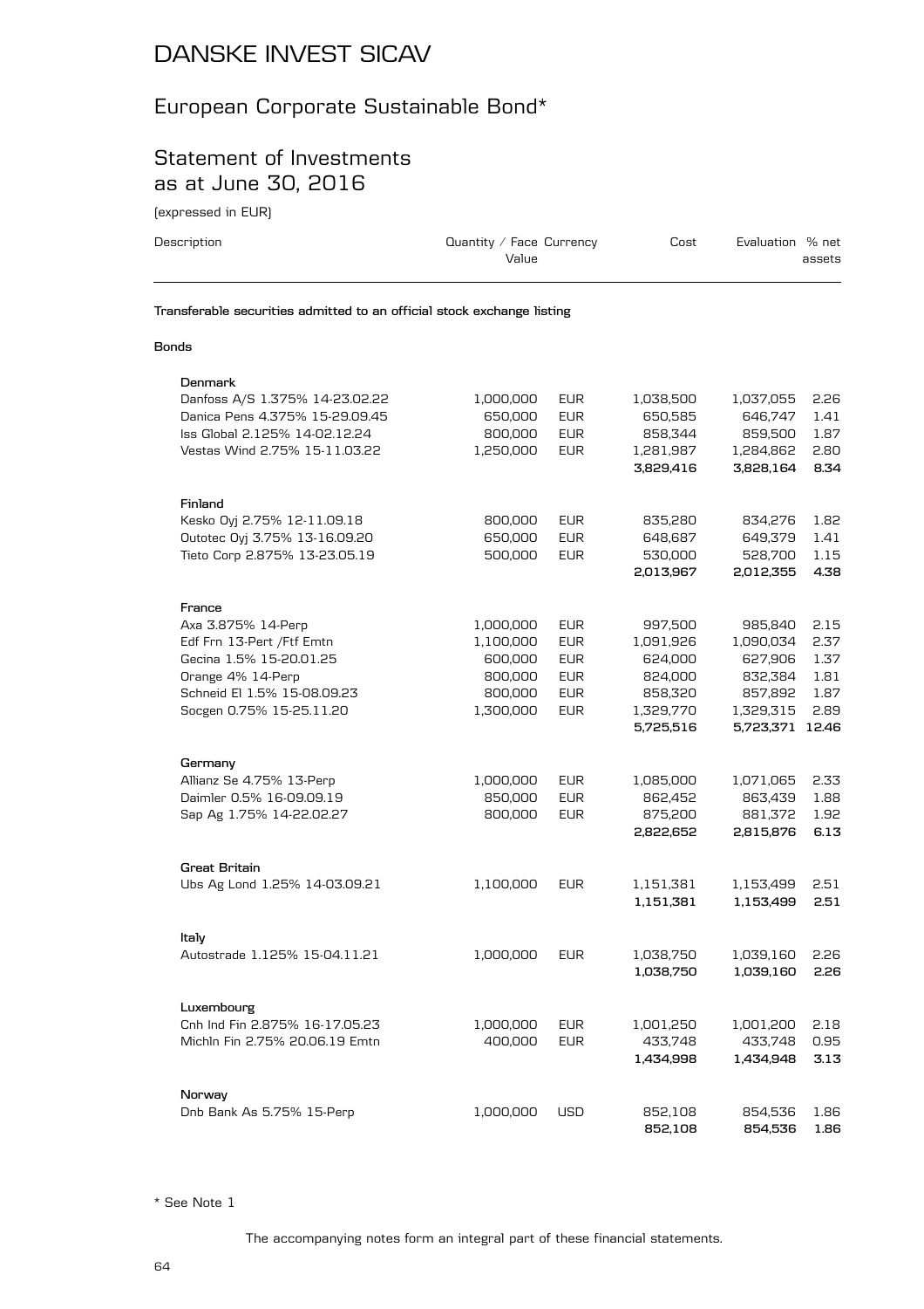# DANSKE INVEST SICAV

## European Corporate Sustainable Bond*

## Statement of Investments as at June 30, 2016

(expressed in EUR)

| Description | Quantity / Face Value | Currency | Cost | Evaluation | % net assets |
|---|---|---|---|---|---|
| **Transferable securities admitted to an official stock exchange listing** | | | | | |
| **Bonds** | | | | | |
| **Denmark** | | | | | |
| Danfoss A/S 1.375% 14-23.02.22 | 1,000,000 | EUR | 1,038,500 | 1,037,055 | 2.26 |
| Danica Pens 4.375% 15-29.09.45 | 650,000 | EUR | 650,585 | 646,747 | 1.41 |
| Iss Global 2.125% 14-02.12.24 | 800,000 | EUR | 858,344 | 859,500 | 1.87 |
| Vestas Wind 2.75% 15-11.03.22 | 1,250,000 | EUR | 1,281,987 | 1,284,862 | 2.80 |
| | | | **3,829,416** | **3,828,164** | **8.34** |
| **Finland** | | | | | |
| Kesko Oyj 2.75% 12-11.09.18 | 800,000 | EUR | 835,280 | 834,276 | 1.82 |
| Outotec Oyj 3.75% 13-16.09.20 | 650,000 | EUR | 648,687 | 649,379 | 1.41 |
| Tieto Corp 2.875% 13-23.05.19 | 500,000 | EUR | 530,000 | 528,700 | 1.15 |
| | | | **2,013,967** | **2,012,355** | **4.38** |
| **France** | | | | | |
| Axa 3.875% 14-Perp | 1,000,000 | EUR | 997,500 | 985,840 | 2.15 |
| Edf Frn 13-Pert /Ftf Emtn | 1,100,000 | EUR | 1,091,926 | 1,090,034 | 2.37 |
| Gecina 1.5% 15-20.01.25 | 600,000 | EUR | 624,000 | 627,906 | 1.37 |
| Orange 4% 14-Perp | 800,000 | EUR | 824,000 | 832,384 | 1.81 |
| Schneid El 1.5% 15-08.09.23 | 800,000 | EUR | 858,320 | 857,892 | 1.87 |
| Socgen 0.75% 15-25.11.20 | 1,300,000 | EUR | 1,329,770 | 1,329,315 | 2.89 |
| | | | **5,725,516** | **5,723,371** | **12.46** |
| **Germany** | | | | | |
| Allianz Se 4.75% 13-Perp | 1,000,000 | EUR | 1,085,000 | 1,071,065 | 2.33 |
| Daimler 0.5% 16-09.09.19 | 850,000 | EUR | 862,452 | 863,439 | 1.88 |
| Sap Ag 1.75% 14-22.02.27 | 800,000 | EUR | 875,200 | 881,372 | 1.92 |
| | | | **2,822,652** | **2,815,876** | **6.13** |
| **Great Britain** | | | | | |
| Ubs Ag Lond 1.25% 14-03.09.21 | 1,100,000 | EUR | 1,151,381 | 1,153,499 | 2.51 |
| | | | **1,151,381** | **1,153,499** | **2.51** |
| **Italy** | | | | | |
| Autostrade 1.125% 15-04.11.21 | 1,000,000 | EUR | 1,038,750 | 1,039,160 | 2.26 |
| | | | **1,038,750** | **1,039,160** | **2.26** |
| **Luxembourg** | | | | | |
| Cnh Ind Fin 2.875% 16-17.05.23 | 1,000,000 | EUR | 1,001,250 | 1,001,200 | 2.18 |
| Michln Fin 2.75% 20.06.19 Emtn | 400,000 | EUR | 433,748 | 433,748 | 0.95 |
| | | | **1,434,998** | **1,434,948** | **3.13** |
| **Norway** | | | | | |
| Dnb Bank As 5.75% 15-Perp | 1,000,000 | USD | 852,108 | 854,536 | 1.86 |
| | | | **852,108** | **854,536** | **1.86** |

* See Note 1

The accompanying notes form an integral part of these financial statements.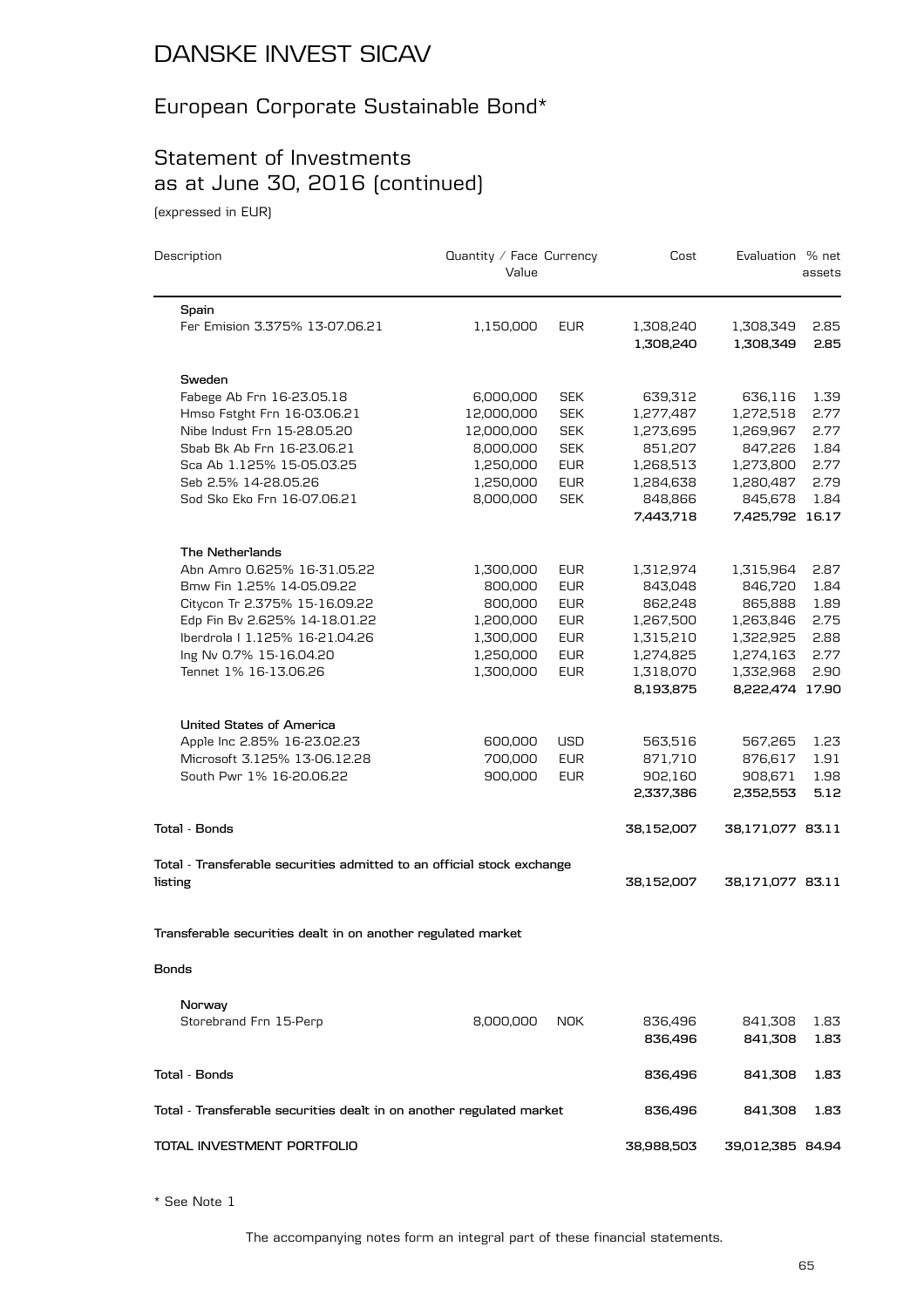# DANSKE INVEST SICAV

## European Corporate Sustainable Bond*

## Statement of Investments as at June 30, 2016 (continued)

(expressed in EUR)

| Description | Quantity / Face Value | Currency | Cost | Evaluation | % net assets |
|---|---|---|---|---|---|
| **Spain** | | | | | |
| Fer Emision 3.375% 13-07.06.21 | 1,150,000 | EUR | 1,308,240 | 1,308,349 | 2.85 |
| | | | **1,308,240** | **1,308,349** | **2.85** |
| **Sweden** | | | | | |
| Fabege Ab Frn 16-23.05.18 | 6,000,000 | SEK | 639,312 | 636,116 | 1.39 |
| Hmso Fstght Frn 16-03.06.21 | 12,000,000 | SEK | 1,277,487 | 1,272,518 | 2.77 |
| Nibe Indust Frn 15-28.05.20 | 12,000,000 | SEK | 1,273,695 | 1,269,967 | 2.77 |
| Sbab Bk Ab Frn 16-23.06.21 | 8,000,000 | SEK | 851,207 | 847,226 | 1.84 |
| Sca Ab 1.125% 15-05.03.25 | 1,250,000 | EUR | 1,268,513 | 1,273,800 | 2.77 |
| Seb 2.5% 14-28.05.26 | 1,250,000 | EUR | 1,284,638 | 1,280,487 | 2.79 |
| Sod Sko Eko Frn 16-07.06.21 | 8,000,000 | SEK | 848,866 | 845,678 | 1.84 |
| | | | **7,443,718** | **7,425,792** | **16.17** |
| **The Netherlands** | | | | | |
| Abn Amro 0.625% 16-31.05.22 | 1,300,000 | EUR | 1,312,974 | 1,315,964 | 2.87 |
| Bmw Fin 1.25% 14-05.09.22 | 800,000 | EUR | 843,048 | 846,720 | 1.84 |
| Citycon Tr 2.375% 15-16.09.22 | 800,000 | EUR | 862,248 | 865,888 | 1.89 |
| Edp Fin Bv 2.625% 14-18.01.22 | 1,200,000 | EUR | 1,267,500 | 1,263,846 | 2.75 |
| Iberdrola I 1.125% 16-21.04.26 | 1,300,000 | EUR | 1,315,210 | 1,322,925 | 2.88 |
| Ing Nv 0.7% 15-16.04.20 | 1,250,000 | EUR | 1,274,825 | 1,274,163 | 2.77 |
| Tennet 1% 16-13.06.26 | 1,300,000 | EUR | 1,318,070 | 1,332,968 | 2.90 |
| | | | **8,193,875** | **8,222,474** | **17.90** |
| **United States of America** | | | | | |
| Apple Inc 2.85% 16-23.02.23 | 600,000 | USD | 563,516 | 567,265 | 1.23 |
| Microsoft 3.125% 13-06.12.28 | 700,000 | EUR | 871,710 | 876,617 | 1.91 |
| South Pwr 1% 16-20.06.22 | 900,000 | EUR | 902,160 | 908,671 | 1.98 |
| | | | **2,337,386** | **2,352,553** | **5.12** |
| **Total - Bonds** | | | **38,152,007** | **38,171,077** | **83.11** |
| **Total - Transferable securities admitted to an official stock exchange listing** | | | **38,152,007** | **38,171,077** | **83.11** |
| **Transferable securities dealt in on another regulated market** | | | | | |
| **Bonds** | | | | | |
| **Norway** | | | | | |
| Storebrand Frn 15-Perp | 8,000,000 | NOK | 836,496 | 841,308 | 1.83 |
| | | | **836,496** | **841,308** | **1.83** |
| **Total - Bonds** | | | **836,496** | **841,308** | **1.83** |
| **Total - Transferable securities dealt in on another regulated market** | | | **836,496** | **841,308** | **1.83** |
| **TOTAL INVESTMENT PORTFOLIO** | | | **38,988,503** | **39,012,385** | **84.94** |

* See Note 1

The accompanying notes form an integral part of these financial statements.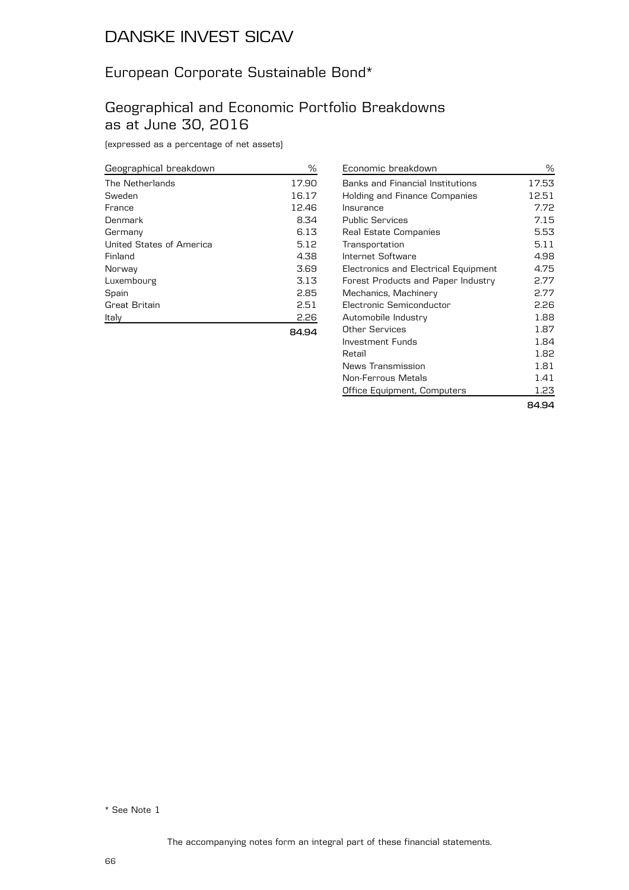# DANSKE INVEST SICAV

## European Corporate Sustainable Bond*

## Geographical and Economic Portfolio Breakdowns as at June 30, 2016

(expressed as a percentage of net assets)

| Geographical breakdown | % |
|---|---|
| The Netherlands | 17.90 |
| Sweden | 16.17 |
| France | 12.46 |
| Denmark | 8.34 |
| Germany | 6.13 |
| United States of America | 5.12 |
| Finland | 4.38 |
| Norway | 3.69 |
| Luxembourg | 3.13 |
| Spain | 2.85 |
| Great Britain | 2.51 |
| Italy | 2.26 |
| | **84.94** |

| Economic breakdown | % |
|---|---|
| Banks and Financial Institutions | 17.53 |
| Holding and Finance Companies | 12.51 |
| Insurance | 7.72 |
| Public Services | 7.15 |
| Real Estate Companies | 5.53 |
| Transportation | 5.11 |
| Internet Software | 4.98 |
| Electronics and Electrical Equipment | 4.75 |
| Forest Products and Paper Industry | 2.77 |
| Mechanics, Machinery | 2.77 |
| Electronic Semiconductor | 2.26 |
| Automobile Industry | 1.88 |
| Other Services | 1.87 |
| Investment Funds | 1.84 |
| Retail | 1.82 |
| News Transmission | 1.81 |
| Non-Ferrous Metals | 1.41 |
| Office Equipment, Computers | 1.23 |
| | **84.94** |

* See Note 1

The accompanying notes form an integral part of these financial statements.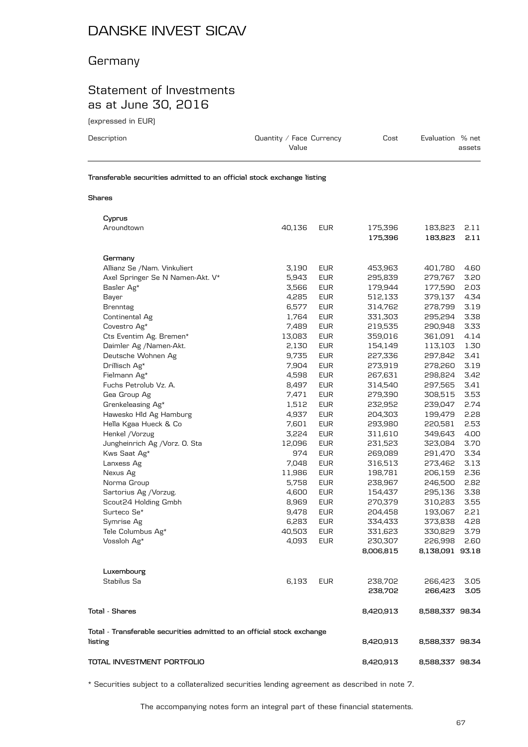# DANSKE INVEST SICAV

## Germany

## Statement of Investments as at June 30, 2016

(expressed in EUR)

| Description | Quantity / Face Value | Currency | Cost | Evaluation | % net assets |
|---|---|---|---|---|---|
| **Transferable securities admitted to an official stock exchange listing** | | | | | |
| **Shares** | | | | | |
| **Cyprus** | | | | | |
| Aroundtown | 40,136 | EUR | 175,396 | 183,823 | 2.11 |
| | | | **175,396** | **183,823** | **2.11** |
| **Germany** | | | | | |
| Allianz Se /Nam. Vinkuliert | 3,190 | EUR | 453,963 | 401,780 | 4.60 |
| Axel Springer Se N Namen-Akt. V* | 5,943 | EUR | 295,839 | 279,767 | 3.20 |
| Basler Ag* | 3,566 | EUR | 179,944 | 177,590 | 2.03 |
| Bayer | 4,285 | EUR | 512,133 | 379,137 | 4.34 |
| Brenntag | 6,577 | EUR | 314,762 | 278,799 | 3.19 |
| Continental Ag | 1,764 | EUR | 331,303 | 295,294 | 3.38 |
| Covestro Ag* | 7,489 | EUR | 219,535 | 290,948 | 3.33 |
| Cts Eventim Ag. Bremen* | 13,083 | EUR | 359,016 | 361,091 | 4.14 |
| Daimler Ag /Namen-Akt. | 2,130 | EUR | 154,149 | 113,103 | 1.30 |
| Deutsche Wohnen Ag | 9,735 | EUR | 227,336 | 297,842 | 3.41 |
| Drillisch Ag* | 7,904 | EUR | 273,919 | 278,260 | 3.19 |
| Fielmann Ag* | 4,598 | EUR | 267,631 | 298,824 | 3.42 |
| Fuchs Petrolub Vz. A. | 8,497 | EUR | 314,540 | 297,565 | 3.41 |
| Gea Group Ag | 7,471 | EUR | 279,390 | 308,515 | 3.53 |
| Grenkeleasing Ag* | 1,512 | EUR | 232,952 | 239,047 | 2.74 |
| Hawesko Hld Ag Hamburg | 4,937 | EUR | 204,303 | 199,479 | 2.28 |
| Hella Kgaa Hueck & Co | 7,601 | EUR | 293,980 | 220,581 | 2.53 |
| Henkel /Vorzug | 3,224 | EUR | 311,610 | 349,643 | 4.00 |
| Jungheinrich Ag /Vorz. O. Sta | 12,096 | EUR | 231,523 | 323,084 | 3.70 |
| Kws Saat Ag* | 974 | EUR | 269,089 | 291,470 | 3.34 |
| Lanxess Ag | 7,048 | EUR | 316,513 | 273,462 | 3.13 |
| Nexus Ag | 11,986 | EUR | 198,781 | 206,159 | 2.36 |
| Norma Group | 5,758 | EUR | 238,967 | 246,500 | 2.82 |
| Sartorius Ag /Vorzug. | 4,600 | EUR | 154,437 | 295,136 | 3.38 |
| Scout24 Holding Gmbh | 8,969 | EUR | 270,379 | 310,283 | 3.55 |
| Surteco Se* | 9,478 | EUR | 204,458 | 193,067 | 2.21 |
| Symrise Ag | 6,283 | EUR | 334,433 | 373,838 | 4.28 |
| Tele Columbus Ag* | 40,503 | EUR | 331,623 | 330,829 | 3.79 |
| Vossloh Ag* | 4,093 | EUR | 230,307 | 226,998 | 2.60 |
| | | | **8,006,815** | **8,138,091** | **93.18** |
| **Luxembourg** | | | | | |
| Stabilus Sa | 6,193 | EUR | 238,702 | 266,423 | 3.05 |
| | | | **238,702** | **266,423** | **3.05** |
| **Total - Shares** | | | **8,420,913** | **8,588,337** | **98.34** |
| **Total - Transferable securities admitted to an official stock exchange listing** | | | **8,420,913** | **8,588,337** | **98.34** |
| **TOTAL INVESTMENT PORTFOLIO** | | | **8,420,913** | **8,588,337** | **98.34** |

* Securities subject to a collateralized securities lending agreement as described in note 7.

The accompanying notes form an integral part of these financial statements.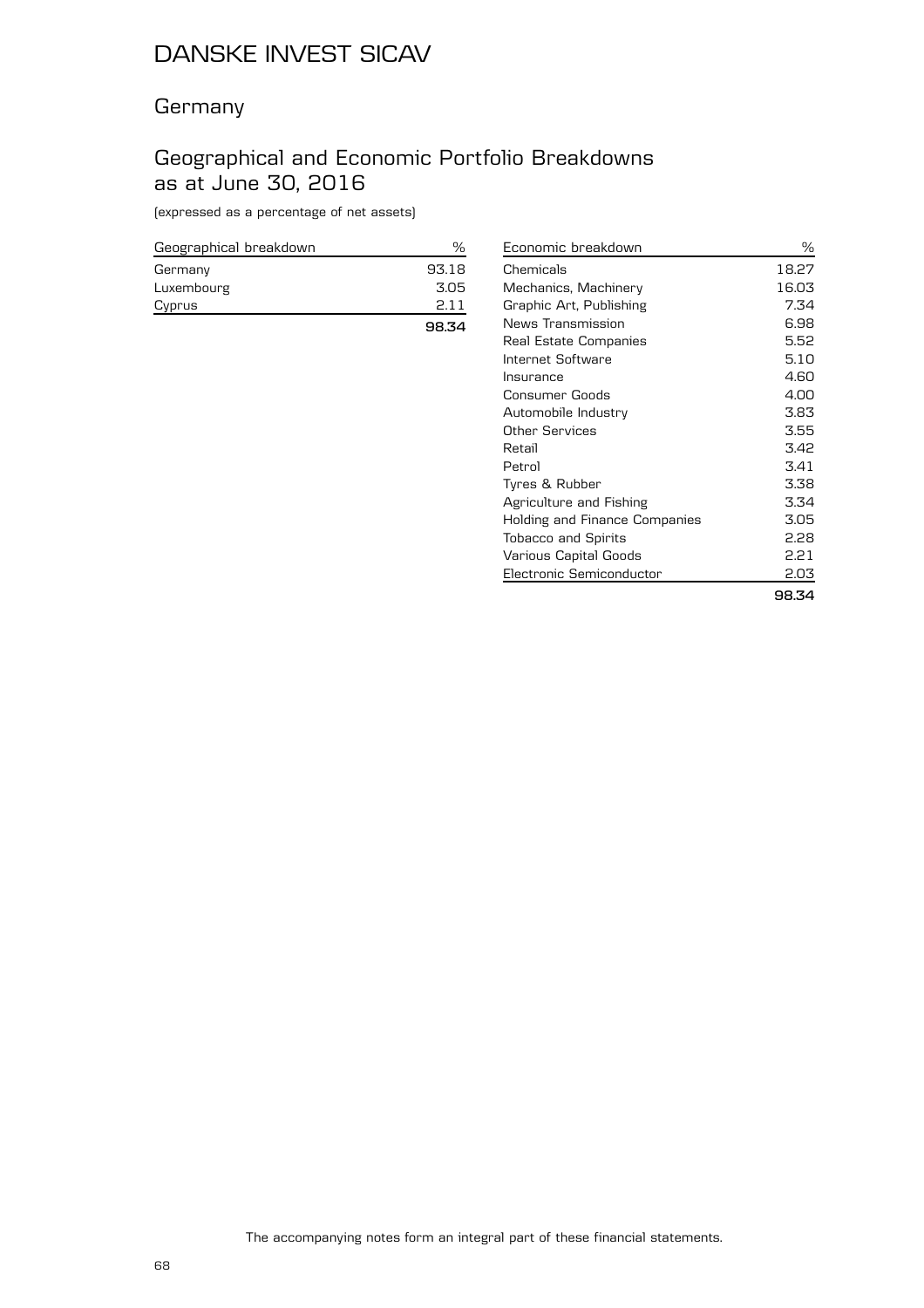# DANSKE INVEST SICAV

## Germany

## Geographical and Economic Portfolio Breakdowns as at June 30, 2016

(expressed as a percentage of net assets)

| Geographical breakdown | % |
|---|---|
| Germany | 93.18 |
| Luxembourg | 3.05 |
| Cyprus | 2.11 |
| | **98.34** |

| Economic breakdown | % |
|---|---|
| Chemicals | 18.27 |
| Mechanics, Machinery | 16.03 |
| Graphic Art, Publishing | 7.34 |
| News Transmission | 6.98 |
| Real Estate Companies | 5.52 |
| Internet Software | 5.10 |
| Insurance | 4.60 |
| Consumer Goods | 4.00 |
| Automobile Industry | 3.83 |
| Other Services | 3.55 |
| Retail | 3.42 |
| Petrol | 3.41 |
| Tyres & Rubber | 3.38 |
| Agriculture and Fishing | 3.34 |
| Holding and Finance Companies | 3.05 |
| Tobacco and Spirits | 2.28 |
| Various Capital Goods | 2.21 |
| Electronic Semiconductor | 2.03 |
| | **98.34** |

The accompanying notes form an integral part of these financial statements.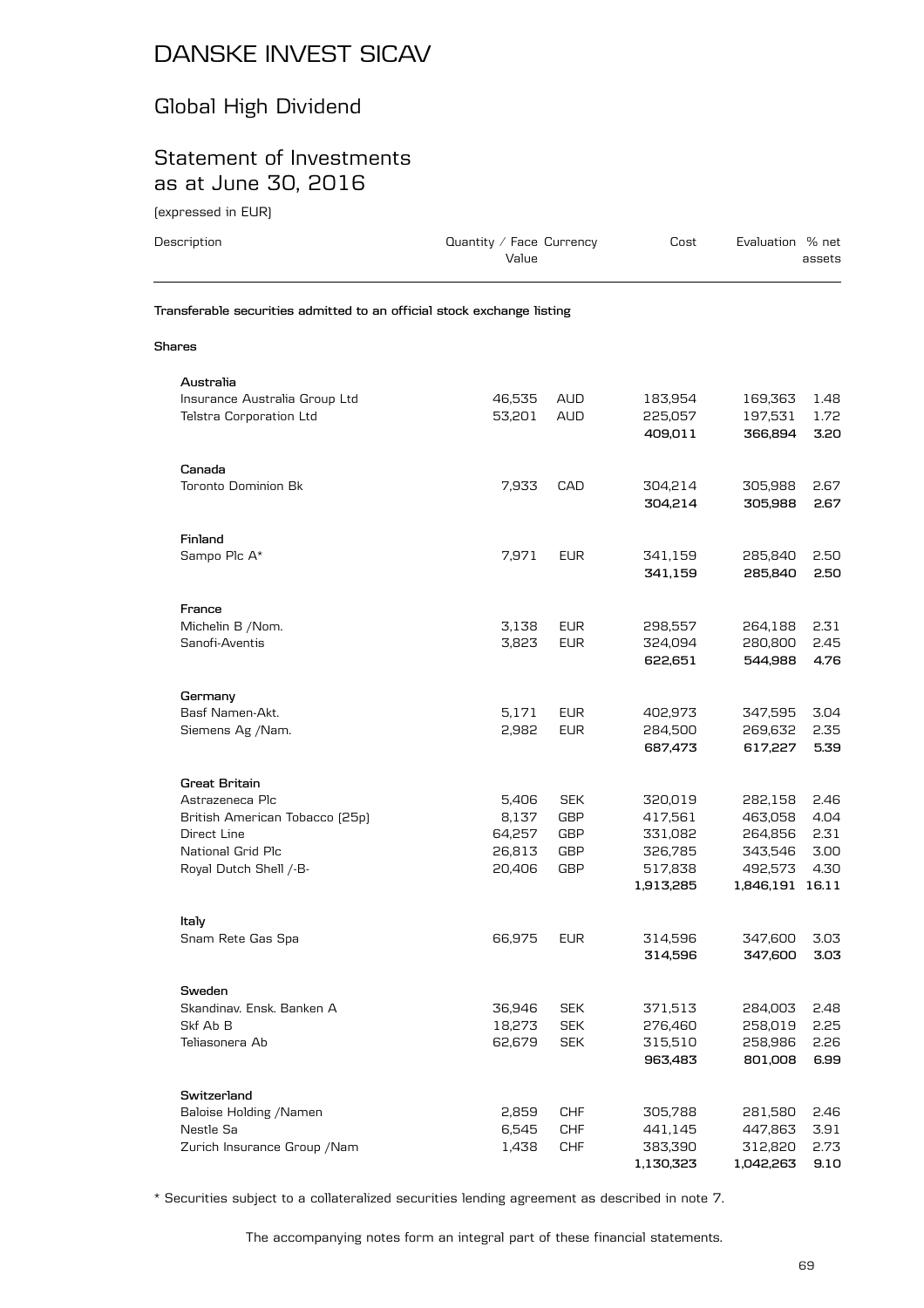# DANSKE INVEST SICAV

## Global High Dividend

## Statement of Investments as at June 30, 2016

(expressed in EUR)

| Description | Quantity / Face Value | Currency | Cost | Evaluation | % net assets |
|---|---|---|---|---|---|
| **Transferable securities admitted to an official stock exchange listing** | | | | | |
| **Shares** | | | | | |
| **Australia** | | | | | |
| Insurance Australia Group Ltd | 46,535 | AUD | 183,954 | 169,363 | 1.48 |
| Telstra Corporation Ltd | 53,201 | AUD | 225,057 | 197,531 | 1.72 |
| | | | **409,011** | **366,894** | **3.20** |
| **Canada** | | | | | |
| Toronto Dominion Bk | 7,933 | CAD | 304,214 | 305,988 | 2.67 |
| | | | **304,214** | **305,988** | **2.67** |
| **Finland** | | | | | |
| Sampo Plc A* | 7,971 | EUR | 341,159 | 285,840 | 2.50 |
| | | | **341,159** | **285,840** | **2.50** |
| **France** | | | | | |
| Michelin B /Nom. | 3,138 | EUR | 298,557 | 264,188 | 2.31 |
| Sanofi-Aventis | 3,823 | EUR | 324,094 | 280,800 | 2.45 |
| | | | **622,651** | **544,988** | **4.76** |
| **Germany** | | | | | |
| Basf Namen-Akt. | 5,171 | EUR | 402,973 | 347,595 | 3.04 |
| Siemens Ag /Nam. | 2,982 | EUR | 284,500 | 269,632 | 2.35 |
| | | | **687,473** | **617,227** | **5.39** |
| **Great Britain** | | | | | |
| Astrazeneca Plc | 5,406 | SEK | 320,019 | 282,158 | 2.46 |
| British American Tobacco (25p) | 8,137 | GBP | 417,561 | 463,058 | 4.04 |
| Direct Line | 64,257 | GBP | 331,082 | 264,856 | 2.31 |
| National Grid Plc | 26,813 | GBP | 326,785 | 343,546 | 3.00 |
| Royal Dutch Shell /-B- | 20,406 | GBP | 517,838 | 492,573 | 4.30 |
| | | | **1,913,285** | **1,846,191** | **16.11** |
| **Italy** | | | | | |
| Snam Rete Gas Spa | 66,975 | EUR | 314,596 | 347,600 | 3.03 |
| | | | **314,596** | **347,600** | **3.03** |
| **Sweden** | | | | | |
| Skandinav. Ensk. Banken A | 36,946 | SEK | 371,513 | 284,003 | 2.48 |
| Skf Ab B | 18,273 | SEK | 276,460 | 258,019 | 2.25 |
| Teliasonera Ab | 62,679 | SEK | 315,510 | 258,986 | 2.26 |
| | | | **963,483** | **801,008** | **6.99** |
| **Switzerland** | | | | | |
| Baloise Holding /Namen | 2,859 | CHF | 305,788 | 281,580 | 2.46 |
| Nestle Sa | 6,545 | CHF | 441,145 | 447,863 | 3.91 |
| Zurich Insurance Group /Nam | 1,438 | CHF | 383,390 | 312,820 | 2.73 |
| | | | **1,130,323** | **1,042,263** | **9.10** |

\* Securities subject to a collateralized securities lending agreement as described in note 7.

The accompanying notes form an integral part of these financial statements.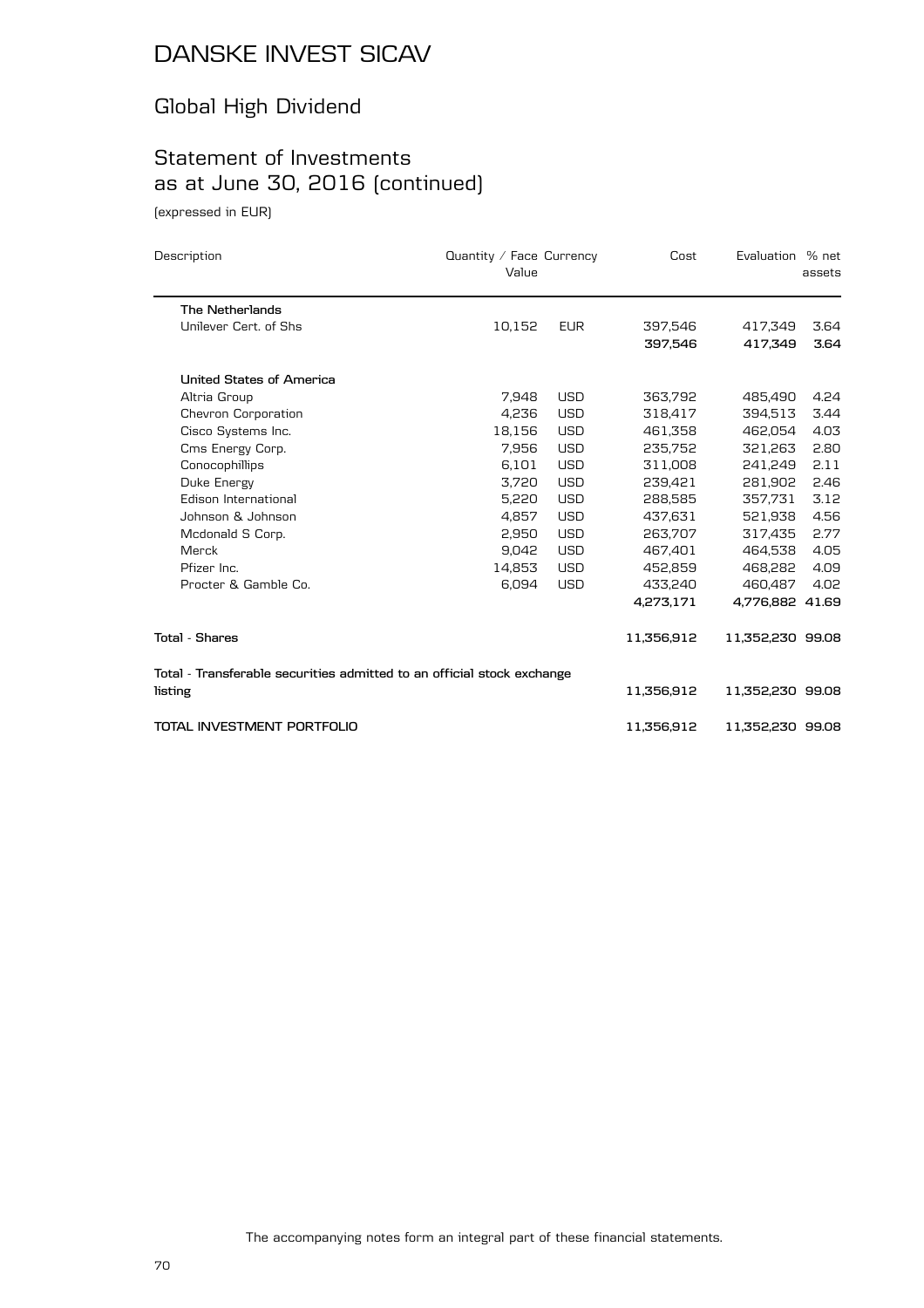# DANSKE INVEST SICAV

## Global High Dividend

## Statement of Investments as at June 30, 2016 (continued)

(expressed in EUR)

| Description | Quantity / Face Value | Currency | Cost | Evaluation | % net assets |
|---|---|---|---|---|---|
| **The Netherlands** | | | | | |
| Unilever Cert. of Shs | 10,152 | EUR | 397,546 | 417,349 | 3.64 |
| | | | **397,546** | **417,349** | **3.64** |
| **United States of America** | | | | | |
| Altria Group | 7,948 | USD | 363,792 | 485,490 | 4.24 |
| Chevron Corporation | 4,236 | USD | 318,417 | 394,513 | 3.44 |
| Cisco Systems Inc. | 18,156 | USD | 461,358 | 462,054 | 4.03 |
| Cms Energy Corp. | 7,956 | USD | 235,752 | 321,263 | 2.80 |
| Conocophillips | 6,101 | USD | 311,008 | 241,249 | 2.11 |
| Duke Energy | 3,720 | USD | 239,421 | 281,902 | 2.46 |
| Edison International | 5,220 | USD | 288,585 | 357,731 | 3.12 |
| Johnson & Johnson | 4,857 | USD | 437,631 | 521,938 | 4.56 |
| Mcdonald S Corp. | 2,950 | USD | 263,707 | 317,435 | 2.77 |
| Merck | 9,042 | USD | 467,401 | 464,538 | 4.05 |
| Pfizer Inc. | 14,853 | USD | 452,859 | 468,282 | 4.09 |
| Procter & Gamble Co. | 6,094 | USD | 433,240 | 460,487 | 4.02 |
| | | | **4,273,171** | **4,776,882** | **41.69** |
| **Total - Shares** | | | **11,356,912** | **11,352,230** | **99.08** |
| **Total - Transferable securities admitted to an official stock exchange listing** | | | **11,356,912** | **11,352,230** | **99.08** |
| **TOTAL INVESTMENT PORTFOLIO** | | | **11,356,912** | **11,352,230** | **99.08** |

The accompanying notes form an integral part of these financial statements.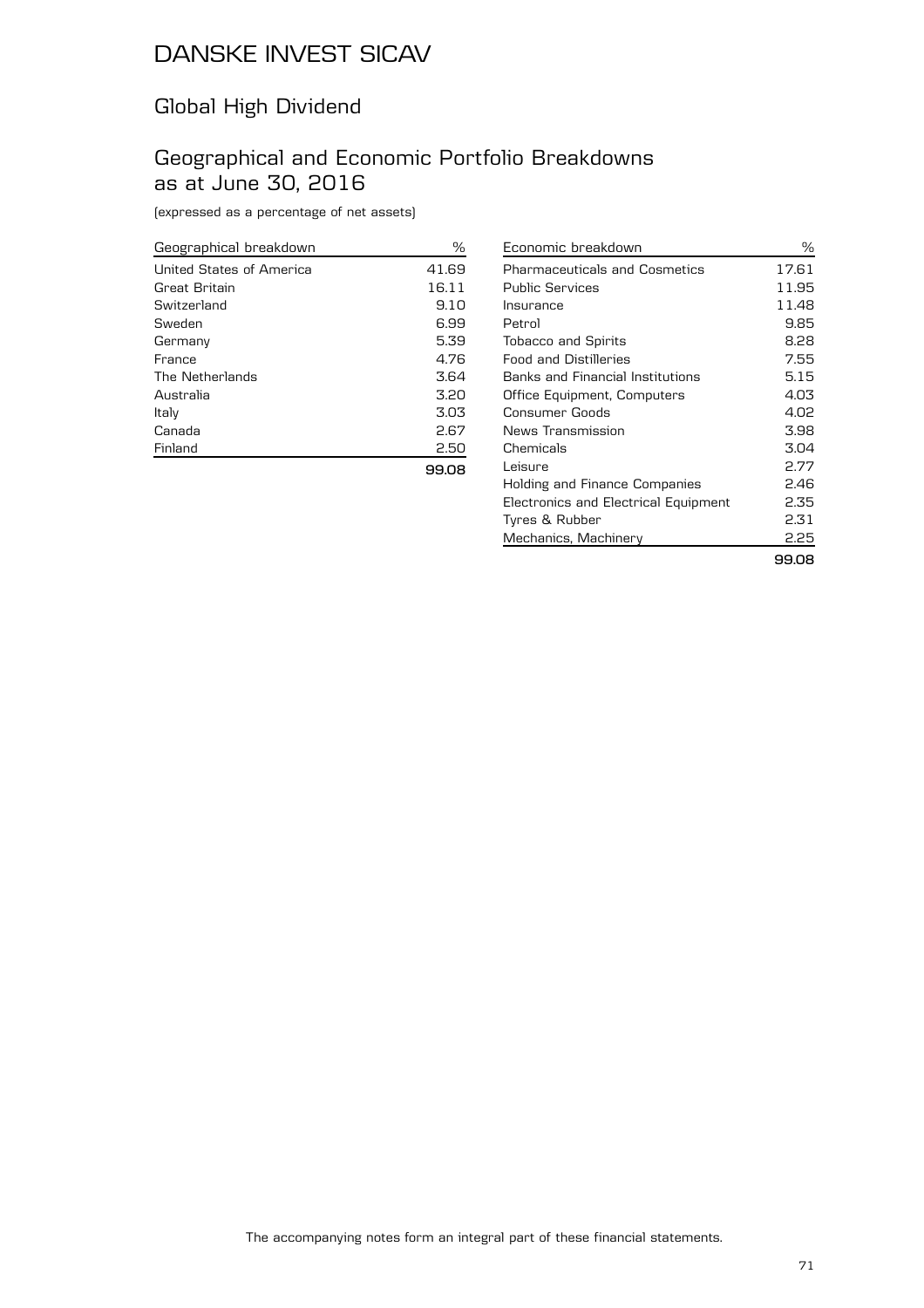# DANSKE INVEST SICAV

## Global High Dividend

## Geographical and Economic Portfolio Breakdowns as at June 30, 2016

(expressed as a percentage of net assets)

| Geographical breakdown | % |
|---|---|
| United States of America | 41.69 |
| Great Britain | 16.11 |
| Switzerland | 9.10 |
| Sweden | 6.99 |
| Germany | 5.39 |
| France | 4.76 |
| The Netherlands | 3.64 |
| Australia | 3.20 |
| Italy | 3.03 |
| Canada | 2.67 |
| Finland | 2.50 |
| | **99.08** |

| Economic breakdown | % |
|---|---|
| Pharmaceuticals and Cosmetics | 17.61 |
| Public Services | 11.95 |
| Insurance | 11.48 |
| Petrol | 9.85 |
| Tobacco and Spirits | 8.28 |
| Food and Distilleries | 7.55 |
| Banks and Financial Institutions | 5.15 |
| Office Equipment, Computers | 4.03 |
| Consumer Goods | 4.02 |
| News Transmission | 3.98 |
| Chemicals | 3.04 |
| Leisure | 2.77 |
| Holding and Finance Companies | 2.46 |
| Electronics and Electrical Equipment | 2.35 |
| Tyres & Rubber | 2.31 |
| Mechanics, Machinery | 2.25 |
| | **99.08** |

The accompanying notes form an integral part of these financial statements.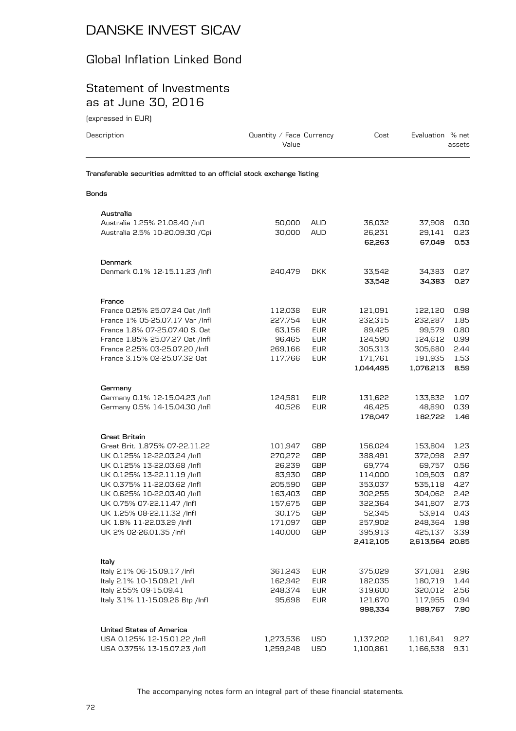# DANSKE INVEST SICAV

## Global Inflation Linked Bond

## Statement of Investments as at June 30, 2016

(expressed in EUR)

| Description | Quantity / Face Value | Currency | Cost | Evaluation | % net assets |
|---|---|---|---|---|---|
| **Transferable securities admitted to an official stock exchange listing** | | | | | |
| **Bonds** | | | | | |
| **Australia** | | | | | |
| Australia 1.25% 21.08.40 /Infl | 50,000 | AUD | 36,032 | 37,908 | 0.30 |
| Australia 2.5% 10-20.09.30 /Cpi | 30,000 | AUD | 26,231 | 29,141 | 0.23 |
| | | | **62,263** | **67,049** | **0.53** |
| **Denmark** | | | | | |
| Denmark 0.1% 12-15.11.23 /Infl | 240,479 | DKK | 33,542 | 34,383 | 0.27 |
| | | | **33,542** | **34,383** | **0.27** |
| **France** | | | | | |
| France 0.25% 25.07.24 Oat /Infl | 112,038 | EUR | 121,091 | 122,120 | 0.98 |
| France 1% 05-25.07.17 Var /Infl | 227,754 | EUR | 232,315 | 232,287 | 1.85 |
| France 1.8% 07-25.07.40 S. Oat | 63,156 | EUR | 89,425 | 99,579 | 0.80 |
| France 1.85% 25.07.27 Oat /Infl | 96,465 | EUR | 124,590 | 124,612 | 0.99 |
| France 2.25% 03-25.07.20 /Infl | 269,166 | EUR | 305,313 | 305,680 | 2.44 |
| France 3.15% 02-25.07.32 Oat | 117,766 | EUR | 171,761 | 191,935 | 1.53 |
| | | | **1,044,495** | **1,076,213** | **8.59** |
| **Germany** | | | | | |
| Germany 0.1% 12-15.04.23 /Infl | 124,581 | EUR | 131,622 | 133,832 | 1.07 |
| Germany 0.5% 14-15.04.30 /Infl | 40,526 | EUR | 46,425 | 48,890 | 0.39 |
| | | | **178,047** | **182,722** | **1.46** |
| **Great Britain** | | | | | |
| Great Brit. 1.875% 07-22.11.22 | 101,947 | GBP | 156,024 | 153,804 | 1.23 |
| UK 0.125% 12-22.03.24 /Infl | 270,272 | GBP | 388,491 | 372,098 | 2.97 |
| UK 0.125% 13-22.03.68 /Infl | 26,239 | GBP | 69,774 | 69,757 | 0.56 |
| UK 0.125% 13-22.11.19 /Infl | 83,930 | GBP | 114,000 | 109,503 | 0.87 |
| UK 0.375% 11-22.03.62 /Infl | 205,590 | GBP | 353,037 | 535,118 | 4.27 |
| UK 0.625% 10-22.03.40 /Infl | 163,403 | GBP | 302,255 | 304,062 | 2.42 |
| UK 0.75% 07-22.11.47 /Infl | 157,675 | GBP | 322,364 | 341,807 | 2.73 |
| UK 1.25% 08-22.11.32 /Infl | 30,175 | GBP | 52,345 | 53,914 | 0.43 |
| UK 1.8% 11-22.03.29 /Infl | 171,097 | GBP | 257,902 | 248,364 | 1.98 |
| UK 2% 02-26.01.35 /Infl | 140,000 | GBP | 395,913 | 425,137 | 3.39 |
| | | | **2,412,105** | **2,613,564** | **20.85** |
| **Italy** | | | | | |
| Italy 2.1% 06-15.09.17 /Infl | 361,243 | EUR | 375,029 | 371,081 | 2.96 |
| Italy 2.1% 10-15.09.21 /Infl | 162,942 | EUR | 182,035 | 180,719 | 1.44 |
| Italy 2.55% 09-15.09.41 | 248,374 | EUR | 319,600 | 320,012 | 2.56 |
| Italy 3.1% 11-15.09.26 Btp /Infl | 95,698 | EUR | 121,670 | 117,955 | 0.94 |
| | | | **998,334** | **989,767** | **7.90** |
| **United States of America** | | | | | |
| USA 0.125% 12-15.01.22 /Infl | 1,273,536 | USD | 1,137,202 | 1,161,641 | 9.27 |
| USA 0.375% 13-15.07.23 /Infl | 1,259,248 | USD | 1,100,861 | 1,166,538 | 9.31 |

The accompanying notes form an integral part of these financial statements.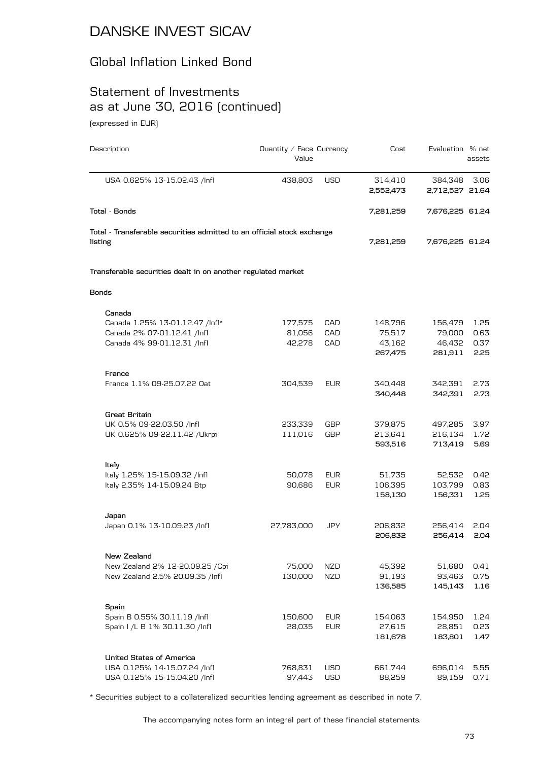# DANSKE INVEST SICAV

## Global Inflation Linked Bond

## Statement of Investments as at June 30, 2016 (continued)

(expressed in EUR)

| Description | Quantity / Face Value | Currency | Cost | Evaluation | % net assets |
|---|---|---|---|---|---|
| USA 0.625% 13-15.02.43 /Infl | 438,803 | USD | 314,410 | 384,348 | 3.06 |
| | | | **2,552,473** | **2,712,527** | **21.64** |
| **Total - Bonds** | | | **7,281,259** | **7,676,225** | **61.24** |
| **Total - Transferable securities admitted to an official stock exchange listing** | | | **7,281,259** | **7,676,225** | **61.24** |
| **Transferable securities dealt in on another regulated market** | | | | | |
| **Bonds** | | | | | |
| **Canada** | | | | | |
| Canada 1.25% 13-01.12.47 /Infl* | 177,575 | CAD | 148,796 | 156,479 | 1.25 |
| Canada 2% 07-01.12.41 /Infl | 81,056 | CAD | 75,517 | 79,000 | 0.63 |
| Canada 4% 99-01.12.31 /Infl | 42,278 | CAD | 43,162 | 46,432 | 0.37 |
| | | | **267,475** | **281,911** | **2.25** |
| **France** | | | | | |
| France 1.1% 09-25.07.22 Oat | 304,539 | EUR | 340,448 | 342,391 | 2.73 |
| | | | **340,448** | **342,391** | **2.73** |
| **Great Britain** | | | | | |
| UK 0.5% 09-22.03.50 /Infl | 233,339 | GBP | 379,875 | 497,285 | 3.97 |
| UK 0.625% 09-22.11.42 /Ukrpi | 111,016 | GBP | 213,641 | 216,134 | 1.72 |
| | | | **593,516** | **713,419** | **5.69** |
| **Italy** | | | | | |
| Italy 1.25% 15-15.09.32 /Infl | 50,078 | EUR | 51,735 | 52,532 | 0.42 |
| Italy 2.35% 14-15.09.24 Btp | 90,686 | EUR | 106,395 | 103,799 | 0.83 |
| | | | **158,130** | **156,331** | **1.25** |
| **Japan** | | | | | |
| Japan 0.1% 13-10.09.23 /Infl | 27,783,000 | JPY | 206,832 | 256,414 | 2.04 |
| | | | **206,832** | **256,414** | **2.04** |
| **New Zealand** | | | | | |
| New Zealand 2% 12-20.09.25 /Cpi | 75,000 | NZD | 45,392 | 51,680 | 0.41 |
| New Zealand 2.5% 20.09.35 /Infl | 130,000 | NZD | 91,193 | 93,463 | 0.75 |
| | | | **136,585** | **145,143** | **1.16** |
| **Spain** | | | | | |
| Spain B 0.55% 30.11.19 /Infl | 150,600 | EUR | 154,063 | 154,950 | 1.24 |
| Spain I /L B 1% 30.11.30 /Infl | 28,035 | EUR | 27,615 | 28,851 | 0.23 |
| | | | **181,678** | **183,801** | **1.47** |
| **United States of America** | | | | | |
| USA 0.125% 14-15.07.24 /Infl | 768,831 | USD | 661,744 | 696,014 | 5.55 |
| USA 0.125% 15-15.04.20 /Infl | 97,443 | USD | 88,259 | 89,159 | 0.71 |

\* Securities subject to a collateralized securities lending agreement as described in note 7.

The accompanying notes form an integral part of these financial statements.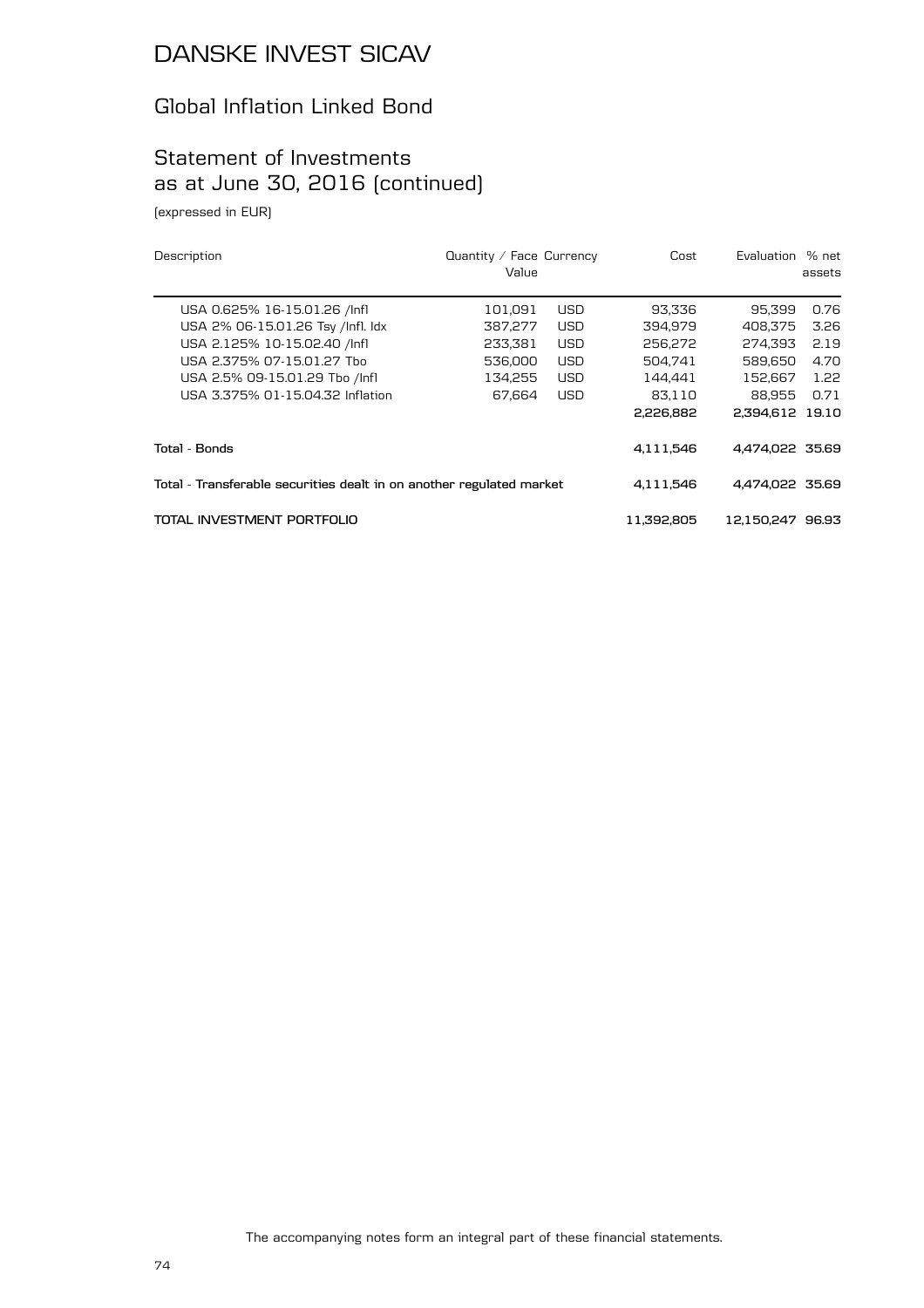# DANSKE INVEST SICAV

## Global Inflation Linked Bond

## Statement of Investments as at June 30, 2016 (continued)

(expressed in EUR)

| Description | Quantity / Face Value | Currency | Cost | Evaluation | % net assets |
|---|---|---|---|---|---|
| USA 0.625% 16-15.01.26 /Infl | 101,091 | USD | 93,336 | 95,399 | 0.76 |
| USA 2% 06-15.01.26 Tsy /Infl. Idx | 387,277 | USD | 394,979 | 408,375 | 3.26 |
| USA 2.125% 10-15.02.40 /Infl | 233,381 | USD | 256,272 | 274,393 | 2.19 |
| USA 2.375% 07-15.01.27 Tbo | 536,000 | USD | 504,741 | 589,650 | 4.70 |
| USA 2.5% 09-15.01.29 Tbo /Infl | 134,255 | USD | 144,441 | 152,667 | 1.22 |
| USA 3.375% 01-15.04.32 Inflation | 67,664 | USD | 83,110 | 88,955 | 0.71 |
| | | | **2,226,882** | **2,394,612** | **19.10** |
| **Total - Bonds** | | | **4,111,546** | **4,474,022** | **35.69** |
| **Total - Transferable securities dealt in on another regulated market** | | | **4,111,546** | **4,474,022** | **35.69** |
| **TOTAL INVESTMENT PORTFOLIO** | | | **11,392,805** | **12,150,247** | **96.93** |

The accompanying notes form an integral part of these financial statements.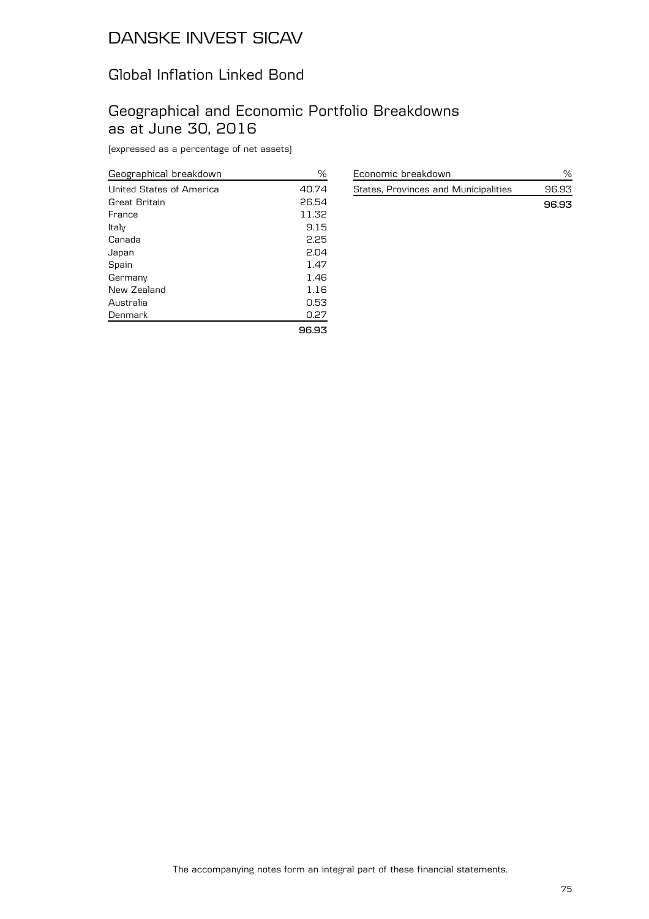# DANSKE INVEST SICAV

## Global Inflation Linked Bond

## Geographical and Economic Portfolio Breakdowns as at June 30, 2016

(expressed as a percentage of net assets)

| Geographical breakdown | % |
|---|---|
| United States of America | 40.74 |
| Great Britain | 26.54 |
| France | 11.32 |
| Italy | 9.15 |
| Canada | 2.25 |
| Japan | 2.04 |
| Spain | 1.47 |
| Germany | 1.46 |
| New Zealand | 1.16 |
| Australia | 0.53 |
| Denmark | 0.27 |
| | **96.93** |

| Economic breakdown | % |
|---|---|
| States, Provinces and Municipalities | 96.93 |
| | **96.93** |

The accompanying notes form an integral part of these financial statements.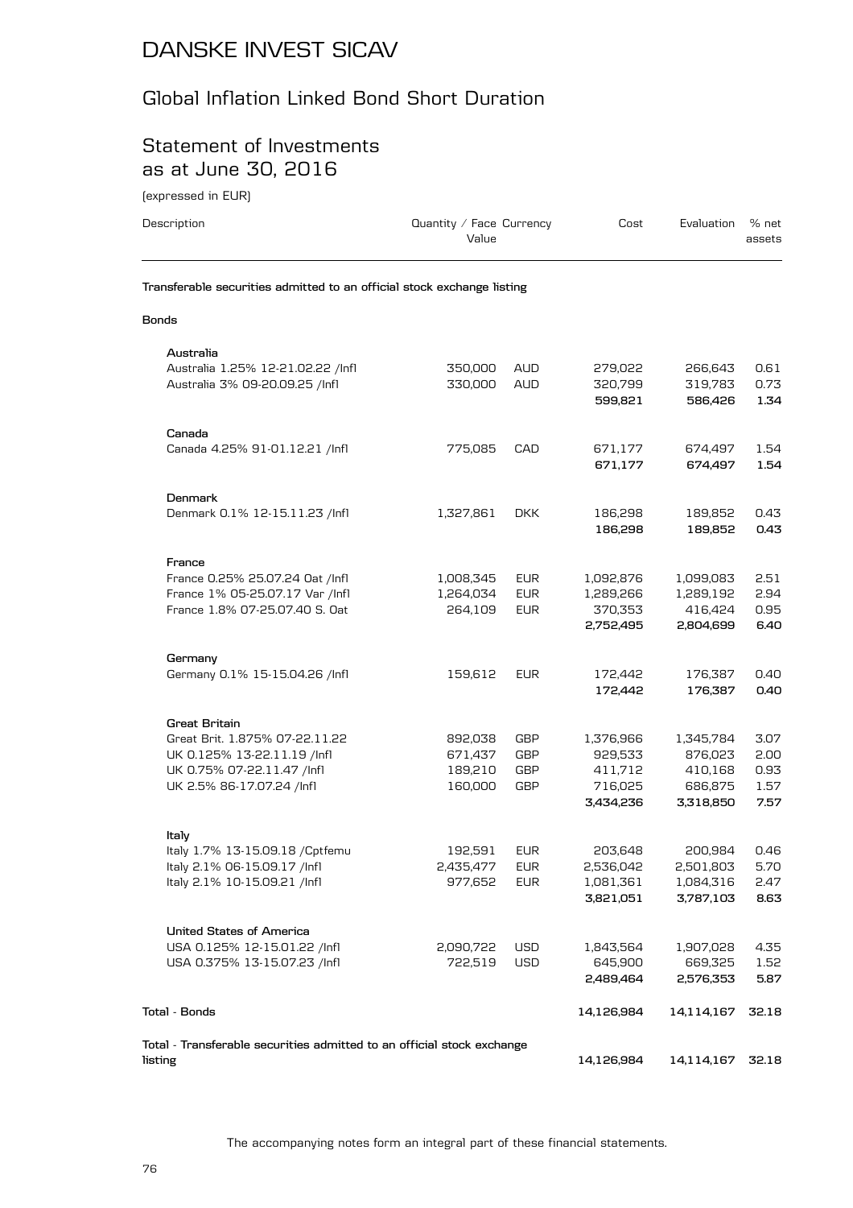# DANSKE INVEST SICAV

## Global Inflation Linked Bond Short Duration

## Statement of Investments as at June 30, 2016

(expressed in EUR)

| Description | Quantity / Face Value | Currency | Cost | Evaluation | % net assets |
|---|---|---|---|---|---|
| **Transferable securities admitted to an official stock exchange listing** | | | | | |
| **Bonds** | | | | | |
| **Australia** | | | | | |
| Australia 1.25% 12-21.02.22 /Infl | 350,000 | AUD | 279,022 | 266,643 | 0.61 |
| Australia 3% 09-20.09.25 /Infl | 330,000 | AUD | 320,799 | 319,783 | 0.73 |
| | | | **599,821** | **586,426** | **1.34** |
| **Canada** | | | | | |
| Canada 4.25% 91-01.12.21 /Infl | 775,085 | CAD | 671,177 | 674,497 | 1.54 |
| | | | **671,177** | **674,497** | **1.54** |
| **Denmark** | | | | | |
| Denmark 0.1% 12-15.11.23 /Infl | 1,327,861 | DKK | 186,298 | 189,852 | 0.43 |
| | | | **186,298** | **189,852** | **0.43** |
| **France** | | | | | |
| France 0.25% 25.07.24 Oat /Infl | 1,008,345 | EUR | 1,092,876 | 1,099,083 | 2.51 |
| France 1% 05-25.07.17 Var /Infl | 1,264,034 | EUR | 1,289,266 | 1,289,192 | 2.94 |
| France 1.8% 07-25.07.40 S. Oat | 264,109 | EUR | 370,353 | 416,424 | 0.95 |
| | | | **2,752,495** | **2,804,699** | **6.40** |
| **Germany** | | | | | |
| Germany 0.1% 15-15.04.26 /Infl | 159,612 | EUR | 172,442 | 176,387 | 0.40 |
| | | | **172,442** | **176,387** | **0.40** |
| **Great Britain** | | | | | |
| Great Brit. 1.875% 07-22.11.22 | 892,038 | GBP | 1,376,966 | 1,345,784 | 3.07 |
| UK 0.125% 13-22.11.19 /Infl | 671,437 | GBP | 929,533 | 876,023 | 2.00 |
| UK 0.75% 07-22.11.47 /Infl | 189,210 | GBP | 411,712 | 410,168 | 0.93 |
| UK 2.5% 86-17.07.24 /Infl | 160,000 | GBP | 716,025 | 686,875 | 1.57 |
| | | | **3,434,236** | **3,318,850** | **7.57** |
| **Italy** | | | | | |
| Italy 1.7% 13-15.09.18 /Cptfemu | 192,591 | EUR | 203,648 | 200,984 | 0.46 |
| Italy 2.1% 06-15.09.17 /Infl | 2,435,477 | EUR | 2,536,042 | 2,501,803 | 5.70 |
| Italy 2.1% 10-15.09.21 /Infl | 977,652 | EUR | 1,081,361 | 1,084,316 | 2.47 |
| | | | **3,821,051** | **3,787,103** | **8.63** |
| **United States of America** | | | | | |
| USA 0.125% 12-15.01.22 /Infl | 2,090,722 | USD | 1,843,564 | 1,907,028 | 4.35 |
| USA 0.375% 13-15.07.23 /Infl | 722,519 | USD | 645,900 | 669,325 | 1.52 |
| | | | **2,489,464** | **2,576,353** | **5.87** |
| **Total - Bonds** | | | **14,126,984** | **14,114,167** | **32.18** |
| **Total - Transferable securities admitted to an official stock exchange listing** | | | **14,126,984** | **14,114,167** | **32.18** |

The accompanying notes form an integral part of these financial statements.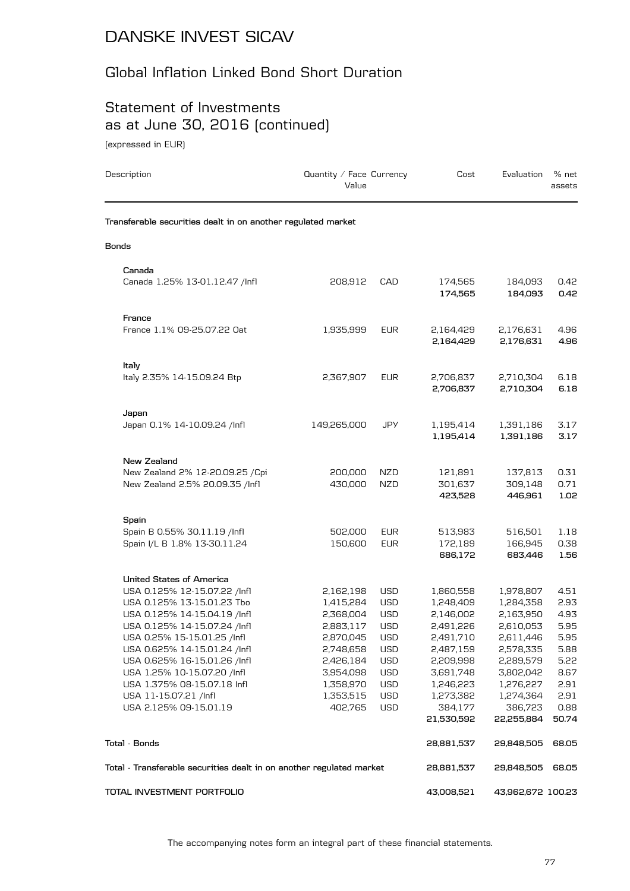# DANSKE INVEST SICAV

## Global Inflation Linked Bond Short Duration

## Statement of Investments as at June 30, 2016 (continued)

(expressed in EUR)

| Description | Quantity / Face Value | Currency | Cost | Evaluation | % net assets |
|---|---|---|---|---|---|
| **Transferable securities dealt in on another regulated market** | | | | | |
| **Bonds** | | | | | |
| **Canada** | | | | | |
| Canada 1.25% 13-01.12.47 /Infl | 208,912 | CAD | 174,565 | 184,093 | 0.42 |
| | | | **174,565** | **184,093** | **0.42** |
| **France** | | | | | |
| France 1.1% 09-25.07.22 Oat | 1,935,999 | EUR | 2,164,429 | 2,176,631 | 4.96 |
| | | | **2,164,429** | **2,176,631** | **4.96** |
| **Italy** | | | | | |
| Italy 2.35% 14-15.09.24 Btp | 2,367,907 | EUR | 2,706,837 | 2,710,304 | 6.18 |
| | | | **2,706,837** | **2,710,304** | **6.18** |
| **Japan** | | | | | |
| Japan 0.1% 14-10.09.24 /Infl | 149,265,000 | JPY | 1,195,414 | 1,391,186 | 3.17 |
| | | | **1,195,414** | **1,391,186** | **3.17** |
| **New Zealand** | | | | | |
| New Zealand 2% 12-20.09.25 /Cpi | 200,000 | NZD | 121,891 | 137,813 | 0.31 |
| New Zealand 2.5% 20.09.35 /Infl | 430,000 | NZD | 301,637 | 309,148 | 0.71 |
| | | | **423,528** | **446,961** | **1.02** |
| **Spain** | | | | | |
| Spain B 0.55% 30.11.19 /Infl | 502,000 | EUR | 513,983 | 516,501 | 1.18 |
| Spain I/L B 1.8% 13-30.11.24 | 150,600 | EUR | 172,189 | 166,945 | 0.38 |
| | | | **686,172** | **683,446** | **1.56** |
| **United States of America** | | | | | |
| USA 0.125% 12-15.07.22 /Infl | 2,162,198 | USD | 1,860,558 | 1,978,807 | 4.51 |
| USA 0.125% 13-15.01.23 Tbo | 1,415,284 | USD | 1,248,409 | 1,284,358 | 2.93 |
| USA 0.125% 14-15.04.19 /Infl | 2,368,004 | USD | 2,146,002 | 2,163,950 | 4.93 |
| USA 0.125% 14-15.07.24 /Infl | 2,883,117 | USD | 2,491,226 | 2,610,053 | 5.95 |
| USA 0.25% 15-15.01.25 /Infl | 2,870,045 | USD | 2,491,710 | 2,611,446 | 5.95 |
| USA 0.625% 14-15.01.24 /Infl | 2,748,658 | USD | 2,487,159 | 2,578,335 | 5.88 |
| USA 0.625% 16-15.01.26 /Infl | 2,426,184 | USD | 2,209,998 | 2,289,579 | 5.22 |
| USA 1.25% 10-15.07.20 /Infl | 3,954,098 | USD | 3,691,748 | 3,802,042 | 8.67 |
| USA 1.375% 08-15.07.18 Infl | 1,358,970 | USD | 1,246,223 | 1,276,227 | 2.91 |
| USA 11-15.07.21 /Infl | 1,353,515 | USD | 1,273,382 | 1,274,364 | 2.91 |
| USA 2.125% 09-15.01.19 | 402,765 | USD | 384,177 | 386,723 | 0.88 |
| | | | **21,530,592** | **22,255,884** | **50.74** |
| **Total - Bonds** | | | **28,881,537** | **29,848,505** | **68.05** |
| **Total - Transferable securities dealt in on another regulated market** | | | **28,881,537** | **29,848,505** | **68.05** |
| **TOTAL INVESTMENT PORTFOLIO** | | | **43,008,521** | **43,962,672** | **100.23** |

The accompanying notes form an integral part of these financial statements.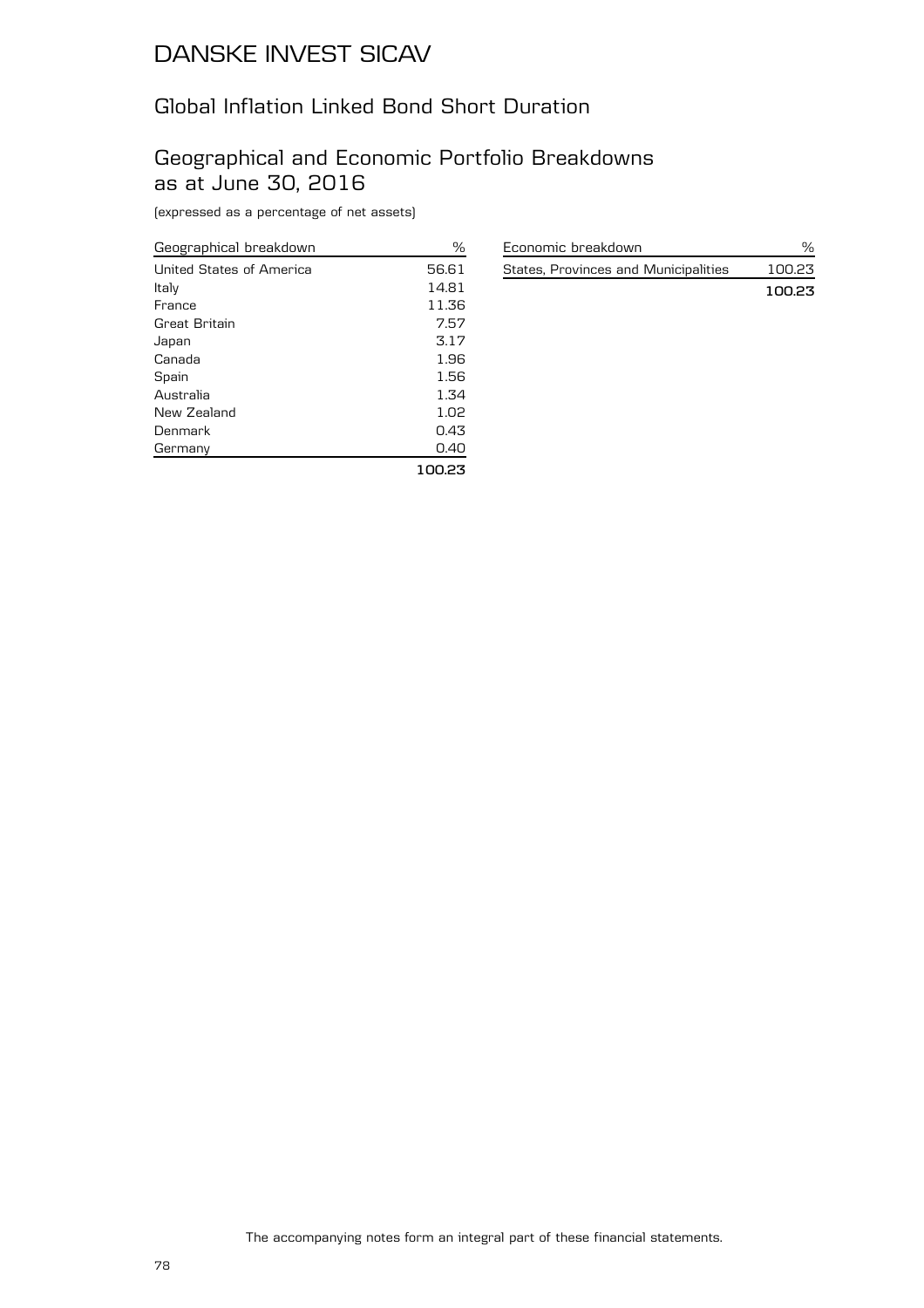# DANSKE INVEST SICAV

## Global Inflation Linked Bond Short Duration

## Geographical and Economic Portfolio Breakdowns as at June 30, 2016

(expressed as a percentage of net assets)

| Geographical breakdown | % |
|---|---|
| United States of America | 56.61 |
| Italy | 14.81 |
| France | 11.36 |
| Great Britain | 7.57 |
| Japan | 3.17 |
| Canada | 1.96 |
| Spain | 1.56 |
| Australia | 1.34 |
| New Zealand | 1.02 |
| Denmark | 0.43 |
| Germany | 0.40 |
| | **100.23** |

| Economic breakdown | % |
|---|---|
| States, Provinces and Municipalities | 100.23 |
| | **100.23** |

The accompanying notes form an integral part of these financial statements.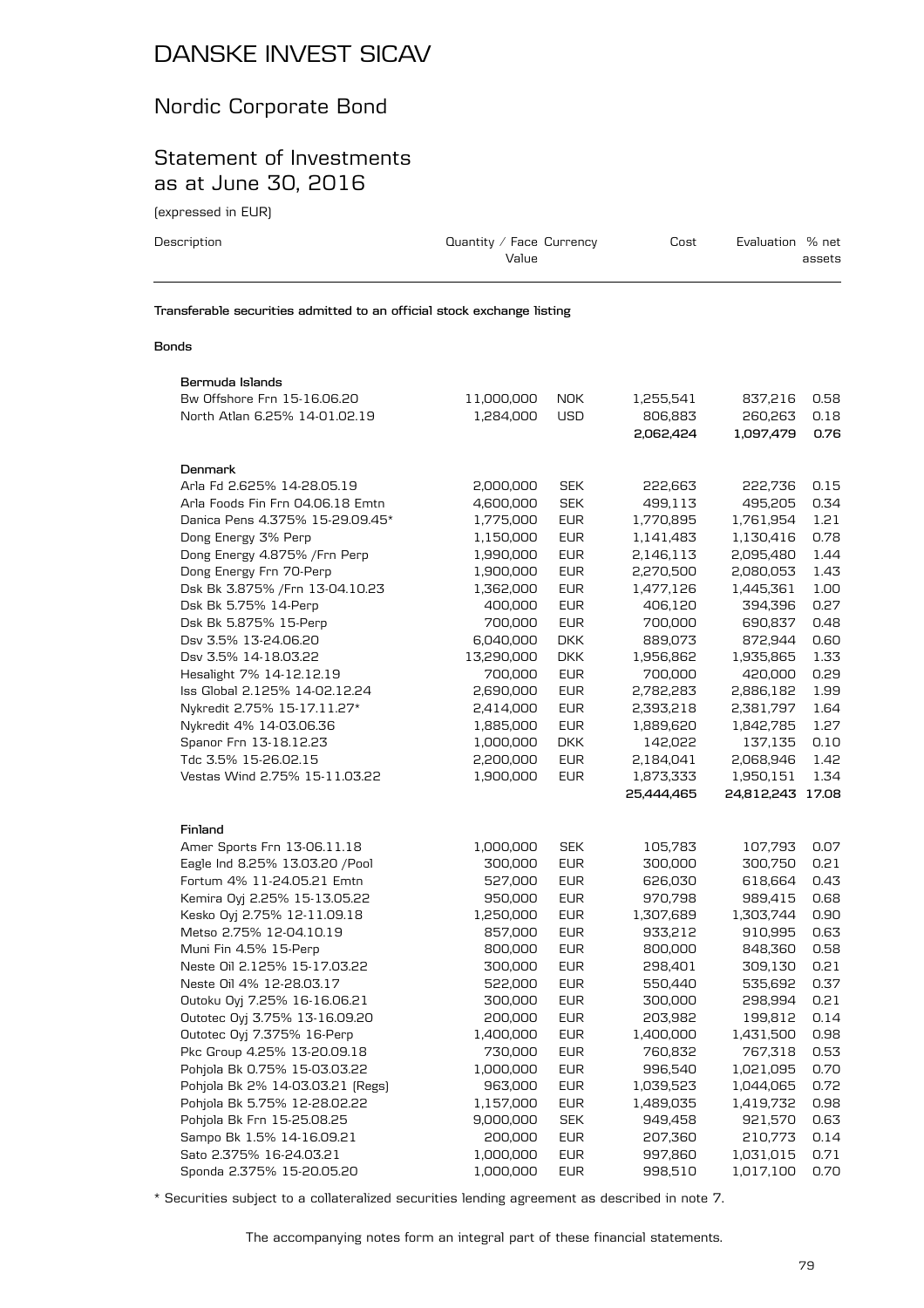# DANSKE INVEST SICAV

## Nordic Corporate Bond

## Statement of Investments as at June 30, 2016

(expressed in EUR)

| Description | Quantity / Face Value | Currency | Cost | Evaluation | % net assets |
|---|---|---|---|---|---|
| **Transferable securities admitted to an official stock exchange listing** | | | | | |
| **Bonds** | | | | | |
| **Bermuda Islands** | | | | | |
| Bw Offshore Frn 15-16.06.20 | 11,000,000 | NOK | 1,255,541 | 837,216 | 0.58 |
| North Atlan 6.25% 14-01.02.19 | 1,284,000 | USD | 806,883 | 260,263 | 0.18 |
| | | | **2,062,424** | **1,097,479** | **0.76** |
| **Denmark** | | | | | |
| Arla Fd 2.625% 14-28.05.19 | 2,000,000 | SEK | 222,663 | 222,736 | 0.15 |
| Arla Foods Fin Frn 04.06.18 Emtn | 4,600,000 | SEK | 499,113 | 495,205 | 0.34 |
| Danica Pens 4.375% 15-29.09.45* | 1,775,000 | EUR | 1,770,895 | 1,761,954 | 1.21 |
| Dong Energy 3% Perp | 1,150,000 | EUR | 1,141,483 | 1,130,416 | 0.78 |
| Dong Energy 4.875% /Frn Perp | 1,990,000 | EUR | 2,146,113 | 2,095,480 | 1.44 |
| Dong Energy Frn 70-Perp | 1,900,000 | EUR | 2,270,500 | 2,080,053 | 1.43 |
| Dsk Bk 3.875% /Frn 13-04.10.23 | 1,362,000 | EUR | 1,477,126 | 1,445,361 | 1.00 |
| Dsk Bk 5.75% 14-Perp | 400,000 | EUR | 406,120 | 394,396 | 0.27 |
| Dsk Bk 5.875% 15-Perp | 700,000 | EUR | 700,000 | 690,837 | 0.48 |
| Dsv 3.5% 13-24.06.20 | 6,040,000 | DKK | 889,073 | 872,944 | 0.60 |
| Dsv 3.5% 14-18.03.22 | 13,290,000 | DKK | 1,956,862 | 1,935,865 | 1.33 |
| Hesalight 7% 14-12.12.19 | 700,000 | EUR | 700,000 | 420,000 | 0.29 |
| Iss Global 2.125% 14-02.12.24 | 2,690,000 | EUR | 2,782,283 | 2,886,182 | 1.99 |
| Nykredit 2.75% 15-17.11.27* | 2,414,000 | EUR | 2,393,218 | 2,381,797 | 1.64 |
| Nykredit 4% 14-03.06.36 | 1,885,000 | EUR | 1,889,620 | 1,842,785 | 1.27 |
| Spanor Frn 13-18.12.23 | 1,000,000 | DKK | 142,022 | 137,135 | 0.10 |
| Tdc 3.5% 15-26.02.15 | 2,200,000 | EUR | 2,184,041 | 2,068,946 | 1.42 |
| Vestas Wind 2.75% 15-11.03.22 | 1,900,000 | EUR | 1,873,333 | 1,950,151 | 1.34 |
| | | | **25,444,465** | **24,812,243** | **17.08** |
| **Finland** | | | | | |
| Amer Sports Frn 13-06.11.18 | 1,000,000 | SEK | 105,783 | 107,793 | 0.07 |
| Eagle Ind 8.25% 13.03.20 /Pool | 300,000 | EUR | 300,000 | 300,750 | 0.21 |
| Fortum 4% 11-24.05.21 Emtn | 527,000 | EUR | 626,030 | 618,664 | 0.43 |
| Kemira Oyj 2.25% 15-13.05.22 | 950,000 | EUR | 970,798 | 989,415 | 0.68 |
| Kesko Oyj 2.75% 12-11.09.18 | 1,250,000 | EUR | 1,307,689 | 1,303,744 | 0.90 |
| Metso 2.75% 12-04.10.19 | 857,000 | EUR | 933,212 | 910,995 | 0.63 |
| Muni Fin 4.5% 15-Perp | 800,000 | EUR | 800,000 | 848,360 | 0.58 |
| Neste Oil 2.125% 15-17.03.22 | 300,000 | EUR | 298,401 | 309,130 | 0.21 |
| Neste Oil 4% 12-28.03.17 | 522,000 | EUR | 550,440 | 535,692 | 0.37 |
| Outoku Oyj 7.25% 16-16.06.21 | 300,000 | EUR | 300,000 | 298,994 | 0.21 |
| Outotec Oyj 3.75% 13-16.09.20 | 200,000 | EUR | 203,982 | 199,812 | 0.14 |
| Outotec Oyj 7.375% 16-Perp | 1,400,000 | EUR | 1,400,000 | 1,431,500 | 0.98 |
| Pkc Group 4.25% 13-20.09.18 | 730,000 | EUR | 760,832 | 767,318 | 0.53 |
| Pohjola Bk 0.75% 15-03.03.22 | 1,000,000 | EUR | 996,540 | 1,021,095 | 0.70 |
| Pohjola Bk 2% 14-03.03.21 (Regs) | 963,000 | EUR | 1,039,523 | 1,044,065 | 0.72 |
| Pohjola Bk 5.75% 12-28.02.22 | 1,157,000 | EUR | 1,489,035 | 1,419,732 | 0.98 |
| Pohjola Bk Frn 15-25.08.25 | 9,000,000 | SEK | 949,458 | 921,570 | 0.63 |
| Sampo Bk 1.5% 14-16.09.21 | 200,000 | EUR | 207,360 | 210,773 | 0.14 |
| Sato 2.375% 16-24.03.21 | 1,000,000 | EUR | 997,860 | 1,031,015 | 0.71 |
| Sponda 2.375% 15-20.05.20 | 1,000,000 | EUR | 998,510 | 1,017,100 | 0.70 |

* Securities subject to a collateralized securities lending agreement as described in note 7.

The accompanying notes form an integral part of these financial statements.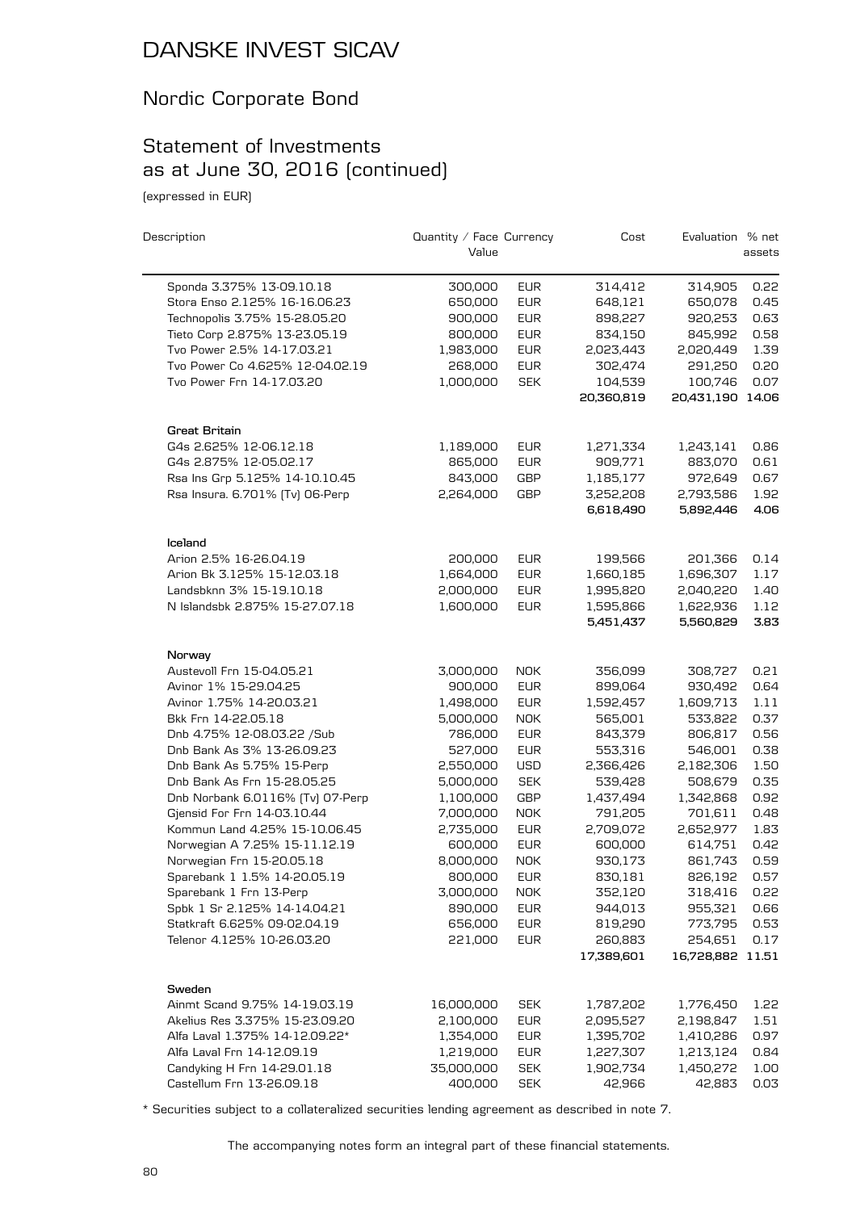# DANSKE INVEST SICAV

## Nordic Corporate Bond

## Statement of Investments as at June 30, 2016 (continued)

(expressed in EUR)

| Description | Quantity / Face Value | Currency | Cost | Evaluation | % net assets |
|---|---|---|---|---|---|
| Sponda 3.375% 13-09.10.18 | 300,000 | EUR | 314,412 | 314,905 | 0.22 |
| Stora Enso 2.125% 16-16.06.23 | 650,000 | EUR | 648,121 | 650,078 | 0.45 |
| Technopolis 3.75% 15-28.05.20 | 900,000 | EUR | 898,227 | 920,253 | 0.63 |
| Tieto Corp 2.875% 13-23.05.19 | 800,000 | EUR | 834,150 | 845,992 | 0.58 |
| Tvo Power 2.5% 14-17.03.21 | 1,983,000 | EUR | 2,023,443 | 2,020,449 | 1.39 |
| Tvo Power Co 4.625% 12-04.02.19 | 268,000 | EUR | 302,474 | 291,250 | 0.20 |
| Tvo Power Frn 14-17.03.20 | 1,000,000 | SEK | 104,539 | 100,746 | 0.07 |
| | | | **20,360,819** | **20,431,190** | **14.06** |
| **Great Britain** | | | | | |
| G4s 2.625% 12-06.12.18 | 1,189,000 | EUR | 1,271,334 | 1,243,141 | 0.86 |
| G4s 2.875% 12-05.02.17 | 865,000 | EUR | 909,771 | 883,070 | 0.61 |
| Rsa Ins Grp 5.125% 14-10.10.45 | 843,000 | GBP | 1,185,177 | 972,649 | 0.67 |
| Rsa Insura. 6.701% (Tv) 06-Perp | 2,264,000 | GBP | 3,252,208 | 2,793,586 | 1.92 |
| | | | **6,618,490** | **5,892,446** | **4.06** |
| **Iceland** | | | | | |
| Arion 2.5% 16-26.04.19 | 200,000 | EUR | 199,566 | 201,366 | 0.14 |
| Arion Bk 3.125% 15-12.03.18 | 1,664,000 | EUR | 1,660,185 | 1,696,307 | 1.17 |
| Landsbknn 3% 15-19.10.18 | 2,000,000 | EUR | 1,995,820 | 2,040,220 | 1.40 |
| N Islandsbk 2.875% 15-27.07.18 | 1,600,000 | EUR | 1,595,866 | 1,622,936 | 1.12 |
| | | | **5,451,437** | **5,560,829** | **3.83** |
| **Norway** | | | | | |
| Austevoll Frn 15-04.05.21 | 3,000,000 | NOK | 356,099 | 308,727 | 0.21 |
| Avinor 1% 15-29.04.25 | 900,000 | EUR | 899,064 | 930,492 | 0.64 |
| Avinor 1.75% 14-20.03.21 | 1,498,000 | EUR | 1,592,457 | 1,609,713 | 1.11 |
| Bkk Frn 14-22.05.18 | 5,000,000 | NOK | 565,001 | 533,822 | 0.37 |
| Dnb 4.75% 12-08.03.22 /Sub | 786,000 | EUR | 843,379 | 806,817 | 0.56 |
| Dnb Bank As 3% 13-26.09.23 | 527,000 | EUR | 553,316 | 546,001 | 0.38 |
| Dnb Bank As 5.75% 15-Perp | 2,550,000 | USD | 2,366,426 | 2,182,306 | 1.50 |
| Dnb Bank As Frn 15-28.05.25 | 5,000,000 | SEK | 539,428 | 508,679 | 0.35 |
| Dnb Norbank 6.0116% (Tv) 07-Perp | 1,100,000 | GBP | 1,437,494 | 1,342,868 | 0.92 |
| Gjensid For Frn 14-03.10.44 | 7,000,000 | NOK | 791,205 | 701,611 | 0.48 |
| Kommun Land 4.25% 15-10.06.45 | 2,735,000 | EUR | 2,709,072 | 2,652,977 | 1.83 |
| Norwegian A 7.25% 15-11.12.19 | 600,000 | EUR | 600,000 | 614,751 | 0.42 |
| Norwegian Frn 15-20.05.18 | 8,000,000 | NOK | 930,173 | 861,743 | 0.59 |
| Sparebank 1 1.5% 14-20.05.19 | 800,000 | EUR | 830,181 | 826,192 | 0.57 |
| Sparebank 1 Frn 13-Perp | 3,000,000 | NOK | 352,120 | 318,416 | 0.22 |
| Spbk 1 Sr 2.125% 14-14.04.21 | 890,000 | EUR | 944,013 | 955,321 | 0.66 |
| Statkraft 6.625% 09-02.04.19 | 656,000 | EUR | 819,290 | 773,795 | 0.53 |
| Telenor 4.125% 10-26.03.20 | 221,000 | EUR | 260,883 | 254,651 | 0.17 |
| | | | **17,389,601** | **16,728,882** | **11.51** |
| **Sweden** | | | | | |
| Ainmt Scand 9.75% 14-19.03.19 | 16,000,000 | SEK | 1,787,202 | 1,776,450 | 1.22 |
| Akelius Res 3.375% 15-23.09.20 | 2,100,000 | EUR | 2,095,527 | 2,198,847 | 1.51 |
| Alfa Laval 1.375% 14-12.09.22* | 1,354,000 | EUR | 1,395,702 | 1,410,286 | 0.97 |
| Alfa Laval Frn 14-12.09.19 | 1,219,000 | EUR | 1,227,307 | 1,213,124 | 0.84 |
| Candyking H Frn 14-29.01.18 | 35,000,000 | SEK | 1,902,734 | 1,450,272 | 1.00 |
| Castellum Frn 13-26.09.18 | 400,000 | SEK | 42,966 | 42,883 | 0.03 |

\* Securities subject to a collateralized securities lending agreement as described in note 7.

The accompanying notes form an integral part of these financial statements.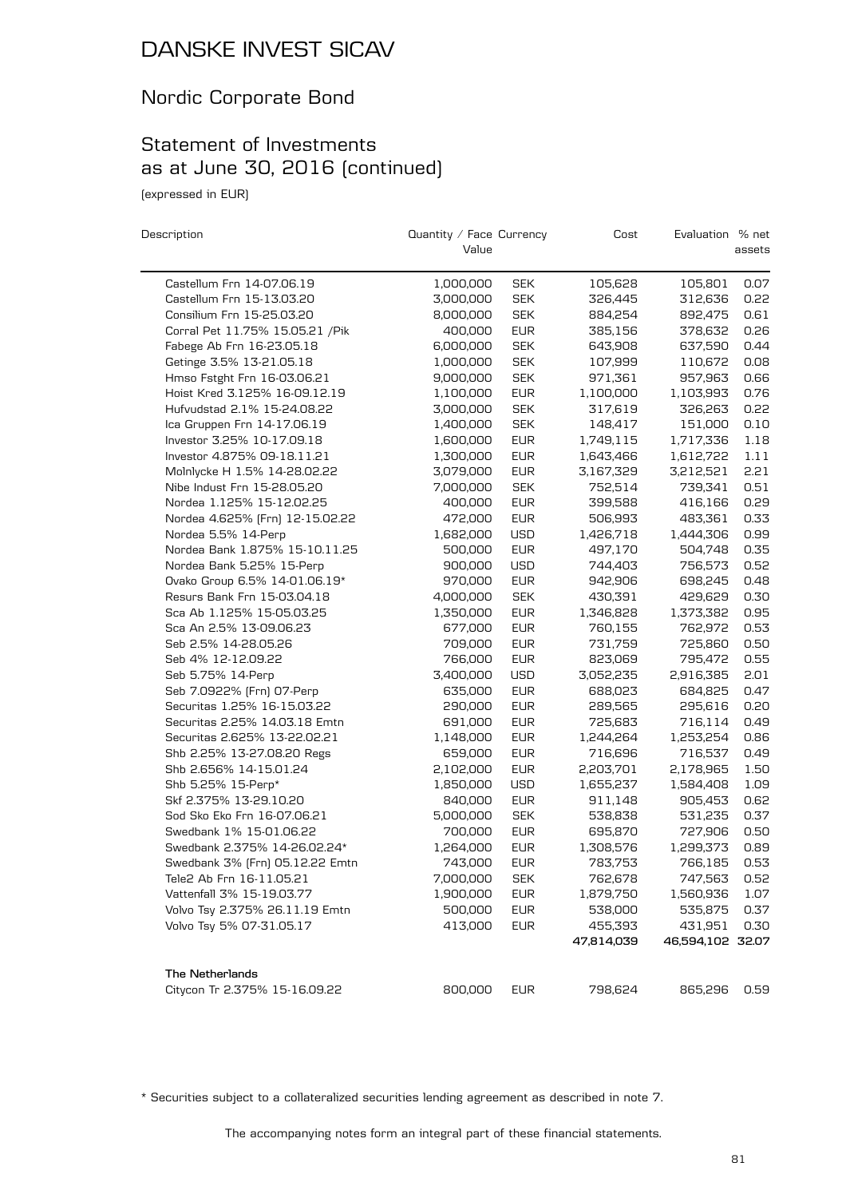# DANSKE INVEST SICAV

## Nordic Corporate Bond

## Statement of Investments as at June 30, 2016 (continued)

(expressed in EUR)

| Description | Quantity / Face Value | Currency | Cost | Evaluation | % net assets |
|---|---|---|---|---|---|
| Castellum Frn 14-07.06.19 | 1,000,000 | SEK | 105,628 | 105,801 | 0.07 |
| Castellum Frn 15-13.03.20 | 3,000,000 | SEK | 326,445 | 312,636 | 0.22 |
| Consilium Frn 15-25.03.20 | 8,000,000 | SEK | 884,254 | 892,475 | 0.61 |
| Corral Pet 11.75% 15.05.21 /Pik | 400,000 | EUR | 385,156 | 378,632 | 0.26 |
| Fabege Ab Frn 16-23.05.18 | 6,000,000 | SEK | 643,908 | 637,590 | 0.44 |
| Getinge 3.5% 13-21.05.18 | 1,000,000 | SEK | 107,999 | 110,672 | 0.08 |
| Hmso Fstght Frn 16-03.06.21 | 9,000,000 | SEK | 971,361 | 957,963 | 0.66 |
| Hoist Kred 3.125% 16-09.12.19 | 1,100,000 | EUR | 1,100,000 | 1,103,993 | 0.76 |
| Hufvudstad 2.1% 15-24.08.22 | 3,000,000 | SEK | 317,619 | 326,263 | 0.22 |
| Ica Gruppen Frn 14-17.06.19 | 1,400,000 | SEK | 148,417 | 151,000 | 0.10 |
| Investor 3.25% 10-17.09.18 | 1,600,000 | EUR | 1,749,115 | 1,717,336 | 1.18 |
| Investor 4.875% 09-18.11.21 | 1,300,000 | EUR | 1,643,466 | 1,612,722 | 1.11 |
| Molnlycke H 1.5% 14-28.02.22 | 3,079,000 | EUR | 3,167,329 | 3,212,521 | 2.21 |
| Nibe Indust Frn 15-28.05.20 | 7,000,000 | SEK | 752,514 | 739,341 | 0.51 |
| Nordea 1.125% 15-12.02.25 | 400,000 | EUR | 399,588 | 416,166 | 0.29 |
| Nordea 4.625% (Frn) 12-15.02.22 | 472,000 | EUR | 506,993 | 483,361 | 0.33 |
| Nordea 5.5% 14-Perp | 1,682,000 | USD | 1,426,718 | 1,444,306 | 0.99 |
| Nordea Bank 1.875% 15-10.11.25 | 500,000 | EUR | 497,170 | 504,748 | 0.35 |
| Nordea Bank 5.25% 15-Perp | 900,000 | USD | 744,403 | 756,573 | 0.52 |
| Ovako Group 6.5% 14-01.06.19* | 970,000 | EUR | 942,906 | 698,245 | 0.48 |
| Resurs Bank Frn 15-03.04.18 | 4,000,000 | SEK | 430,391 | 429,629 | 0.30 |
| Sca Ab 1.125% 15-05.03.25 | 1,350,000 | EUR | 1,346,828 | 1,373,382 | 0.95 |
| Sca An 2.5% 13-09.06.23 | 677,000 | EUR | 760,155 | 762,972 | 0.53 |
| Seb 2.5% 14-28.05.26 | 709,000 | EUR | 731,759 | 725,860 | 0.50 |
| Seb 4% 12-12.09.22 | 766,000 | EUR | 823,069 | 795,472 | 0.55 |
| Seb 5.75% 14-Perp | 3,400,000 | USD | 3,052,235 | 2,916,385 | 2.01 |
| Seb 7.0922% (Frn) 07-Perp | 635,000 | EUR | 688,023 | 684,825 | 0.47 |
| Securitas 1.25% 16-15.03.22 | 290,000 | EUR | 289,565 | 295,616 | 0.20 |
| Securitas 2.25% 14.03.18 Emtn | 691,000 | EUR | 725,683 | 716,114 | 0.49 |
| Securitas 2.625% 13-22.02.21 | 1,148,000 | EUR | 1,244,264 | 1,253,254 | 0.86 |
| Shb 2.25% 13-27.08.20 Regs | 659,000 | EUR | 716,696 | 716,537 | 0.49 |
| Shb 2.656% 14-15.01.24 | 2,102,000 | EUR | 2,203,701 | 2,178,965 | 1.50 |
| Shb 5.25% 15-Perp* | 1,850,000 | USD | 1,655,237 | 1,584,408 | 1.09 |
| Skf 2.375% 13-29.10.20 | 840,000 | EUR | 911,148 | 905,453 | 0.62 |
| Sod Sko Eko Frn 16-07.06.21 | 5,000,000 | SEK | 538,838 | 531,235 | 0.37 |
| Swedbank 1% 15-01.06.22 | 700,000 | EUR | 695,870 | 727,906 | 0.50 |
| Swedbank 2.375% 14-26.02.24* | 1,264,000 | EUR | 1,308,576 | 1,299,373 | 0.89 |
| Swedbank 3% (Frn) 05.12.22 Emtn | 743,000 | EUR | 783,753 | 766,185 | 0.53 |
| Tele2 Ab Frn 16-11.05.21 | 7,000,000 | SEK | 762,678 | 747,563 | 0.52 |
| Vattenfall 3% 15-19.03.77 | 1,900,000 | EUR | 1,879,750 | 1,560,936 | 1.07 |
| Volvo Tsy 2.375% 26.11.19 Emtn | 500,000 | EUR | 538,000 | 535,875 | 0.37 |
| Volvo Tsy 5% 07-31.05.17 | 413,000 | EUR | 455,393 | 431,951 | 0.30 |
| | | | **47,814,039** | **46,594,102** | **32.07** |
| **The Netherlands** | | | | | |
| Citycon Tr 2.375% 15-16.09.22 | 800,000 | EUR | 798,624 | 865,296 | 0.59 |

\* Securities subject to a collateralized securities lending agreement as described in note 7.

The accompanying notes form an integral part of these financial statements.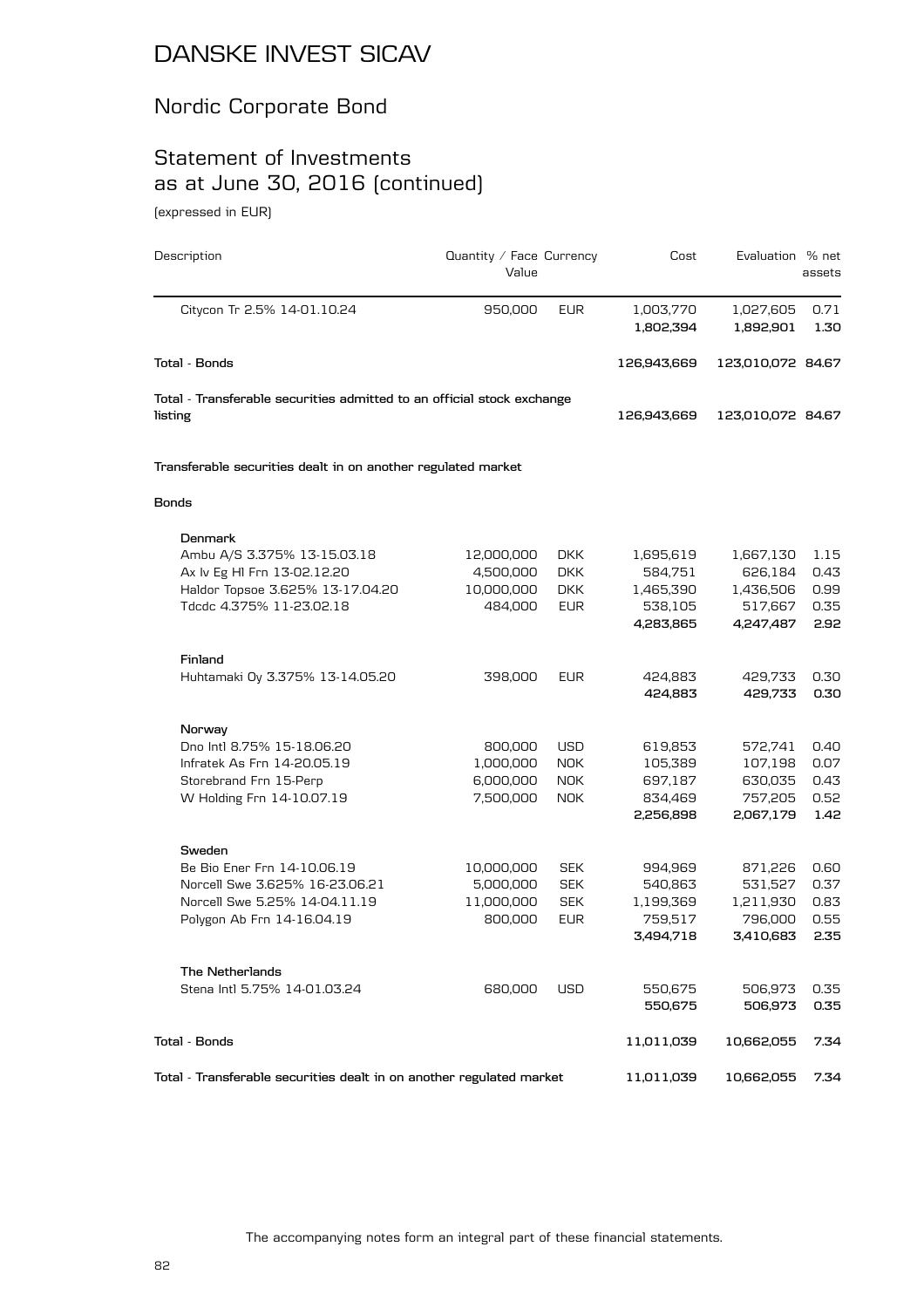# DANSKE INVEST SICAV

## Nordic Corporate Bond

## Statement of Investments as at June 30, 2016 (continued)

(expressed in EUR)

| Description | Quantity / Face Value | Currency | Cost | Evaluation | % net assets |
|---|---|---|---|---|---|
| Citycon Tr 2.5% 14-01.10.24 | 950,000 | EUR | 1,003,770 | 1,027,605 | 0.71 |
| | | | **1,802,394** | **1,892,901** | **1.30** |
| **Total - Bonds** | | | **126,943,669** | **123,010,072** | **84.67** |
| **Total - Transferable securities admitted to an official stock exchange listing** | | | **126,943,669** | **123,010,072** | **84.67** |
| **Transferable securities dealt in on another regulated market** | | | | | |
| **Bonds** | | | | | |
| **Denmark** | | | | | |
| Ambu A/S 3.375% 13-15.03.18 | 12,000,000 | DKK | 1,695,619 | 1,667,130 | 1.15 |
| Ax Iv Eg Hl Frn 13-02.12.20 | 4,500,000 | DKK | 584,751 | 626,184 | 0.43 |
| Haldor Topsoe 3.625% 13-17.04.20 | 10,000,000 | DKK | 1,465,390 | 1,436,506 | 0.99 |
| Tdcdc 4.375% 11-23.02.18 | 484,000 | EUR | 538,105 | 517,667 | 0.35 |
| | | | **4,283,865** | **4,247,487** | **2.92** |
| **Finland** | | | | | |
| Huhtamaki Oy 3.375% 13-14.05.20 | 398,000 | EUR | 424,883 | 429,733 | 0.30 |
| | | | **424,883** | **429,733** | **0.30** |
| **Norway** | | | | | |
| Dno Intl 8.75% 15-18.06.20 | 800,000 | USD | 619,853 | 572,741 | 0.40 |
| Infratek As Frn 14-20.05.19 | 1,000,000 | NOK | 105,389 | 107,198 | 0.07 |
| Storebrand Frn 15-Perp | 6,000,000 | NOK | 697,187 | 630,035 | 0.43 |
| W Holding Frn 14-10.07.19 | 7,500,000 | NOK | 834,469 | 757,205 | 0.52 |
| | | | **2,256,898** | **2,067,179** | **1.42** |
| **Sweden** | | | | | |
| Be Bio Ener Frn 14-10.06.19 | 10,000,000 | SEK | 994,969 | 871,226 | 0.60 |
| Norcell Swe 3.625% 16-23.06.21 | 5,000,000 | SEK | 540,863 | 531,527 | 0.37 |
| Norcell Swe 5.25% 14-04.11.19 | 11,000,000 | SEK | 1,199,369 | 1,211,930 | 0.83 |
| Polygon Ab Frn 14-16.04.19 | 800,000 | EUR | 759,517 | 796,000 | 0.55 |
| | | | **3,494,718** | **3,410,683** | **2.35** |
| **The Netherlands** | | | | | |
| Stena Intl 5.75% 14-01.03.24 | 680,000 | USD | 550,675 | 506,973 | 0.35 |
| | | | **550,675** | **506,973** | **0.35** |
| **Total - Bonds** | | | **11,011,039** | **10,662,055** | **7.34** |
| **Total - Transferable securities dealt in on another regulated market** | | | **11,011,039** | **10,662,055** | **7.34** |

The accompanying notes form an integral part of these financial statements.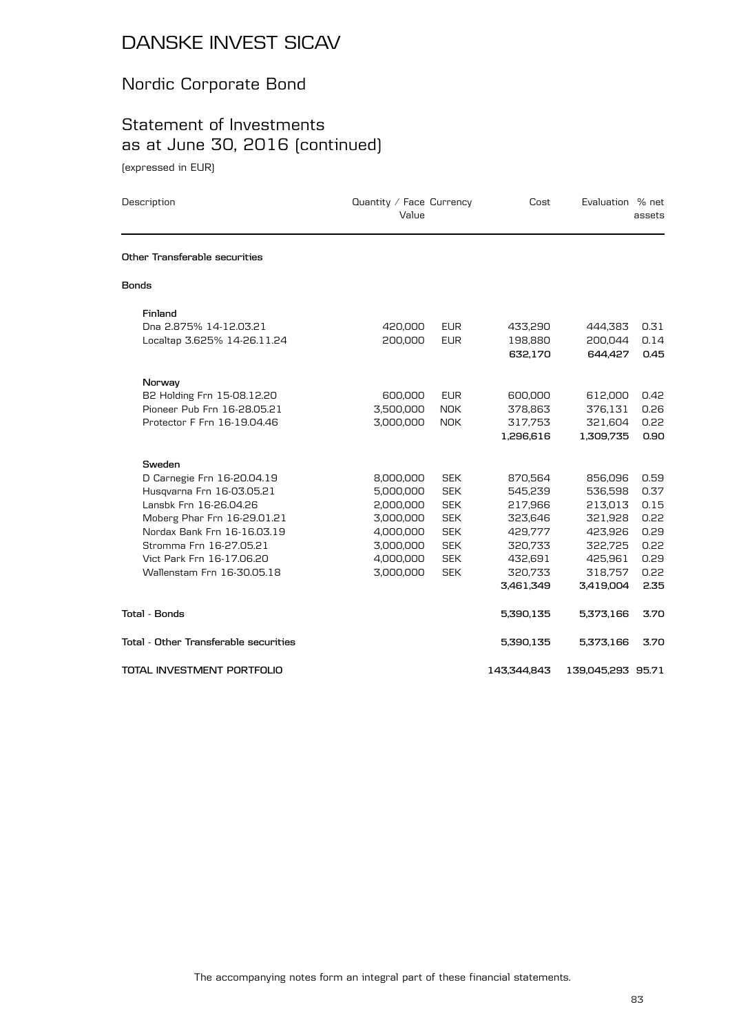# DANSKE INVEST SICAV

## Nordic Corporate Bond

## Statement of Investments as at June 30, 2016 (continued)

(expressed in EUR)

| Description | Quantity / Face Value | Currency | Cost | Evaluation | % net assets |
|---|---|---|---|---|---|
| **Other Transferable securities** | | | | | |
| **Bonds** | | | | | |
| **Finland** | | | | | |
| Dna 2.875% 14-12.03.21 | 420,000 | EUR | 433,290 | 444,383 | 0.31 |
| Localtap 3.625% 14-26.11.24 | 200,000 | EUR | 198,880 | 200,044 | 0.14 |
| | | | **632,170** | **644,427** | **0.45** |
| **Norway** | | | | | |
| B2 Holding Frn 15-08.12.20 | 600,000 | EUR | 600,000 | 612,000 | 0.42 |
| Pioneer Pub Frn 16-28.05.21 | 3,500,000 | NOK | 378,863 | 376,131 | 0.26 |
| Protector F Frn 16-19.04.46 | 3,000,000 | NOK | 317,753 | 321,604 | 0.22 |
| | | | **1,296,616** | **1,309,735** | **0.90** |
| **Sweden** | | | | | |
| D Carnegie Frn 16-20.04.19 | 8,000,000 | SEK | 870,564 | 856,096 | 0.59 |
| Husqvarna Frn 16-03.05.21 | 5,000,000 | SEK | 545,239 | 536,598 | 0.37 |
| Lansbk Frn 16-26.04.26 | 2,000,000 | SEK | 217,966 | 213,013 | 0.15 |
| Moberg Phar Frn 16-29.01.21 | 3,000,000 | SEK | 323,646 | 321,928 | 0.22 |
| Nordax Bank Frn 16-16.03.19 | 4,000,000 | SEK | 429,777 | 423,926 | 0.29 |
| Stromma Frn 16-27.05.21 | 3,000,000 | SEK | 320,733 | 322,725 | 0.22 |
| Vict Park Frn 16-17.06.20 | 4,000,000 | SEK | 432,691 | 425,961 | 0.29 |
| Wallenstam Frn 16-30.05.18 | 3,000,000 | SEK | 320,733 | 318,757 | 0.22 |
| | | | **3,461,349** | **3,419,004** | **2.35** |
| **Total - Bonds** | | | **5,390,135** | **5,373,166** | **3.70** |
| **Total - Other Transferable securities** | | | **5,390,135** | **5,373,166** | **3.70** |
| **TOTAL INVESTMENT PORTFOLIO** | | | **143,344,843** | **139,045,293** | **95.71** |

The accompanying notes form an integral part of these financial statements.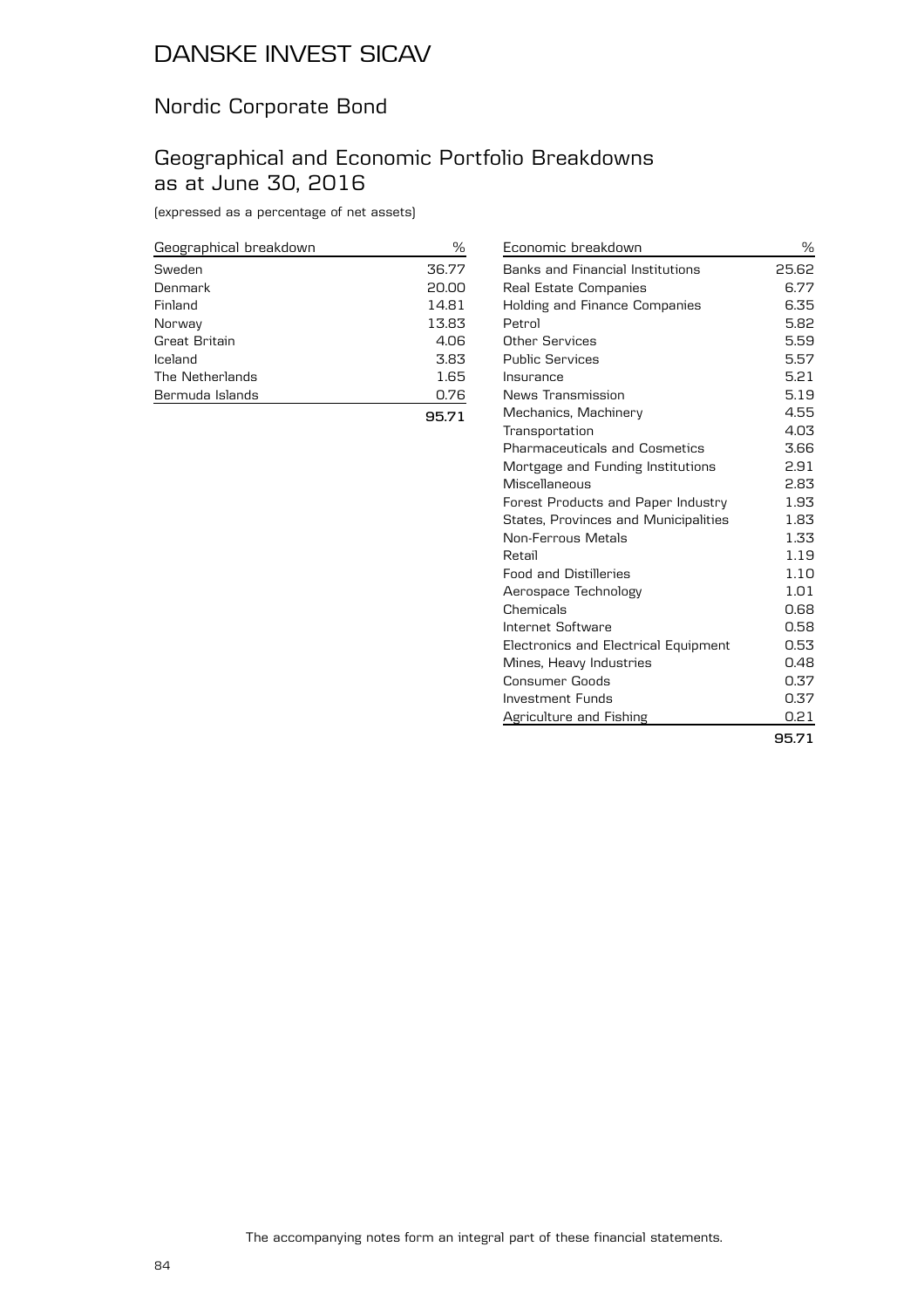# DANSKE INVEST SICAV

## Nordic Corporate Bond

## Geographical and Economic Portfolio Breakdowns as at June 30, 2016

(expressed as a percentage of net assets)

| Geographical breakdown | % |
|---|---|
| Sweden | 36.77 |
| Denmark | 20.00 |
| Finland | 14.81 |
| Norway | 13.83 |
| Great Britain | 4.06 |
| Iceland | 3.83 |
| The Netherlands | 1.65 |
| Bermuda Islands | 0.76 |
| | **95.71** |

| Economic breakdown | % |
|---|---|
| Banks and Financial Institutions | 25.62 |
| Real Estate Companies | 6.77 |
| Holding and Finance Companies | 6.35 |
| Petrol | 5.82 |
| Other Services | 5.59 |
| Public Services | 5.57 |
| Insurance | 5.21 |
| News Transmission | 5.19 |
| Mechanics, Machinery | 4.55 |
| Transportation | 4.03 |
| Pharmaceuticals and Cosmetics | 3.66 |
| Mortgage and Funding Institutions | 2.91 |
| Miscellaneous | 2.83 |
| Forest Products and Paper Industry | 1.93 |
| States, Provinces and Municipalities | 1.83 |
| Non-Ferrous Metals | 1.33 |
| Retail | 1.19 |
| Food and Distilleries | 1.10 |
| Aerospace Technology | 1.01 |
| Chemicals | 0.68 |
| Internet Software | 0.58 |
| Electronics and Electrical Equipment | 0.53 |
| Mines, Heavy Industries | 0.48 |
| Consumer Goods | 0.37 |
| Investment Funds | 0.37 |
| Agriculture and Fishing | 0.21 |
| | **95.71** |

The accompanying notes form an integral part of these financial statements.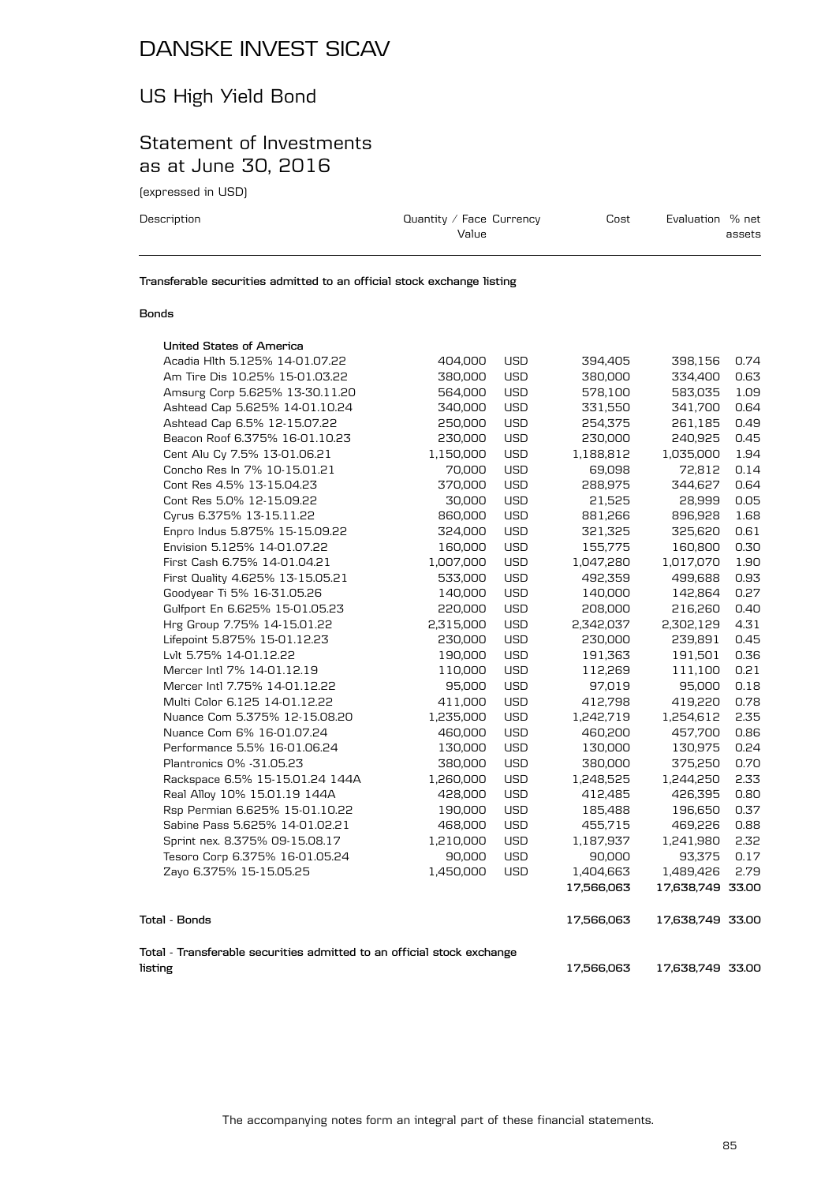# DANSKE INVEST SICAV

## US High Yield Bond

## Statement of Investments as at June 30, 2016

(expressed in USD)

| Description | Quantity / Face Value | Currency | Cost | Evaluation | % net assets |
|---|---|---|---|---|---|
| **Transferable securities admitted to an official stock exchange listing** | | | | | |
| **Bonds** | | | | | |
| **United States of America** | | | | | |
| Acadia Hlth 5.125% 14-01.07.22 | 404,000 | USD | 394,405 | 398,156 | 0.74 |
| Am Tire Dis 10.25% 15-01.03.22 | 380,000 | USD | 380,000 | 334,400 | 0.63 |
| Amsurg Corp 5.625% 13-30.11.20 | 564,000 | USD | 578,100 | 583,035 | 1.09 |
| Ashtead Cap 5.625% 14-01.10.24 | 340,000 | USD | 331,550 | 341,700 | 0.64 |
| Ashtead Cap 6.5% 12-15.07.22 | 250,000 | USD | 254,375 | 261,185 | 0.49 |
| Beacon Roof 6.375% 16-01.10.23 | 230,000 | USD | 230,000 | 240,925 | 0.45 |
| Cent Alu Cy 7.5% 13-01.06.21 | 1,150,000 | USD | 1,188,812 | 1,035,000 | 1.94 |
| Concho Res In 7% 10-15.01.21 | 70,000 | USD | 69,098 | 72,812 | 0.14 |
| Cont Res 4.5% 13-15.04.23 | 370,000 | USD | 288,975 | 344,627 | 0.64 |
| Cont Res 5.0% 12-15.09.22 | 30,000 | USD | 21,525 | 28,999 | 0.05 |
| Cyrus 6.375% 13-15.11.22 | 860,000 | USD | 881,266 | 896,928 | 1.68 |
| Enpro Indus 5.875% 15-15.09.22 | 324,000 | USD | 321,325 | 325,620 | 0.61 |
| Envision 5.125% 14-01.07.22 | 160,000 | USD | 155,775 | 160,800 | 0.30 |
| First Cash 6.75% 14-01.04.21 | 1,007,000 | USD | 1,047,280 | 1,017,070 | 1.90 |
| First Quality 4.625% 13-15.05.21 | 533,000 | USD | 492,359 | 499,688 | 0.93 |
| Goodyear Ti 5% 16-31.05.26 | 140,000 | USD | 140,000 | 142,864 | 0.27 |
| Gulfport En 6.625% 15-01.05.23 | 220,000 | USD | 208,000 | 216,260 | 0.40 |
| Hrg Group 7.75% 14-15.01.22 | 2,315,000 | USD | 2,342,037 | 2,302,129 | 4.31 |
| Lifepoint 5.875% 15-01.12.23 | 230,000 | USD | 230,000 | 239,891 | 0.45 |
| Lvlt 5.75% 14-01.12.22 | 190,000 | USD | 191,363 | 191,501 | 0.36 |
| Mercer Intl 7% 14-01.12.19 | 110,000 | USD | 112,269 | 111,100 | 0.21 |
| Mercer Intl 7.75% 14-01.12.22 | 95,000 | USD | 97,019 | 95,000 | 0.18 |
| Multi Color 6.125 14-01.12.22 | 411,000 | USD | 412,798 | 419,220 | 0.78 |
| Nuance Com 5.375% 12-15.08.20 | 1,235,000 | USD | 1,242,719 | 1,254,612 | 2.35 |
| Nuance Com 6% 16-01.07.24 | 460,000 | USD | 460,200 | 457,700 | 0.86 |
| Performance 5.5% 16-01.06.24 | 130,000 | USD | 130,000 | 130,975 | 0.24 |
| Plantronics 0% -31.05.23 | 380,000 | USD | 380,000 | 375,250 | 0.70 |
| Rackspace 6.5% 15-15.01.24 144A | 1,260,000 | USD | 1,248,525 | 1,244,250 | 2.33 |
| Real Alloy 10% 15.01.19 144A | 428,000 | USD | 412,485 | 426,395 | 0.80 |
| Rsp Permian 6.625% 15-01.10.22 | 190,000 | USD | 185,488 | 196,650 | 0.37 |
| Sabine Pass 5.625% 14-01.02.21 | 468,000 | USD | 455,715 | 469,226 | 0.88 |
| Sprint nex. 8.375% 09-15.08.17 | 1,210,000 | USD | 1,187,937 | 1,241,980 | 2.32 |
| Tesoro Corp 6.375% 16-01.05.24 | 90,000 | USD | 90,000 | 93,375 | 0.17 |
| Zayo 6.375% 15-15.05.25 | 1,450,000 | USD | 1,404,663 | 1,489,426 | 2.79 |
| | | | **17,566,063** | **17,638,749** | **33.00** |
| **Total - Bonds** | | | **17,566,063** | **17,638,749** | **33.00** |
| **Total - Transferable securities admitted to an official stock exchange listing** | | | **17,566,063** | **17,638,749** | **33.00** |

The accompanying notes form an integral part of these financial statements.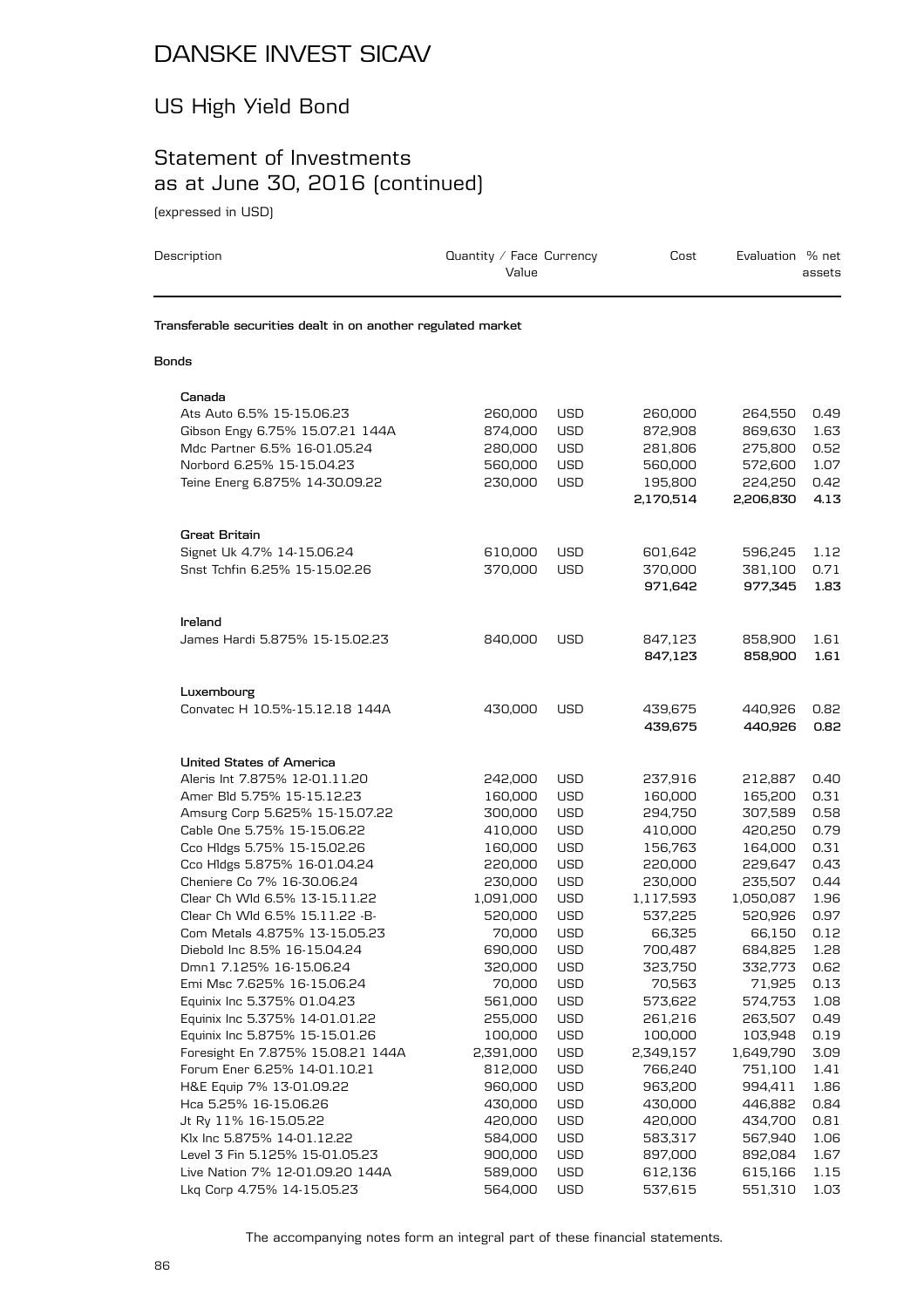# DANSKE INVEST SICAV

## US High Yield Bond

## Statement of Investments as at June 30, 2016 (continued)

(expressed in USD)

| Description | Quantity / Face Value | Currency | Cost | Evaluation | % net assets |
|---|---|---|---|---|---|
| **Transferable securities dealt in on another regulated market** | | | | | |
| **Bonds** | | | | | |
| **Canada** | | | | | |
| Ats Auto 6.5% 15-15.06.23 | 260,000 | USD | 260,000 | 264,550 | 0.49 |
| Gibson Engy 6.75% 15.07.21 144A | 874,000 | USD | 872,908 | 869,630 | 1.63 |
| Mdc Partner 6.5% 16-01.05.24 | 280,000 | USD | 281,806 | 275,800 | 0.52 |
| Norbord 6.25% 15-15.04.23 | 560,000 | USD | 560,000 | 572,600 | 1.07 |
| Teine Energ 6.875% 14-30.09.22 | 230,000 | USD | 195,800 | 224,250 | 0.42 |
| | | | **2,170,514** | **2,206,830** | **4.13** |
| **Great Britain** | | | | | |
| Signet Uk 4.7% 14-15.06.24 | 610,000 | USD | 601,642 | 596,245 | 1.12 |
| Snst Tchfin 6.25% 15-15.02.26 | 370,000 | USD | 370,000 | 381,100 | 0.71 |
| | | | **971,642** | **977,345** | **1.83** |
| **Ireland** | | | | | |
| James Hardi 5.875% 15-15.02.23 | 840,000 | USD | 847,123 | 858,900 | 1.61 |
| | | | **847,123** | **858,900** | **1.61** |
| **Luxembourg** | | | | | |
| Convatec H 10.5%-15.12.18 144A | 430,000 | USD | 439,675 | 440,926 | 0.82 |
| | | | **439,675** | **440,926** | **0.82** |
| **United States of America** | | | | | |
| Aleris Int 7.875% 12-01.11.20 | 242,000 | USD | 237,916 | 212,887 | 0.40 |
| Amer Bld 5.75% 15-15.12.23 | 160,000 | USD | 160,000 | 165,200 | 0.31 |
| Amsurg Corp 5.625% 15-15.07.22 | 300,000 | USD | 294,750 | 307,589 | 0.58 |
| Cable One 5.75% 15-15.06.22 | 410,000 | USD | 410,000 | 420,250 | 0.79 |
| Cco Hldgs 5.75% 15-15.02.26 | 160,000 | USD | 156,763 | 164,000 | 0.31 |
| Cco Hldgs 5.875% 16-01.04.24 | 220,000 | USD | 220,000 | 229,647 | 0.43 |
| Cheniere Co 7% 16-30.06.24 | 230,000 | USD | 230,000 | 235,507 | 0.44 |
| Clear Ch Wld 6.5% 13-15.11.22 | 1,091,000 | USD | 1,117,593 | 1,050,087 | 1.96 |
| Clear Ch Wld 6.5% 15.11.22 -B- | 520,000 | USD | 537,225 | 520,926 | 0.97 |
| Com Metals 4.875% 13-15.05.23 | 70,000 | USD | 66,325 | 66,150 | 0.12 |
| Diebold Inc 8.5% 16-15.04.24 | 690,000 | USD | 700,487 | 684,825 | 1.28 |
| Dmn1 7.125% 16-15.06.24 | 320,000 | USD | 323,750 | 332,773 | 0.62 |
| Emi Msc 7.625% 16-15.06.24 | 70,000 | USD | 70,563 | 71,925 | 0.13 |
| Equinix Inc 5.375% 01.04.23 | 561,000 | USD | 573,622 | 574,753 | 1.08 |
| Equinix Inc 5.375% 14-01.01.22 | 255,000 | USD | 261,216 | 263,507 | 0.49 |
| Equinix Inc 5.875% 15-15.01.26 | 100,000 | USD | 100,000 | 103,948 | 0.19 |
| Foresight En 7.875% 15.08.21 144A | 2,391,000 | USD | 2,349,157 | 1,649,790 | 3.09 |
| Forum Ener 6.25% 14-01.10.21 | 812,000 | USD | 766,240 | 751,100 | 1.41 |
| H&E Equip 7% 13-01.09.22 | 960,000 | USD | 963,200 | 994,411 | 1.86 |
| Hca 5.25% 16-15.06.26 | 430,000 | USD | 430,000 | 446,882 | 0.84 |
| Jt Ry 11% 16-15.05.22 | 420,000 | USD | 420,000 | 434,700 | 0.81 |
| Klx Inc 5.875% 14-01.12.22 | 584,000 | USD | 583,317 | 567,940 | 1.06 |
| Level 3 Fin 5.125% 15-01.05.23 | 900,000 | USD | 897,000 | 892,084 | 1.67 |
| Live Nation 7% 12-01.09.20 144A | 589,000 | USD | 612,136 | 615,166 | 1.15 |
| Lkq Corp 4.75% 14-15.05.23 | 564,000 | USD | 537,615 | 551,310 | 1.03 |

The accompanying notes form an integral part of these financial statements.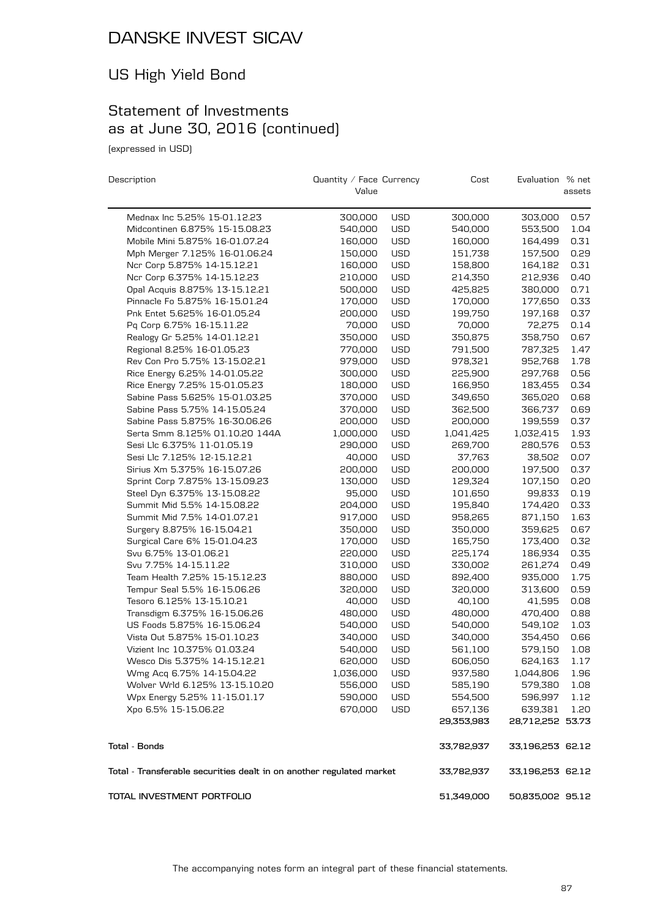# DANSKE INVEST SICAV

## US High Yield Bond

## Statement of Investments as at June 30, 2016 (continued)

(expressed in USD)

| Description | Quantity / Face Value | Currency | Cost | Evaluation | % net assets |
|---|---|---|---|---|---|
| Mednax Inc 5.25% 15-01.12.23 | 300,000 | USD | 300,000 | 303,000 | 0.57 |
| Midcontinen 6.875% 15-15.08.23 | 540,000 | USD | 540,000 | 553,500 | 1.04 |
| Mobile Mini 5.875% 16-01.07.24 | 160,000 | USD | 160,000 | 164,499 | 0.31 |
| Mph Merger 7.125% 16-01.06.24 | 150,000 | USD | 151,738 | 157,500 | 0.29 |
| Ncr Corp 5.875% 14-15.12.21 | 160,000 | USD | 158,800 | 164,182 | 0.31 |
| Ncr Corp 6.375% 14-15.12.23 | 210,000 | USD | 214,350 | 212,936 | 0.40 |
| Opal Acquis 8.875% 13-15.12.21 | 500,000 | USD | 425,825 | 380,000 | 0.71 |
| Pinnacle Fo 5.875% 16-15.01.24 | 170,000 | USD | 170,000 | 177,650 | 0.33 |
| Pnk Entet 5.625% 16-01.05.24 | 200,000 | USD | 199,750 | 197,168 | 0.37 |
| Pq Corp 6.75% 16-15.11.22 | 70,000 | USD | 70,000 | 72,275 | 0.14 |
| Realogy Gr 5.25% 14-01.12.21 | 350,000 | USD | 350,875 | 358,750 | 0.67 |
| Regional 8.25% 16-01.05.23 | 770,000 | USD | 791,500 | 787,325 | 1.47 |
| Rev Con Pro 5.75% 13-15.02.21 | 979,000 | USD | 978,321 | 952,768 | 1.78 |
| Rice Energy 6.25% 14-01.05.22 | 300,000 | USD | 225,900 | 297,768 | 0.56 |
| Rice Energy 7.25% 15-01.05.23 | 180,000 | USD | 166,950 | 183,455 | 0.34 |
| Sabine Pass 5.625% 15-01.03.25 | 370,000 | USD | 349,650 | 365,020 | 0.68 |
| Sabine Pass 5.75% 14-15.05.24 | 370,000 | USD | 362,500 | 366,737 | 0.69 |
| Sabine Pass 5.875% 16-30.06.26 | 200,000 | USD | 200,000 | 199,559 | 0.37 |
| Serta Smm 8.125% 01.10.20 144A | 1,000,000 | USD | 1,041,425 | 1,032,415 | 1.93 |
| Sesi Llc 6.375% 11-01.05.19 | 290,000 | USD | 269,700 | 280,576 | 0.53 |
| Sesi Llc 7.125% 12-15.12.21 | 40,000 | USD | 37,763 | 38,502 | 0.07 |
| Sirius Xm 5.375% 16-15.07.26 | 200,000 | USD | 200,000 | 197,500 | 0.37 |
| Sprint Corp 7.875% 13-15.09.23 | 130,000 | USD | 129,324 | 107,150 | 0.20 |
| Steel Dyn 6.375% 13-15.08.22 | 95,000 | USD | 101,650 | 99,833 | 0.19 |
| Summit Mid 5.5% 14-15.08.22 | 204,000 | USD | 195,840 | 174,420 | 0.33 |
| Summit Mid 7.5% 14-01.07.21 | 917,000 | USD | 958,265 | 871,150 | 1.63 |
| Surgery 8.875% 16-15.04.21 | 350,000 | USD | 350,000 | 359,625 | 0.67 |
| Surgical Care 6% 15-01.04.23 | 170,000 | USD | 165,750 | 173,400 | 0.32 |
| Svu 6.75% 13-01.06.21 | 220,000 | USD | 225,174 | 186,934 | 0.35 |
| Svu 7.75% 14-15.11.22 | 310,000 | USD | 330,002 | 261,274 | 0.49 |
| Team Health 7.25% 15-15.12.23 | 880,000 | USD | 892,400 | 935,000 | 1.75 |
| Tempur Seal 5.5% 16-15.06.26 | 320,000 | USD | 320,000 | 313,600 | 0.59 |
| Tesoro 6.125% 13-15.10.21 | 40,000 | USD | 40,100 | 41,595 | 0.08 |
| Transdigm 6.375% 16-15.06.26 | 480,000 | USD | 480,000 | 470,400 | 0.88 |
| US Foods 5.875% 16-15.06.24 | 540,000 | USD | 540,000 | 549,102 | 1.03 |
| Vista Out 5.875% 15-01.10.23 | 340,000 | USD | 340,000 | 354,450 | 0.66 |
| Vizient Inc 10.375% 01.03.24 | 540,000 | USD | 561,100 | 579,150 | 1.08 |
| Wesco Dis 5.375% 14-15.12.21 | 620,000 | USD | 606,050 | 624,163 | 1.17 |
| Wmg Acq 6.75% 14-15.04.22 | 1,036,000 | USD | 937,580 | 1,044,806 | 1.96 |
| Wolver Wrld 6.125% 13-15.10.20 | 556,000 | USD | 585,190 | 579,380 | 1.08 |
| Wpx Energy 5.25% 11-15.01.17 | 590,000 | USD | 554,500 | 596,997 | 1.12 |
| Xpo 6.5% 15-15.06.22 | 670,000 | USD | 657,136 | 639,381 | 1.20 |
| | | | 29,353,983 | 28,712,252 | 53.73 |
| **Total - Bonds** | | | 33,782,937 | 33,196,253 | 62.12 |
| **Total - Transferable securities dealt in on another regulated market** | | | 33,782,937 | 33,196,253 | 62.12 |
| **TOTAL INVESTMENT PORTFOLIO** | | | 51,349,000 | 50,835,002 | 95.12 |

The accompanying notes form an integral part of these financial statements.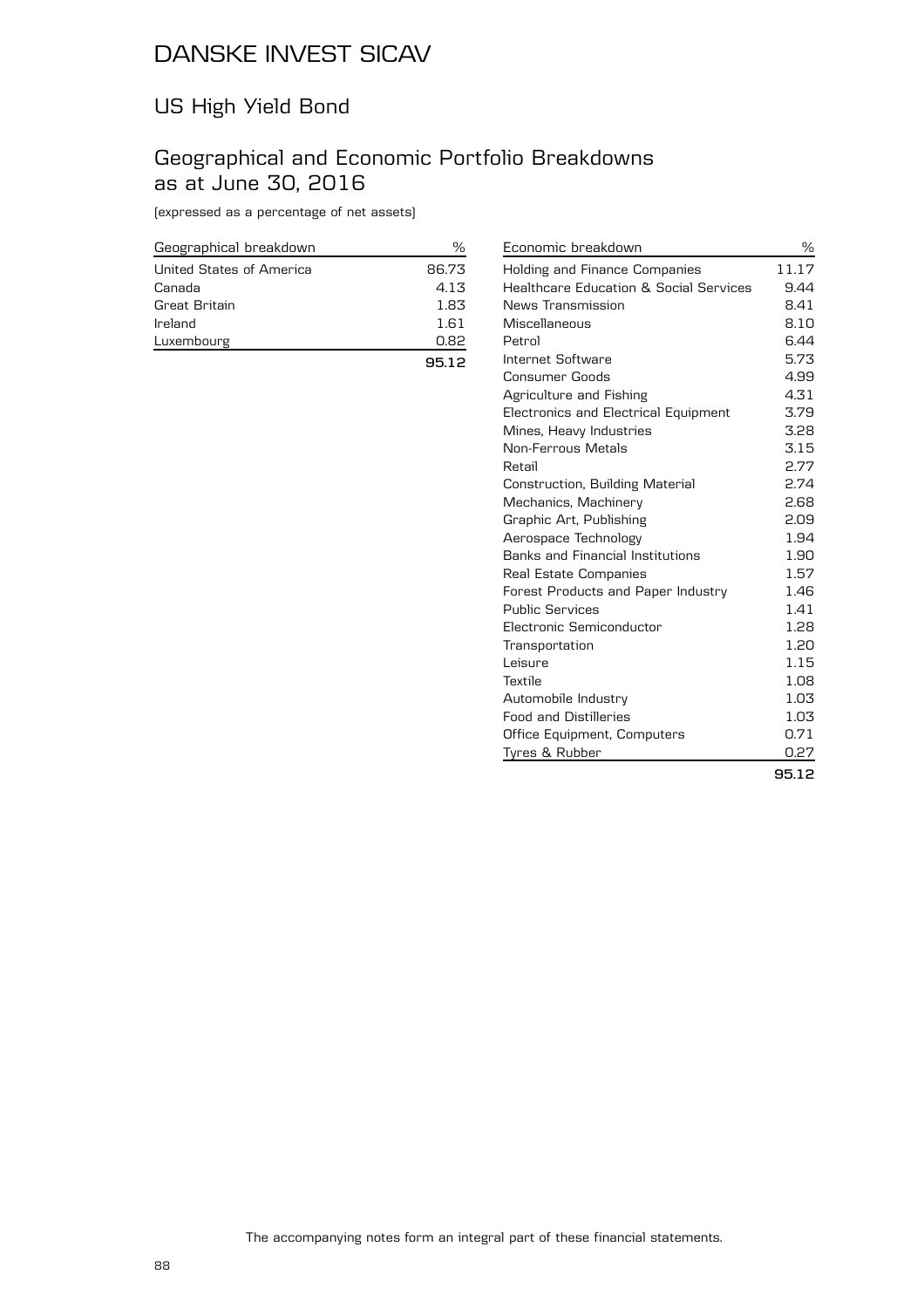# DANSKE INVEST SICAV

## US High Yield Bond

## Geographical and Economic Portfolio Breakdowns as at June 30, 2016

(expressed as a percentage of net assets)

| Geographical breakdown | % |
|---|---|
| United States of America | 86.73 |
| Canada | 4.13 |
| Great Britain | 1.83 |
| Ireland | 1.61 |
| Luxembourg | 0.82 |
| | **95.12** |

| Economic breakdown | % |
|---|---|
| Holding and Finance Companies | 11.17 |
| Healthcare Education & Social Services | 9.44 |
| News Transmission | 8.41 |
| Miscellaneous | 8.10 |
| Petrol | 6.44 |
| Internet Software | 5.73 |
| Consumer Goods | 4.99 |
| Agriculture and Fishing | 4.31 |
| Electronics and Electrical Equipment | 3.79 |
| Mines, Heavy Industries | 3.28 |
| Non-Ferrous Metals | 3.15 |
| Retail | 2.77 |
| Construction, Building Material | 2.74 |
| Mechanics, Machinery | 2.68 |
| Graphic Art, Publishing | 2.09 |
| Aerospace Technology | 1.94 |
| Banks and Financial Institutions | 1.90 |
| Real Estate Companies | 1.57 |
| Forest Products and Paper Industry | 1.46 |
| Public Services | 1.41 |
| Electronic Semiconductor | 1.28 |
| Transportation | 1.20 |
| Leisure | 1.15 |
| Textile | 1.08 |
| Automobile Industry | 1.03 |
| Food and Distilleries | 1.03 |
| Office Equipment, Computers | 0.71 |
| Tyres & Rubber | 0.27 |
| | **95.12** |

The accompanying notes form an integral part of these financial statements.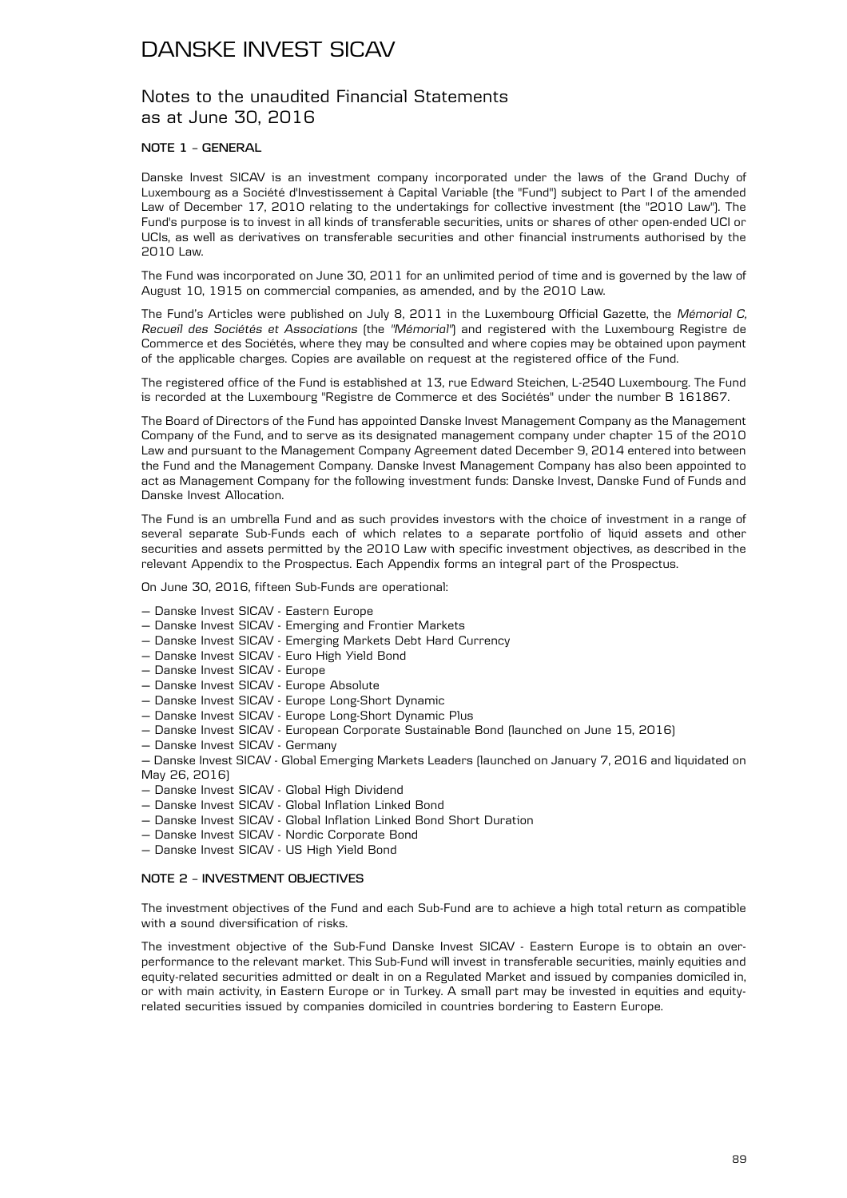# DANSKE INVEST SICAV

## Notes to the unaudited Financial Statements as at June 30, 2016

### NOTE 1 – GENERAL

Danske Invest SICAV is an investment company incorporated under the laws of the Grand Duchy of Luxembourg as a Société d'Investissement à Capital Variable (the "Fund") subject to Part I of the amended Law of December 17, 2010 relating to the undertakings for collective investment (the "2010 Law"). The Fund's purpose is to invest in all kinds of transferable securities, units or shares of other open-ended UCI or UCIs, as well as derivatives on transferable securities and other financial instruments authorised by the 2010 Law.

The Fund was incorporated on June 30, 2011 for an unlimited period of time and is governed by the law of August 10, 1915 on commercial companies, as amended, and by the 2010 Law.

The Fund's Articles were published on July 8, 2011 in the Luxembourg Official Gazette, the *Mémorial C, Recueil des Sociétés et Associations* (the *"Mémorial"*) and registered with the Luxembourg Registre de Commerce et des Sociétés, where they may be consulted and where copies may be obtained upon payment of the applicable charges. Copies are available on request at the registered office of the Fund.

The registered office of the Fund is established at 13, rue Edward Steichen, L-2540 Luxembourg. The Fund is recorded at the Luxembourg "Registre de Commerce et des Sociétés" under the number B 161867.

The Board of Directors of the Fund has appointed Danske Invest Management Company as the Management Company of the Fund, and to serve as its designated management company under chapter 15 of the 2010 Law and pursuant to the Management Company Agreement dated December 9, 2014 entered into between the Fund and the Management Company. Danske Invest Management Company has also been appointed to act as Management Company for the following investment funds: Danske Invest, Danske Fund of Funds and Danske Invest Allocation.

The Fund is an umbrella Fund and as such provides investors with the choice of investment in a range of several separate Sub-Funds each of which relates to a separate portfolio of liquid assets and other securities and assets permitted by the 2010 Law with specific investment objectives, as described in the relevant Appendix to the Prospectus. Each Appendix forms an integral part of the Prospectus.

On June 30, 2016, fifteen Sub-Funds are operational:

- Danske Invest SICAV - Eastern Europe
- Danske Invest SICAV - Emerging and Frontier Markets
- Danske Invest SICAV - Emerging Markets Debt Hard Currency
- Danske Invest SICAV - Euro High Yield Bond
- Danske Invest SICAV - Europe
- Danske Invest SICAV - Europe Absolute
- Danske Invest SICAV - Europe Long-Short Dynamic
- Danske Invest SICAV - Europe Long-Short Dynamic Plus
- Danske Invest SICAV - European Corporate Sustainable Bond (launched on June 15, 2016)
- Danske Invest SICAV - Germany
- Danske Invest SICAV - Global Emerging Markets Leaders (launched on January 7, 2016 and liquidated on May 26, 2016)
- Danske Invest SICAV - Global High Dividend
- Danske Invest SICAV - Global Inflation Linked Bond
- Danske Invest SICAV - Global Inflation Linked Bond Short Duration
- Danske Invest SICAV - Nordic Corporate Bond
- Danske Invest SICAV - US High Yield Bond

### NOTE 2 – INVESTMENT OBJECTIVES

The investment objectives of the Fund and each Sub-Fund are to achieve a high total return as compatible with a sound diversification of risks.

The investment objective of the Sub-Fund Danske Invest SICAV - Eastern Europe is to obtain an over-performance to the relevant market. This Sub-Fund will invest in transferable securities, mainly equities and equity-related securities admitted or dealt in on a Regulated Market and issued by companies domiciled in, or with main activity, in Eastern Europe or in Turkey. A small part may be invested in equities and equity-related securities issued by companies domiciled in countries bordering to Eastern Europe.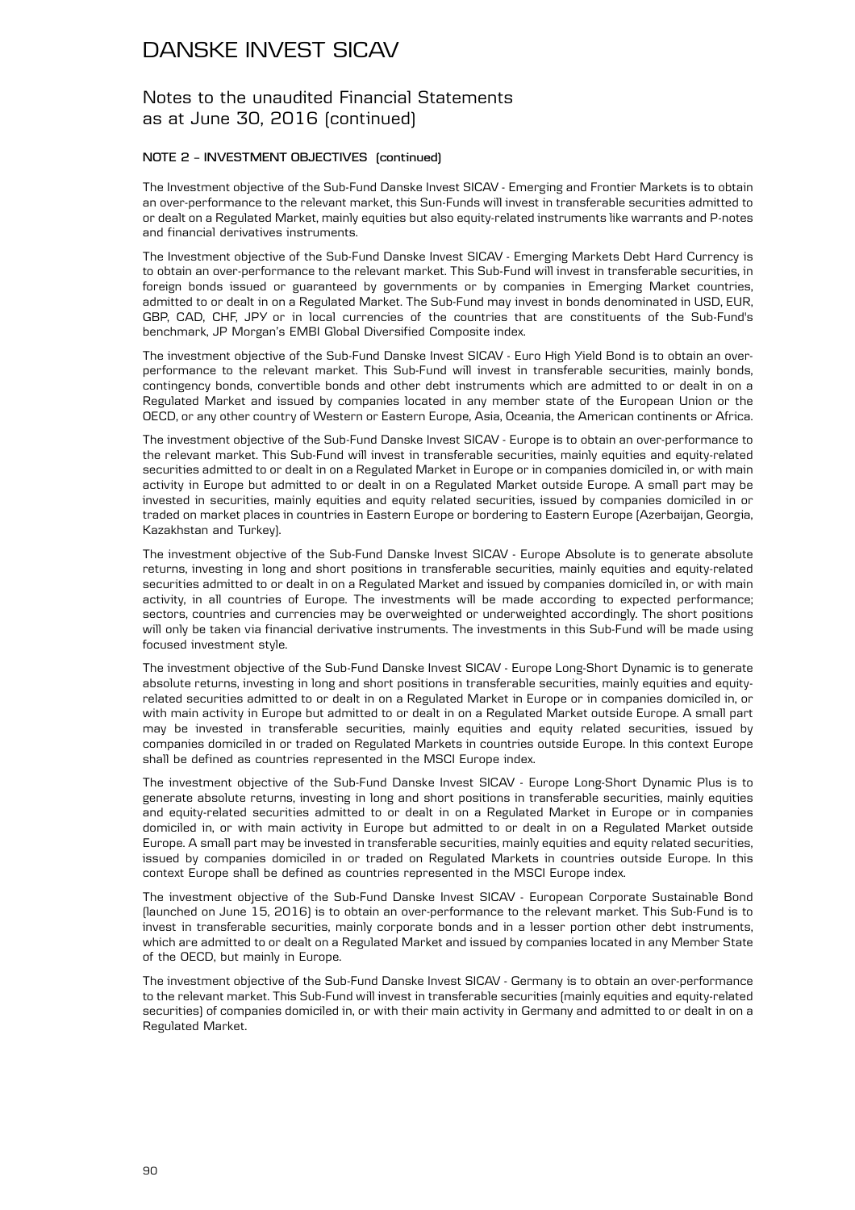### NOTE 2 – INVESTMENT OBJECTIVES (continued)

The Investment objective of the Sub-Fund Danske Invest SICAV - Emerging and Frontier Markets is to obtain an over-performance to the relevant market, this Sun-Funds will invest in transferable securities admitted to or dealt on a Regulated Market, mainly equities but also equity-related instruments like warrants and P-notes and financial derivatives instruments.

The Investment objective of the Sub-Fund Danske Invest SICAV - Emerging Markets Debt Hard Currency is to obtain an over-performance to the relevant market. This Sub-Fund will invest in transferable securities, in foreign bonds issued or guaranteed by governments or by companies in Emerging Market countries, admitted to or dealt in on a Regulated Market. The Sub-Fund may invest in bonds denominated in USD, EUR, GBP, CAD, CHF, JPY or in local currencies of the countries that are constituents of the Sub-Fund's benchmark, JP Morgan's EMBI Global Diversified Composite index.

The investment objective of the Sub-Fund Danske Invest SICAV - Euro High Yield Bond is to obtain an over-performance to the relevant market. This Sub-Fund will invest in transferable securities, mainly bonds, contingency bonds, convertible bonds and other debt instruments which are admitted to or dealt in on a Regulated Market and issued by companies located in any member state of the European Union or the OECD, or any other country of Western or Eastern Europe, Asia, Oceania, the American continents or Africa.

The investment objective of the Sub-Fund Danske Invest SICAV - Europe is to obtain an over-performance to the relevant market. This Sub-Fund will invest in transferable securities, mainly equities and equity-related securities admitted to or dealt in on a Regulated Market in Europe or in companies domiciled in, or with main activity in Europe but admitted to or dealt in on a Regulated Market outside Europe. A small part may be invested in securities, mainly equities and equity related securities, issued by companies domiciled in or traded on market places in countries in Eastern Europe or bordering to Eastern Europe (Azerbaijan, Georgia, Kazakhstan and Turkey).

The investment objective of the Sub-Fund Danske Invest SICAV - Europe Absolute is to generate absolute returns, investing in long and short positions in transferable securities, mainly equities and equity-related securities admitted to or dealt in on a Regulated Market and issued by companies domiciled in, or with main activity, in all countries of Europe. The investments will be made according to expected performance; sectors, countries and currencies may be overweighted or underweighted accordingly. The short positions will only be taken via financial derivative instruments. The investments in this Sub-Fund will be made using focused investment style.

The investment objective of the Sub-Fund Danske Invest SICAV - Europe Long-Short Dynamic is to generate absolute returns, investing in long and short positions in transferable securities, mainly equities and equity-related securities admitted to or dealt in on a Regulated Market in Europe or in companies domiciled in, or with main activity in Europe but admitted to or dealt in on a Regulated Market outside Europe. A small part may be invested in transferable securities, mainly equities and equity related securities, issued by companies domiciled in or traded on Regulated Markets in countries outside Europe. In this context Europe shall be defined as countries represented in the MSCI Europe index.

The investment objective of the Sub-Fund Danske Invest SICAV - Europe Long-Short Dynamic Plus is to generate absolute returns, investing in long and short positions in transferable securities, mainly equities and equity-related securities admitted to or dealt in on a Regulated Market in Europe or in companies domiciled in, or with main activity in Europe but admitted to or dealt in on a Regulated Market outside Europe. A small part may be invested in transferable securities, mainly equities and equity related securities, issued by companies domiciled in or traded on Regulated Markets in countries outside Europe. In this context Europe shall be defined as countries represented in the MSCI Europe index.

The investment objective of the Sub-Fund Danske Invest SICAV - European Corporate Sustainable Bond (launched on June 15, 2016) is to obtain an over-performance to the relevant market. This Sub-Fund is to invest in transferable securities, mainly corporate bonds and in a lesser portion other debt instruments, which are admitted to or dealt on a Regulated Market and issued by companies located in any Member State of the OECD, but mainly in Europe.

The investment objective of the Sub-Fund Danske Invest SICAV - Germany is to obtain an over-performance to the relevant market. This Sub-Fund will invest in transferable securities (mainly equities and equity-related securities) of companies domiciled in, or with their main activity in Germany and admitted to or dealt in on a Regulated Market.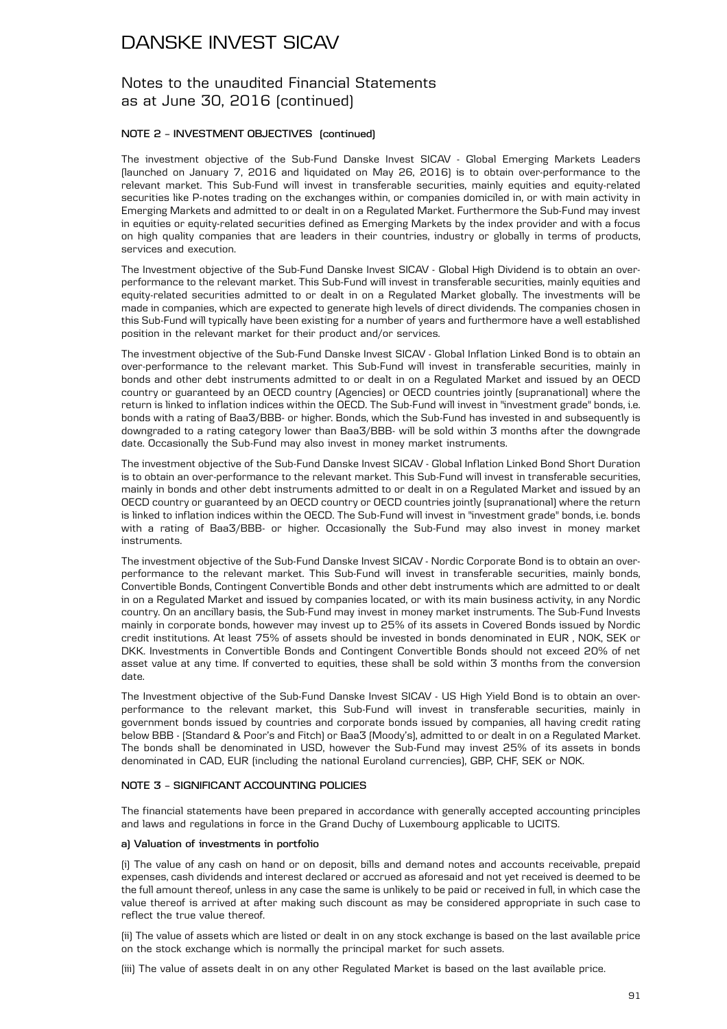# DANSKE INVEST SICAV

## Notes to the unaudited Financial Statements as at June 30, 2016 (continued)

### NOTE 2 – INVESTMENT OBJECTIVES (continued)

The investment objective of the Sub-Fund Danske Invest SICAV - Global Emerging Markets Leaders (launched on January 7, 2016 and liquidated on May 26, 2016) is to obtain over-performance to the relevant market. This Sub-Fund will invest in transferable securities, mainly equities and equity-related securities like P-notes trading on the exchanges within, or companies domiciled in, or with main activity in Emerging Markets and admitted to or dealt in on a Regulated Market. Furthermore the Sub-Fund may invest in equities or equity-related securities defined as Emerging Markets by the index provider and with a focus on high quality companies that are leaders in their countries, industry or globally in terms of products, services and execution.

The Investment objective of the Sub-Fund Danske Invest SICAV - Global High Dividend is to obtain an over-performance to the relevant market. This Sub-Fund will invest in transferable securities, mainly equities and equity-related securities admitted to or dealt in on a Regulated Market globally. The investments will be made in companies, which are expected to generate high levels of direct dividends. The companies chosen in this Sub-Fund will typically have been existing for a number of years and furthermore have a well established position in the relevant market for their product and/or services.

The investment objective of the Sub-Fund Danske Invest SICAV - Global Inflation Linked Bond is to obtain an over-performance to the relevant market. This Sub-Fund will invest in transferable securities, mainly in bonds and other debt instruments admitted to or dealt in on a Regulated Market and issued by an OECD country or guaranteed by an OECD country (Agencies) or OECD countries jointly (supranational) where the return is linked to inflation indices within the OECD. The Sub-Fund will invest in "investment grade" bonds, i.e. bonds with a rating of Baa3/BBB- or higher. Bonds, which the Sub-Fund has invested in and subsequently is downgraded to a rating category lower than Baa3/BBB- will be sold within 3 months after the downgrade date. Occasionally the Sub-Fund may also invest in money market instruments.

The investment objective of the Sub-Fund Danske Invest SICAV - Global Inflation Linked Bond Short Duration is to obtain an over-performance to the relevant market. This Sub-Fund will invest in transferable securities, mainly in bonds and other debt instruments admitted to or dealt in on a Regulated Market and issued by an OECD country or guaranteed by an OECD country or OECD countries jointly (supranational) where the return is linked to inflation indices within the OECD. The Sub-Fund will invest in "investment grade" bonds, i.e. bonds with a rating of Baa3/BBB- or higher. Occasionally the Sub-Fund may also invest in money market instruments.

The investment objective of the Sub-Fund Danske Invest SICAV - Nordic Corporate Bond is to obtain an over-performance to the relevant market. This Sub-Fund will invest in transferable securities, mainly bonds, Convertible Bonds, Contingent Convertible Bonds and other debt instruments which are admitted to or dealt in on a Regulated Market and issued by companies located, or with its main business activity, in any Nordic country. On an ancillary basis, the Sub-Fund may invest in money market instruments. The Sub-Fund Invests mainly in corporate bonds, however may invest up to 25% of its assets in Covered Bonds issued by Nordic credit institutions. At least 75% of assets should be invested in bonds denominated in EUR , NOK, SEK or DKK. Investments in Convertible Bonds and Contingent Convertible Bonds should not exceed 20% of net asset value at any time. If converted to equities, these shall be sold within 3 months from the conversion date.

The Investment objective of the Sub-Fund Danske Invest SICAV - US High Yield Bond is to obtain an over-performance to the relevant market, this Sub-Fund will invest in transferable securities, mainly in government bonds issued by countries and corporate bonds issued by companies, all having credit rating below BBB - (Standard & Poor's and Fitch) or Baa3 (Moody's), admitted to or dealt in on a Regulated Market. The bonds shall be denominated in USD, however the Sub-Fund may invest 25% of its assets in bonds denominated in CAD, EUR (including the national Euroland currencies), GBP, CHF, SEK or NOK.

### NOTE 3 – SIGNIFICANT ACCOUNTING POLICIES

The financial statements have been prepared in accordance with generally accepted accounting principles and laws and regulations in force in the Grand Duchy of Luxembourg applicable to UCITS.

#### a) Valuation of investments in portfolio

(i) The value of any cash on hand or on deposit, bills and demand notes and accounts receivable, prepaid expenses, cash dividends and interest declared or accrued as aforesaid and not yet received is deemed to be the full amount thereof, unless in any case the same is unlikely to be paid or received in full, in which case the value thereof is arrived at after making such discount as may be considered appropriate in such case to reflect the true value thereof.

(ii) The value of assets which are listed or dealt in on any stock exchange is based on the last available price on the stock exchange which is normally the principal market for such assets.

(iii) The value of assets dealt in on any other Regulated Market is based on the last available price.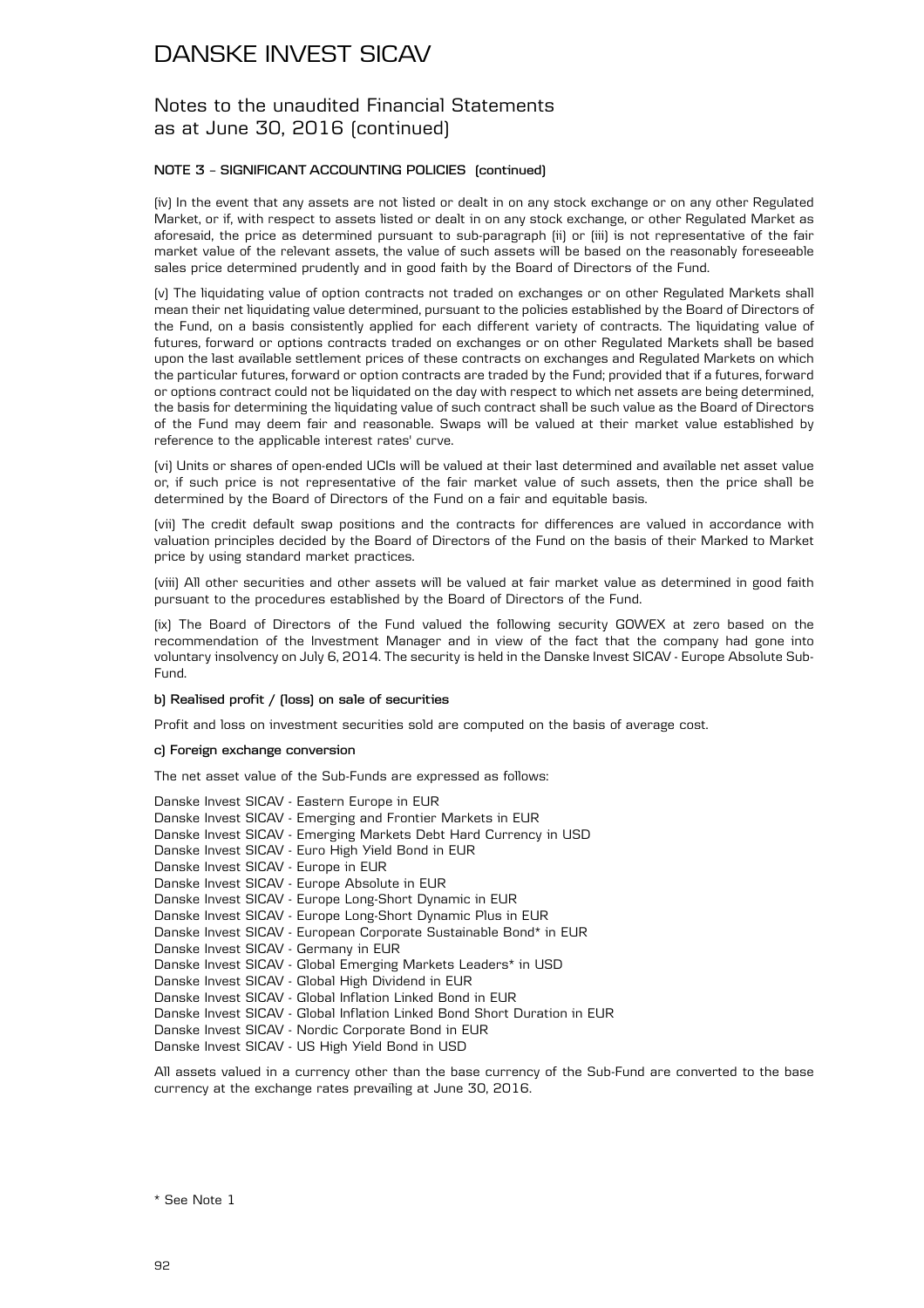# DANSKE INVEST SICAV

## Notes to the unaudited Financial Statements as at June 30, 2016 (continued)

### NOTE 3 – SIGNIFICANT ACCOUNTING POLICIES (continued)

(iv) In the event that any assets are not listed or dealt in on any stock exchange or on any other Regulated Market, or if, with respect to assets listed or dealt in on any stock exchange, or other Regulated Market as aforesaid, the price as determined pursuant to sub-paragraph (ii) or (iii) is not representative of the fair market value of the relevant assets, the value of such assets will be based on the reasonably foreseeable sales price determined prudently and in good faith by the Board of Directors of the Fund.

(v) The liquidating value of option contracts not traded on exchanges or on other Regulated Markets shall mean their net liquidating value determined, pursuant to the policies established by the Board of Directors of the Fund, on a basis consistently applied for each different variety of contracts. The liquidating value of futures, forward or options contracts traded on exchanges or on other Regulated Markets shall be based upon the last available settlement prices of these contracts on exchanges and Regulated Markets on which the particular futures, forward or option contracts are traded by the Fund; provided that if a futures, forward or options contract could not be liquidated on the day with respect to which net assets are being determined, the basis for determining the liquidating value of such contract shall be such value as the Board of Directors of the Fund may deem fair and reasonable. Swaps will be valued at their market value established by reference to the applicable interest rates' curve.

(vi) Units or shares of open-ended UCIs will be valued at their last determined and available net asset value or, if such price is not representative of the fair market value of such assets, then the price shall be determined by the Board of Directors of the Fund on a fair and equitable basis.

(vii) The credit default swap positions and the contracts for differences are valued in accordance with valuation principles decided by the Board of Directors of the Fund on the basis of their Marked to Market price by using standard market practices.

(viii) All other securities and other assets will be valued at fair market value as determined in good faith pursuant to the procedures established by the Board of Directors of the Fund.

(ix) The Board of Directors of the Fund valued the following security GOWEX at zero based on the recommendation of the Investment Manager and in view of the fact that the company had gone into voluntary insolvency on July 6, 2014. The security is held in the Danske Invest SICAV - Europe Absolute Sub-Fund.

#### b) Realised profit / (loss) on sale of securities

Profit and loss on investment securities sold are computed on the basis of average cost.

#### c) Foreign exchange conversion

The net asset value of the Sub-Funds are expressed as follows:

Danske Invest SICAV - Eastern Europe in EUR
Danske Invest SICAV - Emerging and Frontier Markets in EUR
Danske Invest SICAV - Emerging Markets Debt Hard Currency in USD
Danske Invest SICAV - Euro High Yield Bond in EUR
Danske Invest SICAV - Europe in EUR
Danske Invest SICAV - Europe Absolute in EUR
Danske Invest SICAV - Europe Long-Short Dynamic in EUR
Danske Invest SICAV - Europe Long-Short Dynamic Plus in EUR
Danske Invest SICAV - European Corporate Sustainable Bond* in EUR
Danske Invest SICAV - Germany in EUR
Danske Invest SICAV - Global Emerging Markets Leaders* in USD
Danske Invest SICAV - Global High Dividend in EUR
Danske Invest SICAV - Global Inflation Linked Bond in EUR
Danske Invest SICAV - Global Inflation Linked Bond Short Duration in EUR
Danske Invest SICAV - Nordic Corporate Bond in EUR
Danske Invest SICAV - US High Yield Bond in USD

All assets valued in a currency other than the base currency of the Sub-Fund are converted to the base currency at the exchange rates prevailing at June 30, 2016.

\* See Note 1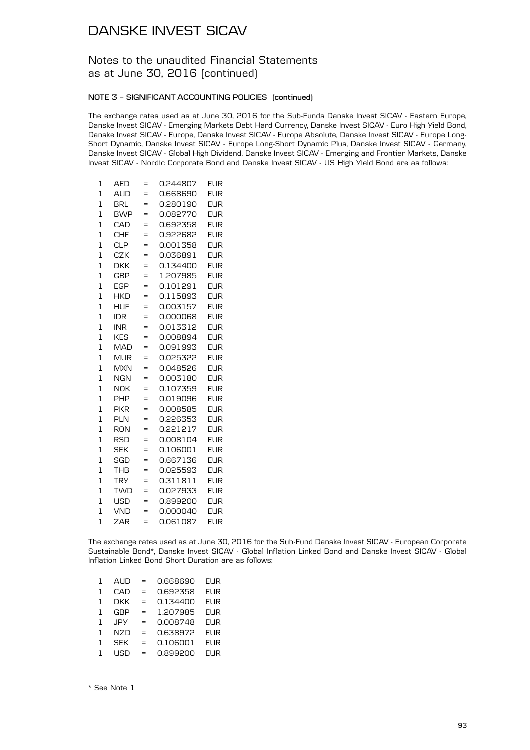# DANSKE INVEST SICAV

## Notes to the unaudited Financial Statements as at June 30, 2016 (continued)

### NOTE 3 – SIGNIFICANT ACCOUNTING POLICIES (continued)

The exchange rates used as at June 30, 2016 for the Sub-Funds Danske Invest SICAV - Eastern Europe, Danske Invest SICAV - Emerging Markets Debt Hard Currency, Danske Invest SICAV - Euro High Yield Bond, Danske Invest SICAV - Europe, Danske Invest SICAV - Europe Absolute, Danske Invest SICAV - Europe Long-Short Dynamic, Danske Invest SICAV - Europe Long-Short Dynamic Plus, Danske Invest SICAV - Germany, Danske Invest SICAV - Global High Dividend, Danske Invest SICAV - Emerging and Frontier Markets, Danske Invest SICAV - Nordic Corporate Bond and Danske Invest SICAV - US High Yield Bond are as follows:

| | | | | |
|---|---|---|---|---|
| 1 | AED | = | 0.244807 | EUR |
| 1 | AUD | = | 0.668690 | EUR |
| 1 | BRL | = | 0.280190 | EUR |
| 1 | BWP | = | 0.082770 | EUR |
| 1 | CAD | = | 0.692358 | EUR |
| 1 | CHF | = | 0.922682 | EUR |
| 1 | CLP | = | 0.001358 | EUR |
| 1 | CZK | = | 0.036891 | EUR |
| 1 | DKK | = | 0.134400 | EUR |
| 1 | GBP | = | 1.207985 | EUR |
| 1 | EGP | = | 0.101291 | EUR |
| 1 | HKD | = | 0.115893 | EUR |
| 1 | HUF | = | 0.003157 | EUR |
| 1 | IDR | = | 0.000068 | EUR |
| 1 | INR | = | 0.013312 | EUR |
| 1 | KES | = | 0.008894 | EUR |
| 1 | MAD | = | 0.091993 | EUR |
| 1 | MUR | = | 0.025322 | EUR |
| 1 | MXN | = | 0.048526 | EUR |
| 1 | NGN | = | 0.003180 | EUR |
| 1 | NOK | = | 0.107359 | EUR |
| 1 | PHP | = | 0.019096 | EUR |
| 1 | PKR | = | 0.008585 | EUR |
| 1 | PLN | = | 0.226353 | EUR |
| 1 | RON | = | 0.221217 | EUR |
| 1 | RSD | = | 0.008104 | EUR |
| 1 | SEK | = | 0.106001 | EUR |
| 1 | SGD | = | 0.667136 | EUR |
| 1 | THB | = | 0.025593 | EUR |
| 1 | TRY | = | 0.311811 | EUR |
| 1 | TWD | = | 0.027933 | EUR |
| 1 | USD | = | 0.899200 | EUR |
| 1 | VND | = | 0.000040 | EUR |
| 1 | ZAR | = | 0.061087 | EUR |

The exchange rates used as at June 30, 2016 for the Sub-Fund Danske Invest SICAV - European Corporate Sustainable Bond*, Danske Invest SICAV - Global Inflation Linked Bond and Danske Invest SICAV - Global Inflation Linked Bond Short Duration are as follows:

| | | | | |
|---|---|---|---|---|
| 1 | AUD | = | 0.668690 | EUR |
| 1 | CAD | = | 0.692358 | EUR |
| 1 | DKK | = | 0.134400 | EUR |
| 1 | GBP | = | 1.207985 | EUR |
| 1 | JPY | = | 0.008748 | EUR |
| 1 | NZD | = | 0.638972 | EUR |
| 1 | SEK | = | 0.106001 | EUR |
| 1 | USD | = | 0.899200 | EUR |

* See Note 1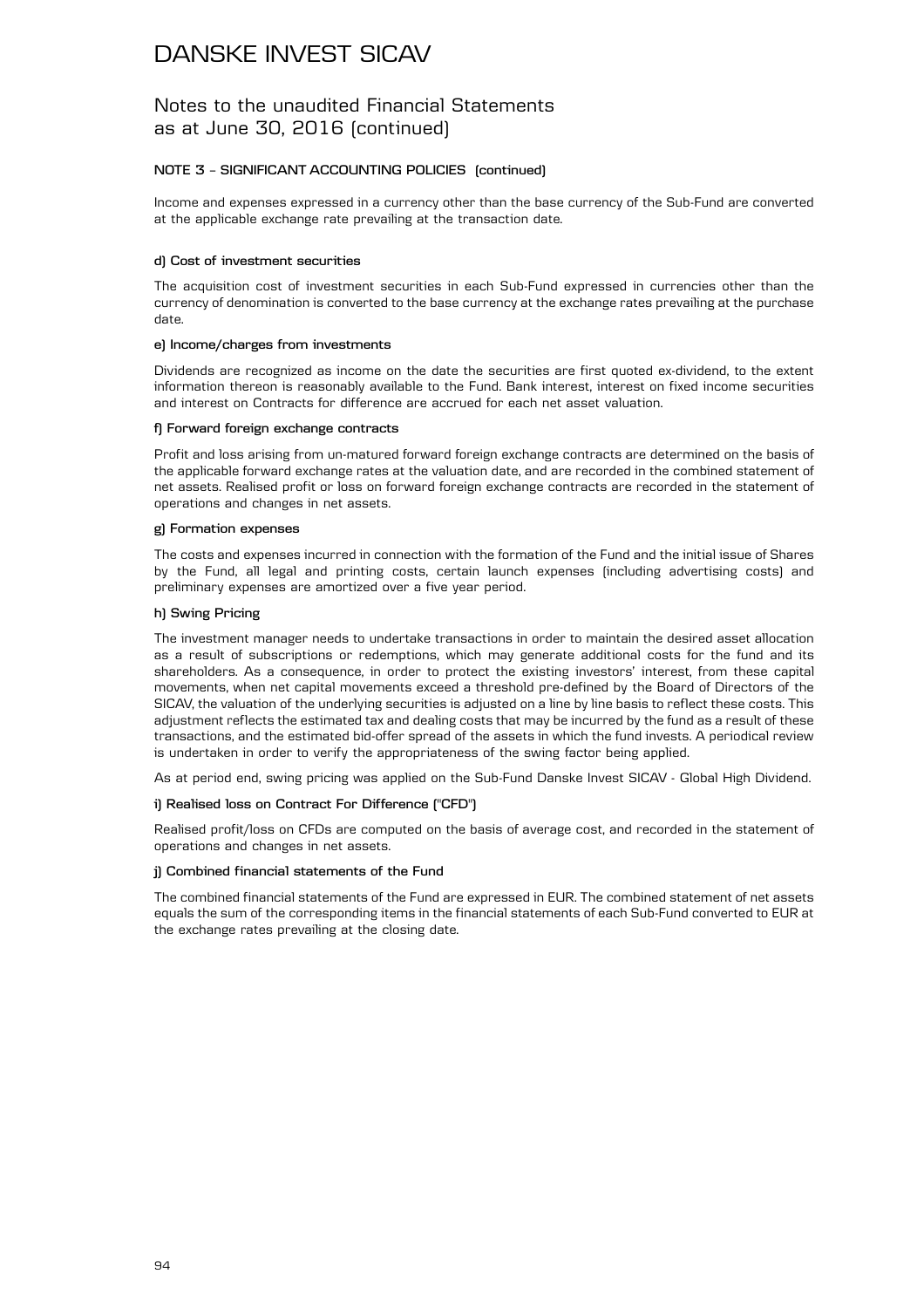# DANSKE INVEST SICAV

## Notes to the unaudited Financial Statements as at June 30, 2016 (continued)

### NOTE 3 – SIGNIFICANT ACCOUNTING POLICIES (continued)

Income and expenses expressed in a currency other than the base currency of the Sub-Fund are converted at the applicable exchange rate prevailing at the transaction date.

#### d) Cost of investment securities

The acquisition cost of investment securities in each Sub-Fund expressed in currencies other than the currency of denomination is converted to the base currency at the exchange rates prevailing at the purchase date.

#### e) Income/charges from investments

Dividends are recognized as income on the date the securities are first quoted ex-dividend, to the extent information thereon is reasonably available to the Fund. Bank interest, interest on fixed income securities and interest on Contracts for difference are accrued for each net asset valuation.

#### f) Forward foreign exchange contracts

Profit and loss arising from un-matured forward foreign exchange contracts are determined on the basis of the applicable forward exchange rates at the valuation date, and are recorded in the combined statement of net assets. Realised profit or loss on forward foreign exchange contracts are recorded in the statement of operations and changes in net assets.

#### g) Formation expenses

The costs and expenses incurred in connection with the formation of the Fund and the initial issue of Shares by the Fund, all legal and printing costs, certain launch expenses (including advertising costs) and preliminary expenses are amortized over a five year period.

#### h) Swing Pricing

The investment manager needs to undertake transactions in order to maintain the desired asset allocation as a result of subscriptions or redemptions, which may generate additional costs for the fund and its shareholders. As a consequence, in order to protect the existing investors' interest, from these capital movements, when net capital movements exceed a threshold pre-defined by the Board of Directors of the SICAV, the valuation of the underlying securities is adjusted on a line by line basis to reflect these costs. This adjustment reflects the estimated tax and dealing costs that may be incurred by the fund as a result of these transactions, and the estimated bid-offer spread of the assets in which the fund invests. A periodical review is undertaken in order to verify the appropriateness of the swing factor being applied.

As at period end, swing pricing was applied on the Sub-Fund Danske Invest SICAV - Global High Dividend.

#### i) Realised loss on Contract For Difference ("CFD")

Realised profit/loss on CFDs are computed on the basis of average cost, and recorded in the statement of operations and changes in net assets.

#### j) Combined financial statements of the Fund

The combined financial statements of the Fund are expressed in EUR. The combined statement of net assets equals the sum of the corresponding items in the financial statements of each Sub-Fund converted to EUR at the exchange rates prevailing at the closing date.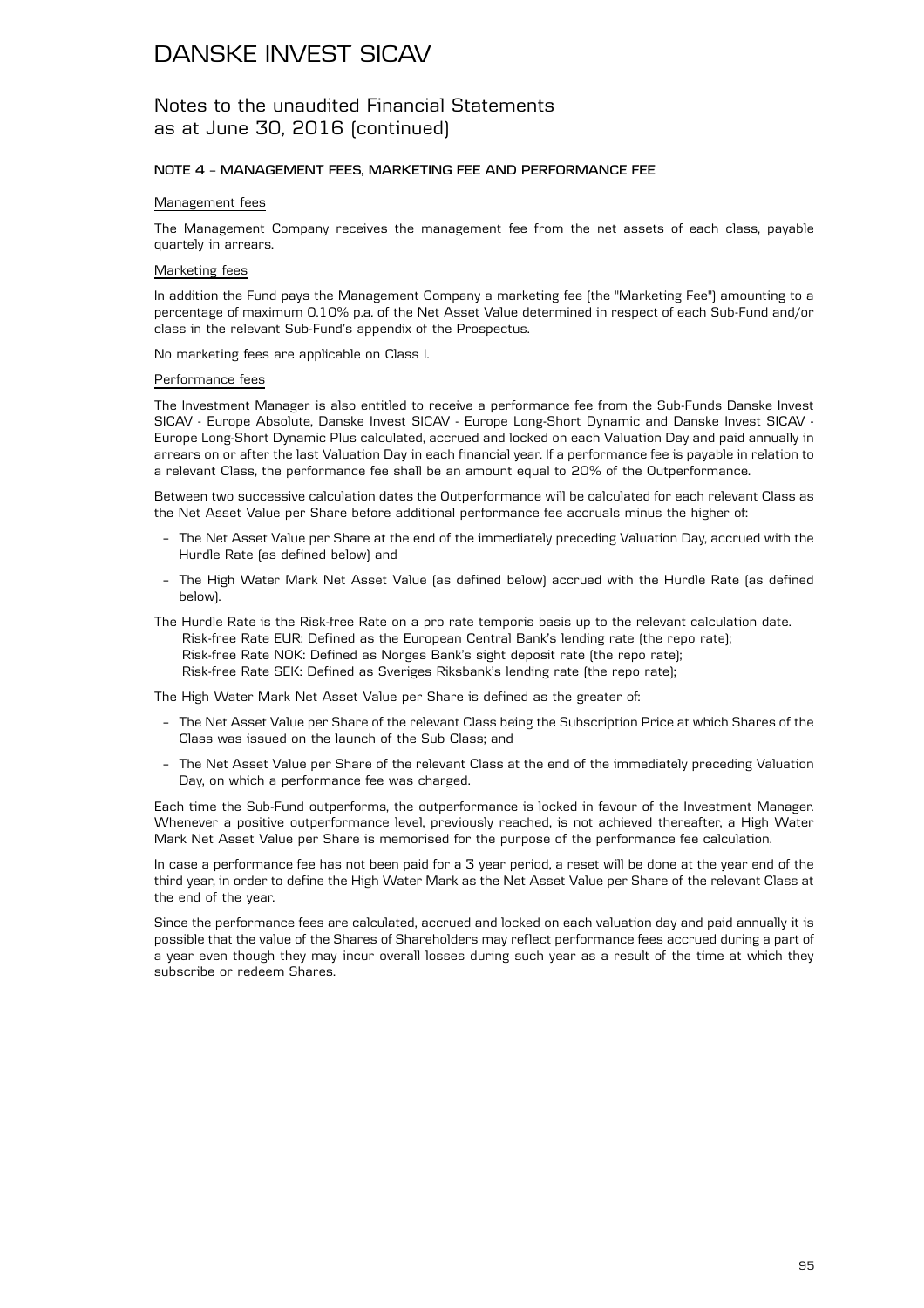## NOTE 4 – MANAGEMENT FEES, MARKETING FEE AND PERFORMANCE FEE

### Management fees

The Management Company receives the management fee from the net assets of each class, payable quartely in arrears.

### Marketing fees

In addition the Fund pays the Management Company a marketing fee (the "Marketing Fee") amounting to a percentage of maximum 0.10% p.a. of the Net Asset Value determined in respect of each Sub-Fund and/or class in the relevant Sub-Fund's appendix of the Prospectus.

No marketing fees are applicable on Class I.

### Performance fees

The Investment Manager is also entitled to receive a performance fee from the Sub-Funds Danske Invest SICAV - Europe Absolute, Danske Invest SICAV - Europe Long-Short Dynamic and Danske Invest SICAV - Europe Long-Short Dynamic Plus calculated, accrued and locked on each Valuation Day and paid annually in arrears on or after the last Valuation Day in each financial year. If a performance fee is payable in relation to a relevant Class, the performance fee shall be an amount equal to 20% of the Outperformance.

Between two successive calculation dates the Outperformance will be calculated for each relevant Class as the Net Asset Value per Share before additional performance fee accruals minus the higher of:

- The Net Asset Value per Share at the end of the immediately preceding Valuation Day, accrued with the Hurdle Rate (as defined below) and
- The High Water Mark Net Asset Value (as defined below) accrued with the Hurdle Rate (as defined below).

The Hurdle Rate is the Risk-free Rate on a pro rate temporis basis up to the relevant calculation date.
Risk-free Rate EUR: Defined as the European Central Bank's lending rate (the repo rate);
Risk-free Rate NOK: Defined as Norges Bank's sight deposit rate (the repo rate);
Risk-free Rate SEK: Defined as Sveriges Riksbank's lending rate (the repo rate);

The High Water Mark Net Asset Value per Share is defined as the greater of:

- The Net Asset Value per Share of the relevant Class being the Subscription Price at which Shares of the Class was issued on the launch of the Sub Class; and
- The Net Asset Value per Share of the relevant Class at the end of the immediately preceding Valuation Day, on which a performance fee was charged.

Each time the Sub-Fund outperforms, the outperformance is locked in favour of the Investment Manager. Whenever a positive outperformance level, previously reached, is not achieved thereafter, a High Water Mark Net Asset Value per Share is memorised for the purpose of the performance fee calculation.

In case a performance fee has not been paid for a 3 year period, a reset will be done at the year end of the third year, in order to define the High Water Mark as the Net Asset Value per Share of the relevant Class at the end of the year.

Since the performance fees are calculated, accrued and locked on each valuation day and paid annually it is possible that the value of the Shares of Shareholders may reflect performance fees accrued during a part of a year even though they may incur overall losses during such year as a result of the time at which they subscribe or redeem Shares.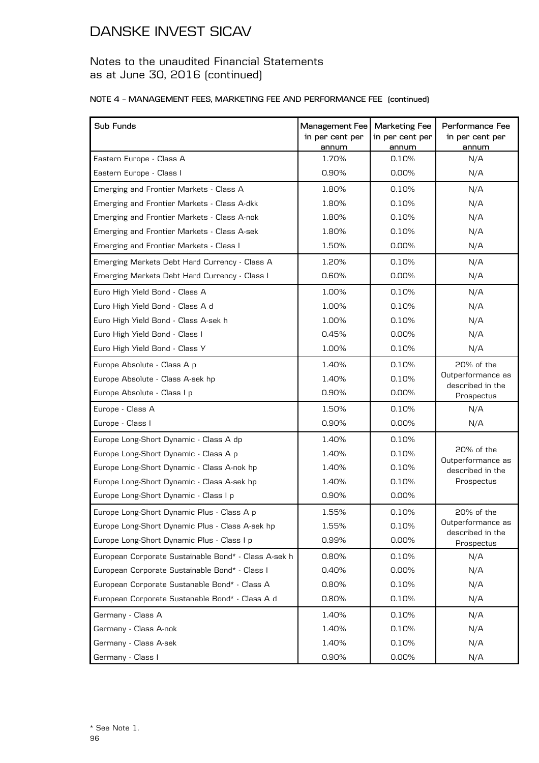# DANSKE INVEST SICAV

## Notes to the unaudited Financial Statements as at June 30, 2016 (continued)

### NOTE 4 – MANAGEMENT FEES, MARKETING FEE AND PERFORMANCE FEE (continued)

| Sub Funds | Management Fee in per cent per annum | Marketing Fee in per cent per annum | Performance Fee in per cent per annum |
|---|---|---|---|
| Eastern Europe - Class A | 1.70% | 0.10% | N/A |
| Eastern Europe - Class I | 0.90% | 0.00% | N/A |
| Emerging and Frontier Markets - Class A | 1.80% | 0.10% | N/A |
| Emerging and Frontier Markets - Class A-dkk | 1.80% | 0.10% | N/A |
| Emerging and Frontier Markets - Class A-nok | 1.80% | 0.10% | N/A |
| Emerging and Frontier Markets - Class A-sek | 1.80% | 0.10% | N/A |
| Emerging and Frontier Markets - Class I | 1.50% | 0.00% | N/A |
| Emerging Markets Debt Hard Currency - Class A | 1.20% | 0.10% | N/A |
| Emerging Markets Debt Hard Currency - Class I | 0.60% | 0.00% | N/A |
| Euro High Yield Bond - Class A | 1.00% | 0.10% | N/A |
| Euro High Yield Bond - Class A d | 1.00% | 0.10% | N/A |
| Euro High Yield Bond - Class A-sek h | 1.00% | 0.10% | N/A |
| Euro High Yield Bond - Class I | 0.45% | 0.00% | N/A |
| Euro High Yield Bond - Class Y | 1.00% | 0.10% | N/A |
| Europe Absolute - Class A p | 1.40% | 0.10% | 20% of the Outperformance as described in the Prospectus |
| Europe Absolute - Class A-sek hp | 1.40% | 0.10% | |
| Europe Absolute - Class I p | 0.90% | 0.00% | |
| Europe - Class A | 1.50% | 0.10% | N/A |
| Europe - Class I | 0.90% | 0.00% | N/A |
| Europe Long-Short Dynamic - Class A dp | 1.40% | 0.10% | 20% of the Outperformance as described in the Prospectus |
| Europe Long-Short Dynamic - Class A p | 1.40% | 0.10% | |
| Europe Long-Short Dynamic - Class A-nok hp | 1.40% | 0.10% | |
| Europe Long-Short Dynamic - Class A-sek hp | 1.40% | 0.10% | |
| Europe Long-Short Dynamic - Class I p | 0.90% | 0.00% | |
| Europe Long-Short Dynamic Plus - Class A p | 1.55% | 0.10% | 20% of the Outperformance as described in the Prospectus |
| Europe Long-Short Dynamic Plus - Class A-sek hp | 1.55% | 0.10% | |
| Europe Long-Short Dynamic Plus - Class I p | 0.99% | 0.00% | |
| European Corporate Sustainable Bond* - Class A-sek h | 0.80% | 0.10% | N/A |
| European Corporate Sustainable Bond* - Class I | 0.40% | 0.00% | N/A |
| European Corporate Sustanable Bond* - Class A | 0.80% | 0.10% | N/A |
| European Corporate Sustanable Bond* - Class A d | 0.80% | 0.10% | N/A |
| Germany - Class A | 1.40% | 0.10% | N/A |
| Germany - Class A-nok | 1.40% | 0.10% | N/A |
| Germany - Class A-sek | 1.40% | 0.10% | N/A |
| Germany - Class I | 0.90% | 0.00% | N/A |

\* See Note 1.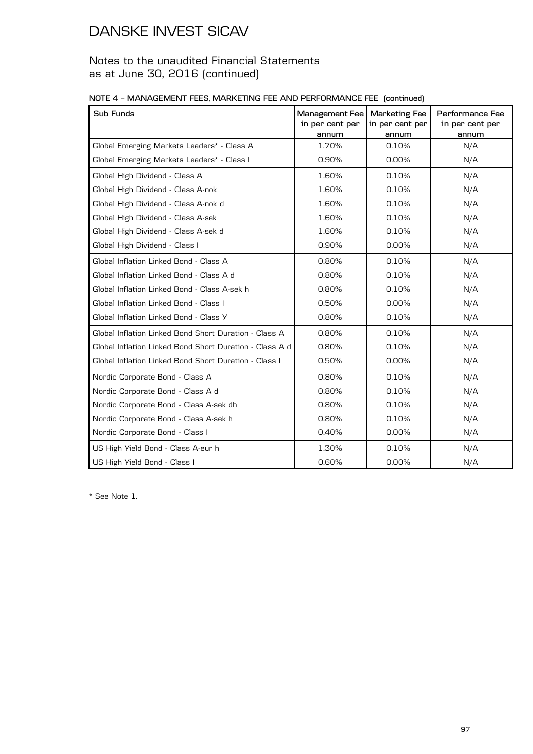# DANSKE INVEST SICAV

## Notes to the unaudited Financial Statements as at June 30, 2016 (continued)

**NOTE 4 – MANAGEMENT FEES, MARKETING FEE AND PERFORMANCE FEE (continued)**

| Sub Funds | Management Fee in per cent per annum | Marketing Fee in per cent per annum | Performance Fee in per cent per annum |
|---|---|---|---|
| Global Emerging Markets Leaders* - Class A | 1.70% | 0.10% | N/A |
| Global Emerging Markets Leaders* - Class I | 0.90% | 0.00% | N/A |
| Global High Dividend - Class A | 1.60% | 0.10% | N/A |
| Global High Dividend - Class A-nok | 1.60% | 0.10% | N/A |
| Global High Dividend - Class A-nok d | 1.60% | 0.10% | N/A |
| Global High Dividend - Class A-sek | 1.60% | 0.10% | N/A |
| Global High Dividend - Class A-sek d | 1.60% | 0.10% | N/A |
| Global High Dividend - Class I | 0.90% | 0.00% | N/A |
| Global Inflation Linked Bond - Class A | 0.80% | 0.10% | N/A |
| Global Inflation Linked Bond - Class A d | 0.80% | 0.10% | N/A |
| Global Inflation Linked Bond - Class A-sek h | 0.80% | 0.10% | N/A |
| Global Inflation Linked Bond - Class I | 0.50% | 0.00% | N/A |
| Global Inflation Linked Bond - Class Y | 0.80% | 0.10% | N/A |
| Global Inflation Linked Bond Short Duration - Class A | 0.80% | 0.10% | N/A |
| Global Inflation Linked Bond Short Duration - Class A d | 0.80% | 0.10% | N/A |
| Global Inflation Linked Bond Short Duration - Class I | 0.50% | 0.00% | N/A |
| Nordic Corporate Bond - Class A | 0.80% | 0.10% | N/A |
| Nordic Corporate Bond - Class A d | 0.80% | 0.10% | N/A |
| Nordic Corporate Bond - Class A-sek dh | 0.80% | 0.10% | N/A |
| Nordic Corporate Bond - Class A-sek h | 0.80% | 0.10% | N/A |
| Nordic Corporate Bond - Class I | 0.40% | 0.00% | N/A |
| US High Yield Bond - Class A-eur h | 1.30% | 0.10% | N/A |
| US High Yield Bond - Class I | 0.60% | 0.00% | N/A |

* See Note 1.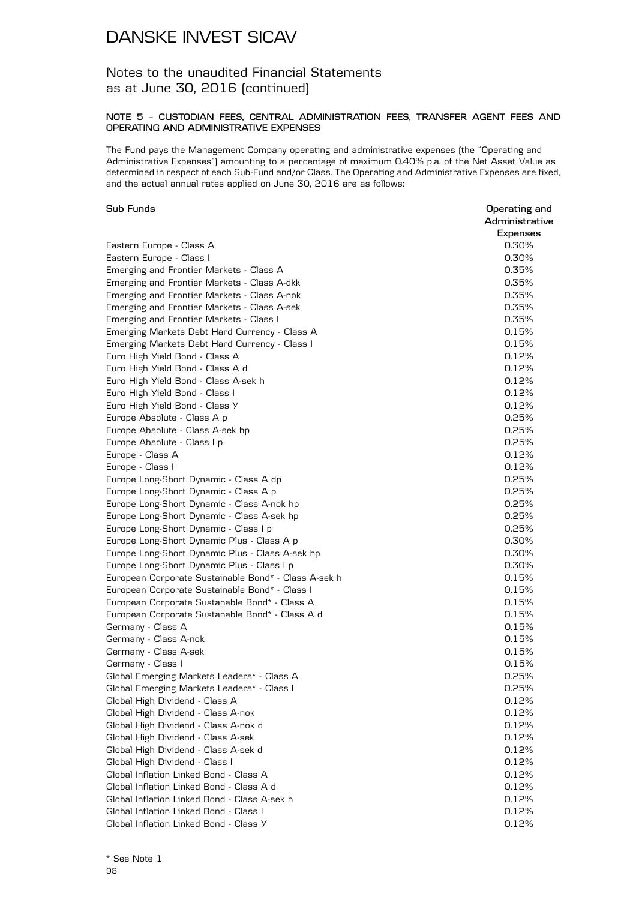## Notes to the unaudited Financial Statements as at June 30, 2016 (continued)

### NOTE 5 – CUSTODIAN FEES, CENTRAL ADMINISTRATION FEES, TRANSFER AGENT FEES AND OPERATING AND ADMINISTRATIVE EXPENSES

The Fund pays the Management Company operating and administrative expenses (the "Operating and Administrative Expenses") amounting to a percentage of maximum 0.40% p.a. of the Net Asset Value as determined in respect of each Sub-Fund and/or Class. The Operating and Administrative Expenses are fixed, and the actual annual rates applied on June 30, 2016 are as follows:

| Sub Funds | Operating and Administrative Expenses |
|---|---|
| Eastern Europe - Class A | 0.30% |
| Eastern Europe - Class I | 0.30% |
| Emerging and Frontier Markets - Class A | 0.35% |
| Emerging and Frontier Markets - Class A-dkk | 0.35% |
| Emerging and Frontier Markets - Class A-nok | 0.35% |
| Emerging and Frontier Markets - Class A-sek | 0.35% |
| Emerging and Frontier Markets - Class I | 0.35% |
| Emerging Markets Debt Hard Currency - Class A | 0.15% |
| Emerging Markets Debt Hard Currency - Class I | 0.15% |
| Euro High Yield Bond - Class A | 0.12% |
| Euro High Yield Bond - Class A d | 0.12% |
| Euro High Yield Bond - Class A-sek h | 0.12% |
| Euro High Yield Bond - Class I | 0.12% |
| Euro High Yield Bond - Class Y | 0.12% |
| Europe Absolute - Class A p | 0.25% |
| Europe Absolute - Class A-sek hp | 0.25% |
| Europe Absolute - Class I p | 0.25% |
| Europe - Class A | 0.12% |
| Europe - Class I | 0.12% |
| Europe Long-Short Dynamic - Class A dp | 0.25% |
| Europe Long-Short Dynamic - Class A p | 0.25% |
| Europe Long-Short Dynamic - Class A-nok hp | 0.25% |
| Europe Long-Short Dynamic - Class A-sek hp | 0.25% |
| Europe Long-Short Dynamic - Class I p | 0.25% |
| Europe Long-Short Dynamic Plus - Class A p | 0.30% |
| Europe Long-Short Dynamic Plus - Class A-sek hp | 0.30% |
| Europe Long-Short Dynamic Plus - Class I p | 0.30% |
| European Corporate Sustainable Bond* - Class A-sek h | 0.15% |
| European Corporate Sustainable Bond* - Class I | 0.15% |
| European Corporate Sustanable Bond* - Class A | 0.15% |
| European Corporate Sustanable Bond* - Class A d | 0.15% |
| Germany - Class A | 0.15% |
| Germany - Class A-nok | 0.15% |
| Germany - Class A-sek | 0.15% |
| Germany - Class I | 0.15% |
| Global Emerging Markets Leaders* - Class A | 0.25% |
| Global Emerging Markets Leaders* - Class I | 0.25% |
| Global High Dividend - Class A | 0.12% |
| Global High Dividend - Class A-nok | 0.12% |
| Global High Dividend - Class A-nok d | 0.12% |
| Global High Dividend - Class A-sek | 0.12% |
| Global High Dividend - Class A-sek d | 0.12% |
| Global High Dividend - Class I | 0.12% |
| Global Inflation Linked Bond - Class A | 0.12% |
| Global Inflation Linked Bond - Class A d | 0.12% |
| Global Inflation Linked Bond - Class A-sek h | 0.12% |
| Global Inflation Linked Bond - Class I | 0.12% |
| Global Inflation Linked Bond - Class Y | 0.12% |

\* See Note 1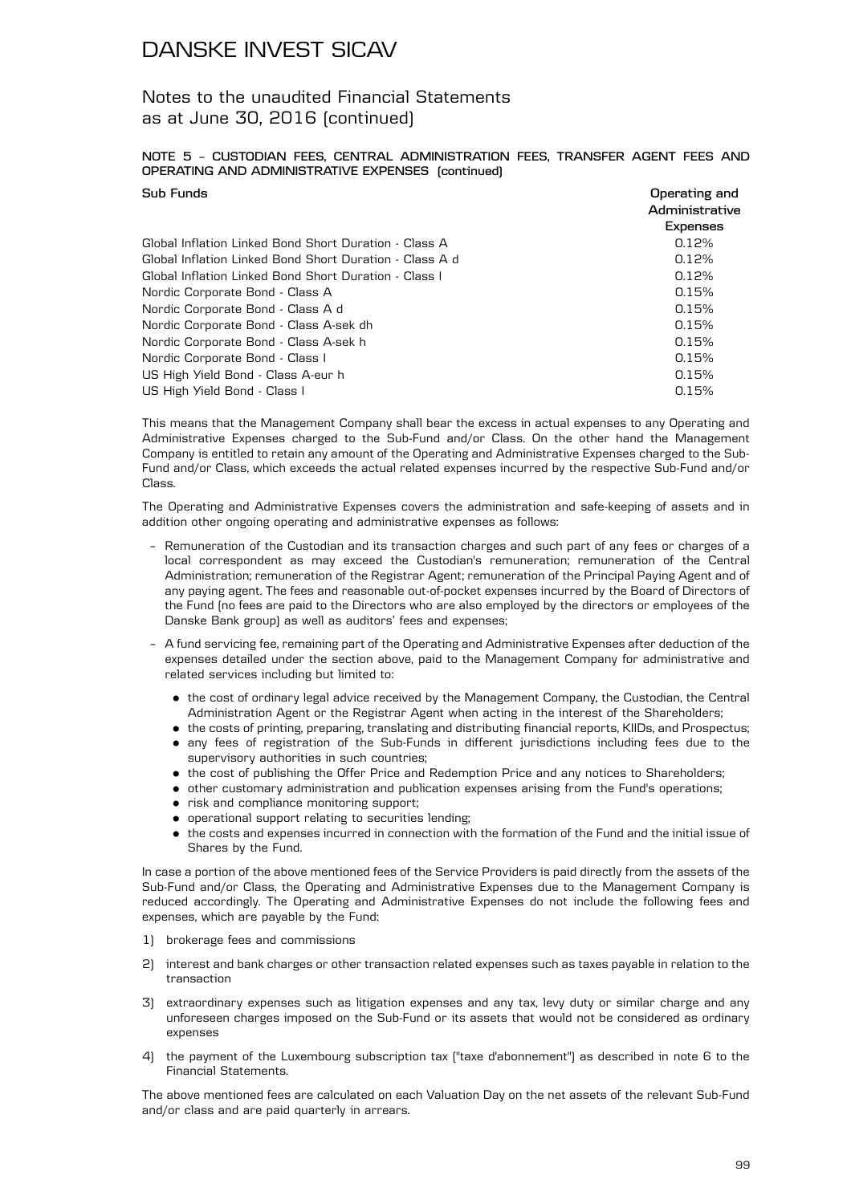# DANSKE INVEST SICAV

## Notes to the unaudited Financial Statements as at June 30, 2016 (continued)

### NOTE 5 – CUSTODIAN FEES, CENTRAL ADMINISTRATION FEES, TRANSFER AGENT FEES AND OPERATING AND ADMINISTRATIVE EXPENSES (continued)

| Sub Funds | Operating and Administrative Expenses |
|---|---|
| Global Inflation Linked Bond Short Duration - Class A | 0.12% |
| Global Inflation Linked Bond Short Duration - Class A d | 0.12% |
| Global Inflation Linked Bond Short Duration - Class I | 0.12% |
| Nordic Corporate Bond - Class A | 0.15% |
| Nordic Corporate Bond - Class A d | 0.15% |
| Nordic Corporate Bond - Class A-sek dh | 0.15% |
| Nordic Corporate Bond - Class A-sek h | 0.15% |
| Nordic Corporate Bond - Class I | 0.15% |
| US High Yield Bond - Class A-eur h | 0.15% |
| US High Yield Bond - Class I | 0.15% |

This means that the Management Company shall bear the excess in actual expenses to any Operating and Administrative Expenses charged to the Sub-Fund and/or Class. On the other hand the Management Company is entitled to retain any amount of the Operating and Administrative Expenses charged to the Sub-Fund and/or Class, which exceeds the actual related expenses incurred by the respective Sub-Fund and/or Class.

The Operating and Administrative Expenses covers the administration and safe-keeping of assets and in addition other ongoing operating and administrative expenses as follows:

- Remuneration of the Custodian and its transaction charges and such part of any fees or charges of a local correspondent as may exceed the Custodian's remuneration; remuneration of the Central Administration; remuneration of the Registrar Agent; remuneration of the Principal Paying Agent and of any paying agent. The fees and reasonable out-of-pocket expenses incurred by the Board of Directors of the Fund (no fees are paid to the Directors who are also employed by the directors or employees of the Danske Bank group) as well as auditors' fees and expenses;

- A fund servicing fee, remaining part of the Operating and Administrative Expenses after deduction of the expenses detailed under the section above, paid to the Management Company for administrative and related services including but limited to:

  - the cost of ordinary legal advice received by the Management Company, the Custodian, the Central Administration Agent or the Registrar Agent when acting in the interest of the Shareholders;
  - the costs of printing, preparing, translating and distributing financial reports, KIIDs, and Prospectus;
  - any fees of registration of the Sub-Funds in different jurisdictions including fees due to the supervisory authorities in such countries;
  - the cost of publishing the Offer Price and Redemption Price and any notices to Shareholders;
  - other customary administration and publication expenses arising from the Fund's operations;
  - risk and compliance monitoring support;
  - operational support relating to securities lending;
  - the costs and expenses incurred in connection with the formation of the Fund and the initial issue of Shares by the Fund.

In case a portion of the above mentioned fees of the Service Providers is paid directly from the assets of the Sub-Fund and/or Class, the Operating and Administrative Expenses due to the Management Company is reduced accordingly. The Operating and Administrative Expenses do not include the following fees and expenses, which are payable by the Fund:

1) brokerage fees and commissions

2) interest and bank charges or other transaction related expenses such as taxes payable in relation to the transaction

3) extraordinary expenses such as litigation expenses and any tax, levy duty or similar charge and any unforeseen charges imposed on the Sub-Fund or its assets that would not be considered as ordinary expenses

4) the payment of the Luxembourg subscription tax ("taxe d'abonnement") as described in note 6 to the Financial Statements.

The above mentioned fees are calculated on each Valuation Day on the net assets of the relevant Sub-Fund and/or class and are paid quarterly in arrears.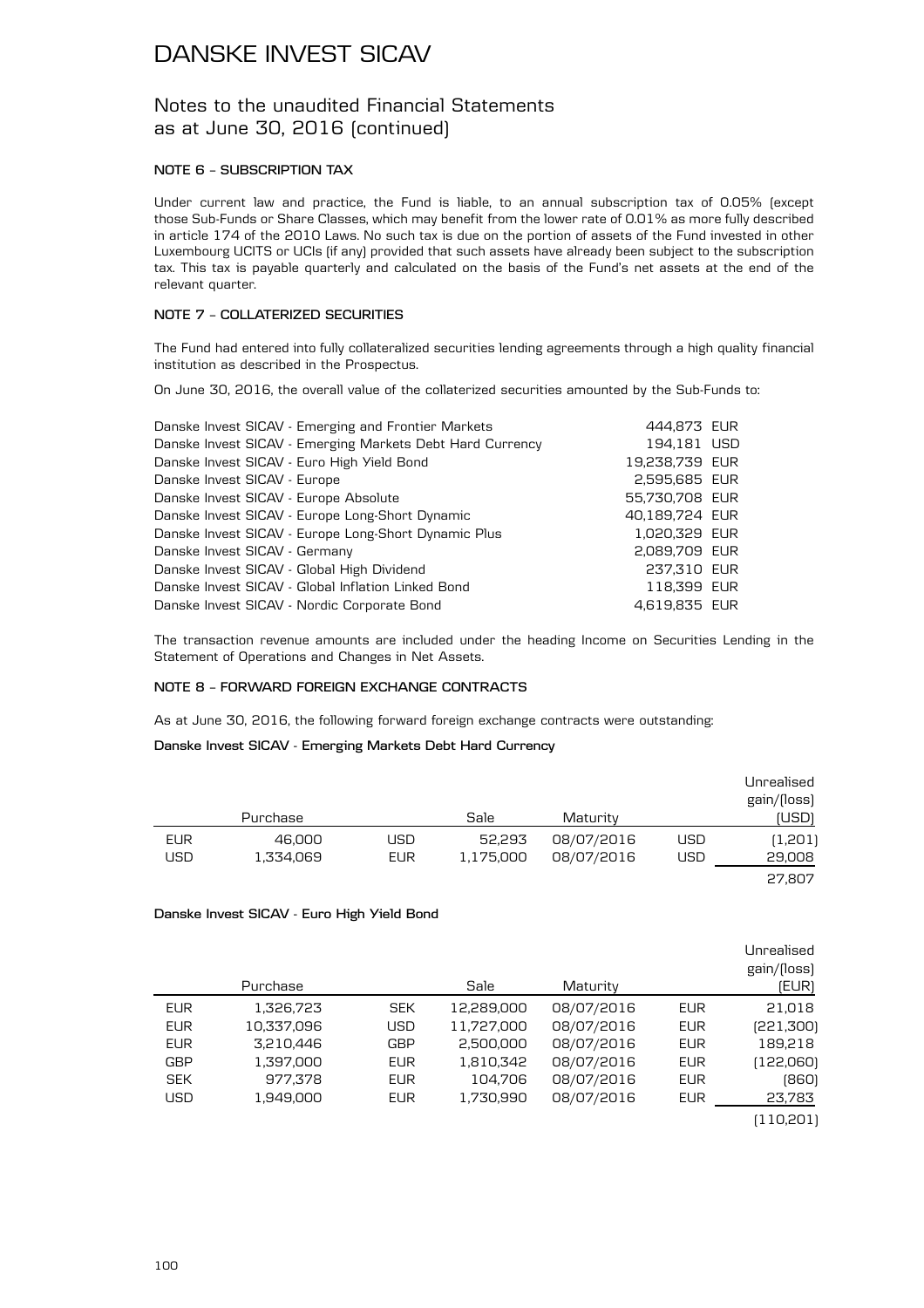## NOTE 6 – SUBSCRIPTION TAX

Under current law and practice, the Fund is liable, to an annual subscription tax of 0.05% (except those Sub-Funds or Share Classes, which may benefit from the lower rate of 0.01% as more fully described in article 174 of the 2010 Laws. No such tax is due on the portion of assets of the Fund invested in other Luxembourg UCITS or UCIs (if any) provided that such assets have already been subject to the subscription tax. This tax is payable quarterly and calculated on the basis of the Fund's net assets at the end of the relevant quarter.

## NOTE 7 – COLLATERIZED SECURITIES

The Fund had entered into fully collateralized securities lending agreements through a high quality financial institution as described in the Prospectus.

On June 30, 2016, the overall value of the collaterized securities amounted by the Sub-Funds to:

| Sub-Fund | Amount | Currency |
|---|---|---|
| Danske Invest SICAV - Emerging and Frontier Markets | 444,873 | EUR |
| Danske Invest SICAV - Emerging Markets Debt Hard Currency | 194,181 | USD |
| Danske Invest SICAV - Euro High Yield Bond | 19,238,739 | EUR |
| Danske Invest SICAV - Europe | 2,595,685 | EUR |
| Danske Invest SICAV - Europe Absolute | 55,730,708 | EUR |
| Danske Invest SICAV - Europe Long-Short Dynamic | 40,189,724 | EUR |
| Danske Invest SICAV - Europe Long-Short Dynamic Plus | 1,020,329 | EUR |
| Danske Invest SICAV - Germany | 2,089,709 | EUR |
| Danske Invest SICAV - Global High Dividend | 237,310 | EUR |
| Danske Invest SICAV - Global Inflation Linked Bond | 118,399 | EUR |
| Danske Invest SICAV - Nordic Corporate Bond | 4,619,835 | EUR |

The transaction revenue amounts are included under the heading Income on Securities Lending in the Statement of Operations and Changes in Net Assets.

## NOTE 8 – FORWARD FOREIGN EXCHANGE CONTRACTS

As at June 30, 2016, the following forward foreign exchange contracts were outstanding:

**Danske Invest SICAV - Emerging Markets Debt Hard Currency**

| | Purchase | | Sale | Maturity | | Unrealised gain/(loss) (USD) |
|---|---|---|---|---|---|---|
| EUR | 46,000 | USD | 52,293 | 08/07/2016 | USD | (1,201) |
| USD | 1,334,069 | EUR | 1,175,000 | 08/07/2016 | USD | 29,008 |
| | | | | | | 27,807 |

**Danske Invest SICAV - Euro High Yield Bond**

| | Purchase | | Sale | Maturity | | Unrealised gain/(loss) (EUR) |
|---|---|---|---|---|---|---|
| EUR | 1,326,723 | SEK | 12,289,000 | 08/07/2016 | EUR | 21,018 |
| EUR | 10,337,096 | USD | 11,727,000 | 08/07/2016 | EUR | (221,300) |
| EUR | 3,210,446 | GBP | 2,500,000 | 08/07/2016 | EUR | 189,218 |
| GBP | 1,397,000 | EUR | 1,810,342 | 08/07/2016 | EUR | (122,060) |
| SEK | 977,378 | EUR | 104,706 | 08/07/2016 | EUR | (860) |
| USD | 1,949,000 | EUR | 1,730,990 | 08/07/2016 | EUR | 23,783 |
| | | | | | | (110,201) |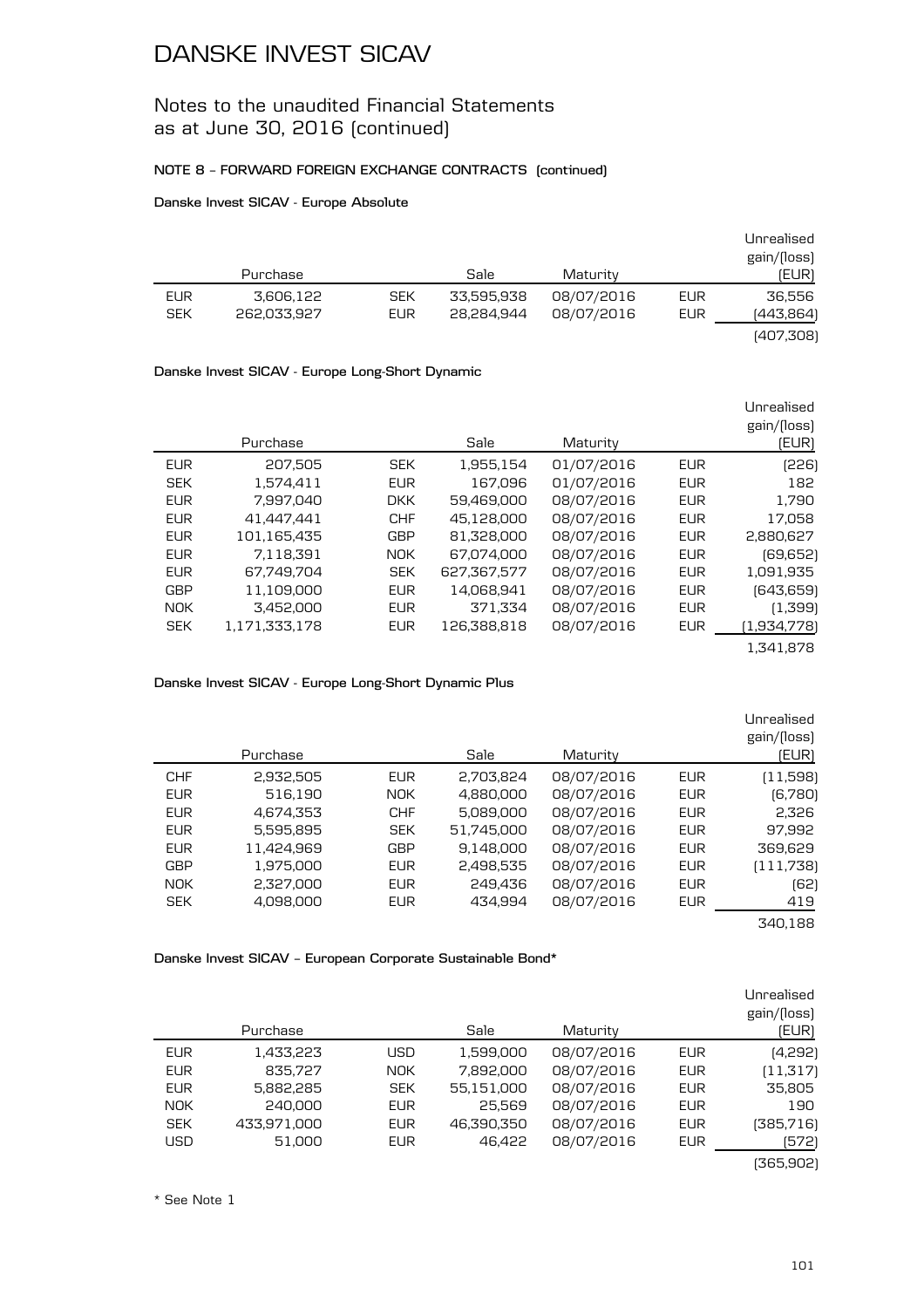# DANSKE INVEST SICAV

## Notes to the unaudited Financial Statements as at June 30, 2016 (continued)

### NOTE 8 – FORWARD FOREIGN EXCHANGE CONTRACTS (continued)

**Danske Invest SICAV - Europe Absolute**

| | Purchase | | Sale | Maturity | | Unrealised gain/(loss) (EUR) |
|---|---|---|---|---|---|---|
| EUR | 3,606,122 | SEK | 33,595,938 | 08/07/2016 | EUR | 36,556 |
| SEK | 262,033,927 | EUR | 28,284,944 | 08/07/2016 | EUR | (443,864) |
| | | | | | | (407,308) |

**Danske Invest SICAV - Europe Long-Short Dynamic**

| | Purchase | | Sale | Maturity | | Unrealised gain/(loss) (EUR) |
|---|---|---|---|---|---|---|
| EUR | 207,505 | SEK | 1,955,154 | 01/07/2016 | EUR | (226) |
| SEK | 1,574,411 | EUR | 167,096 | 01/07/2016 | EUR | 182 |
| EUR | 7,997,040 | DKK | 59,469,000 | 08/07/2016 | EUR | 1,790 |
| EUR | 41,447,441 | CHF | 45,128,000 | 08/07/2016 | EUR | 17,058 |
| EUR | 101,165,435 | GBP | 81,328,000 | 08/07/2016 | EUR | 2,880,627 |
| EUR | 7,118,391 | NOK | 67,074,000 | 08/07/2016 | EUR | (69,652) |
| EUR | 67,749,704 | SEK | 627,367,577 | 08/07/2016 | EUR | 1,091,935 |
| GBP | 11,109,000 | EUR | 14,068,941 | 08/07/2016 | EUR | (643,659) |
| NOK | 3,452,000 | EUR | 371,334 | 08/07/2016 | EUR | (1,399) |
| SEK | 1,171,333,178 | EUR | 126,388,818 | 08/07/2016 | EUR | (1,934,778) |
| | | | | | | 1,341,878 |

**Danske Invest SICAV - Europe Long-Short Dynamic Plus**

| | Purchase | | Sale | Maturity | | Unrealised gain/(loss) (EUR) |
|---|---|---|---|---|---|---|
| CHF | 2,932,505 | EUR | 2,703,824 | 08/07/2016 | EUR | (11,598) |
| EUR | 516,190 | NOK | 4,880,000 | 08/07/2016 | EUR | (6,780) |
| EUR | 4,674,353 | CHF | 5,089,000 | 08/07/2016 | EUR | 2,326 |
| EUR | 5,595,895 | SEK | 51,745,000 | 08/07/2016 | EUR | 97,992 |
| EUR | 11,424,969 | GBP | 9,148,000 | 08/07/2016 | EUR | 369,629 |
| GBP | 1,975,000 | EUR | 2,498,535 | 08/07/2016 | EUR | (111,738) |
| NOK | 2,327,000 | EUR | 249,436 | 08/07/2016 | EUR | (62) |
| SEK | 4,098,000 | EUR | 434,994 | 08/07/2016 | EUR | 419 |
| | | | | | | 340,188 |

**Danske Invest SICAV – European Corporate Sustainable Bond***

| | Purchase | | Sale | Maturity | | Unrealised gain/(loss) (EUR) |
|---|---|---|---|---|---|---|
| EUR | 1,433,223 | USD | 1,599,000 | 08/07/2016 | EUR | (4,292) |
| EUR | 835,727 | NOK | 7,892,000 | 08/07/2016 | EUR | (11,317) |
| EUR | 5,882,285 | SEK | 55,151,000 | 08/07/2016 | EUR | 35,805 |
| NOK | 240,000 | EUR | 25,569 | 08/07/2016 | EUR | 190 |
| SEK | 433,971,000 | EUR | 46,390,350 | 08/07/2016 | EUR | (385,716) |
| USD | 51,000 | EUR | 46,422 | 08/07/2016 | EUR | (572) |
| | | | | | | (365,902) |

\* See Note 1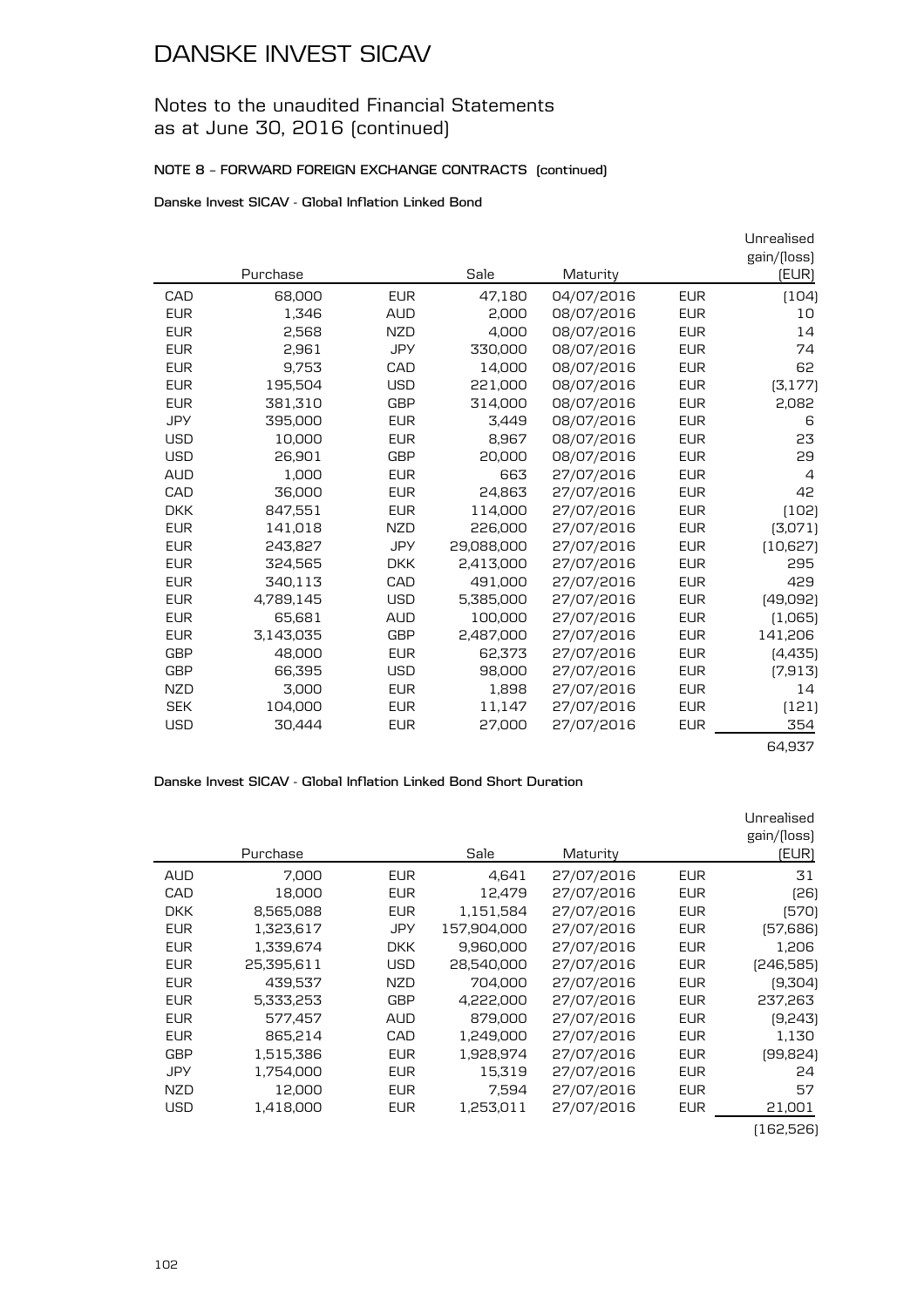# DANSKE INVEST SICAV

## Notes to the unaudited Financial Statements as at June 30, 2016 (continued)

### NOTE 8 – FORWARD FOREIGN EXCHANGE CONTRACTS (continued)

#### Danske Invest SICAV - Global Inflation Linked Bond

| | Purchase | | Sale | Maturity | | Unrealised gain/(loss) (EUR) |
|---|---|---|---|---|---|---|
| CAD | 68,000 | EUR | 47,180 | 04/07/2016 | EUR | (104) |
| EUR | 1,346 | AUD | 2,000 | 08/07/2016 | EUR | 10 |
| EUR | 2,568 | NZD | 4,000 | 08/07/2016 | EUR | 14 |
| EUR | 2,961 | JPY | 330,000 | 08/07/2016 | EUR | 74 |
| EUR | 9,753 | CAD | 14,000 | 08/07/2016 | EUR | 62 |
| EUR | 195,504 | USD | 221,000 | 08/07/2016 | EUR | (3,177) |
| EUR | 381,310 | GBP | 314,000 | 08/07/2016 | EUR | 2,082 |
| JPY | 395,000 | EUR | 3,449 | 08/07/2016 | EUR | 6 |
| USD | 10,000 | EUR | 8,967 | 08/07/2016 | EUR | 23 |
| USD | 26,901 | GBP | 20,000 | 08/07/2016 | EUR | 29 |
| AUD | 1,000 | EUR | 663 | 27/07/2016 | EUR | 4 |
| CAD | 36,000 | EUR | 24,863 | 27/07/2016 | EUR | 42 |
| DKK | 847,551 | EUR | 114,000 | 27/07/2016 | EUR | (102) |
| EUR | 141,018 | NZD | 226,000 | 27/07/2016 | EUR | (3,071) |
| EUR | 243,827 | JPY | 29,088,000 | 27/07/2016 | EUR | (10,627) |
| EUR | 324,565 | DKK | 2,413,000 | 27/07/2016 | EUR | 295 |
| EUR | 340,113 | CAD | 491,000 | 27/07/2016 | EUR | 429 |
| EUR | 4,789,145 | USD | 5,385,000 | 27/07/2016 | EUR | (49,092) |
| EUR | 65,681 | AUD | 100,000 | 27/07/2016 | EUR | (1,065) |
| EUR | 3,143,035 | GBP | 2,487,000 | 27/07/2016 | EUR | 141,206 |
| GBP | 48,000 | EUR | 62,373 | 27/07/2016 | EUR | (4,435) |
| GBP | 66,395 | USD | 98,000 | 27/07/2016 | EUR | (7,913) |
| NZD | 3,000 | EUR | 1,898 | 27/07/2016 | EUR | 14 |
| SEK | 104,000 | EUR | 11,147 | 27/07/2016 | EUR | (121) |
| USD | 30,444 | EUR | 27,000 | 27/07/2016 | EUR | 354 |
| | | | | | | 64,937 |

#### Danske Invest SICAV - Global Inflation Linked Bond Short Duration

| | Purchase | | Sale | Maturity | | Unrealised gain/(loss) (EUR) |
|---|---|---|---|---|---|---|
| AUD | 7,000 | EUR | 4,641 | 27/07/2016 | EUR | 31 |
| CAD | 18,000 | EUR | 12,479 | 27/07/2016 | EUR | (26) |
| DKK | 8,565,088 | EUR | 1,151,584 | 27/07/2016 | EUR | (570) |
| EUR | 1,323,617 | JPY | 157,904,000 | 27/07/2016 | EUR | (57,686) |
| EUR | 1,339,674 | DKK | 9,960,000 | 27/07/2016 | EUR | 1,206 |
| EUR | 25,395,611 | USD | 28,540,000 | 27/07/2016 | EUR | (246,585) |
| EUR | 439,537 | NZD | 704,000 | 27/07/2016 | EUR | (9,304) |
| EUR | 5,333,253 | GBP | 4,222,000 | 27/07/2016 | EUR | 237,263 |
| EUR | 577,457 | AUD | 879,000 | 27/07/2016 | EUR | (9,243) |
| EUR | 865,214 | CAD | 1,249,000 | 27/07/2016 | EUR | 1,130 |
| GBP | 1,515,386 | EUR | 1,928,974 | 27/07/2016 | EUR | (99,824) |
| JPY | 1,754,000 | EUR | 15,319 | 27/07/2016 | EUR | 24 |
| NZD | 12,000 | EUR | 7,594 | 27/07/2016 | EUR | 57 |
| USD | 1,418,000 | EUR | 1,253,011 | 27/07/2016 | EUR | 21,001 |
| | | | | | | (162,526) |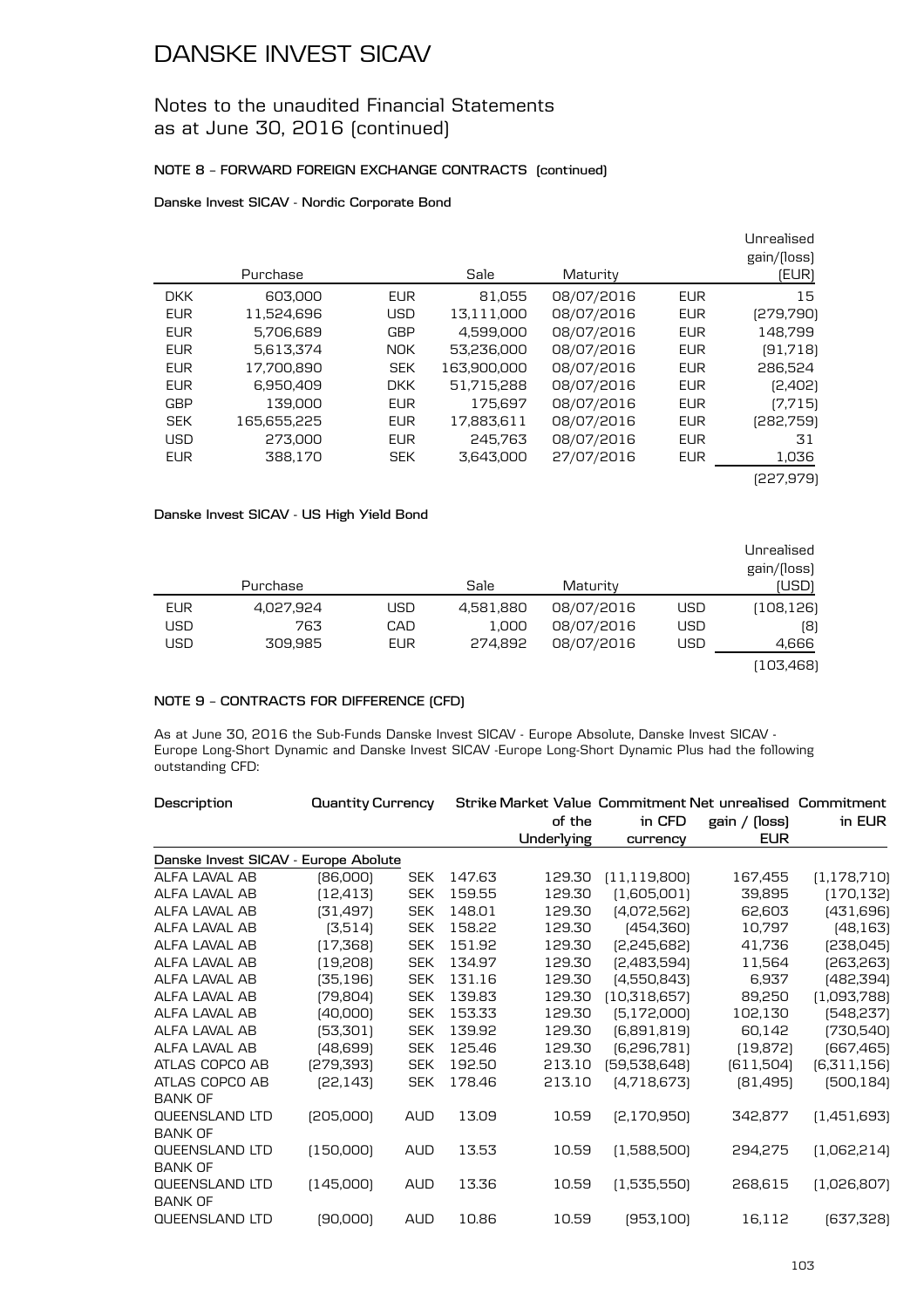# DANSKE INVEST SICAV

## Notes to the unaudited Financial Statements as at June 30, 2016 (continued)

### NOTE 8 – FORWARD FOREIGN EXCHANGE CONTRACTS (continued)

**Danske Invest SICAV - Nordic Corporate Bond**

| | Purchase | | Sale | Maturity | | Unrealised gain/(loss) (EUR) |
|---|---|---|---|---|---|---|
| DKK | 603,000 | EUR | 81,055 | 08/07/2016 | EUR | 15 |
| EUR | 11,524,696 | USD | 13,111,000 | 08/07/2016 | EUR | (279,790) |
| EUR | 5,706,689 | GBP | 4,599,000 | 08/07/2016 | EUR | 148,799 |
| EUR | 5,613,374 | NOK | 53,236,000 | 08/07/2016 | EUR | (91,718) |
| EUR | 17,700,890 | SEK | 163,900,000 | 08/07/2016 | EUR | 286,524 |
| EUR | 6,950,409 | DKK | 51,715,288 | 08/07/2016 | EUR | (2,402) |
| GBP | 139,000 | EUR | 175,697 | 08/07/2016 | EUR | (7,715) |
| SEK | 165,655,225 | EUR | 17,883,611 | 08/07/2016 | EUR | (282,759) |
| USD | 273,000 | EUR | 245,763 | 08/07/2016 | EUR | 31 |
| EUR | 388,170 | SEK | 3,643,000 | 27/07/2016 | EUR | 1,036 |
| | | | | | | (227,979) |

**Danske Invest SICAV - US High Yield Bond**

| | Purchase | | Sale | Maturity | | Unrealised gain/(loss) (USD) |
|---|---|---|---|---|---|---|
| EUR | 4,027,924 | USD | 4,581,880 | 08/07/2016 | USD | (108,126) |
| USD | 763 | CAD | 1,000 | 08/07/2016 | USD | (8) |
| USD | 309,985 | EUR | 274,892 | 08/07/2016 | USD | 4,666 |
| | | | | | | (103,468) |

### NOTE 9 – CONTRACTS FOR DIFFERENCE (CFD)

As at June 30, 2016 the Sub-Funds Danske Invest SICAV - Europe Absolute, Danske Invest SICAV - Europe Long-Short Dynamic and Danske Invest SICAV -Europe Long-Short Dynamic Plus had the following outstanding CFD:

| Description | Quantity | Currency | Strike | Market Value of the Underlying | Commitment in CFD currency | Net unrealised gain / (loss) EUR | Commitment in EUR |
|---|---|---|---|---|---|---|---|
| **Danske Invest SICAV - Europe Abolute** | | | | | | | |
| ALFA LAVAL AB | (86,000) | SEK | 147.63 | 129.30 | (11,119,800) | 167,455 | (1,178,710) |
| ALFA LAVAL AB | (12,413) | SEK | 159.55 | 129.30 | (1,605,001) | 39,895 | (170,132) |
| ALFA LAVAL AB | (31,497) | SEK | 148.01 | 129.30 | (4,072,562) | 62,603 | (431,696) |
| ALFA LAVAL AB | (3,514) | SEK | 158.22 | 129.30 | (454,360) | 10,797 | (48,163) |
| ALFA LAVAL AB | (17,368) | SEK | 151.92 | 129.30 | (2,245,682) | 41,736 | (238,045) |
| ALFA LAVAL AB | (19,208) | SEK | 134.97 | 129.30 | (2,483,594) | 11,564 | (263,263) |
| ALFA LAVAL AB | (35,196) | SEK | 131.16 | 129.30 | (4,550,843) | 6,937 | (482,394) |
| ALFA LAVAL AB | (79,804) | SEK | 139.83 | 129.30 | (10,318,657) | 89,250 | (1,093,788) |
| ALFA LAVAL AB | (40,000) | SEK | 153.33 | 129.30 | (5,172,000) | 102,130 | (548,237) |
| ALFA LAVAL AB | (53,301) | SEK | 139.92 | 129.30 | (6,891,819) | 60,142 | (730,540) |
| ALFA LAVAL AB | (48,699) | SEK | 125.46 | 129.30 | (6,296,781) | (19,872) | (667,465) |
| ATLAS COPCO AB | (279,393) | SEK | 192.50 | 213.10 | (59,538,648) | (611,504) | (6,311,156) |
| ATLAS COPCO AB | (22,143) | SEK | 178.46 | 213.10 | (4,718,673) | (81,495) | (500,184) |
| BANK OF QUEENSLAND LTD | (205,000) | AUD | 13.09 | 10.59 | (2,170,950) | 342,877 | (1,451,693) |
| BANK OF QUEENSLAND LTD | (150,000) | AUD | 13.53 | 10.59 | (1,588,500) | 294,275 | (1,062,214) |
| BANK OF QUEENSLAND LTD | (145,000) | AUD | 13.36 | 10.59 | (1,535,550) | 268,615 | (1,026,807) |
| BANK OF QUEENSLAND LTD | (90,000) | AUD | 10.86 | 10.59 | (953,100) | 16,112 | (637,328) |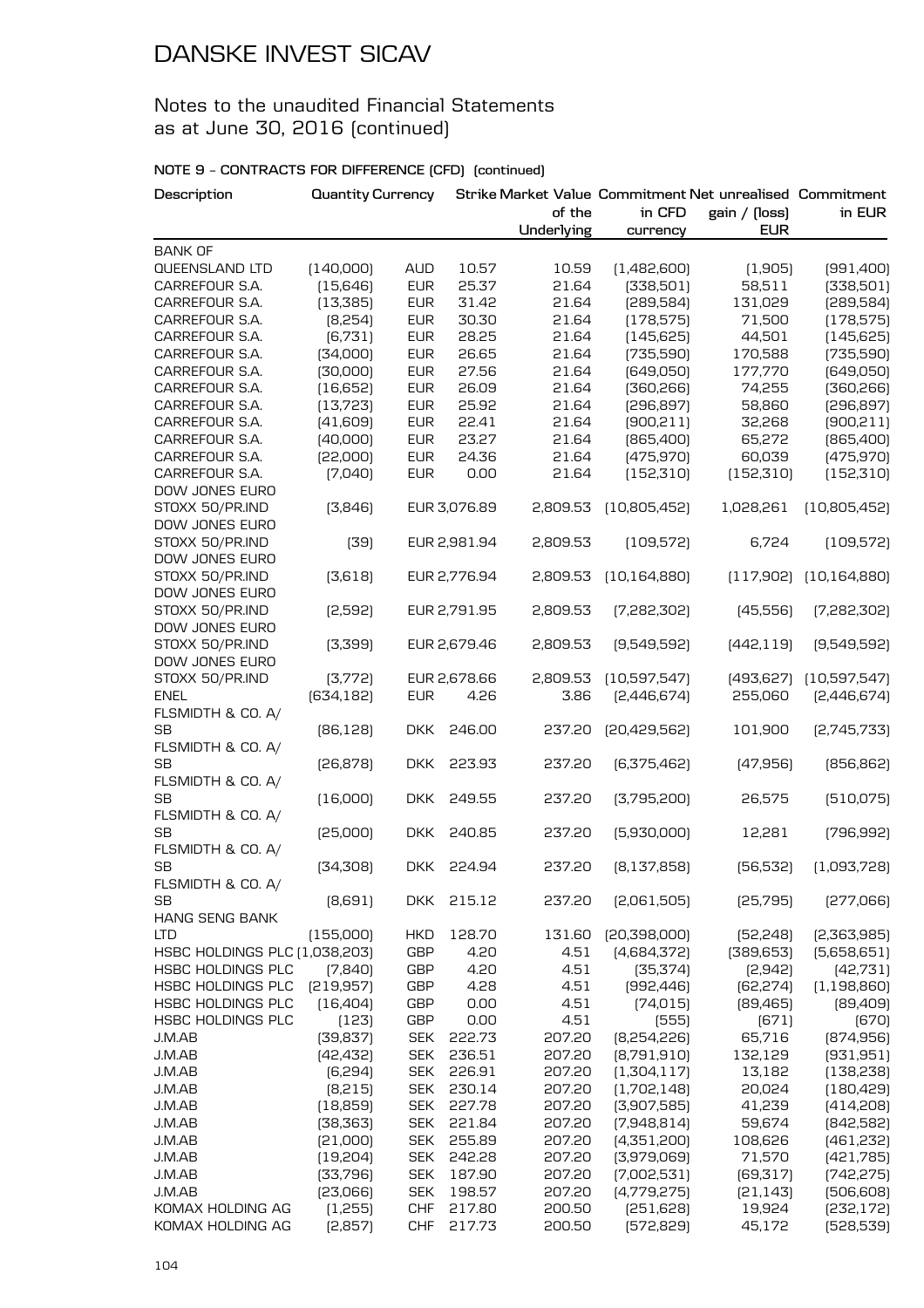# DANSKE INVEST SICAV

## Notes to the unaudited Financial Statements as at June 30, 2016 (continued)

### NOTE 9 – CONTRACTS FOR DIFFERENCE (CFD) (continued)

| Description | Quantity | Currency | Strike | Market Value of the Underlying | Commitment in CFD currency | Net unrealised gain / (loss) EUR | Commitment in EUR |
|---|---|---|---|---|---|---|---|
| BANK OF QUEENSLAND LTD | (140,000) | AUD | 10.57 | 10.59 | (1,482,600) | (1,905) | (991,400) |
| CARREFOUR S.A. | (15,646) | EUR | 25.37 | 21.64 | (338,501) | 58,511 | (338,501) |
| CARREFOUR S.A. | (13,385) | EUR | 31.42 | 21.64 | (289,584) | 131,029 | (289,584) |
| CARREFOUR S.A. | (8,254) | EUR | 30.30 | 21.64 | (178,575) | 71,500 | (178,575) |
| CARREFOUR S.A. | (6,731) | EUR | 28.25 | 21.64 | (145,625) | 44,501 | (145,625) |
| CARREFOUR S.A. | (34,000) | EUR | 26.65 | 21.64 | (735,590) | 170,588 | (735,590) |
| CARREFOUR S.A. | (30,000) | EUR | 27.56 | 21.64 | (649,050) | 177,770 | (649,050) |
| CARREFOUR S.A. | (16,652) | EUR | 26.09 | 21.64 | (360,266) | 74,255 | (360,266) |
| CARREFOUR S.A. | (13,723) | EUR | 25.92 | 21.64 | (296,897) | 58,860 | (296,897) |
| CARREFOUR S.A. | (41,609) | EUR | 22.41 | 21.64 | (900,211) | 32,268 | (900,211) |
| CARREFOUR S.A. | (40,000) | EUR | 23.27 | 21.64 | (865,400) | 65,272 | (865,400) |
| CARREFOUR S.A. | (22,000) | EUR | 24.36 | 21.64 | (475,970) | 60,039 | (475,970) |
| CARREFOUR S.A. | (7,040) | EUR | 0.00 | 21.64 | (152,310) | (152,310) | (152,310) |
| DOW JONES EURO STOXX 50/PR.IND | (3,846) | EUR | 3,076.89 | 2,809.53 | (10,805,452) | 1,028,261 | (10,805,452) |
| DOW JONES EURO STOXX 50/PR.IND | (39) | EUR | 2,981.94 | 2,809.53 | (109,572) | 6,724 | (109,572) |
| DOW JONES EURO STOXX 50/PR.IND | (3,618) | EUR | 2,776.94 | 2,809.53 | (10,164,880) | (117,902) | (10,164,880) |
| DOW JONES EURO STOXX 50/PR.IND | (2,592) | EUR | 2,791.95 | 2,809.53 | (7,282,302) | (45,556) | (7,282,302) |
| DOW JONES EURO STOXX 50/PR.IND | (3,399) | EUR | 2,679.46 | 2,809.53 | (9,549,592) | (442,119) | (9,549,592) |
| DOW JONES EURO STOXX 50/PR.IND | (3,772) | EUR | 2,678.66 | 2,809.53 | (10,597,547) | (493,627) | (10,597,547) |
| ENEL | (634,182) | EUR | 4.26 | 3.86 | (2,446,674) | 255,060 | (2,446,674) |
| FLSMIDTH & CO. A/SB | (86,128) | DKK | 246.00 | 237.20 | (20,429,562) | 101,900 | (2,745,733) |
| FLSMIDTH & CO. A/SB | (26,878) | DKK | 223.93 | 237.20 | (6,375,462) | (47,956) | (856,862) |
| FLSMIDTH & CO. A/SB | (16,000) | DKK | 249.55 | 237.20 | (3,795,200) | 26,575 | (510,075) |
| FLSMIDTH & CO. A/SB | (25,000) | DKK | 240.85 | 237.20 | (5,930,000) | 12,281 | (796,992) |
| FLSMIDTH & CO. A/SB | (34,308) | DKK | 224.94 | 237.20 | (8,137,858) | (56,532) | (1,093,728) |
| FLSMIDTH & CO. A/SB | (8,691) | DKK | 215.12 | 237.20 | (2,061,505) | (25,795) | (277,066) |
| HANG SENG BANK LTD | (155,000) | HKD | 128.70 | 131.60 | (20,398,000) | (52,248) | (2,363,985) |
| HSBC HOLDINGS PLC | (1,038,203) | GBP | 4.20 | 4.51 | (4,684,372) | (389,653) | (5,658,651) |
| HSBC HOLDINGS PLC | (7,840) | GBP | 4.20 | 4.51 | (35,374) | (2,942) | (42,731) |
| HSBC HOLDINGS PLC | (219,957) | GBP | 4.28 | 4.51 | (992,446) | (62,274) | (1,198,860) |
| HSBC HOLDINGS PLC | (16,404) | GBP | 0.00 | 4.51 | (74,015) | (89,465) | (89,409) |
| HSBC HOLDINGS PLC | (123) | GBP | 0.00 | 4.51 | (555) | (671) | (670) |
| J.M.AB | (39,837) | SEK | 222.73 | 207.20 | (8,254,226) | 65,716 | (874,956) |
| J.M.AB | (42,432) | SEK | 236.51 | 207.20 | (8,791,910) | 132,129 | (931,951) |
| J.M.AB | (6,294) | SEK | 226.91 | 207.20 | (1,304,117) | 13,182 | (138,238) |
| J.M.AB | (8,215) | SEK | 230.14 | 207.20 | (1,702,148) | 20,024 | (180,429) |
| J.M.AB | (18,859) | SEK | 227.78 | 207.20 | (3,907,585) | 41,239 | (414,208) |
| J.M.AB | (38,363) | SEK | 221.84 | 207.20 | (7,948,814) | 59,674 | (842,582) |
| J.M.AB | (21,000) | SEK | 255.89 | 207.20 | (4,351,200) | 108,626 | (461,232) |
| J.M.AB | (19,204) | SEK | 242.28 | 207.20 | (3,979,069) | 71,570 | (421,785) |
| J.M.AB | (33,796) | SEK | 187.90 | 207.20 | (7,002,531) | (69,317) | (742,275) |
| J.M.AB | (23,066) | SEK | 198.57 | 207.20 | (4,779,275) | (21,143) | (506,608) |
| KOMAX HOLDING AG | (1,255) | CHF | 217.80 | 200.50 | (251,628) | 19,924 | (232,172) |
| KOMAX HOLDING AG | (2,857) | CHF | 217.73 | 200.50 | (572,829) | 45,172 | (528,539) |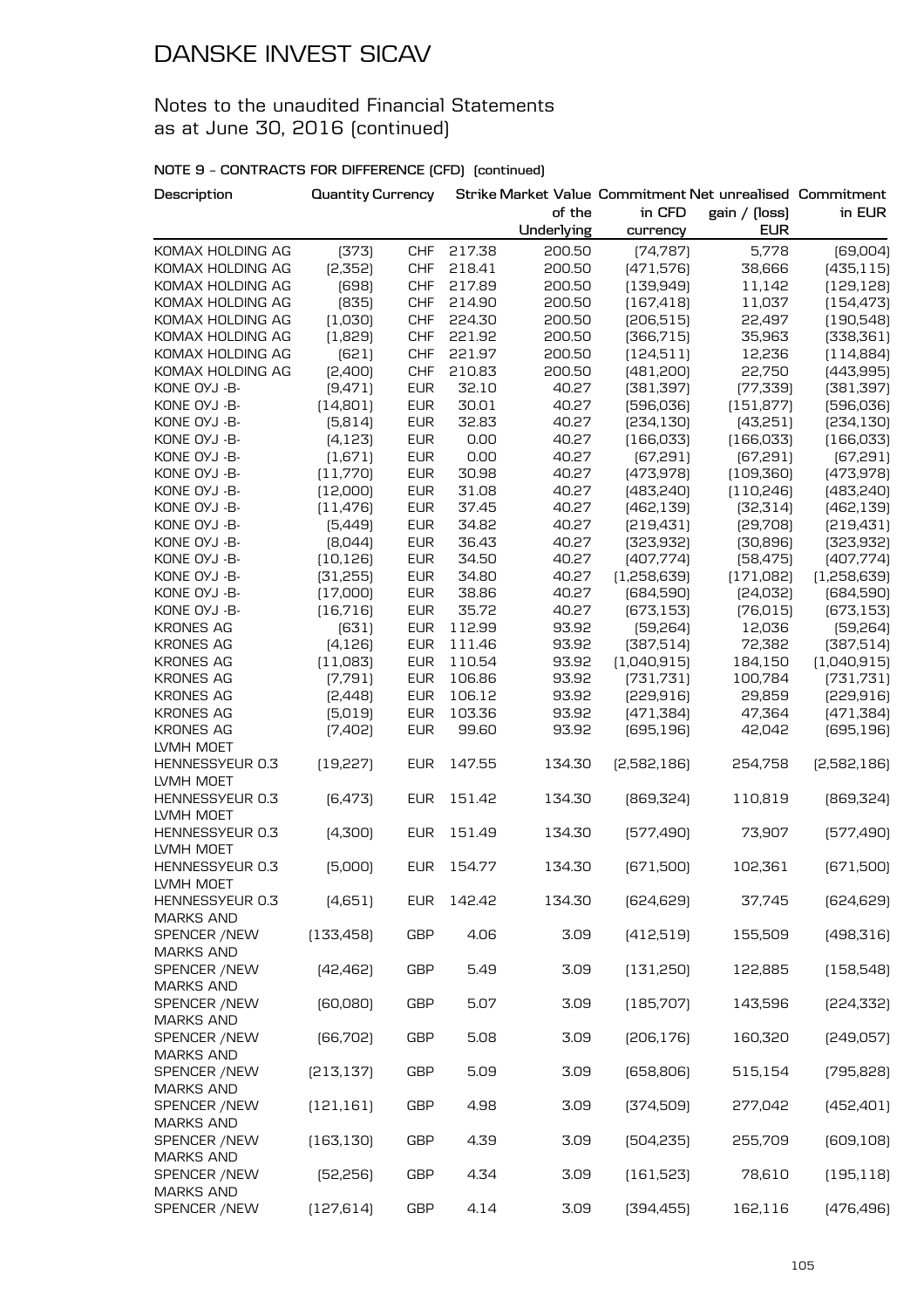# DANSKE INVEST SICAV

## Notes to the unaudited Financial Statements as at June 30, 2016 (continued)

### NOTE 9 – CONTRACTS FOR DIFFERENCE (CFD) (continued)

| Description | Quantity | Currency | Strike | Market Value of the Underlying | Commitment in CFD currency | Net unrealised gain / (loss) EUR | Commitment in EUR |
|---|---|---|---|---|---|---|---|
| KOMAX HOLDING AG | (373) | CHF | 217.38 | 200.50 | (74,787) | 5,778 | (69,004) |
| KOMAX HOLDING AG | (2,352) | CHF | 218.41 | 200.50 | (471,576) | 38,666 | (435,115) |
| KOMAX HOLDING AG | (698) | CHF | 217.89 | 200.50 | (139,949) | 11,142 | (129,128) |
| KOMAX HOLDING AG | (835) | CHF | 214.90 | 200.50 | (167,418) | 11,037 | (154,473) |
| KOMAX HOLDING AG | (1,030) | CHF | 224.30 | 200.50 | (206,515) | 22,497 | (190,548) |
| KOMAX HOLDING AG | (1,829) | CHF | 221.92 | 200.50 | (366,715) | 35,963 | (338,361) |
| KOMAX HOLDING AG | (621) | CHF | 221.97 | 200.50 | (124,511) | 12,236 | (114,884) |
| KOMAX HOLDING AG | (2,400) | CHF | 210.83 | 200.50 | (481,200) | 22,750 | (443,995) |
| KONE OYJ -B- | (9,471) | EUR | 32.10 | 40.27 | (381,397) | (77,339) | (381,397) |
| KONE OYJ -B- | (14,801) | EUR | 30.01 | 40.27 | (596,036) | (151,877) | (596,036) |
| KONE OYJ -B- | (5,814) | EUR | 32.83 | 40.27 | (234,130) | (43,251) | (234,130) |
| KONE OYJ -B- | (4,123) | EUR | 0.00 | 40.27 | (166,033) | (166,033) | (166,033) |
| KONE OYJ -B- | (1,671) | EUR | 0.00 | 40.27 | (67,291) | (67,291) | (67,291) |
| KONE OYJ -B- | (11,770) | EUR | 30.98 | 40.27 | (473,978) | (109,360) | (473,978) |
| KONE OYJ -B- | (12,000) | EUR | 31.08 | 40.27 | (483,240) | (110,246) | (483,240) |
| KONE OYJ -B- | (11,476) | EUR | 37.45 | 40.27 | (462,139) | (32,314) | (462,139) |
| KONE OYJ -B- | (5,449) | EUR | 34.82 | 40.27 | (219,431) | (29,708) | (219,431) |
| KONE OYJ -B- | (8,044) | EUR | 36.43 | 40.27 | (323,932) | (30,896) | (323,932) |
| KONE OYJ -B- | (10,126) | EUR | 34.50 | 40.27 | (407,774) | (58,475) | (407,774) |
| KONE OYJ -B- | (31,255) | EUR | 34.80 | 40.27 | (1,258,639) | (171,082) | (1,258,639) |
| KONE OYJ -B- | (17,000) | EUR | 38.86 | 40.27 | (684,590) | (24,032) | (684,590) |
| KONE OYJ -B- | (16,716) | EUR | 35.72 | 40.27 | (673,153) | (76,015) | (673,153) |
| KRONES AG | (631) | EUR | 112.99 | 93.92 | (59,264) | 12,036 | (59,264) |
| KRONES AG | (4,126) | EUR | 111.46 | 93.92 | (387,514) | 72,382 | (387,514) |
| KRONES AG | (11,083) | EUR | 110.54 | 93.92 | (1,040,915) | 184,150 | (1,040,915) |
| KRONES AG | (7,791) | EUR | 106.86 | 93.92 | (731,731) | 100,784 | (731,731) |
| KRONES AG | (2,448) | EUR | 106.12 | 93.92 | (229,916) | 29,859 | (229,916) |
| KRONES AG | (5,019) | EUR | 103.36 | 93.92 | (471,384) | 47,364 | (471,384) |
| KRONES AG | (7,402) | EUR | 99.60 | 93.92 | (695,196) | 42,042 | (695,196) |
| LVMH MOET HENNESSYEUR 0.3 | (19,227) | EUR | 147.55 | 134.30 | (2,582,186) | 254,758 | (2,582,186) |
| LVMH MOET HENNESSYEUR 0.3 | (6,473) | EUR | 151.42 | 134.30 | (869,324) | 110,819 | (869,324) |
| LVMH MOET HENNESSYEUR 0.3 | (4,300) | EUR | 151.49 | 134.30 | (577,490) | 73,907 | (577,490) |
| LVMH MOET HENNESSYEUR 0.3 | (5,000) | EUR | 154.77 | 134.30 | (671,500) | 102,361 | (671,500) |
| LVMH MOET HENNESSYEUR 0.3 | (4,651) | EUR | 142.42 | 134.30 | (624,629) | 37,745 | (624,629) |
| MARKS AND SPENCER /NEW | (133,458) | GBP | 4.06 | 3.09 | (412,519) | 155,509 | (498,316) |
| MARKS AND SPENCER /NEW | (42,462) | GBP | 5.49 | 3.09 | (131,250) | 122,885 | (158,548) |
| MARKS AND SPENCER /NEW | (60,080) | GBP | 5.07 | 3.09 | (185,707) | 143,596 | (224,332) |
| MARKS AND SPENCER /NEW | (66,702) | GBP | 5.08 | 3.09 | (206,176) | 160,320 | (249,057) |
| MARKS AND SPENCER /NEW | (213,137) | GBP | 5.09 | 3.09 | (658,806) | 515,154 | (795,828) |
| MARKS AND SPENCER /NEW | (121,161) | GBP | 4.98 | 3.09 | (374,509) | 277,042 | (452,401) |
| MARKS AND SPENCER /NEW | (163,130) | GBP | 4.39 | 3.09 | (504,235) | 255,709 | (609,108) |
| MARKS AND SPENCER /NEW | (52,256) | GBP | 4.34 | 3.09 | (161,523) | 78,610 | (195,118) |
| MARKS AND SPENCER /NEW | (127,614) | GBP | 4.14 | 3.09 | (394,455) | 162,116 | (476,496) |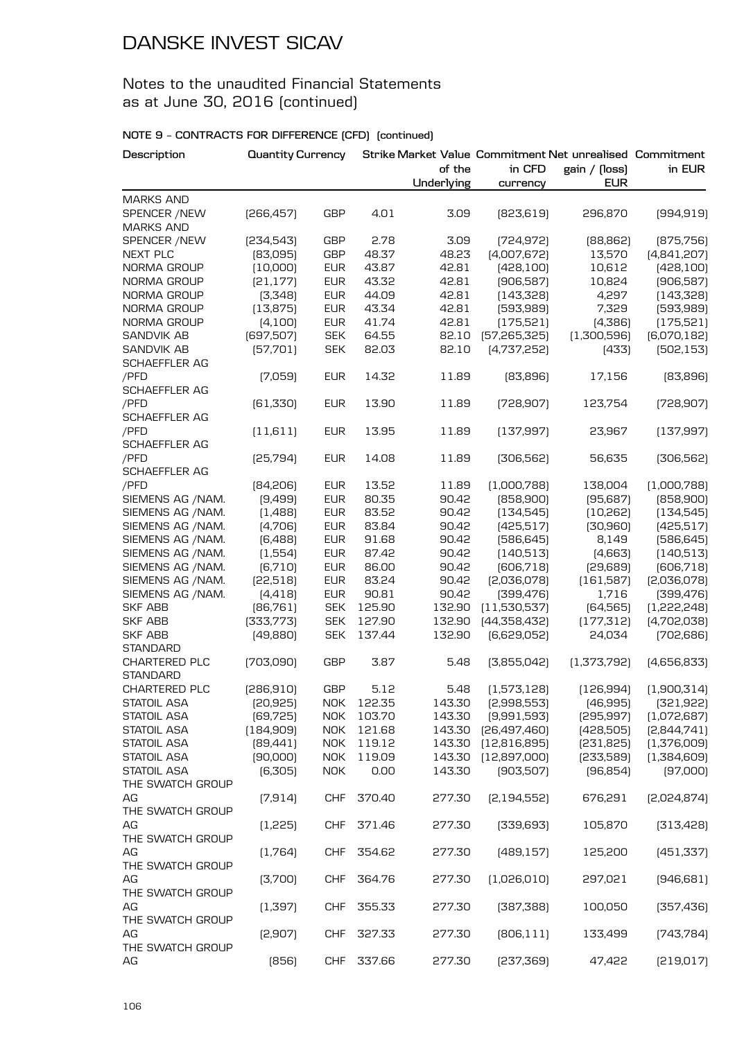# DANSKE INVEST SICAV

## Notes to the unaudited Financial Statements as at June 30, 2016 (continued)

### NOTE 9 – CONTRACTS FOR DIFFERENCE (CFD) (continued)

| Description | Quantity | Currency | Strike | Market Value of the Underlying | Commitment in CFD currency | Net unrealised gain / (loss) EUR | Commitment in EUR |
|---|---|---|---|---|---|---|---|
| MARKS AND SPENCER /NEW | (266,457) | GBP | 4.01 | 3.09 | (823,619) | 296,870 | (994,919) |
| MARKS AND SPENCER /NEW | (234,543) | GBP | 2.78 | 3.09 | (724,972) | (88,862) | (875,756) |
| NEXT PLC | (83,095) | GBP | 48.37 | 48.23 | (4,007,672) | 13,570 | (4,841,207) |
| NORMA GROUP | (10,000) | EUR | 43.87 | 42.81 | (428,100) | 10,612 | (428,100) |
| NORMA GROUP | (21,177) | EUR | 43.32 | 42.81 | (906,587) | 10,824 | (906,587) |
| NORMA GROUP | (3,348) | EUR | 44.09 | 42.81 | (143,328) | 4,297 | (143,328) |
| NORMA GROUP | (13,875) | EUR | 43.34 | 42.81 | (593,989) | 7,329 | (593,989) |
| NORMA GROUP | (4,100) | EUR | 41.74 | 42.81 | (175,521) | (4,386) | (175,521) |
| SANDVIK AB | (697,507) | SEK | 64.55 | 82.10 | (57,265,325) | (1,300,596) | (6,070,182) |
| SANDVIK AB | (57,701) | SEK | 82.03 | 82.10 | (4,737,252) | (433) | (502,153) |
| SCHAEFFLER AG /PFD | (7,059) | EUR | 14.32 | 11.89 | (83,896) | 17,156 | (83,896) |
| SCHAEFFLER AG /PFD | (61,330) | EUR | 13.90 | 11.89 | (728,907) | 123,754 | (728,907) |
| SCHAEFFLER AG /PFD | (11,611) | EUR | 13.95 | 11.89 | (137,997) | 23,967 | (137,997) |
| SCHAEFFLER AG /PFD | (25,794) | EUR | 14.08 | 11.89 | (306,562) | 56,635 | (306,562) |
| SCHAEFFLER AG /PFD | (84,206) | EUR | 13.52 | 11.89 | (1,000,788) | 138,004 | (1,000,788) |
| SIEMENS AG /NAM. | (9,499) | EUR | 80.35 | 90.42 | (858,900) | (95,687) | (858,900) |
| SIEMENS AG /NAM. | (1,488) | EUR | 83.52 | 90.42 | (134,545) | (10,262) | (134,545) |
| SIEMENS AG /NAM. | (4,706) | EUR | 83.84 | 90.42 | (425,517) | (30,960) | (425,517) |
| SIEMENS AG /NAM. | (6,488) | EUR | 91.68 | 90.42 | (586,645) | 8,149 | (586,645) |
| SIEMENS AG /NAM. | (1,554) | EUR | 87.42 | 90.42 | (140,513) | (4,663) | (140,513) |
| SIEMENS AG /NAM. | (6,710) | EUR | 86.00 | 90.42 | (606,718) | (29,689) | (606,718) |
| SIEMENS AG /NAM. | (22,518) | EUR | 83.24 | 90.42 | (2,036,078) | (161,587) | (2,036,078) |
| SIEMENS AG /NAM. | (4,418) | EUR | 90.81 | 90.42 | (399,476) | 1,716 | (399,476) |
| SKF ABB | (86,761) | SEK | 125.90 | 132.90 | (11,530,537) | (64,565) | (1,222,248) |
| SKF ABB | (333,773) | SEK | 127.90 | 132.90 | (44,358,432) | (177,312) | (4,702,038) |
| SKF ABB | (49,880) | SEK | 137.44 | 132.90 | (6,629,052) | 24,034 | (702,686) |
| STANDARD CHARTERED PLC | (703,090) | GBP | 3.87 | 5.48 | (3,855,042) | (1,373,792) | (4,656,833) |
| STANDARD CHARTERED PLC | (286,910) | GBP | 5.12 | 5.48 | (1,573,128) | (126,994) | (1,900,314) |
| STATOIL ASA | (20,925) | NOK | 122.35 | 143.30 | (2,998,553) | (46,995) | (321,922) |
| STATOIL ASA | (69,725) | NOK | 103.70 | 143.30 | (9,991,593) | (295,997) | (1,072,687) |
| STATOIL ASA | (184,909) | NOK | 121.68 | 143.30 | (26,497,460) | (428,505) | (2,844,741) |
| STATOIL ASA | (89,441) | NOK | 119.12 | 143.30 | (12,816,895) | (231,825) | (1,376,009) |
| STATOIL ASA | (90,000) | NOK | 119.09 | 143.30 | (12,897,000) | (233,589) | (1,384,609) |
| STATOIL ASA | (6,305) | NOK | 0.00 | 143.30 | (903,507) | (96,854) | (97,000) |
| THE SWATCH GROUP AG | (7,914) | CHF | 370.40 | 277.30 | (2,194,552) | 676,291 | (2,024,874) |
| THE SWATCH GROUP AG | (1,225) | CHF | 371.46 | 277.30 | (339,693) | 105,870 | (313,428) |
| THE SWATCH GROUP AG | (1,764) | CHF | 354.62 | 277.30 | (489,157) | 125,200 | (451,337) |
| THE SWATCH GROUP AG | (3,700) | CHF | 364.76 | 277.30 | (1,026,010) | 297,021 | (946,681) |
| THE SWATCH GROUP AG | (1,397) | CHF | 355.33 | 277.30 | (387,388) | 100,050 | (357,436) |
| THE SWATCH GROUP AG | (2,907) | CHF | 327.33 | 277.30 | (806,111) | 133,499 | (743,784) |
| THE SWATCH GROUP AG | (856) | CHF | 337.66 | 277.30 | (237,369) | 47,422 | (219,017) |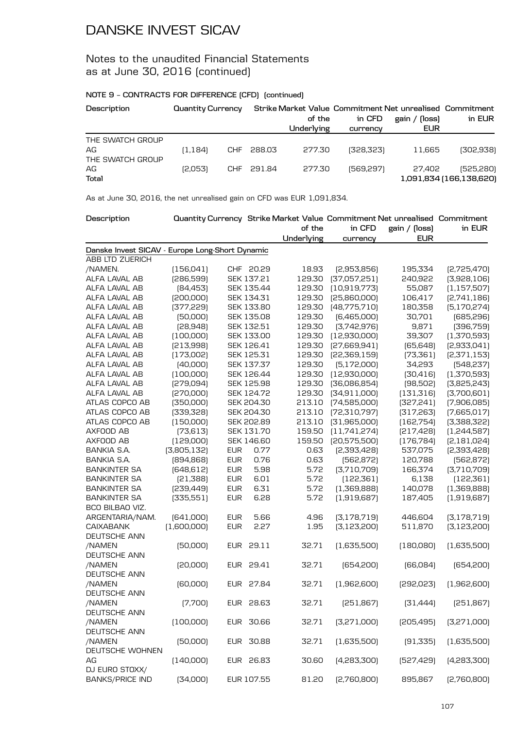# DANSKE INVEST SICAV

## Notes to the unaudited Financial Statements as at June 30, 2016 (continued)

### NOTE 9 – CONTRACTS FOR DIFFERENCE (CFD) (continued)

| Description | Quantity | Currency | Strike | Market Value of the Underlying | Commitment in CFD currency | Net unrealised gain / (loss) EUR | Commitment in EUR |
|---|---|---|---|---|---|---|---|
| THE SWATCH GROUP AG | (1,184) | CHF | 288.03 | 277.30 | (328,323) | 11,665 | (302,938) |
| THE SWATCH GROUP AG | (2,053) | CHF | 291.84 | 277.30 | (569,297) | 27,402 | (525,280) |
| **Total** | | | | | | **1,091,834** | **(166,138,620)** |

As at June 30, 2016, the net unrealised gain on CFD was EUR 1,091,834.

| Description | Quantity | Currency | Strike | Market Value of the Underlying | Commitment in CFD currency | Net unrealised gain / (loss) EUR | Commitment in EUR |
|---|---|---|---|---|---|---|---|
| Danske Invest SICAV - Europe Long-Short Dynamic | | | | | | | |
| ABB LTD ZUERICH /NAMEN. | (156,041) | CHF | 20.29 | 18.93 | (2,953,856) | 195,334 | (2,725,470) |
| ALFA LAVAL AB | (286,599) | SEK | 137.21 | 129.30 | (37,057,251) | 240,922 | (3,928,106) |
| ALFA LAVAL AB | (84,453) | SEK | 135.44 | 129.30 | (10,919,773) | 55,087 | (1,157,507) |
| ALFA LAVAL AB | (200,000) | SEK | 134.31 | 129.30 | (25,860,000) | 106,417 | (2,741,186) |
| ALFA LAVAL AB | (377,229) | SEK | 133.80 | 129.30 | (48,775,710) | 180,358 | (5,170,274) |
| ALFA LAVAL AB | (50,000) | SEK | 135.08 | 129.30 | (6,465,000) | 30,701 | (685,296) |
| ALFA LAVAL AB | (28,948) | SEK | 132.51 | 129.30 | (3,742,976) | 9,871 | (396,759) |
| ALFA LAVAL AB | (100,000) | SEK | 133.00 | 129.30 | (12,930,000) | 39,307 | (1,370,593) |
| ALFA LAVAL AB | (213,998) | SEK | 126.41 | 129.30 | (27,669,941) | (65,648) | (2,933,041) |
| ALFA LAVAL AB | (173,002) | SEK | 125.31 | 129.30 | (22,369,159) | (73,361) | (2,371,153) |
| ALFA LAVAL AB | (40,000) | SEK | 137.37 | 129.30 | (5,172,000) | 34,293 | (548,237) |
| ALFA LAVAL AB | (100,000) | SEK | 126.44 | 129.30 | (12,930,000) | (30,416) | (1,370,593) |
| ALFA LAVAL AB | (279,094) | SEK | 125.98 | 129.30 | (36,086,854) | (98,502) | (3,825,243) |
| ALFA LAVAL AB | (270,000) | SEK | 124.72 | 129.30 | (34,911,000) | (131,316) | (3,700,601) |
| ATLAS COPCO AB | (350,000) | SEK | 204.30 | 213.10 | (74,585,000) | (327,241) | (7,906,085) |
| ATLAS COPCO AB | (339,328) | SEK | 204.30 | 213.10 | (72,310,797) | (317,263) | (7,665,017) |
| ATLAS COPCO AB | (150,000) | SEK | 202.89 | 213.10 | (31,965,000) | (162,754) | (3,388,322) |
| AXFOOD AB | (73,613) | SEK | 131.70 | 159.50 | (11,741,274) | (217,428) | (1,244,587) |
| AXFOOD AB | (129,000) | SEK | 146.60 | 159.50 | (20,575,500) | (176,784) | (2,181,024) |
| BANKIA S.A. | (3,805,132) | EUR | 0.77 | 0.63 | (2,393,428) | 537,075 | (2,393,428) |
| BANKIA S.A. | (894,868) | EUR | 0.76 | 0.63 | (562,872) | 120,788 | (562,872) |
| BANKINTER SA | (648,612) | EUR | 5.98 | 5.72 | (3,710,709) | 166,374 | (3,710,709) |
| BANKINTER SA | (21,388) | EUR | 6.01 | 5.72 | (122,361) | 6,138 | (122,361) |
| BANKINTER SA | (239,449) | EUR | 6.31 | 5.72 | (1,369,888) | 140,078 | (1,369,888) |
| BANKINTER SA | (335,551) | EUR | 6.28 | 5.72 | (1,919,687) | 187,405 | (1,919,687) |
| BCO BILBAO VIZ. ARGENTARIA/NAM. | (641,000) | EUR | 5.66 | 4.96 | (3,178,719) | 446,604 | (3,178,719) |
| CAIXABANK | (1,600,000) | EUR | 2.27 | 1.95 | (3,123,200) | 511,870 | (3,123,200) |
| DEUTSCHE ANN /NAMEN | (50,000) | EUR | 29.11 | 32.71 | (1,635,500) | (180,080) | (1,635,500) |
| DEUTSCHE ANN /NAMEN | (20,000) | EUR | 29.41 | 32.71 | (654,200) | (66,084) | (654,200) |
| DEUTSCHE ANN /NAMEN | (60,000) | EUR | 27.84 | 32.71 | (1,962,600) | (292,023) | (1,962,600) |
| DEUTSCHE ANN /NAMEN | (7,700) | EUR | 28.63 | 32.71 | (251,867) | (31,444) | (251,867) |
| DEUTSCHE ANN /NAMEN | (100,000) | EUR | 30.66 | 32.71 | (3,271,000) | (205,495) | (3,271,000) |
| DEUTSCHE ANN /NAMEN | (50,000) | EUR | 30.88 | 32.71 | (1,635,500) | (91,335) | (1,635,500) |
| DEUTSCHE WOHNEN AG | (140,000) | EUR | 26.83 | 30.60 | (4,283,300) | (527,429) | (4,283,300) |
| DJ EURO STOXX/ BANKS/PRICE IND | (34,000) | EUR | 107.55 | 81.20 | (2,760,800) | 895,867 | (2,760,800) |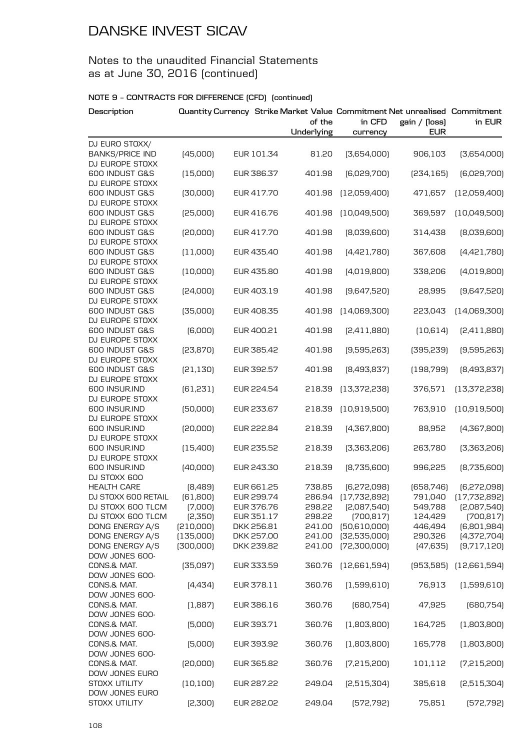# DANSKE INVEST SICAV

## Notes to the unaudited Financial Statements as at June 30, 2016 (continued)

### NOTE 9 - CONTRACTS FOR DIFFERENCE (CFD) (continued)

| Description | Quantity | Currency | Strike | Market Value of the Underlying | Commitment in CFD currency | Net unrealised gain / (loss) EUR | Commitment in EUR |
|---|---|---|---|---|---|---|---|
| DJ EURO STOXX/ BANKS/PRICE IND | (45,000) | EUR | 101.34 | 81.20 | (3,654,000) | 906,103 | (3,654,000) |
| DJ EUROPE STOXX 600 INDUST G&S | (15,000) | EUR | 386.37 | 401.98 | (6,029,700) | (234,165) | (6,029,700) |
| DJ EUROPE STOXX 600 INDUST G&S | (30,000) | EUR | 417.70 | 401.98 | (12,059,400) | 471,657 | (12,059,400) |
| DJ EUROPE STOXX 600 INDUST G&S | (25,000) | EUR | 416.76 | 401.98 | (10,049,500) | 369,597 | (10,049,500) |
| DJ EUROPE STOXX 600 INDUST G&S | (20,000) | EUR | 417.70 | 401.98 | (8,039,600) | 314,438 | (8,039,600) |
| DJ EUROPE STOXX 600 INDUST G&S | (11,000) | EUR | 435.40 | 401.98 | (4,421,780) | 367,608 | (4,421,780) |
| DJ EUROPE STOXX 600 INDUST G&S | (10,000) | EUR | 435.80 | 401.98 | (4,019,800) | 338,206 | (4,019,800) |
| DJ EUROPE STOXX 600 INDUST G&S | (24,000) | EUR | 403.19 | 401.98 | (9,647,520) | 28,995 | (9,647,520) |
| DJ EUROPE STOXX 600 INDUST G&S | (35,000) | EUR | 408.35 | 401.98 | (14,069,300) | 223,043 | (14,069,300) |
| DJ EUROPE STOXX 600 INDUST G&S | (6,000) | EUR | 400.21 | 401.98 | (2,411,880) | (10,614) | (2,411,880) |
| DJ EUROPE STOXX 600 INDUST G&S | (23,870) | EUR | 385.42 | 401.98 | (9,595,263) | (395,239) | (9,595,263) |
| DJ EUROPE STOXX 600 INDUST G&S | (21,130) | EUR | 392.57 | 401.98 | (8,493,837) | (198,799) | (8,493,837) |
| DJ EUROPE STOXX 600 INSUR.IND | (61,231) | EUR | 224.54 | 218.39 | (13,372,238) | 376,571 | (13,372,238) |
| DJ EUROPE STOXX 600 INSUR.IND | (50,000) | EUR | 233.67 | 218.39 | (10,919,500) | 763,910 | (10,919,500) |
| DJ EUROPE STOXX 600 INSUR.IND | (20,000) | EUR | 222.84 | 218.39 | (4,367,800) | 88,952 | (4,367,800) |
| DJ EUROPE STOXX 600 INSUR.IND | (15,400) | EUR | 235.52 | 218.39 | (3,363,206) | 263,780 | (3,363,206) |
| DJ EUROPE STOXX 600 INSUR.IND | (40,000) | EUR | 243.30 | 218.39 | (8,735,600) | 996,225 | (8,735,600) |
| DJ STOXX 600 HEALTH CARE | (8,489) | EUR | 661.25 | 738.85 | (6,272,098) | (658,746) | (6,272,098) |
| DJ STOXX 600 RETAIL | (61,800) | EUR | 299.74 | 286.94 | (17,732,892) | 791,040 | (17,732,892) |
| DJ STOXX 600 TLCM | (7,000) | EUR | 376.76 | 298.22 | (2,087,540) | 549,788 | (2,087,540) |
| DJ STOXX 600 TLCM | (2,350) | EUR | 351.17 | 298.22 | (700,817) | 124,429 | (700,817) |
| DONG ENERGY A/S | (210,000) | DKK | 256.81 | 241.00 | (50,610,000) | 446,494 | (6,801,984) |
| DONG ENERGY A/S | (135,000) | DKK | 257.00 | 241.00 | (32,535,000) | 290,326 | (4,372,704) |
| DONG ENERGY A/S | (300,000) | DKK | 239.82 | 241.00 | (72,300,000) | (47,635) | (9,717,120) |
| DOW JONES 600- CONS.& MAT. | (35,097) | EUR | 333.59 | 360.76 | (12,661,594) | (953,585) | (12,661,594) |
| DOW JONES 600- CONS.& MAT. | (4,434) | EUR | 378.11 | 360.76 | (1,599,610) | 76,913 | (1,599,610) |
| DOW JONES 600- CONS.& MAT. | (1,887) | EUR | 386.16 | 360.76 | (680,754) | 47,925 | (680,754) |
| DOW JONES 600- CONS.& MAT. | (5,000) | EUR | 393.71 | 360.76 | (1,803,800) | 164,725 | (1,803,800) |
| DOW JONES 600- CONS.& MAT. | (5,000) | EUR | 393.92 | 360.76 | (1,803,800) | 165,778 | (1,803,800) |
| DOW JONES 600- CONS.& MAT. | (20,000) | EUR | 365.82 | 360.76 | (7,215,200) | 101,112 | (7,215,200) |
| DOW JONES EURO STOXX UTILITY | (10,100) | EUR | 287.22 | 249.04 | (2,515,304) | 385,618 | (2,515,304) |
| DOW JONES EURO STOXX UTILITY | (2,300) | EUR | 282.02 | 249.04 | (572,792) | 75,851 | (572,792) |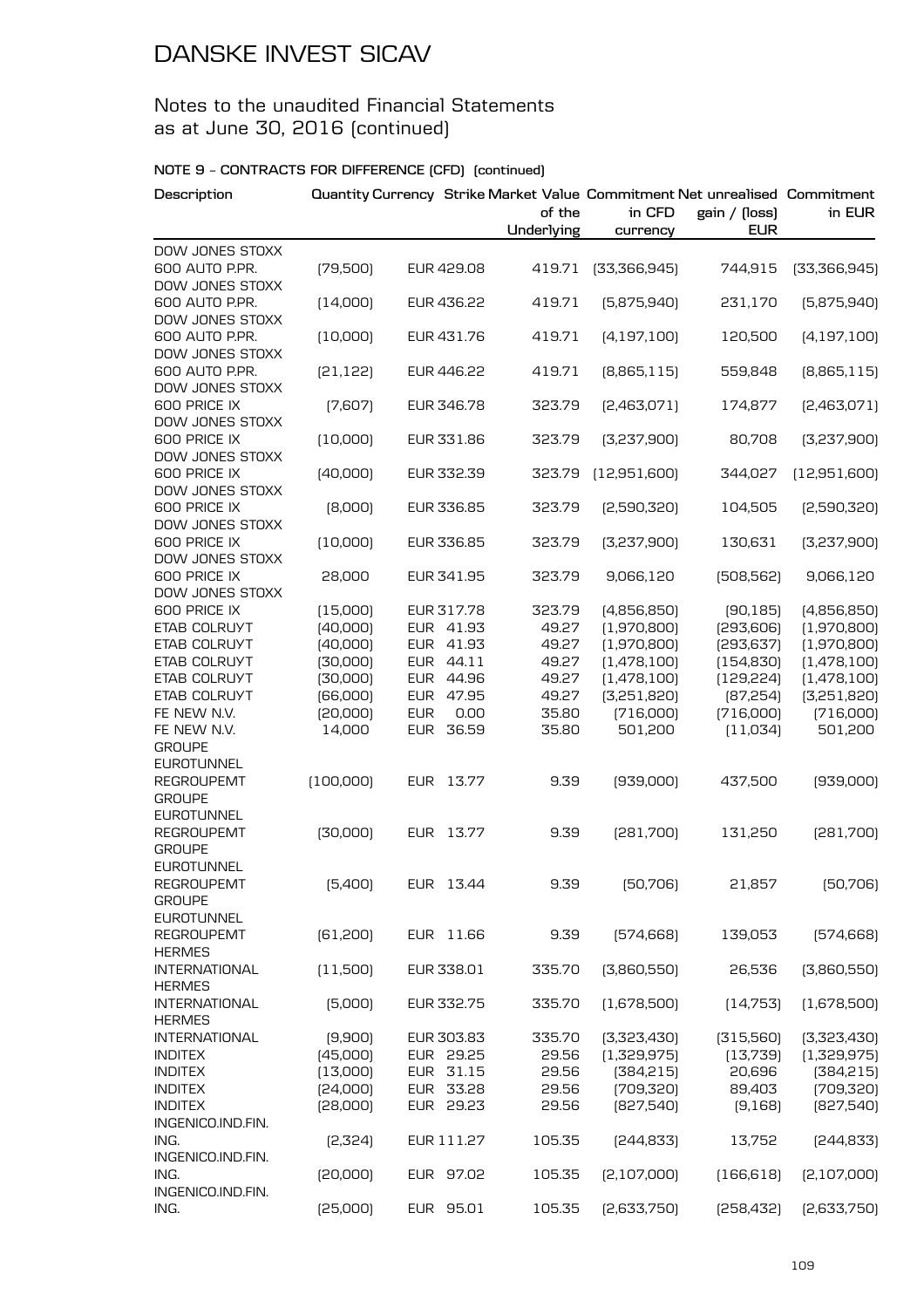# DANSKE INVEST SICAV

## Notes to the unaudited Financial Statements as at June 30, 2016 (continued)

### NOTE 9 – CONTRACTS FOR DIFFERENCE (CFD) (continued)

| Description | Quantity | Currency | Strike | Market Value of the Underlying | Commitment in CFD currency | Net unrealised gain / (loss) EUR | Commitment in EUR |
|---|---|---|---|---|---|---|---|
| DOW JONES STOXX 600 AUTO P.PR. | (79,500) | EUR | 429.08 | 419.71 | (33,366,945) | 744,915 | (33,366,945) |
| DOW JONES STOXX 600 AUTO P.PR. | (14,000) | EUR | 436.22 | 419.71 | (5,875,940) | 231,170 | (5,875,940) |
| DOW JONES STOXX 600 AUTO P.PR. | (10,000) | EUR | 431.76 | 419.71 | (4,197,100) | 120,500 | (4,197,100) |
| DOW JONES STOXX 600 AUTO P.PR. | (21,122) | EUR | 446.22 | 419.71 | (8,865,115) | 559,848 | (8,865,115) |
| DOW JONES STOXX 600 PRICE IX | (7,607) | EUR | 346.78 | 323.79 | (2,463,071) | 174,877 | (2,463,071) |
| DOW JONES STOXX 600 PRICE IX | (10,000) | EUR | 331.86 | 323.79 | (3,237,900) | 80,708 | (3,237,900) |
| DOW JONES STOXX 600 PRICE IX | (40,000) | EUR | 332.39 | 323.79 | (12,951,600) | 344,027 | (12,951,600) |
| DOW JONES STOXX 600 PRICE IX | (8,000) | EUR | 336.85 | 323.79 | (2,590,320) | 104,505 | (2,590,320) |
| DOW JONES STOXX 600 PRICE IX | (10,000) | EUR | 336.85 | 323.79 | (3,237,900) | 130,631 | (3,237,900) |
| DOW JONES STOXX 600 PRICE IX | 28,000 | EUR | 341.95 | 323.79 | 9,066,120 | (508,562) | 9,066,120 |
| DOW JONES STOXX 600 PRICE IX | (15,000) | EUR | 317.78 | 323.79 | (4,856,850) | (90,185) | (4,856,850) |
| ETAB COLRUYT | (40,000) | EUR | 41.93 | 49.27 | (1,970,800) | (293,606) | (1,970,800) |
| ETAB COLRUYT | (40,000) | EUR | 41.93 | 49.27 | (1,970,800) | (293,637) | (1,970,800) |
| ETAB COLRUYT | (30,000) | EUR | 44.11 | 49.27 | (1,478,100) | (154,830) | (1,478,100) |
| ETAB COLRUYT | (30,000) | EUR | 44.96 | 49.27 | (1,478,100) | (129,224) | (1,478,100) |
| ETAB COLRUYT | (66,000) | EUR | 47.95 | 49.27 | (3,251,820) | (87,254) | (3,251,820) |
| FE NEW N.V. | (20,000) | EUR | 0.00 | 35.80 | (716,000) | (716,000) | (716,000) |
| FE NEW N.V. | 14,000 | EUR | 36.59 | 35.80 | 501,200 | (11,034) | 501,200 |
| GROUPE EUROTUNNEL REGROUPEMT | (100,000) | EUR | 13.77 | 9.39 | (939,000) | 437,500 | (939,000) |
| GROUPE EUROTUNNEL REGROUPEMT | (30,000) | EUR | 13.77 | 9.39 | (281,700) | 131,250 | (281,700) |
| GROUPE EUROTUNNEL REGROUPEMT | (5,400) | EUR | 13.44 | 9.39 | (50,706) | 21,857 | (50,706) |
| GROUPE EUROTUNNEL REGROUPEMT | (61,200) | EUR | 11.66 | 9.39 | (574,668) | 139,053 | (574,668) |
| HERMES INTERNATIONAL | (11,500) | EUR | 338.01 | 335.70 | (3,860,550) | 26,536 | (3,860,550) |
| HERMES INTERNATIONAL | (5,000) | EUR | 332.75 | 335.70 | (1,678,500) | (14,753) | (1,678,500) |
| HERMES INTERNATIONAL | (9,900) | EUR | 303.83 | 335.70 | (3,323,430) | (315,560) | (3,323,430) |
| INDITEX | (45,000) | EUR | 29.25 | 29.56 | (1,329,975) | (13,739) | (1,329,975) |
| INDITEX | (13,000) | EUR | 31.15 | 29.56 | (384,215) | 20,696 | (384,215) |
| INDITEX | (24,000) | EUR | 33.28 | 29.56 | (709,320) | 89,403 | (709,320) |
| INDITEX | (28,000) | EUR | 29.23 | 29.56 | (827,540) | (9,168) | (827,540) |
| INGENICO.IND.FIN. ING. | (2,324) | EUR | 111.27 | 105.35 | (244,833) | 13,752 | (244,833) |
| INGENICO.IND.FIN. ING. | (20,000) | EUR | 97.02 | 105.35 | (2,107,000) | (166,618) | (2,107,000) |
| INGENICO.IND.FIN. ING. | (25,000) | EUR | 95.01 | 105.35 | (2,633,750) | (258,432) | (2,633,750) |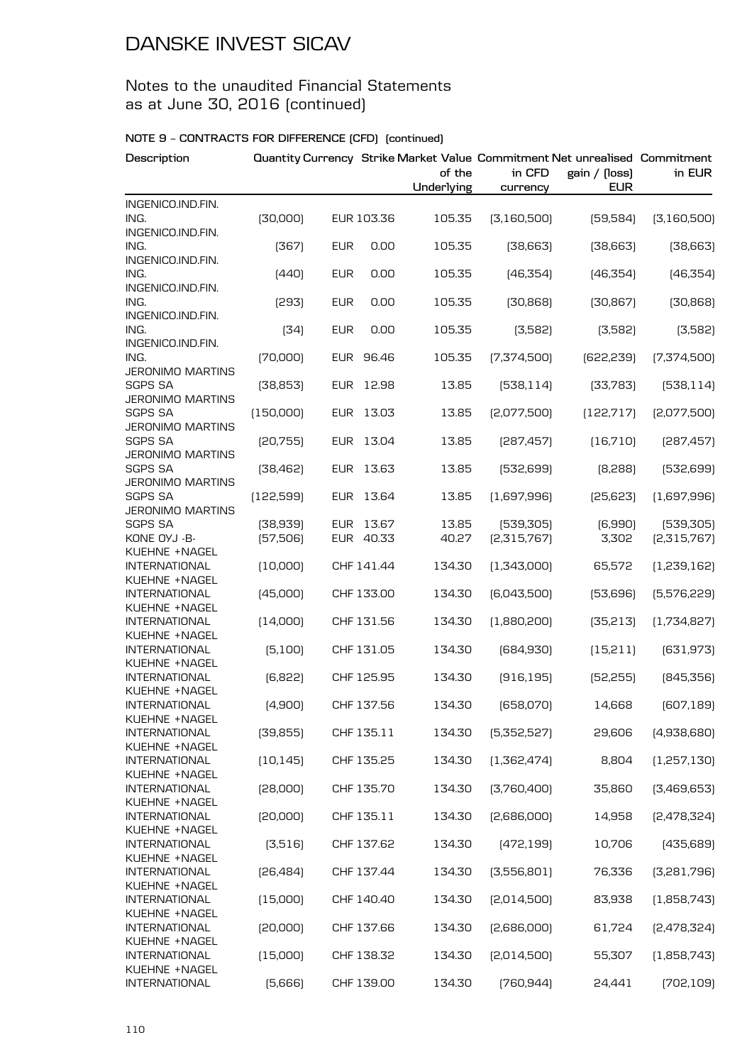# DANSKE INVEST SICAV

## Notes to the unaudited Financial Statements as at June 30, 2016 (continued)

### NOTE 9 – CONTRACTS FOR DIFFERENCE (CFD) (continued)

| Description | Quantity | Currency | Strike | Market Value of the Underlying | Commitment in CFD currency | Net unrealised gain / (loss) EUR | Commitment in EUR |
|---|---|---|---|---|---|---|---|
| INGENICO.IND.FIN. ING. | (30,000) | EUR | 103.36 | 105.35 | (3,160,500) | (59,584) | (3,160,500) |
| INGENICO.IND.FIN. ING. | (367) | EUR | 0.00 | 105.35 | (38,663) | (38,663) | (38,663) |
| INGENICO.IND.FIN. ING. | (440) | EUR | 0.00 | 105.35 | (46,354) | (46,354) | (46,354) |
| INGENICO.IND.FIN. ING. | (293) | EUR | 0.00 | 105.35 | (30,868) | (30,867) | (30,868) |
| INGENICO.IND.FIN. ING. | (34) | EUR | 0.00 | 105.35 | (3,582) | (3,582) | (3,582) |
| INGENICO.IND.FIN. ING. | (70,000) | EUR | 96.46 | 105.35 | (7,374,500) | (622,239) | (7,374,500) |
| JERONIMO MARTINS SGPS SA | (38,853) | EUR | 12.98 | 13.85 | (538,114) | (33,783) | (538,114) |
| JERONIMO MARTINS SGPS SA | (150,000) | EUR | 13.03 | 13.85 | (2,077,500) | (122,717) | (2,077,500) |
| JERONIMO MARTINS SGPS SA | (20,755) | EUR | 13.04 | 13.85 | (287,457) | (16,710) | (287,457) |
| JERONIMO MARTINS SGPS SA | (38,462) | EUR | 13.63 | 13.85 | (532,699) | (8,288) | (532,699) |
| JERONIMO MARTINS SGPS SA | (122,599) | EUR | 13.64 | 13.85 | (1,697,996) | (25,623) | (1,697,996) |
| JERONIMO MARTINS SGPS SA | (38,939) | EUR | 13.67 | 13.85 | (539,305) | (6,990) | (539,305) |
| KONE OYJ -B- | (57,506) | EUR | 40.33 | 40.27 | (2,315,767) | 3,302 | (2,315,767) |
| KUEHNE +NAGEL INTERNATIONAL | (10,000) | CHF | 141.44 | 134.30 | (1,343,000) | 65,572 | (1,239,162) |
| KUEHNE +NAGEL INTERNATIONAL | (45,000) | CHF | 133.00 | 134.30 | (6,043,500) | (53,696) | (5,576,229) |
| KUEHNE +NAGEL INTERNATIONAL | (14,000) | CHF | 131.56 | 134.30 | (1,880,200) | (35,213) | (1,734,827) |
| KUEHNE +NAGEL INTERNATIONAL | (5,100) | CHF | 131.05 | 134.30 | (684,930) | (15,211) | (631,973) |
| KUEHNE +NAGEL INTERNATIONAL | (6,822) | CHF | 125.95 | 134.30 | (916,195) | (52,255) | (845,356) |
| KUEHNE +NAGEL INTERNATIONAL | (4,900) | CHF | 137.56 | 134.30 | (658,070) | 14,668 | (607,189) |
| KUEHNE +NAGEL INTERNATIONAL | (39,855) | CHF | 135.11 | 134.30 | (5,352,527) | 29,606 | (4,938,680) |
| KUEHNE +NAGEL INTERNATIONAL | (10,145) | CHF | 135.25 | 134.30 | (1,362,474) | 8,804 | (1,257,130) |
| KUEHNE +NAGEL INTERNATIONAL | (28,000) | CHF | 135.70 | 134.30 | (3,760,400) | 35,860 | (3,469,653) |
| KUEHNE +NAGEL INTERNATIONAL | (20,000) | CHF | 135.11 | 134.30 | (2,686,000) | 14,958 | (2,478,324) |
| KUEHNE +NAGEL INTERNATIONAL | (3,516) | CHF | 137.62 | 134.30 | (472,199) | 10,706 | (435,689) |
| KUEHNE +NAGEL INTERNATIONAL | (26,484) | CHF | 137.44 | 134.30 | (3,556,801) | 76,336 | (3,281,796) |
| KUEHNE +NAGEL INTERNATIONAL | (15,000) | CHF | 140.40 | 134.30 | (2,014,500) | 83,938 | (1,858,743) |
| KUEHNE +NAGEL INTERNATIONAL | (20,000) | CHF | 137.66 | 134.30 | (2,686,000) | 61,724 | (2,478,324) |
| KUEHNE +NAGEL INTERNATIONAL | (15,000) | CHF | 138.32 | 134.30 | (2,014,500) | 55,307 | (1,858,743) |
| KUEHNE +NAGEL INTERNATIONAL | (5,666) | CHF | 139.00 | 134.30 | (760,944) | 24,441 | (702,109) |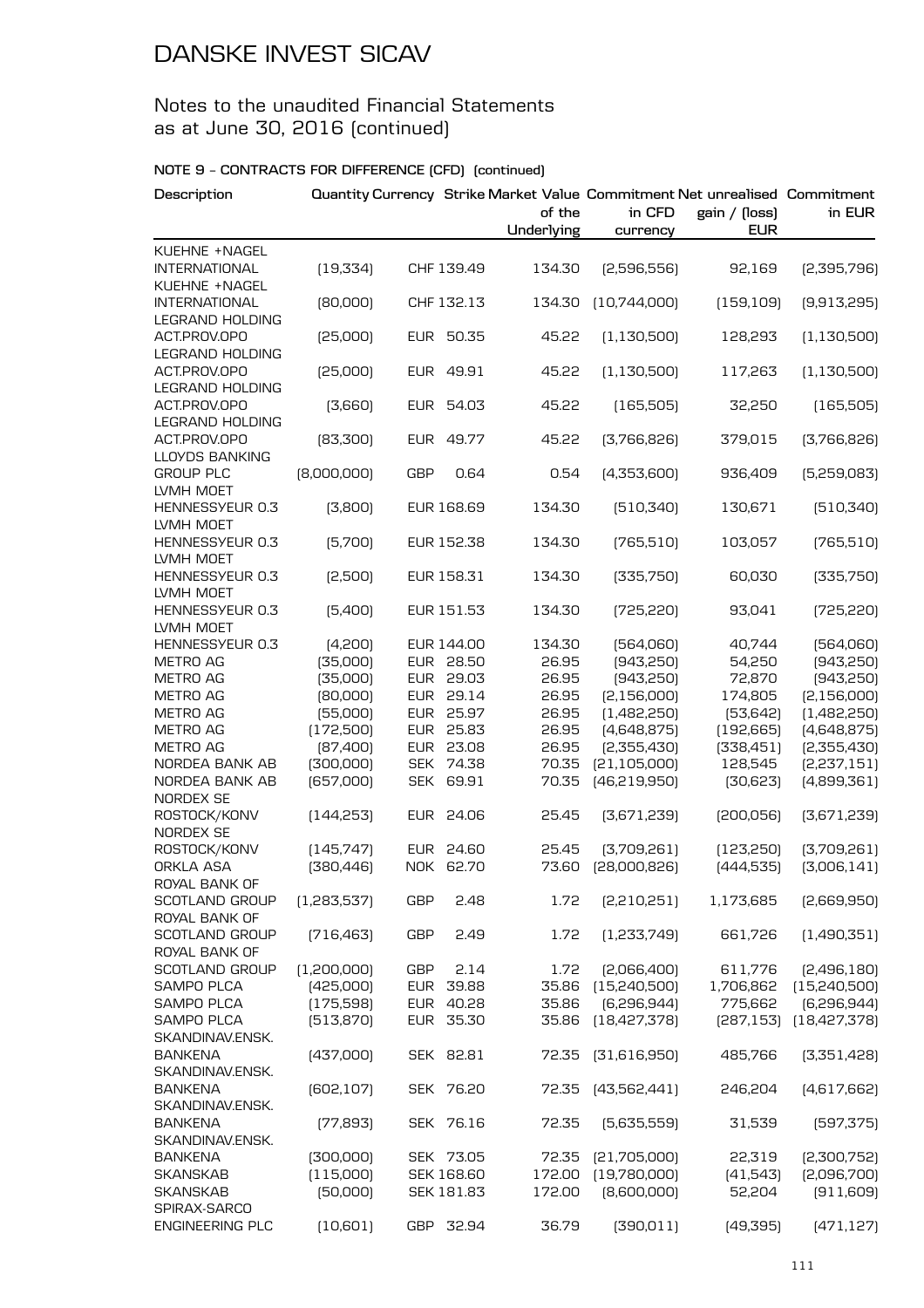# DANSKE INVEST SICAV

Notes to the unaudited Financial Statements as at June 30, 2016 (continued)

**NOTE 9 - CONTRACTS FOR DIFFERENCE (CFD) (continued)**

| Description | Quantity | Currency | Strike | Market Value of the Underlying | Commitment in CFD currency | Net unrealised gain / (loss) EUR | Commitment in EUR |
|---|---|---|---|---|---|---|---|
| KUEHNE +NAGEL INTERNATIONAL | (19,334) | CHF | 139.49 | 134.30 | (2,596,556) | 92,169 | (2,395,796) |
| KUEHNE +NAGEL INTERNATIONAL | (80,000) | CHF | 132.13 | 134.30 | (10,744,000) | (159,109) | (9,913,295) |
| LEGRAND HOLDING ACT.PROV.OPO | (25,000) | EUR | 50.35 | 45.22 | (1,130,500) | 128,293 | (1,130,500) |
| LEGRAND HOLDING ACT.PROV.OPO | (25,000) | EUR | 49.91 | 45.22 | (1,130,500) | 117,263 | (1,130,500) |
| LEGRAND HOLDING ACT.PROV.OPO | (3,660) | EUR | 54.03 | 45.22 | (165,505) | 32,250 | (165,505) |
| LEGRAND HOLDING ACT.PROV.OPO | (83,300) | EUR | 49.77 | 45.22 | (3,766,826) | 379,015 | (3,766,826) |
| LLOYDS BANKING GROUP PLC | (8,000,000) | GBP | 0.64 | 0.54 | (4,353,600) | 936,409 | (5,259,083) |
| LVMH MOET HENNESSYEUR 0.3 | (3,800) | EUR | 168.69 | 134.30 | (510,340) | 130,671 | (510,340) |
| LVMH MOET HENNESSYEUR 0.3 | (5,700) | EUR | 152.38 | 134.30 | (765,510) | 103,057 | (765,510) |
| LVMH MOET HENNESSYEUR 0.3 | (2,500) | EUR | 158.31 | 134.30 | (335,750) | 60,030 | (335,750) |
| LVMH MOET HENNESSYEUR 0.3 | (5,400) | EUR | 151.53 | 134.30 | (725,220) | 93,041 | (725,220) |
| LVMH MOET HENNESSYEUR 0.3 | (4,200) | EUR | 144.00 | 134.30 | (564,060) | 40,744 | (564,060) |
| METRO AG | (35,000) | EUR | 28.50 | 26.95 | (943,250) | 54,250 | (943,250) |
| METRO AG | (35,000) | EUR | 29.03 | 26.95 | (943,250) | 72,870 | (943,250) |
| METRO AG | (80,000) | EUR | 29.14 | 26.95 | (2,156,000) | 174,805 | (2,156,000) |
| METRO AG | (55,000) | EUR | 25.97 | 26.95 | (1,482,250) | (53,642) | (1,482,250) |
| METRO AG | (172,500) | EUR | 25.83 | 26.95 | (4,648,875) | (192,665) | (4,648,875) |
| METRO AG | (87,400) | EUR | 23.08 | 26.95 | (2,355,430) | (338,451) | (2,355,430) |
| NORDEA BANK AB | (300,000) | SEK | 74.38 | 70.35 | (21,105,000) | 128,545 | (2,237,151) |
| NORDEA BANK AB | (657,000) | SEK | 69.91 | 70.35 | (46,219,950) | (30,623) | (4,899,361) |
| NORDEX SE ROSTOCK/KONV | (144,253) | EUR | 24.06 | 25.45 | (3,671,239) | (200,056) | (3,671,239) |
| NORDEX SE ROSTOCK/KONV | (145,747) | EUR | 24.60 | 25.45 | (3,709,261) | (123,250) | (3,709,261) |
| ORKLA ASA | (380,446) | NOK | 62.70 | 73.60 | (28,000,826) | (444,535) | (3,006,141) |
| ROYAL BANK OF SCOTLAND GROUP | (1,283,537) | GBP | 2.48 | 1.72 | (2,210,251) | 1,173,685 | (2,669,950) |
| ROYAL BANK OF SCOTLAND GROUP | (716,463) | GBP | 2.49 | 1.72 | (1,233,749) | 661,726 | (1,490,351) |
| ROYAL BANK OF SCOTLAND GROUP | (1,200,000) | GBP | 2.14 | 1.72 | (2,066,400) | 611,776 | (2,496,180) |
| SAMPO PLCA | (425,000) | EUR | 39.88 | 35.86 | (15,240,500) | 1,706,862 | (15,240,500) |
| SAMPO PLCA | (175,598) | EUR | 40.28 | 35.86 | (6,296,944) | 775,662 | (6,296,944) |
| SAMPO PLCA | (513,870) | EUR | 35.30 | 35.86 | (18,427,378) | (287,153) | (18,427,378) |
| SKANDINAV.ENSK. BANKENA | (437,000) | SEK | 82.81 | 72.35 | (31,616,950) | 485,766 | (3,351,428) |
| SKANDINAV.ENSK. BANKENA | (602,107) | SEK | 76.20 | 72.35 | (43,562,441) | 246,204 | (4,617,662) |
| SKANDINAV.ENSK. BANKENA | (77,893) | SEK | 76.16 | 72.35 | (5,635,559) | 31,539 | (597,375) |
| SKANDINAV.ENSK. BANKENA | (300,000) | SEK | 73.05 | 72.35 | (21,705,000) | 22,319 | (2,300,752) |
| SKANSKAB | (115,000) | SEK | 168.60 | 172.00 | (19,780,000) | (41,543) | (2,096,700) |
| SKANSKAB | (50,000) | SEK | 181.83 | 172.00 | (8,600,000) | 52,204 | (911,609) |
| SPIRAX-SARCO ENGINEERING PLC | (10,601) | GBP | 32.94 | 36.79 | (390,011) | (49,395) | (471,127) |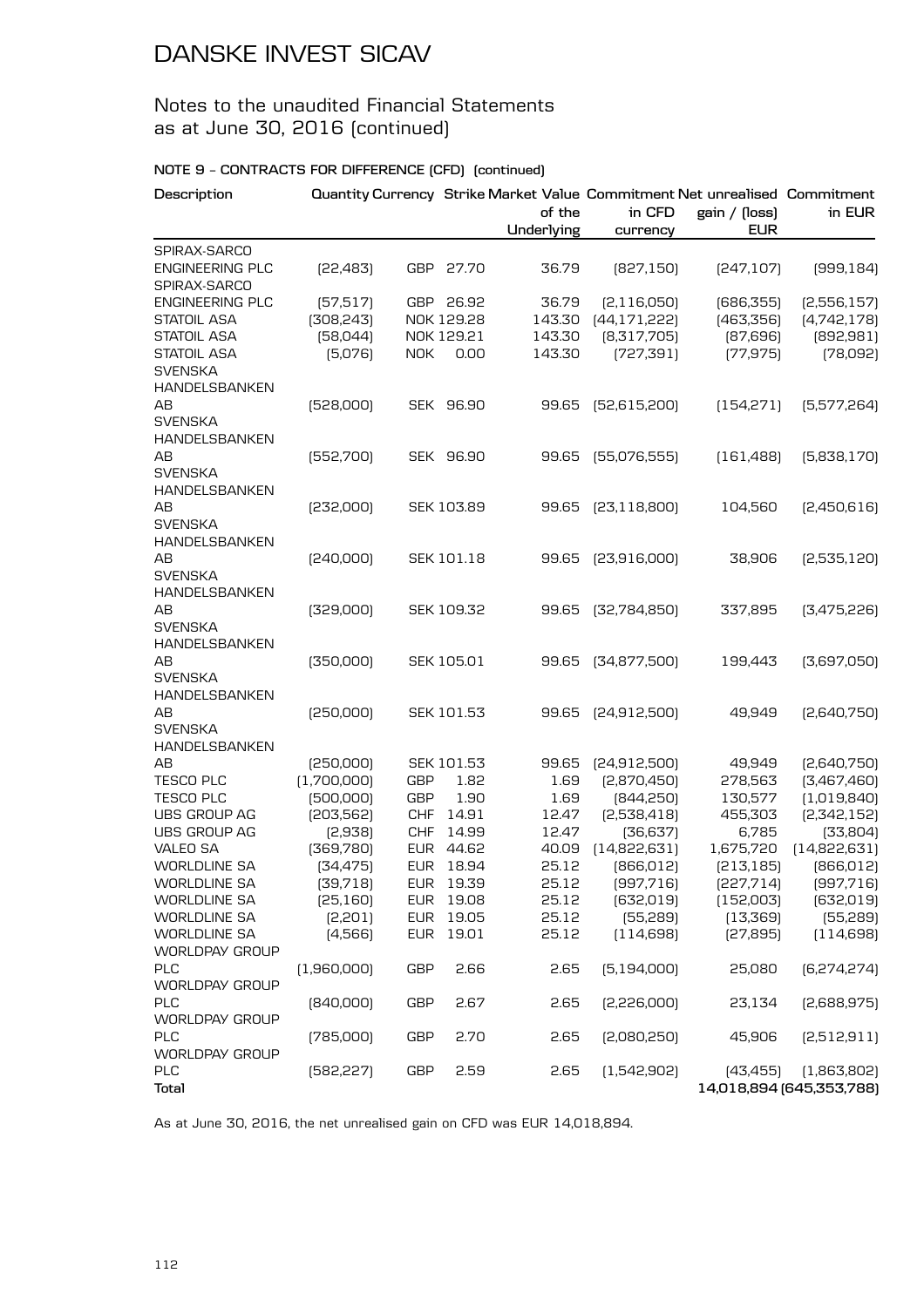# DANSKE INVEST SICAV

## Notes to the unaudited Financial Statements as at June 30, 2016 (continued)

### NOTE 9 - CONTRACTS FOR DIFFERENCE (CFD) (continued)

| Description | Quantity | Currency | Strike | Market Value of the Underlying | Commitment in CFD currency | Net unrealised gain / (loss) EUR | Commitment in EUR |
|---|---|---|---|---|---|---|---|
| SPIRAX-SARCO ENGINEERING PLC | (22,483) | GBP | 27.70 | 36.79 | (827,150) | (247,107) | (999,184) |
| SPIRAX-SARCO ENGINEERING PLC | (57,517) | GBP | 26.92 | 36.79 | (2,116,050) | (686,355) | (2,556,157) |
| STATOIL ASA | (308,243) | NOK | 129.28 | 143.30 | (44,171,222) | (463,356) | (4,742,178) |
| STATOIL ASA | (58,044) | NOK | 129.21 | 143.30 | (8,317,705) | (87,696) | (892,981) |
| STATOIL ASA | (5,076) | NOK | 0.00 | 143.30 | (727,391) | (77,975) | (78,092) |
| SVENSKA HANDELSBANKEN AB | (528,000) | SEK | 96.90 | 99.65 | (52,615,200) | (154,271) | (5,577,264) |
| SVENSKA HANDELSBANKEN AB | (552,700) | SEK | 96.90 | 99.65 | (55,076,555) | (161,488) | (5,838,170) |
| SVENSKA HANDELSBANKEN AB | (232,000) | SEK | 103.89 | 99.65 | (23,118,800) | 104,560 | (2,450,616) |
| SVENSKA HANDELSBANKEN AB | (240,000) | SEK | 101.18 | 99.65 | (23,916,000) | 38,906 | (2,535,120) |
| SVENSKA HANDELSBANKEN AB | (329,000) | SEK | 109.32 | 99.65 | (32,784,850) | 337,895 | (3,475,226) |
| SVENSKA HANDELSBANKEN AB | (350,000) | SEK | 105.01 | 99.65 | (34,877,500) | 199,443 | (3,697,050) |
| SVENSKA HANDELSBANKEN AB | (250,000) | SEK | 101.53 | 99.65 | (24,912,500) | 49,949 | (2,640,750) |
| SVENSKA HANDELSBANKEN AB | (250,000) | SEK | 101.53 | 99.65 | (24,912,500) | 49,949 | (2,640,750) |
| TESCO PLC | (1,700,000) | GBP | 1.82 | 1.69 | (2,870,450) | 278,563 | (3,467,460) |
| TESCO PLC | (500,000) | GBP | 1.90 | 1.69 | (844,250) | 130,577 | (1,019,840) |
| UBS GROUP AG | (203,562) | CHF | 14.91 | 12.47 | (2,538,418) | 455,303 | (2,342,152) |
| UBS GROUP AG | (2,938) | CHF | 14.99 | 12.47 | (36,637) | 6,785 | (33,804) |
| VALEO SA | (369,780) | EUR | 44.62 | 40.09 | (14,822,631) | 1,675,720 | (14,822,631) |
| WORLDLINE SA | (34,475) | EUR | 18.94 | 25.12 | (866,012) | (213,185) | (866,012) |
| WORLDLINE SA | (39,718) | EUR | 19.39 | 25.12 | (997,716) | (227,714) | (997,716) |
| WORLDLINE SA | (25,160) | EUR | 19.08 | 25.12 | (632,019) | (152,003) | (632,019) |
| WORLDLINE SA | (2,201) | EUR | 19.05 | 25.12 | (55,289) | (13,369) | (55,289) |
| WORLDLINE SA | (4,566) | EUR | 19.01 | 25.12 | (114,698) | (27,895) | (114,698) |
| WORLDPAY GROUP PLC | (1,960,000) | GBP | 2.66 | 2.65 | (5,194,000) | 25,080 | (6,274,274) |
| WORLDPAY GROUP PLC | (840,000) | GBP | 2.67 | 2.65 | (2,226,000) | 23,134 | (2,688,975) |
| WORLDPAY GROUP PLC | (785,000) | GBP | 2.70 | 2.65 | (2,080,250) | 45,906 | (2,512,911) |
| WORLDPAY GROUP PLC | (582,227) | GBP | 2.59 | 2.65 | (1,542,902) | (43,455) | (1,863,802) |
| **Total** | | | | | | **14,018,894** | **(645,353,788)** |

As at June 30, 2016, the net unrealised gain on CFD was EUR 14,018,894.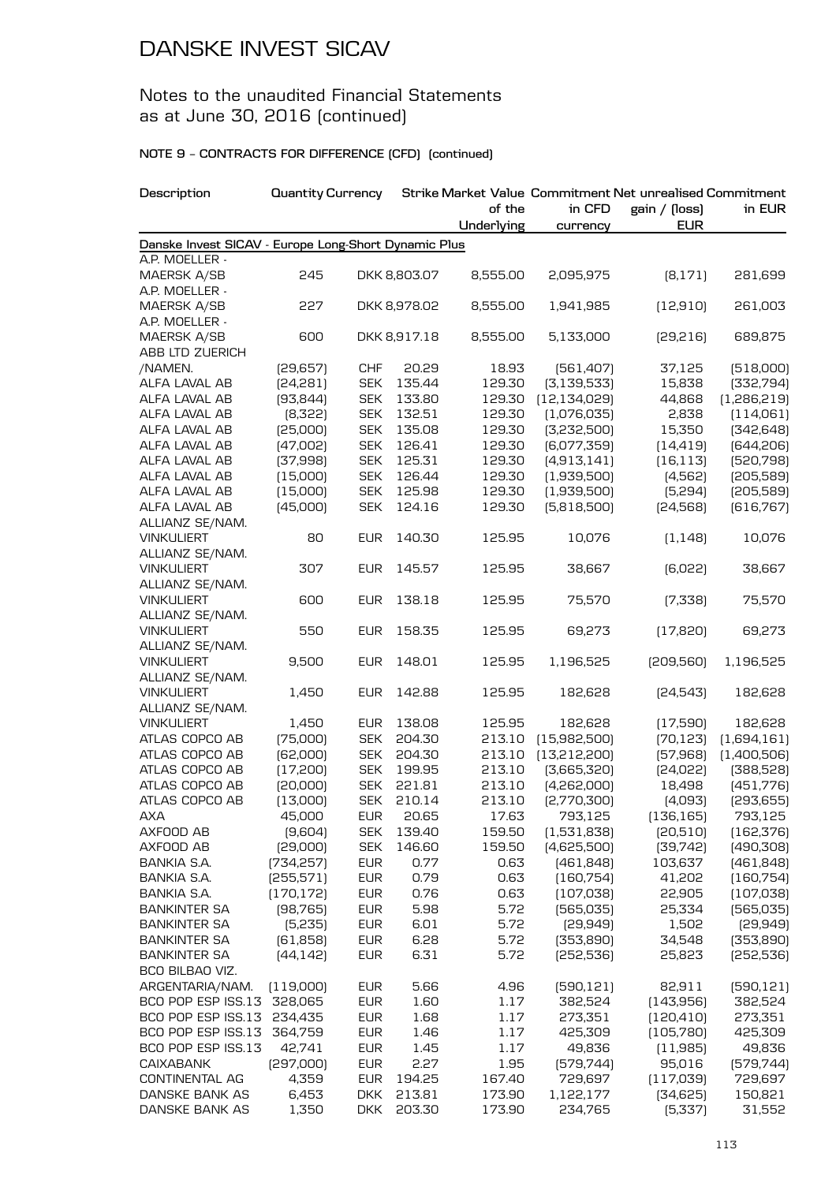# DANSKE INVEST SICAV

## Notes to the unaudited Financial Statements as at June 30, 2016 (continued)

### NOTE 9 – CONTRACTS FOR DIFFERENCE (CFD) (continued)

| Description | Quantity | Currency | Strike | Market Value of the Underlying | Commitment in CFD currency | Net unrealised gain / (loss) EUR | Commitment in EUR |
|---|---|---|---|---|---|---|---|
| **Danske Invest SICAV - Europe Long-Short Dynamic Plus** | | | | | | | |
| A.P. MOELLER - MAERSK A/SB | 245 | DKK | 8,803.07 | 8,555.00 | 2,095,975 | (8,171) | 281,699 |
| A.P. MOELLER - MAERSK A/SB | 227 | DKK | 8,978.02 | 8,555.00 | 1,941,985 | (12,910) | 261,003 |
| A.P. MOELLER - MAERSK A/SB | 600 | DKK | 8,917.18 | 8,555.00 | 5,133,000 | (29,216) | 689,875 |
| ABB LTD ZUERICH /NAMEN. | (29,657) | CHF | 20.29 | 18.93 | (561,407) | 37,125 | (518,000) |
| ALFA LAVAL AB | (24,281) | SEK | 135.44 | 129.30 | (3,139,533) | 15,838 | (332,794) |
| ALFA LAVAL AB | (93,844) | SEK | 133.80 | 129.30 | (12,134,029) | 44,868 | (1,286,219) |
| ALFA LAVAL AB | (8,322) | SEK | 132.51 | 129.30 | (1,076,035) | 2,838 | (114,061) |
| ALFA LAVAL AB | (25,000) | SEK | 135.08 | 129.30 | (3,232,500) | 15,350 | (342,648) |
| ALFA LAVAL AB | (47,002) | SEK | 126.41 | 129.30 | (6,077,359) | (14,419) | (644,206) |
| ALFA LAVAL AB | (37,998) | SEK | 125.31 | 129.30 | (4,913,141) | (16,113) | (520,798) |
| ALFA LAVAL AB | (15,000) | SEK | 126.44 | 129.30 | (1,939,500) | (4,562) | (205,589) |
| ALFA LAVAL AB | (15,000) | SEK | 125.98 | 129.30 | (1,939,500) | (5,294) | (205,589) |
| ALFA LAVAL AB | (45,000) | SEK | 124.16 | 129.30 | (5,818,500) | (24,568) | (616,767) |
| ALLIANZ SE/NAM. VINKULIERT | 80 | EUR | 140.30 | 125.95 | 10,076 | (1,148) | 10,076 |
| ALLIANZ SE/NAM. VINKULIERT | 307 | EUR | 145.57 | 125.95 | 38,667 | (6,022) | 38,667 |
| ALLIANZ SE/NAM. VINKULIERT | 600 | EUR | 138.18 | 125.95 | 75,570 | (7,338) | 75,570 |
| ALLIANZ SE/NAM. VINKULIERT | 550 | EUR | 158.35 | 125.95 | 69,273 | (17,820) | 69,273 |
| ALLIANZ SE/NAM. VINKULIERT | 9,500 | EUR | 148.01 | 125.95 | 1,196,525 | (209,560) | 1,196,525 |
| ALLIANZ SE/NAM. VINKULIERT | 1,450 | EUR | 142.88 | 125.95 | 182,628 | (24,543) | 182,628 |
| ALLIANZ SE/NAM. VINKULIERT | 1,450 | EUR | 138.08 | 125.95 | 182,628 | (17,590) | 182,628 |
| ATLAS COPCO AB | (75,000) | SEK | 204.30 | 213.10 | (15,982,500) | (70,123) | (1,694,161) |
| ATLAS COPCO AB | (62,000) | SEK | 204.30 | 213.10 | (13,212,200) | (57,968) | (1,400,506) |
| ATLAS COPCO AB | (17,200) | SEK | 199.95 | 213.10 | (3,665,320) | (24,022) | (388,528) |
| ATLAS COPCO AB | (20,000) | SEK | 221.81 | 213.10 | (4,262,000) | 18,498 | (451,776) |
| ATLAS COPCO AB | (13,000) | SEK | 210.14 | 213.10 | (2,770,300) | (4,093) | (293,655) |
| AXA | 45,000 | EUR | 20.65 | 17.63 | 793,125 | (136,165) | 793,125 |
| AXFOOD AB | (9,604) | SEK | 139.40 | 159.50 | (1,531,838) | (20,510) | (162,376) |
| AXFOOD AB | (29,000) | SEK | 146.60 | 159.50 | (4,625,500) | (39,742) | (490,308) |
| BANKIA S.A. | (734,257) | EUR | 0.77 | 0.63 | (461,848) | 103,637 | (461,848) |
| BANKIA S.A. | (255,571) | EUR | 0.79 | 0.63 | (160,754) | 41,202 | (160,754) |
| BANKIA S.A. | (170,172) | EUR | 0.76 | 0.63 | (107,038) | 22,905 | (107,038) |
| BANKINTER SA | (98,765) | EUR | 5.98 | 5.72 | (565,035) | 25,334 | (565,035) |
| BANKINTER SA | (5,235) | EUR | 6.01 | 5.72 | (29,949) | 1,502 | (29,949) |
| BANKINTER SA | (61,858) | EUR | 6.28 | 5.72 | (353,890) | 34,548 | (353,890) |
| BANKINTER SA | (44,142) | EUR | 6.31 | 5.72 | (252,536) | 25,823 | (252,536) |
| BCO BILBAO VIZ. ARGENTARIA/NAM. | (119,000) | EUR | 5.66 | 4.96 | (590,121) | 82,911 | (590,121) |
| BCO POP ESP ISS.13 | 328,065 | EUR | 1.60 | 1.17 | 382,524 | (143,956) | 382,524 |
| BCO POP ESP ISS.13 | 234,435 | EUR | 1.68 | 1.17 | 273,351 | (120,410) | 273,351 |
| BCO POP ESP ISS.13 | 364,759 | EUR | 1.46 | 1.17 | 425,309 | (105,780) | 425,309 |
| BCO POP ESP ISS.13 | 42,741 | EUR | 1.45 | 1.17 | 49,836 | (11,985) | 49,836 |
| CAIXABANK | (297,000) | EUR | 2.27 | 1.95 | (579,744) | 95,016 | (579,744) |
| CONTINENTAL AG | 4,359 | EUR | 194.25 | 167.40 | 729,697 | (117,039) | 729,697 |
| DANSKE BANK AS | 6,453 | DKK | 213.81 | 173.90 | 1,122,177 | (34,625) | 150,821 |
| DANSKE BANK AS | 1,350 | DKK | 203.30 | 173.90 | 234,765 | (5,337) | 31,552 |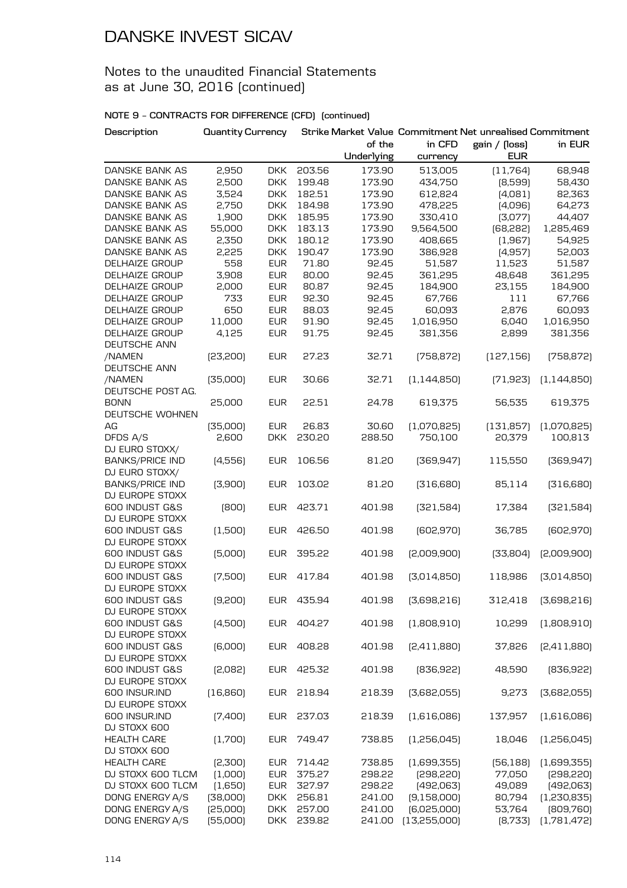# DANSKE INVEST SICAV

Notes to the unaudited Financial Statements as at June 30, 2016 (continued)

**NOTE 9 - CONTRACTS FOR DIFFERENCE (CFD) (continued)**

| Description | Quantity | Currency | Strike | Market Value of the Underlying | Commitment in CFD currency | Net unrealised gain / (loss) EUR | Commitment in EUR |
|---|---|---|---|---|---|---|---|
| DANSKE BANK AS | 2,950 | DKK | 203.56 | 173.90 | 513,005 | (11,764) | 68,948 |
| DANSKE BANK AS | 2,500 | DKK | 199.48 | 173.90 | 434,750 | (8,599) | 58,430 |
| DANSKE BANK AS | 3,524 | DKK | 182.51 | 173.90 | 612,824 | (4,081) | 82,363 |
| DANSKE BANK AS | 2,750 | DKK | 184.98 | 173.90 | 478,225 | (4,096) | 64,273 |
| DANSKE BANK AS | 1,900 | DKK | 185.95 | 173.90 | 330,410 | (3,077) | 44,407 |
| DANSKE BANK AS | 55,000 | DKK | 183.13 | 173.90 | 9,564,500 | (68,282) | 1,285,469 |
| DANSKE BANK AS | 2,350 | DKK | 180.12 | 173.90 | 408,665 | (1,967) | 54,925 |
| DANSKE BANK AS | 2,225 | DKK | 190.47 | 173.90 | 386,928 | (4,957) | 52,003 |
| DELHAIZE GROUP | 558 | EUR | 71.80 | 92.45 | 51,587 | 11,523 | 51,587 |
| DELHAIZE GROUP | 3,908 | EUR | 80.00 | 92.45 | 361,295 | 48,648 | 361,295 |
| DELHAIZE GROUP | 2,000 | EUR | 80.87 | 92.45 | 184,900 | 23,155 | 184,900 |
| DELHAIZE GROUP | 733 | EUR | 92.30 | 92.45 | 67,766 | 111 | 67,766 |
| DELHAIZE GROUP | 650 | EUR | 88.03 | 92.45 | 60,093 | 2,876 | 60,093 |
| DELHAIZE GROUP | 11,000 | EUR | 91.90 | 92.45 | 1,016,950 | 6,040 | 1,016,950 |
| DELHAIZE GROUP | 4,125 | EUR | 91.75 | 92.45 | 381,356 | 2,899 | 381,356 |
| DEUTSCHE ANN /NAMEN | (23,200) | EUR | 27.23 | 32.71 | (758,872) | (127,156) | (758,872) |
| DEUTSCHE ANN /NAMEN | (35,000) | EUR | 30.66 | 32.71 | (1,144,850) | (71,923) | (1,144,850) |
| DEUTSCHE POST AG. BONN | 25,000 | EUR | 22.51 | 24.78 | 619,375 | 56,535 | 619,375 |
| DEUTSCHE WOHNEN AG | (35,000) | EUR | 26.83 | 30.60 | (1,070,825) | (131,857) | (1,070,825) |
| DFDS A/S | 2,600 | DKK | 230.20 | 288.50 | 750,100 | 20,379 | 100,813 |
| DJ EURO STOXX/ BANKS/PRICE IND | (4,556) | EUR | 106.56 | 81.20 | (369,947) | 115,550 | (369,947) |
| DJ EURO STOXX/ BANKS/PRICE IND | (3,900) | EUR | 103.02 | 81.20 | (316,680) | 85,114 | (316,680) |
| DJ EUROPE STOXX 600 INDUST G&S | (800) | EUR | 423.71 | 401.98 | (321,584) | 17,384 | (321,584) |
| DJ EUROPE STOXX 600 INDUST G&S | (1,500) | EUR | 426.50 | 401.98 | (602,970) | 36,785 | (602,970) |
| DJ EUROPE STOXX 600 INDUST G&S | (5,000) | EUR | 395.22 | 401.98 | (2,009,900) | (33,804) | (2,009,900) |
| DJ EUROPE STOXX 600 INDUST G&S | (7,500) | EUR | 417.84 | 401.98 | (3,014,850) | 118,986 | (3,014,850) |
| DJ EUROPE STOXX 600 INDUST G&S | (9,200) | EUR | 435.94 | 401.98 | (3,698,216) | 312,418 | (3,698,216) |
| DJ EUROPE STOXX 600 INDUST G&S | (4,500) | EUR | 404.27 | 401.98 | (1,808,910) | 10,299 | (1,808,910) |
| DJ EUROPE STOXX 600 INDUST G&S | (6,000) | EUR | 408.28 | 401.98 | (2,411,880) | 37,826 | (2,411,880) |
| DJ EUROPE STOXX 600 INDUST G&S | (2,082) | EUR | 425.32 | 401.98 | (836,922) | 48,590 | (836,922) |
| DJ EUROPE STOXX 600 INSUR.IND | (16,860) | EUR | 218.94 | 218.39 | (3,682,055) | 9,273 | (3,682,055) |
| DJ EUROPE STOXX 600 INSUR.IND | (7,400) | EUR | 237.03 | 218.39 | (1,616,086) | 137,957 | (1,616,086) |
| DJ STOXX 600 HEALTH CARE | (1,700) | EUR | 749.47 | 738.85 | (1,256,045) | 18,046 | (1,256,045) |
| DJ STOXX 600 HEALTH CARE | (2,300) | EUR | 714.42 | 738.85 | (1,699,355) | (56,188) | (1,699,355) |
| DJ STOXX 600 TLCM | (1,000) | EUR | 375.27 | 298.22 | (298,220) | 77,050 | (298,220) |
| DJ STOXX 600 TLCM | (1,650) | EUR | 327.97 | 298.22 | (492,063) | 49,089 | (492,063) |
| DONG ENERGY A/S | (38,000) | DKK | 256.81 | 241.00 | (9,158,000) | 80,794 | (1,230,835) |
| DONG ENERGY A/S | (25,000) | DKK | 257.00 | 241.00 | (6,025,000) | 53,764 | (809,760) |
| DONG ENERGY A/S | (55,000) | DKK | 239.82 | 241.00 | (13,255,000) | (8,733) | (1,781,472) |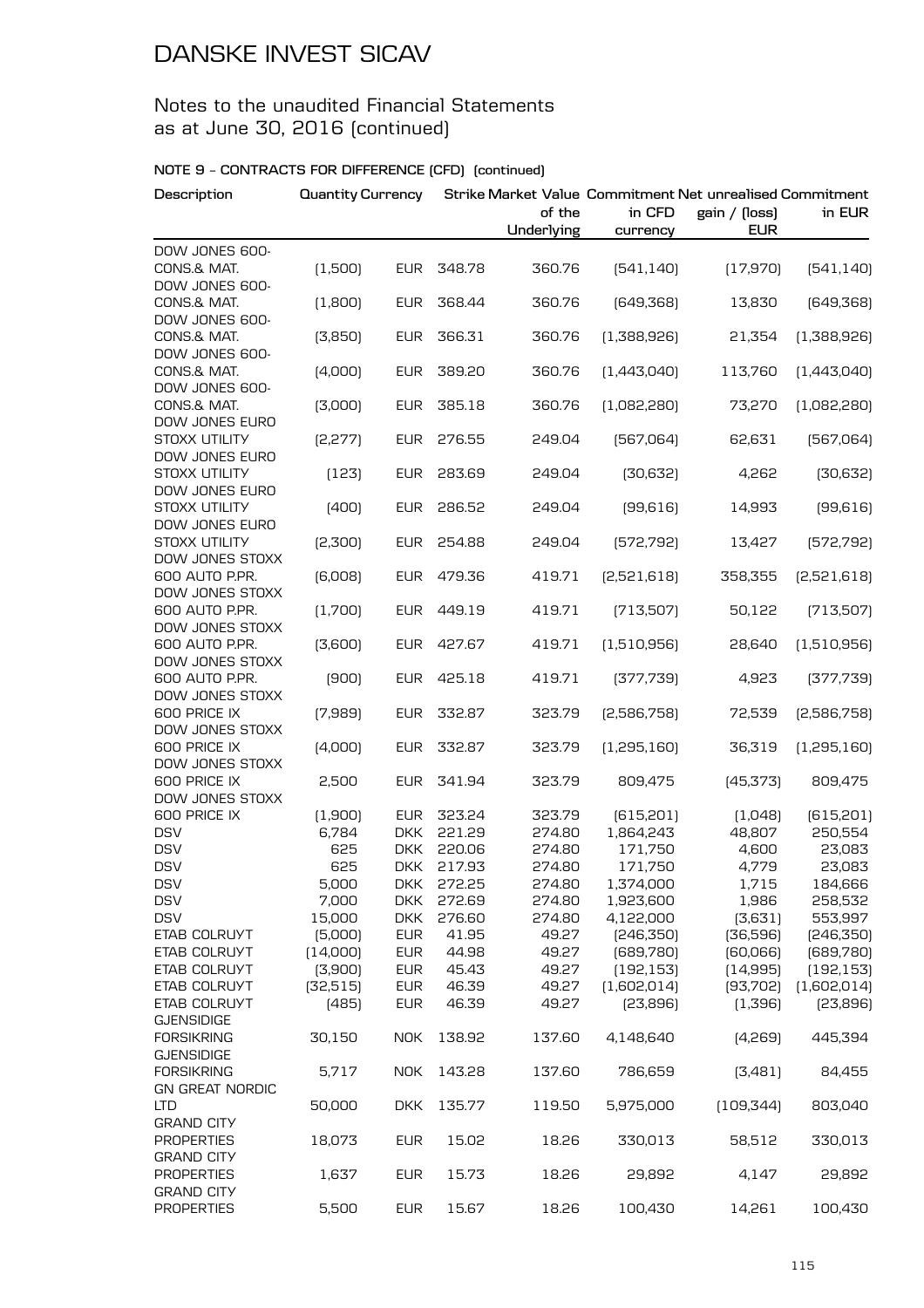# DANSKE INVEST SICAV

## Notes to the unaudited Financial Statements as at June 30, 2016 (continued)

### NOTE 9 – CONTRACTS FOR DIFFERENCE (CFD) (continued)

| Description | Quantity | Currency | Strike | Market Value of the Underlying | Commitment in CFD currency | Net unrealised gain / (loss) EUR | Commitment in EUR |
|---|---|---|---|---|---|---|---|
| DOW JONES 600-CONS.& MAT. | (1,500) | EUR | 348.78 | 360.76 | (541,140) | (17,970) | (541,140) |
| DOW JONES 600-CONS.& MAT. | (1,800) | EUR | 368.44 | 360.76 | (649,368) | 13,830 | (649,368) |
| DOW JONES 600-CONS.& MAT. | (3,850) | EUR | 366.31 | 360.76 | (1,388,926) | 21,354 | (1,388,926) |
| DOW JONES 600-CONS.& MAT. | (4,000) | EUR | 389.20 | 360.76 | (1,443,040) | 113,760 | (1,443,040) |
| DOW JONES 600-CONS.& MAT. | (3,000) | EUR | 385.18 | 360.76 | (1,082,280) | 73,270 | (1,082,280) |
| DOW JONES EURO STOXX UTILITY | (2,277) | EUR | 276.55 | 249.04 | (567,064) | 62,631 | (567,064) |
| DOW JONES EURO STOXX UTILITY | (123) | EUR | 283.69 | 249.04 | (30,632) | 4,262 | (30,632) |
| DOW JONES EURO STOXX UTILITY | (400) | EUR | 286.52 | 249.04 | (99,616) | 14,993 | (99,616) |
| DOW JONES EURO STOXX UTILITY | (2,300) | EUR | 254.88 | 249.04 | (572,792) | 13,427 | (572,792) |
| DOW JONES STOXX 600 AUTO P.PR. | (6,008) | EUR | 479.36 | 419.71 | (2,521,618) | 358,355 | (2,521,618) |
| DOW JONES STOXX 600 AUTO P.PR. | (1,700) | EUR | 449.19 | 419.71 | (713,507) | 50,122 | (713,507) |
| DOW JONES STOXX 600 AUTO P.PR. | (3,600) | EUR | 427.67 | 419.71 | (1,510,956) | 28,640 | (1,510,956) |
| DOW JONES STOXX 600 AUTO P.PR. | (900) | EUR | 425.18 | 419.71 | (377,739) | 4,923 | (377,739) |
| DOW JONES STOXX 600 PRICE IX | (7,989) | EUR | 332.87 | 323.79 | (2,586,758) | 72,539 | (2,586,758) |
| DOW JONES STOXX 600 PRICE IX | (4,000) | EUR | 332.87 | 323.79 | (1,295,160) | 36,319 | (1,295,160) |
| DOW JONES STOXX 600 PRICE IX | 2,500 | EUR | 341.94 | 323.79 | 809,475 | (45,373) | 809,475 |
| DOW JONES STOXX 600 PRICE IX | (1,900) | EUR | 323.24 | 323.79 | (615,201) | (1,048) | (615,201) |
| DSV | 6,784 | DKK | 221.29 | 274.80 | 1,864,243 | 48,807 | 250,554 |
| DSV | 625 | DKK | 220.06 | 274.80 | 171,750 | 4,600 | 23,083 |
| DSV | 625 | DKK | 217.93 | 274.80 | 171,750 | 4,779 | 23,083 |
| DSV | 5,000 | DKK | 272.25 | 274.80 | 1,374,000 | 1,715 | 184,666 |
| DSV | 7,000 | DKK | 272.69 | 274.80 | 1,923,600 | 1,986 | 258,532 |
| DSV | 15,000 | DKK | 276.60 | 274.80 | 4,122,000 | (3,631) | 553,997 |
| ETAB COLRUYT | (5,000) | EUR | 41.95 | 49.27 | (246,350) | (36,596) | (246,350) |
| ETAB COLRUYT | (14,000) | EUR | 44.98 | 49.27 | (689,780) | (60,066) | (689,780) |
| ETAB COLRUYT | (3,900) | EUR | 45.43 | 49.27 | (192,153) | (14,995) | (192,153) |
| ETAB COLRUYT | (32,515) | EUR | 46.39 | 49.27 | (1,602,014) | (93,702) | (1,602,014) |
| ETAB COLRUYT | (485) | EUR | 46.39 | 49.27 | (23,896) | (1,396) | (23,896) |
| GJENSIDIGE FORSIKRING | 30,150 | NOK | 138.92 | 137.60 | 4,148,640 | (4,269) | 445,394 |
| GJENSIDIGE FORSIKRING | 5,717 | NOK | 143.28 | 137.60 | 786,659 | (3,481) | 84,455 |
| GN GREAT NORDIC LTD | 50,000 | DKK | 135.77 | 119.50 | 5,975,000 | (109,344) | 803,040 |
| GRAND CITY PROPERTIES | 18,073 | EUR | 15.02 | 18.26 | 330,013 | 58,512 | 330,013 |
| GRAND CITY PROPERTIES | 1,637 | EUR | 15.73 | 18.26 | 29,892 | 4,147 | 29,892 |
| GRAND CITY PROPERTIES | 5,500 | EUR | 15.67 | 18.26 | 100,430 | 14,261 | 100,430 |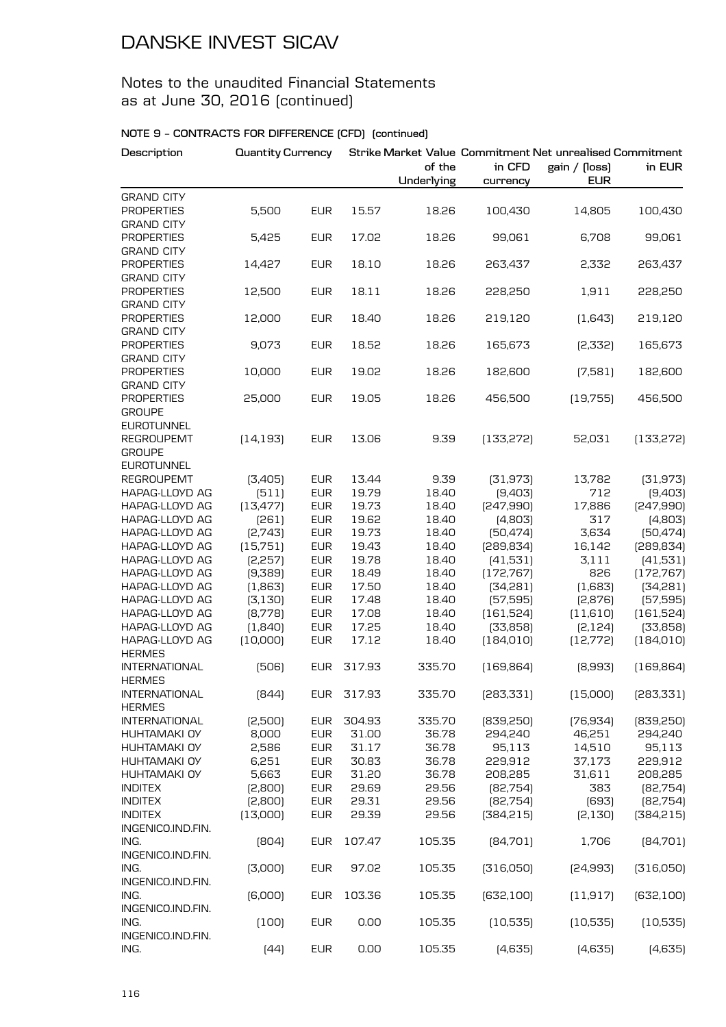# DANSKE INVEST SICAV

Notes to the unaudited Financial Statements as at June 30, 2016 (continued)

**NOTE 9 - CONTRACTS FOR DIFFERENCE (CFD) (continued)**

| Description | Quantity | Currency | Strike | Market Value of the Underlying | Commitment in CFD currency | Net unrealised gain / (loss) EUR | Commitment in EUR |
|---|---|---|---|---|---|---|---|
| GRAND CITY PROPERTIES | 5,500 | EUR | 15.57 | 18.26 | 100,430 | 14,805 | 100,430 |
| GRAND CITY PROPERTIES | 5,425 | EUR | 17.02 | 18.26 | 99,061 | 6,708 | 99,061 |
| GRAND CITY PROPERTIES | 14,427 | EUR | 18.10 | 18.26 | 263,437 | 2,332 | 263,437 |
| GRAND CITY PROPERTIES | 12,500 | EUR | 18.11 | 18.26 | 228,250 | 1,911 | 228,250 |
| GRAND CITY PROPERTIES | 12,000 | EUR | 18.40 | 18.26 | 219,120 | (1,643) | 219,120 |
| GRAND CITY PROPERTIES | 9,073 | EUR | 18.52 | 18.26 | 165,673 | (2,332) | 165,673 |
| GRAND CITY PROPERTIES | 10,000 | EUR | 19.02 | 18.26 | 182,600 | (7,581) | 182,600 |
| GRAND CITY PROPERTIES | 25,000 | EUR | 19.05 | 18.26 | 456,500 | (19,755) | 456,500 |
| GROUPE EUROTUNNEL REGROUPEMT | (14,193) | EUR | 13.06 | 9.39 | (133,272) | 52,031 | (133,272) |
| GROUPE EUROTUNNEL REGROUPEMT | (3,405) | EUR | 13.44 | 9.39 | (31,973) | 13,782 | (31,973) |
| HAPAG-LLOYD AG | (511) | EUR | 19.79 | 18.40 | (9,403) | 712 | (9,403) |
| HAPAG-LLOYD AG | (13,477) | EUR | 19.73 | 18.40 | (247,990) | 17,886 | (247,990) |
| HAPAG-LLOYD AG | (261) | EUR | 19.62 | 18.40 | (4,803) | 317 | (4,803) |
| HAPAG-LLOYD AG | (2,743) | EUR | 19.73 | 18.40 | (50,474) | 3,634 | (50,474) |
| HAPAG-LLOYD AG | (15,751) | EUR | 19.43 | 18.40 | (289,834) | 16,142 | (289,834) |
| HAPAG-LLOYD AG | (2,257) | EUR | 19.78 | 18.40 | (41,531) | 3,111 | (41,531) |
| HAPAG-LLOYD AG | (9,389) | EUR | 18.49 | 18.40 | (172,767) | 826 | (172,767) |
| HAPAG-LLOYD AG | (1,863) | EUR | 17.50 | 18.40 | (34,281) | (1,683) | (34,281) |
| HAPAG-LLOYD AG | (3,130) | EUR | 17.48 | 18.40 | (57,595) | (2,876) | (57,595) |
| HAPAG-LLOYD AG | (8,778) | EUR | 17.08 | 18.40 | (161,524) | (11,610) | (161,524) |
| HAPAG-LLOYD AG | (1,840) | EUR | 17.25 | 18.40 | (33,858) | (2,124) | (33,858) |
| HAPAG-LLOYD AG | (10,000) | EUR | 17.12 | 18.40 | (184,010) | (12,772) | (184,010) |
| HERMES INTERNATIONAL | (506) | EUR | 317.93 | 335.70 | (169,864) | (8,993) | (169,864) |
| HERMES INTERNATIONAL | (844) | EUR | 317.93 | 335.70 | (283,331) | (15,000) | (283,331) |
| HERMES INTERNATIONAL | (2,500) | EUR | 304.93 | 335.70 | (839,250) | (76,934) | (839,250) |
| HUHTAMAKI OY | 8,000 | EUR | 31.00 | 36.78 | 294,240 | 46,251 | 294,240 |
| HUHTAMAKI OY | 2,586 | EUR | 31.17 | 36.78 | 95,113 | 14,510 | 95,113 |
| HUHTAMAKI OY | 6,251 | EUR | 30.83 | 36.78 | 229,912 | 37,173 | 229,912 |
| HUHTAMAKI OY | 5,663 | EUR | 31.20 | 36.78 | 208,285 | 31,611 | 208,285 |
| INDITEX | (2,800) | EUR | 29.69 | 29.56 | (82,754) | 383 | (82,754) |
| INDITEX | (2,800) | EUR | 29.31 | 29.56 | (82,754) | (693) | (82,754) |
| INDITEX | (13,000) | EUR | 29.39 | 29.56 | (384,215) | (2,130) | (384,215) |
| INGENICO.IND.FIN. ING. | (804) | EUR | 107.47 | 105.35 | (84,701) | 1,706 | (84,701) |
| INGENICO.IND.FIN. ING. | (3,000) | EUR | 97.02 | 105.35 | (316,050) | (24,993) | (316,050) |
| INGENICO.IND.FIN. ING. | (6,000) | EUR | 103.36 | 105.35 | (632,100) | (11,917) | (632,100) |
| INGENICO.IND.FIN. ING. | (100) | EUR | 0.00 | 105.35 | (10,535) | (10,535) | (10,535) |
| INGENICO.IND.FIN. ING. | (44) | EUR | 0.00 | 105.35 | (4,635) | (4,635) | (4,635) |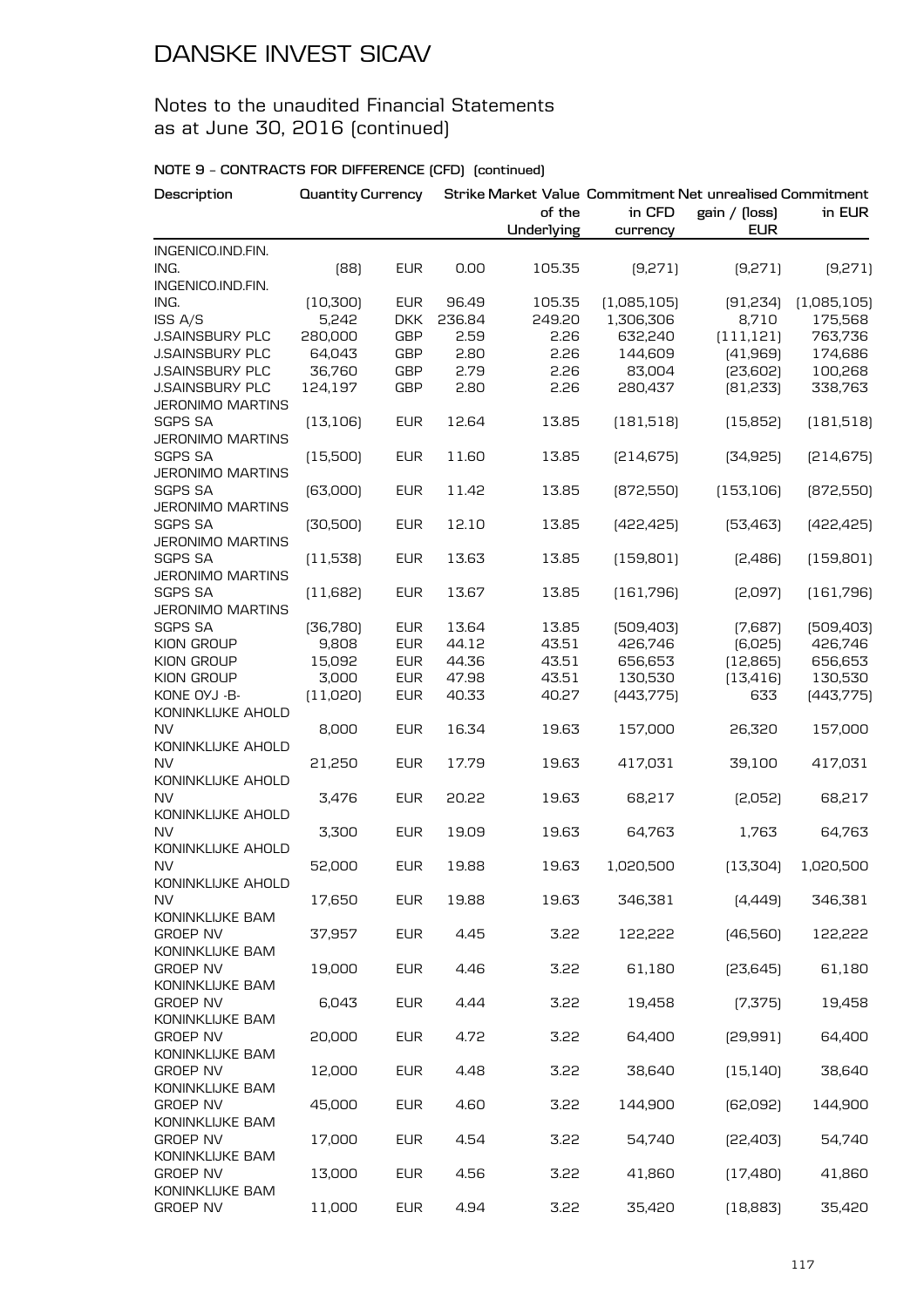# DANSKE INVEST SICAV

## Notes to the unaudited Financial Statements as at June 30, 2016 (continued)

### NOTE 9 – CONTRACTS FOR DIFFERENCE (CFD) (continued)

| Description | Quantity | Currency | Strike | Market Value of the Underlying | Commitment in CFD currency | Net unrealised gain / (loss) EUR | Commitment in EUR |
|---|---|---|---|---|---|---|---|
| INGENICO.IND.FIN. ING. | (88) | EUR | 0.00 | 105.35 | (9,271) | (9,271) | (9,271) |
| INGENICO.IND.FIN. ING. | (10,300) | EUR | 96.49 | 105.35 | (1,085,105) | (91,234) | (1,085,105) |
| ISS A/S | 5,242 | DKK | 236.84 | 249.20 | 1,306,306 | 8,710 | 175,568 |
| J.SAINSBURY PLC | 280,000 | GBP | 2.59 | 2.26 | 632,240 | (111,121) | 763,736 |
| J.SAINSBURY PLC | 64,043 | GBP | 2.80 | 2.26 | 144,609 | (41,969) | 174,686 |
| J.SAINSBURY PLC | 36,760 | GBP | 2.79 | 2.26 | 83,004 | (23,602) | 100,268 |
| J.SAINSBURY PLC | 124,197 | GBP | 2.80 | 2.26 | 280,437 | (81,233) | 338,763 |
| JERONIMO MARTINS SGPS SA | (13,106) | EUR | 12.64 | 13.85 | (181,518) | (15,852) | (181,518) |
| JERONIMO MARTINS SGPS SA | (15,500) | EUR | 11.60 | 13.85 | (214,675) | (34,925) | (214,675) |
| JERONIMO MARTINS SGPS SA | (63,000) | EUR | 11.42 | 13.85 | (872,550) | (153,106) | (872,550) |
| JERONIMO MARTINS SGPS SA | (30,500) | EUR | 12.10 | 13.85 | (422,425) | (53,463) | (422,425) |
| JERONIMO MARTINS SGPS SA | (11,538) | EUR | 13.63 | 13.85 | (159,801) | (2,486) | (159,801) |
| JERONIMO MARTINS SGPS SA | (11,682) | EUR | 13.67 | 13.85 | (161,796) | (2,097) | (161,796) |
| JERONIMO MARTINS SGPS SA | (36,780) | EUR | 13.64 | 13.85 | (509,403) | (7,687) | (509,403) |
| KION GROUP | 9,808 | EUR | 44.12 | 43.51 | 426,746 | (6,025) | 426,746 |
| KION GROUP | 15,092 | EUR | 44.36 | 43.51 | 656,653 | (12,865) | 656,653 |
| KION GROUP | 3,000 | EUR | 47.98 | 43.51 | 130,530 | (13,416) | 130,530 |
| KONE OYJ -B- | (11,020) | EUR | 40.33 | 40.27 | (443,775) | 633 | (443,775) |
| KONINKLIJKE AHOLD NV | 8,000 | EUR | 16.34 | 19.63 | 157,000 | 26,320 | 157,000 |
| KONINKLIJKE AHOLD NV | 21,250 | EUR | 17.79 | 19.63 | 417,031 | 39,100 | 417,031 |
| KONINKLIJKE AHOLD NV | 3,476 | EUR | 20.22 | 19.63 | 68,217 | (2,052) | 68,217 |
| KONINKLIJKE AHOLD NV | 3,300 | EUR | 19.09 | 19.63 | 64,763 | 1,763 | 64,763 |
| KONINKLIJKE AHOLD NV | 52,000 | EUR | 19.88 | 19.63 | 1,020,500 | (13,304) | 1,020,500 |
| KONINKLIJKE AHOLD NV | 17,650 | EUR | 19.88 | 19.63 | 346,381 | (4,449) | 346,381 |
| KONINKLIJKE BAM GROEP NV | 37,957 | EUR | 4.45 | 3.22 | 122,222 | (46,560) | 122,222 |
| KONINKLIJKE BAM GROEP NV | 19,000 | EUR | 4.46 | 3.22 | 61,180 | (23,645) | 61,180 |
| KONINKLIJKE BAM GROEP NV | 6,043 | EUR | 4.44 | 3.22 | 19,458 | (7,375) | 19,458 |
| KONINKLIJKE BAM GROEP NV | 20,000 | EUR | 4.72 | 3.22 | 64,400 | (29,991) | 64,400 |
| KONINKLIJKE BAM GROEP NV | 12,000 | EUR | 4.48 | 3.22 | 38,640 | (15,140) | 38,640 |
| KONINKLIJKE BAM GROEP NV | 45,000 | EUR | 4.60 | 3.22 | 144,900 | (62,092) | 144,900 |
| KONINKLIJKE BAM GROEP NV | 17,000 | EUR | 4.54 | 3.22 | 54,740 | (22,403) | 54,740 |
| KONINKLIJKE BAM GROEP NV | 13,000 | EUR | 4.56 | 3.22 | 41,860 | (17,480) | 41,860 |
| KONINKLIJKE BAM GROEP NV | 11,000 | EUR | 4.94 | 3.22 | 35,420 | (18,883) | 35,420 |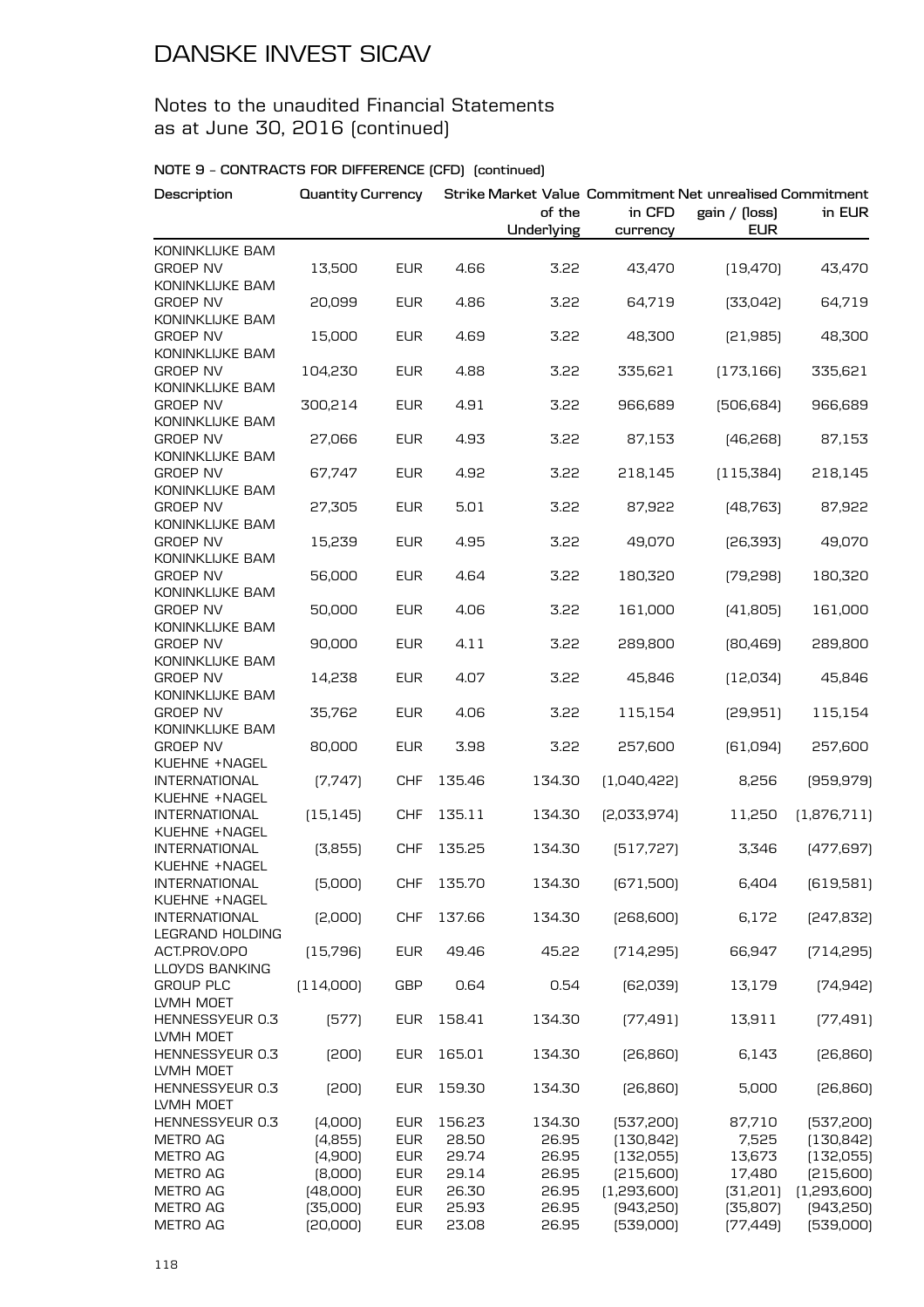# DANSKE INVEST SICAV

## Notes to the unaudited Financial Statements as at June 30, 2016 (continued)

### NOTE 9 - CONTRACTS FOR DIFFERENCE (CFD) (continued)

| Description | Quantity | Currency | Strike | Market Value of the Underlying | Commitment in CFD currency | Net unrealised gain / (loss) EUR | Commitment in EUR |
|---|---|---|---|---|---|---|---|
| KONINKLIJKE BAM GROEP NV | 13,500 | EUR | 4.66 | 3.22 | 43,470 | (19,470) | 43,470 |
| KONINKLIJKE BAM GROEP NV | 20,099 | EUR | 4.86 | 3.22 | 64,719 | (33,042) | 64,719 |
| KONINKLIJKE BAM GROEP NV | 15,000 | EUR | 4.69 | 3.22 | 48,300 | (21,985) | 48,300 |
| KONINKLIJKE BAM GROEP NV | 104,230 | EUR | 4.88 | 3.22 | 335,621 | (173,166) | 335,621 |
| KONINKLIJKE BAM GROEP NV | 300,214 | EUR | 4.91 | 3.22 | 966,689 | (506,684) | 966,689 |
| KONINKLIJKE BAM GROEP NV | 27,066 | EUR | 4.93 | 3.22 | 87,153 | (46,268) | 87,153 |
| KONINKLIJKE BAM GROEP NV | 67,747 | EUR | 4.92 | 3.22 | 218,145 | (115,384) | 218,145 |
| KONINKLIJKE BAM GROEP NV | 27,305 | EUR | 5.01 | 3.22 | 87,922 | (48,763) | 87,922 |
| KONINKLIJKE BAM GROEP NV | 15,239 | EUR | 4.95 | 3.22 | 49,070 | (26,393) | 49,070 |
| KONINKLIJKE BAM GROEP NV | 56,000 | EUR | 4.64 | 3.22 | 180,320 | (79,298) | 180,320 |
| KONINKLIJKE BAM GROEP NV | 50,000 | EUR | 4.06 | 3.22 | 161,000 | (41,805) | 161,000 |
| KONINKLIJKE BAM GROEP NV | 90,000 | EUR | 4.11 | 3.22 | 289,800 | (80,469) | 289,800 |
| KONINKLIJKE BAM GROEP NV | 14,238 | EUR | 4.07 | 3.22 | 45,846 | (12,034) | 45,846 |
| KONINKLIJKE BAM GROEP NV | 35,762 | EUR | 4.06 | 3.22 | 115,154 | (29,951) | 115,154 |
| KONINKLIJKE BAM GROEP NV | 80,000 | EUR | 3.98 | 3.22 | 257,600 | (61,094) | 257,600 |
| KUEHNE +NAGEL INTERNATIONAL | (7,747) | CHF | 135.46 | 134.30 | (1,040,422) | 8,256 | (959,979) |
| KUEHNE +NAGEL INTERNATIONAL | (15,145) | CHF | 135.11 | 134.30 | (2,033,974) | 11,250 | (1,876,711) |
| KUEHNE +NAGEL INTERNATIONAL | (3,855) | CHF | 135.25 | 134.30 | (517,727) | 3,346 | (477,697) |
| KUEHNE +NAGEL INTERNATIONAL | (5,000) | CHF | 135.70 | 134.30 | (671,500) | 6,404 | (619,581) |
| KUEHNE +NAGEL INTERNATIONAL | (2,000) | CHF | 137.66 | 134.30 | (268,600) | 6,172 | (247,832) |
| LEGRAND HOLDING ACT.PROV.OPO | (15,796) | EUR | 49.46 | 45.22 | (714,295) | 66,947 | (714,295) |
| LLOYDS BANKING GROUP PLC | (114,000) | GBP | 0.64 | 0.54 | (62,039) | 13,179 | (74,942) |
| LVMH MOET HENNESSYEUR 0.3 | (577) | EUR | 158.41 | 134.30 | (77,491) | 13,911 | (77,491) |
| LVMH MOET HENNESSYEUR 0.3 | (200) | EUR | 165.01 | 134.30 | (26,860) | 6,143 | (26,860) |
| LVMH MOET HENNESSYEUR 0.3 | (200) | EUR | 159.30 | 134.30 | (26,860) | 5,000 | (26,860) |
| LVMH MOET HENNESSYEUR 0.3 | (4,000) | EUR | 156.23 | 134.30 | (537,200) | 87,710 | (537,200) |
| METRO AG | (4,855) | EUR | 28.50 | 26.95 | (130,842) | 7,525 | (130,842) |
| METRO AG | (4,900) | EUR | 29.74 | 26.95 | (132,055) | 13,673 | (132,055) |
| METRO AG | (8,000) | EUR | 29.14 | 26.95 | (215,600) | 17,480 | (215,600) |
| METRO AG | (48,000) | EUR | 26.30 | 26.95 | (1,293,600) | (31,201) | (1,293,600) |
| METRO AG | (35,000) | EUR | 25.93 | 26.95 | (943,250) | (35,807) | (943,250) |
| METRO AG | (20,000) | EUR | 23.08 | 26.95 | (539,000) | (77,449) | (539,000) |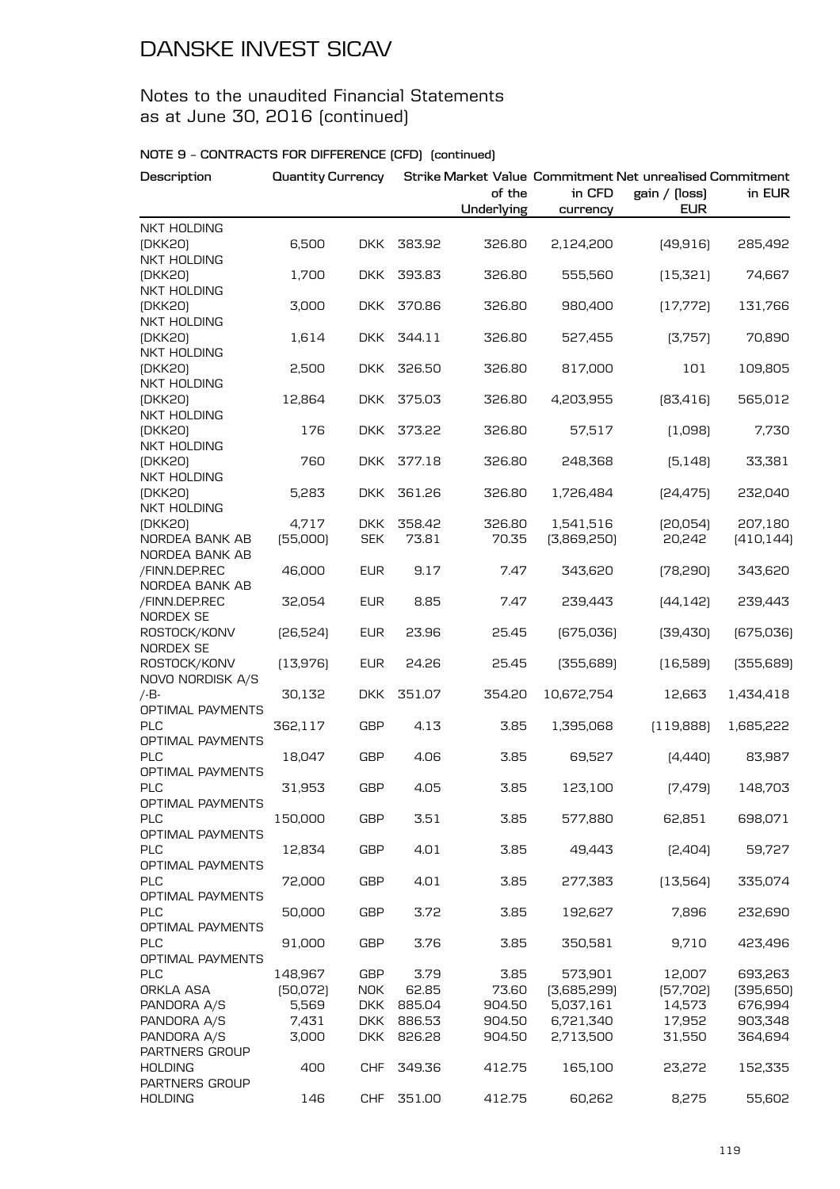# DANSKE INVEST SICAV

## Notes to the unaudited Financial Statements as at June 30, 2016 (continued)

### NOTE 9 – CONTRACTS FOR DIFFERENCE (CFD) (continued)

| Description | Quantity | Currency | Strike | Market Value of the Underlying | Commitment in CFD currency | Net unrealised gain / (loss) EUR | Commitment in EUR |
|---|---|---|---|---|---|---|---|
| NKT HOLDING (DKK20) | 6,500 | DKK | 383.92 | 326.80 | 2,124,200 | (49,916) | 285,492 |
| NKT HOLDING (DKK20) | 1,700 | DKK | 393.83 | 326.80 | 555,560 | (15,321) | 74,667 |
| NKT HOLDING (DKK20) | 3,000 | DKK | 370.86 | 326.80 | 980,400 | (17,772) | 131,766 |
| NKT HOLDING (DKK20) | 1,614 | DKK | 344.11 | 326.80 | 527,455 | (3,757) | 70,890 |
| NKT HOLDING (DKK20) | 2,500 | DKK | 326.50 | 326.80 | 817,000 | 101 | 109,805 |
| NKT HOLDING (DKK20) | 12,864 | DKK | 375.03 | 326.80 | 4,203,955 | (83,416) | 565,012 |
| NKT HOLDING (DKK20) | 176 | DKK | 373.22 | 326.80 | 57,517 | (1,098) | 7,730 |
| NKT HOLDING (DKK20) | 760 | DKK | 377.18 | 326.80 | 248,368 | (5,148) | 33,381 |
| NKT HOLDING (DKK20) | 5,283 | DKK | 361.26 | 326.80 | 1,726,484 | (24,475) | 232,040 |
| NKT HOLDING (DKK20) | 4,717 | DKK | 358.42 | 326.80 | 1,541,516 | (20,054) | 207,180 |
| NORDEA BANK AB | (55,000) | SEK | 73.81 | 70.35 | (3,869,250) | 20,242 | (410,144) |
| NORDEA BANK AB /FINN.DEP.REC | 46,000 | EUR | 9.17 | 7.47 | 343,620 | (78,290) | 343,620 |
| NORDEA BANK AB /FINN.DEP.REC | 32,054 | EUR | 8.85 | 7.47 | 239,443 | (44,142) | 239,443 |
| NORDEX SE ROSTOCK/KONV | (26,524) | EUR | 23.96 | 25.45 | (675,036) | (39,430) | (675,036) |
| NORDEX SE ROSTOCK/KONV | (13,976) | EUR | 24.26 | 25.45 | (355,689) | (16,589) | (355,689) |
| NOVO NORDISK A/S /-B- | 30,132 | DKK | 351.07 | 354.20 | 10,672,754 | 12,663 | 1,434,418 |
| OPTIMAL PAYMENTS PLC | 362,117 | GBP | 4.13 | 3.85 | 1,395,068 | (119,888) | 1,685,222 |
| OPTIMAL PAYMENTS PLC | 18,047 | GBP | 4.06 | 3.85 | 69,527 | (4,440) | 83,987 |
| OPTIMAL PAYMENTS PLC | 31,953 | GBP | 4.05 | 3.85 | 123,100 | (7,479) | 148,703 |
| OPTIMAL PAYMENTS PLC | 150,000 | GBP | 3.51 | 3.85 | 577,880 | 62,851 | 698,071 |
| OPTIMAL PAYMENTS PLC | 12,834 | GBP | 4.01 | 3.85 | 49,443 | (2,404) | 59,727 |
| OPTIMAL PAYMENTS PLC | 72,000 | GBP | 4.01 | 3.85 | 277,383 | (13,564) | 335,074 |
| OPTIMAL PAYMENTS PLC | 50,000 | GBP | 3.72 | 3.85 | 192,627 | 7,896 | 232,690 |
| OPTIMAL PAYMENTS PLC | 91,000 | GBP | 3.76 | 3.85 | 350,581 | 9,710 | 423,496 |
| OPTIMAL PAYMENTS PLC | 148,967 | GBP | 3.79 | 3.85 | 573,901 | 12,007 | 693,263 |
| ORKLA ASA | (50,072) | NOK | 62.85 | 73.60 | (3,685,299) | (57,702) | (395,650) |
| PANDORA A/S | 5,569 | DKK | 885.04 | 904.50 | 5,037,161 | 14,573 | 676,994 |
| PANDORA A/S | 7,431 | DKK | 886.53 | 904.50 | 6,721,340 | 17,952 | 903,348 |
| PANDORA A/S | 3,000 | DKK | 826.28 | 904.50 | 2,713,500 | 31,550 | 364,694 |
| PARTNERS GROUP HOLDING | 400 | CHF | 349.36 | 412.75 | 165,100 | 23,272 | 152,335 |
| PARTNERS GROUP HOLDING | 146 | CHF | 351.00 | 412.75 | 60,262 | 8,275 | 55,602 |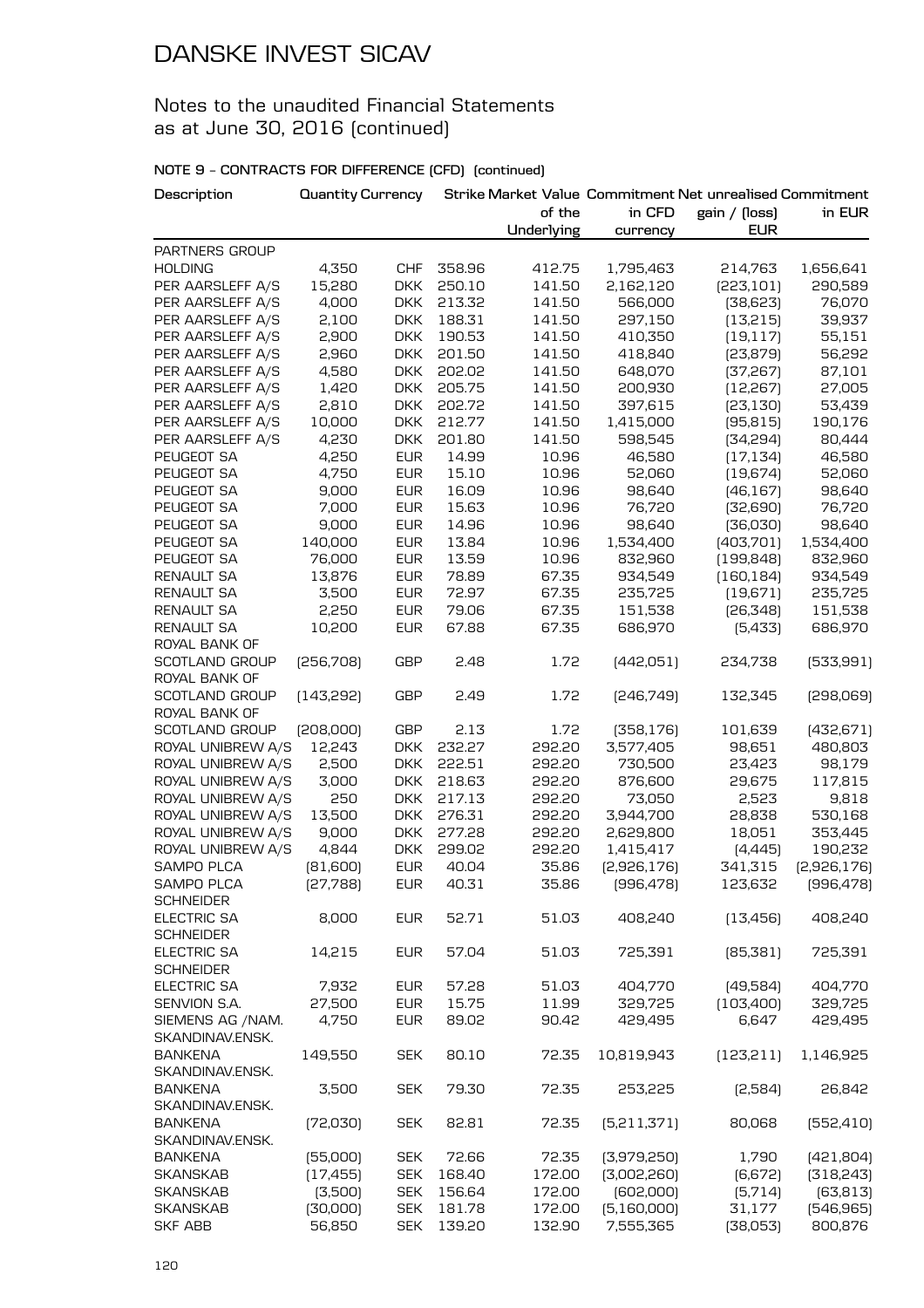# DANSKE INVEST SICAV

Notes to the unaudited Financial Statements as at June 30, 2016 (continued)

**NOTE 9 - CONTRACTS FOR DIFFERENCE (CFD) (continued)**

| Description | Quantity | Currency | Strike | Market Value of the Underlying | Commitment in CFD currency | Net unrealised gain / (loss) EUR | Commitment in EUR |
|---|---|---|---|---|---|---|---|
| PARTNERS GROUP HOLDING | 4,350 | CHF | 358.96 | 412.75 | 1,795,463 | 214,763 | 1,656,641 |
| PER AARSLEFF A/S | 15,280 | DKK | 250.10 | 141.50 | 2,162,120 | (223,101) | 290,589 |
| PER AARSLEFF A/S | 4,000 | DKK | 213.32 | 141.50 | 566,000 | (38,623) | 76,070 |
| PER AARSLEFF A/S | 2,100 | DKK | 188.31 | 141.50 | 297,150 | (13,215) | 39,937 |
| PER AARSLEFF A/S | 2,900 | DKK | 190.53 | 141.50 | 410,350 | (19,117) | 55,151 |
| PER AARSLEFF A/S | 2,960 | DKK | 201.50 | 141.50 | 418,840 | (23,879) | 56,292 |
| PER AARSLEFF A/S | 4,580 | DKK | 202.02 | 141.50 | 648,070 | (37,267) | 87,101 |
| PER AARSLEFF A/S | 1,420 | DKK | 205.75 | 141.50 | 200,930 | (12,267) | 27,005 |
| PER AARSLEFF A/S | 2,810 | DKK | 202.72 | 141.50 | 397,615 | (23,130) | 53,439 |
| PER AARSLEFF A/S | 10,000 | DKK | 212.77 | 141.50 | 1,415,000 | (95,815) | 190,176 |
| PER AARSLEFF A/S | 4,230 | DKK | 201.80 | 141.50 | 598,545 | (34,294) | 80,444 |
| PEUGEOT SA | 4,250 | EUR | 14.99 | 10.96 | 46,580 | (17,134) | 46,580 |
| PEUGEOT SA | 4,750 | EUR | 15.10 | 10.96 | 52,060 | (19,674) | 52,060 |
| PEUGEOT SA | 9,000 | EUR | 16.09 | 10.96 | 98,640 | (46,167) | 98,640 |
| PEUGEOT SA | 7,000 | EUR | 15.63 | 10.96 | 76,720 | (32,690) | 76,720 |
| PEUGEOT SA | 9,000 | EUR | 14.96 | 10.96 | 98,640 | (36,030) | 98,640 |
| PEUGEOT SA | 140,000 | EUR | 13.84 | 10.96 | 1,534,400 | (403,701) | 1,534,400 |
| PEUGEOT SA | 76,000 | EUR | 13.59 | 10.96 | 832,960 | (199,848) | 832,960 |
| RENAULT SA | 13,876 | EUR | 78.89 | 67.35 | 934,549 | (160,184) | 934,549 |
| RENAULT SA | 3,500 | EUR | 72.97 | 67.35 | 235,725 | (19,671) | 235,725 |
| RENAULT SA | 2,250 | EUR | 79.06 | 67.35 | 151,538 | (26,348) | 151,538 |
| RENAULT SA | 10,200 | EUR | 67.88 | 67.35 | 686,970 | (5,433) | 686,970 |
| ROYAL BANK OF SCOTLAND GROUP | (256,708) | GBP | 2.48 | 1.72 | (442,051) | 234,738 | (533,991) |
| ROYAL BANK OF SCOTLAND GROUP | (143,292) | GBP | 2.49 | 1.72 | (246,749) | 132,345 | (298,069) |
| ROYAL BANK OF SCOTLAND GROUP | (208,000) | GBP | 2.13 | 1.72 | (358,176) | 101,639 | (432,671) |
| ROYAL UNIBREW A/S | 12,243 | DKK | 232.27 | 292.20 | 3,577,405 | 98,651 | 480,803 |
| ROYAL UNIBREW A/S | 2,500 | DKK | 222.51 | 292.20 | 730,500 | 23,423 | 98,179 |
| ROYAL UNIBREW A/S | 3,000 | DKK | 218.63 | 292.20 | 876,600 | 29,675 | 117,815 |
| ROYAL UNIBREW A/S | 250 | DKK | 217.13 | 292.20 | 73,050 | 2,523 | 9,818 |
| ROYAL UNIBREW A/S | 13,500 | DKK | 276.31 | 292.20 | 3,944,700 | 28,838 | 530,168 |
| ROYAL UNIBREW A/S | 9,000 | DKK | 277.28 | 292.20 | 2,629,800 | 18,051 | 353,445 |
| ROYAL UNIBREW A/S | 4,844 | DKK | 299.02 | 292.20 | 1,415,417 | (4,445) | 190,232 |
| SAMPO PLCA | (81,600) | EUR | 40.04 | 35.86 | (2,926,176) | 341,315 | (2,926,176) |
| SAMPO PLCA | (27,788) | EUR | 40.31 | 35.86 | (996,478) | 123,632 | (996,478) |
| SCHNEIDER ELECTRIC SA | 8,000 | EUR | 52.71 | 51.03 | 408,240 | (13,456) | 408,240 |
| SCHNEIDER ELECTRIC SA | 14,215 | EUR | 57.04 | 51.03 | 725,391 | (85,381) | 725,391 |
| SCHNEIDER ELECTRIC SA | 7,932 | EUR | 57.28 | 51.03 | 404,770 | (49,584) | 404,770 |
| SENVION S.A. | 27,500 | EUR | 15.75 | 11.99 | 329,725 | (103,400) | 329,725 |
| SIEMENS AG /NAM. | 4,750 | EUR | 89.02 | 90.42 | 429,495 | 6,647 | 429,495 |
| SKANDINAV.ENSK. BANKENA | 149,550 | SEK | 80.10 | 72.35 | 10,819,943 | (123,211) | 1,146,925 |
| SKANDINAV.ENSK. BANKENA | 3,500 | SEK | 79.30 | 72.35 | 253,225 | (2,584) | 26,842 |
| SKANDINAV.ENSK. BANKENA | (72,030) | SEK | 82.81 | 72.35 | (5,211,371) | 80,068 | (552,410) |
| SKANDINAV.ENSK. BANKENA | (55,000) | SEK | 72.66 | 72.35 | (3,979,250) | 1,790 | (421,804) |
| SKANSKAB | (17,455) | SEK | 168.40 | 172.00 | (3,002,260) | (6,672) | (318,243) |
| SKANSKAB | (3,500) | SEK | 156.64 | 172.00 | (602,000) | (5,714) | (63,813) |
| SKANSKAB | (30,000) | SEK | 181.78 | 172.00 | (5,160,000) | 31,177 | (546,965) |
| SKF ABB | 56,850 | SEK | 139.20 | 132.90 | 7,555,365 | (38,053) | 800,876 |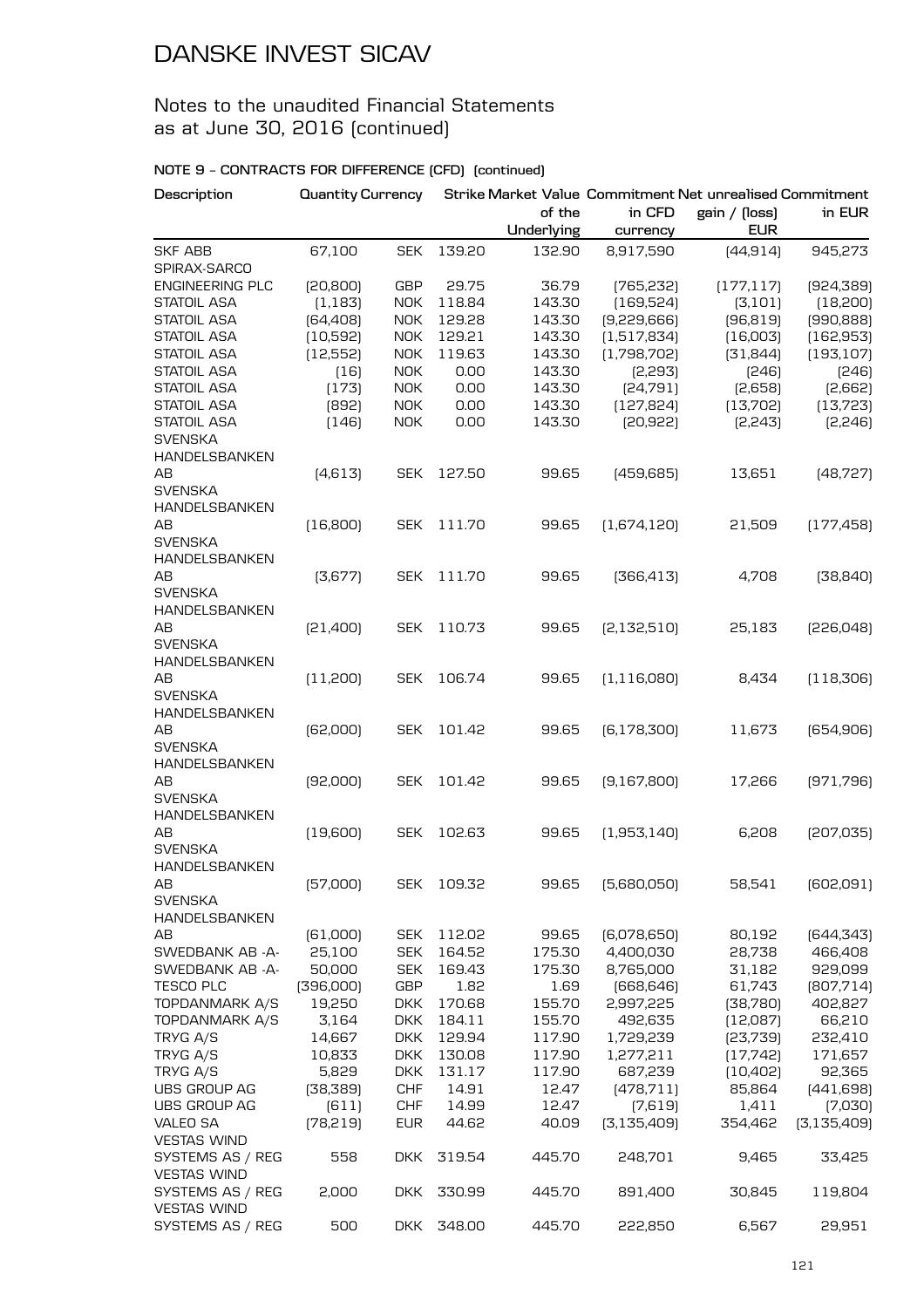# DANSKE INVEST SICAV

Notes to the unaudited Financial Statements as at June 30, 2016 (continued)

**NOTE 9 – CONTRACTS FOR DIFFERENCE (CFD) (continued)**

| Description | Quantity | Currency | Strike | Market Value of the Underlying | Commitment in CFD currency | Net unrealised gain / (loss) EUR | Commitment in EUR |
|---|---|---|---|---|---|---|---|
| SKF ABB | 67,100 | SEK | 139.20 | 132.90 | 8,917,590 | (44,914) | 945,273 |
| SPIRAX-SARCO ENGINEERING PLC | (20,800) | GBP | 29.75 | 36.79 | (765,232) | (177,117) | (924,389) |
| STATOIL ASA | (1,183) | NOK | 118.84 | 143.30 | (169,524) | (3,101) | (18,200) |
| STATOIL ASA | (64,408) | NOK | 129.28 | 143.30 | (9,229,666) | (96,819) | (990,888) |
| STATOIL ASA | (10,592) | NOK | 129.21 | 143.30 | (1,517,834) | (16,003) | (162,953) |
| STATOIL ASA | (12,552) | NOK | 119.63 | 143.30 | (1,798,702) | (31,844) | (193,107) |
| STATOIL ASA | (16) | NOK | 0.00 | 143.30 | (2,293) | (246) | (246) |
| STATOIL ASA | (173) | NOK | 0.00 | 143.30 | (24,791) | (2,658) | (2,662) |
| STATOIL ASA | (892) | NOK | 0.00 | 143.30 | (127,824) | (13,702) | (13,723) |
| STATOIL ASA | (146) | NOK | 0.00 | 143.30 | (20,922) | (2,243) | (2,246) |
| SVENSKA HANDELSBANKEN AB | (4,613) | SEK | 127.50 | 99.65 | (459,685) | 13,651 | (48,727) |
| SVENSKA HANDELSBANKEN AB | (16,800) | SEK | 111.70 | 99.65 | (1,674,120) | 21,509 | (177,458) |
| SVENSKA HANDELSBANKEN AB | (3,677) | SEK | 111.70 | 99.65 | (366,413) | 4,708 | (38,840) |
| SVENSKA HANDELSBANKEN AB | (21,400) | SEK | 110.73 | 99.65 | (2,132,510) | 25,183 | (226,048) |
| SVENSKA HANDELSBANKEN AB | (11,200) | SEK | 106.74 | 99.65 | (1,116,080) | 8,434 | (118,306) |
| SVENSKA HANDELSBANKEN AB | (62,000) | SEK | 101.42 | 99.65 | (6,178,300) | 11,673 | (654,906) |
| SVENSKA HANDELSBANKEN AB | (92,000) | SEK | 101.42 | 99.65 | (9,167,800) | 17,266 | (971,796) |
| SVENSKA HANDELSBANKEN AB | (19,600) | SEK | 102.63 | 99.65 | (1,953,140) | 6,208 | (207,035) |
| SVENSKA HANDELSBANKEN AB | (57,000) | SEK | 109.32 | 99.65 | (5,680,050) | 58,541 | (602,091) |
| SVENSKA HANDELSBANKEN AB | (61,000) | SEK | 112.02 | 99.65 | (6,078,650) | 80,192 | (644,343) |
| SWEDBANK AB -A- | 25,100 | SEK | 164.52 | 175.30 | 4,400,030 | 28,738 | 466,408 |
| SWEDBANK AB -A- | 50,000 | SEK | 169.43 | 175.30 | 8,765,000 | 31,182 | 929,099 |
| TESCO PLC | (396,000) | GBP | 1.82 | 1.69 | (668,646) | 61,743 | (807,714) |
| TOPDANMARK A/S | 19,250 | DKK | 170.68 | 155.70 | 2,997,225 | (38,780) | 402,827 |
| TOPDANMARK A/S | 3,164 | DKK | 184.11 | 155.70 | 492,635 | (12,087) | 66,210 |
| TRYG A/S | 14,667 | DKK | 129.94 | 117.90 | 1,729,239 | (23,739) | 232,410 |
| TRYG A/S | 10,833 | DKK | 130.08 | 117.90 | 1,277,211 | (17,742) | 171,657 |
| TRYG A/S | 5,829 | DKK | 131.17 | 117.90 | 687,239 | (10,402) | 92,365 |
| UBS GROUP AG | (38,389) | CHF | 14.91 | 12.47 | (478,711) | 85,864 | (441,698) |
| UBS GROUP AG | (611) | CHF | 14.99 | 12.47 | (7,619) | 1,411 | (7,030) |
| VALEO SA | (78,219) | EUR | 44.62 | 40.09 | (3,135,409) | 354,462 | (3,135,409) |
| VESTAS WIND SYSTEMS AS / REG | 558 | DKK | 319.54 | 445.70 | 248,701 | 9,465 | 33,425 |
| VESTAS WIND SYSTEMS AS / REG | 2,000 | DKK | 330.99 | 445.70 | 891,400 | 30,845 | 119,804 |
| VESTAS WIND SYSTEMS AS / REG | 500 | DKK | 348.00 | 445.70 | 222,850 | 6,567 | 29,951 |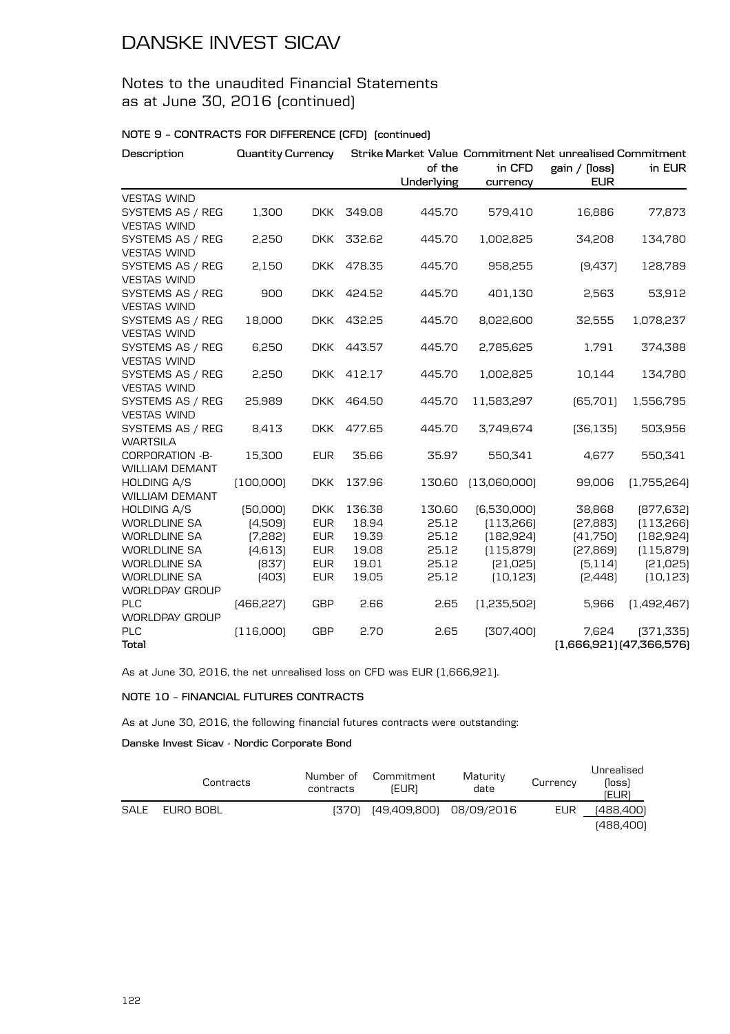# DANSKE INVEST SICAV

## Notes to the unaudited Financial Statements as at June 30, 2016 (continued)

### NOTE 9 – CONTRACTS FOR DIFFERENCE (CFD) (continued)

| Description | Quantity | Currency | Strike | Market Value of the Underlying | Commitment in CFD currency | Net unrealised gain / (loss) EUR | Commitment in EUR |
|---|---|---|---|---|---|---|---|
| VESTAS WIND SYSTEMS AS / REG | 1,300 | DKK | 349.08 | 445.70 | 579,410 | 16,886 | 77,873 |
| VESTAS WIND SYSTEMS AS / REG | 2,250 | DKK | 332.62 | 445.70 | 1,002,825 | 34,208 | 134,780 |
| VESTAS WIND SYSTEMS AS / REG | 2,150 | DKK | 478.35 | 445.70 | 958,255 | (9,437) | 128,789 |
| VESTAS WIND SYSTEMS AS / REG | 900 | DKK | 424.52 | 445.70 | 401,130 | 2,563 | 53,912 |
| VESTAS WIND SYSTEMS AS / REG | 18,000 | DKK | 432.25 | 445.70 | 8,022,600 | 32,555 | 1,078,237 |
| VESTAS WIND SYSTEMS AS / REG | 6,250 | DKK | 443.57 | 445.70 | 2,785,625 | 1,791 | 374,388 |
| VESTAS WIND SYSTEMS AS / REG | 2,250 | DKK | 412.17 | 445.70 | 1,002,825 | 10,144 | 134,780 |
| VESTAS WIND SYSTEMS AS / REG | 25,989 | DKK | 464.50 | 445.70 | 11,583,297 | (65,701) | 1,556,795 |
| VESTAS WIND SYSTEMS AS / REG | 8,413 | DKK | 477.65 | 445.70 | 3,749,674 | (36,135) | 503,956 |
| WARTSILA CORPORATION -B- | 15,300 | EUR | 35.66 | 35.97 | 550,341 | 4,677 | 550,341 |
| WILLIAM DEMANT HOLDING A/S | (100,000) | DKK | 137.96 | 130.60 | (13,060,000) | 99,006 | (1,755,264) |
| WILLIAM DEMANT HOLDING A/S | (50,000) | DKK | 136.38 | 130.60 | (6,530,000) | 38,868 | (877,632) |
| WORLDLINE SA | (4,509) | EUR | 18.94 | 25.12 | (113,266) | (27,883) | (113,266) |
| WORLDLINE SA | (7,282) | EUR | 19.39 | 25.12 | (182,924) | (41,750) | (182,924) |
| WORLDLINE SA | (4,613) | EUR | 19.08 | 25.12 | (115,879) | (27,869) | (115,879) |
| WORLDLINE SA | (837) | EUR | 19.01 | 25.12 | (21,025) | (5,114) | (21,025) |
| WORLDLINE SA | (403) | EUR | 19.05 | 25.12 | (10,123) | (2,448) | (10,123) |
| WORLDPAY GROUP PLC | (466,227) | GBP | 2.66 | 2.65 | (1,235,502) | 5,966 | (1,492,467) |
| WORLDPAY GROUP PLC | (116,000) | GBP | 2.70 | 2.65 | (307,400) | 7,624 | (371,335) |
| **Total** | | | | | | **(1,666,921)** | **(47,366,576)** |

As at June 30, 2016, the net unrealised loss on CFD was EUR (1,666,921).

### NOTE 10 – FINANCIAL FUTURES CONTRACTS

As at June 30, 2016, the following financial futures contracts were outstanding:

**Danske Invest Sicav - Nordic Corporate Bond**

| | Contracts | Number of contracts | Commitment (EUR) | Maturity date | Currency | Unrealised (loss) (EUR) |
|---|---|---|---|---|---|---|
| SALE | EURO BOBL | (370) | (49,409,800) | 08/09/2016 | EUR | (488,400) |
| | | | | | | (488,400) |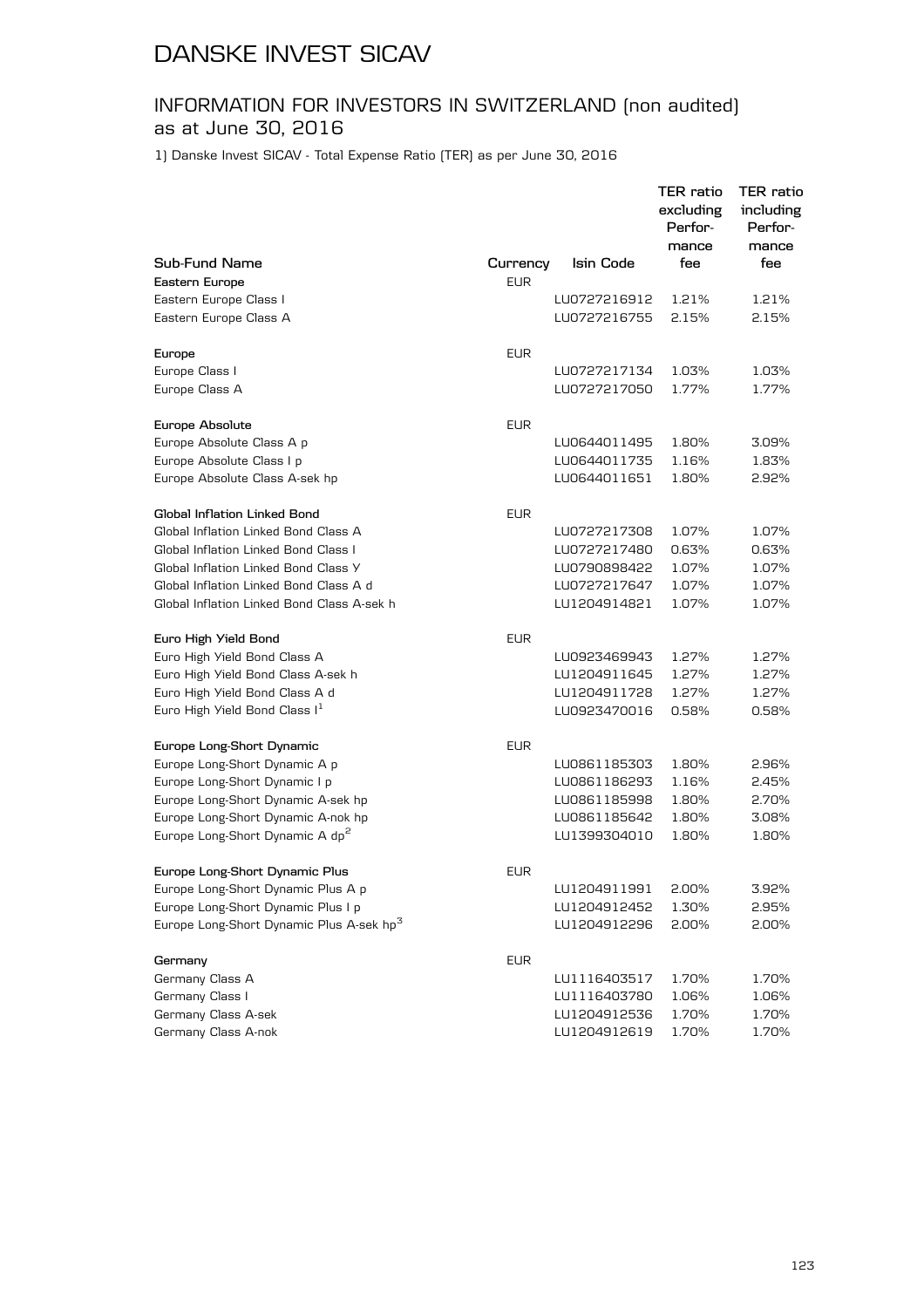# DANSKE INVEST SICAV

## INFORMATION FOR INVESTORS IN SWITZERLAND (non audited) as at June 30, 2016

1) Danske Invest SICAV - Total Expense Ratio (TER) as per June 30, 2016

| Sub-Fund Name | Currency | Isin Code | TER ratio excluding Performance fee | TER ratio including Performance fee |
|---|---|---|---|---|
| **Eastern Europe** | EUR | | | |
| Eastern Europe Class I | | LU0727216912 | 1.21% | 1.21% |
| Eastern Europe Class A | | LU0727216755 | 2.15% | 2.15% |
| | | | | |
| **Europe** | EUR | | | |
| Europe Class I | | LU0727217134 | 1.03% | 1.03% |
| Europe Class A | | LU0727217050 | 1.77% | 1.77% |
| | | | | |
| **Europe Absolute** | EUR | | | |
| Europe Absolute Class A p | | LU0644011495 | 1.80% | 3.09% |
| Europe Absolute Class I p | | LU0644011735 | 1.16% | 1.83% |
| Europe Absolute Class A-sek hp | | LU0644011651 | 1.80% | 2.92% |
| | | | | |
| **Global Inflation Linked Bond** | EUR | | | |
| Global Inflation Linked Bond Class A | | LU0727217308 | 1.07% | 1.07% |
| Global Inflation Linked Bond Class I | | LU0727217480 | 0.63% | 0.63% |
| Global Inflation Linked Bond Class Y | | LU0790898422 | 1.07% | 1.07% |
| Global Inflation Linked Bond Class A d | | LU0727217647 | 1.07% | 1.07% |
| Global Inflation Linked Bond Class A-sek h | | LU1204914821 | 1.07% | 1.07% |
| | | | | |
| **Euro High Yield Bond** | EUR | | | |
| Euro High Yield Bond Class A | | LU0923469943 | 1.27% | 1.27% |
| Euro High Yield Bond Class A-sek h | | LU1204911645 | 1.27% | 1.27% |
| Euro High Yield Bond Class A d | | LU1204911728 | 1.27% | 1.27% |
| Euro High Yield Bond Class I[1] | | LU0923470016 | 0.58% | 0.58% |
| | | | | |
| **Europe Long-Short Dynamic** | EUR | | | |
| Europe Long-Short Dynamic A p | | LU0861185303 | 1.80% | 2.96% |
| Europe Long-Short Dynamic I p | | LU0861186293 | 1.16% | 2.45% |
| Europe Long-Short Dynamic A-sek hp | | LU0861185998 | 1.80% | 2.70% |
| Europe Long-Short Dynamic A-nok hp | | LU0861185642 | 1.80% | 3.08% |
| Europe Long-Short Dynamic A dp[2] | | LU1399304010 | 1.80% | 1.80% |
| | | | | |
| **Europe Long-Short Dynamic Plus** | EUR | | | |
| Europe Long-Short Dynamic Plus A p | | LU1204911991 | 2.00% | 3.92% |
| Europe Long-Short Dynamic Plus I p | | LU1204912452 | 1.30% | 2.95% |
| Europe Long-Short Dynamic Plus A-sek hp[3] | | LU1204912296 | 2.00% | 2.00% |
| | | | | |
| **Germany** | EUR | | | |
| Germany Class A | | LU1116403517 | 1.70% | 1.70% |
| Germany Class I | | LU1116403780 | 1.06% | 1.06% |
| Germany Class A-sek | | LU1204912536 | 1.70% | 1.70% |
| Germany Class A-nok | | LU1204912619 | 1.70% | 1.70% |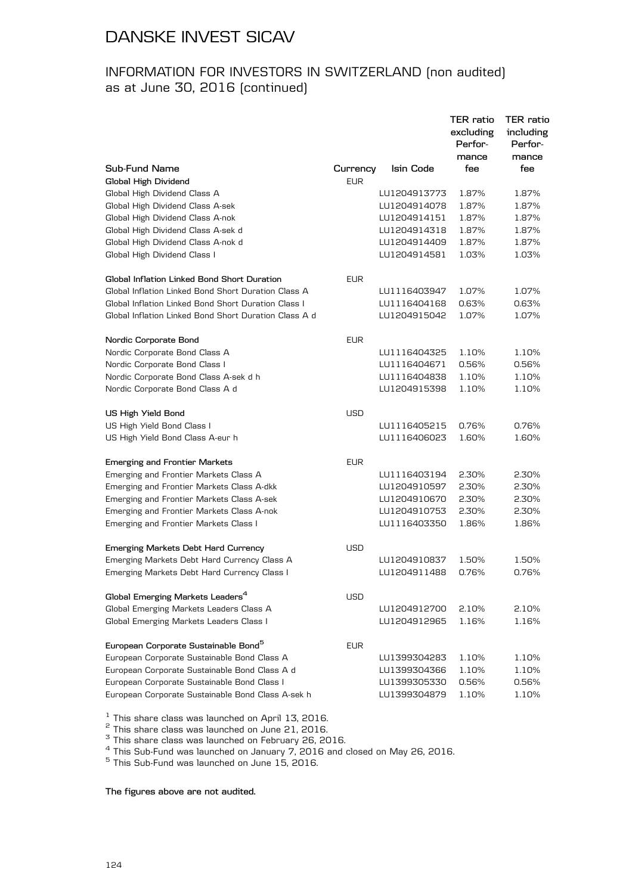# DANSKE INVEST SICAV

## INFORMATION FOR INVESTORS IN SWITZERLAND (non audited) as at June 30, 2016 (continued)

| Sub-Fund Name | Currency | Isin Code | TER ratio excluding Performance fee | TER ratio including Performance fee |
|---|---|---|---|---|
| **Global High Dividend** | EUR | | | |
| Global High Dividend Class A | | LU1204913773 | 1.87% | 1.87% |
| Global High Dividend Class A-sek | | LU1204914078 | 1.87% | 1.87% |
| Global High Dividend Class A-nok | | LU1204914151 | 1.87% | 1.87% |
| Global High Dividend Class A-sek d | | LU1204914318 | 1.87% | 1.87% |
| Global High Dividend Class A-nok d | | LU1204914409 | 1.87% | 1.87% |
| Global High Dividend Class I | | LU1204914581 | 1.03% | 1.03% |
| | | | | |
| **Global Inflation Linked Bond Short Duration** | EUR | | | |
| Global Inflation Linked Bond Short Duration Class A | | LU1116403947 | 1.07% | 1.07% |
| Global Inflation Linked Bond Short Duration Class I | | LU1116404168 | 0.63% | 0.63% |
| Global Inflation Linked Bond Short Duration Class A d | | LU1204915042 | 1.07% | 1.07% |
| | | | | |
| **Nordic Corporate Bond** | EUR | | | |
| Nordic Corporate Bond Class A | | LU1116404325 | 1.10% | 1.10% |
| Nordic Corporate Bond Class I | | LU1116404671 | 0.56% | 0.56% |
| Nordic Corporate Bond Class A-sek d h | | LU1116404838 | 1.10% | 1.10% |
| Nordic Corporate Bond Class A d | | LU1204915398 | 1.10% | 1.10% |
| | | | | |
| **US High Yield Bond** | USD | | | |
| US High Yield Bond Class I | | LU1116405215 | 0.76% | 0.76% |
| US High Yield Bond Class A-eur h | | LU1116406023 | 1.60% | 1.60% |
| | | | | |
| **Emerging and Frontier Markets** | EUR | | | |
| Emerging and Frontier Markets Class A | | LU1116403194 | 2.30% | 2.30% |
| Emerging and Frontier Markets Class A-dkk | | LU1204910597 | 2.30% | 2.30% |
| Emerging and Frontier Markets Class A-sek | | LU1204910670 | 2.30% | 2.30% |
| Emerging and Frontier Markets Class A-nok | | LU1204910753 | 2.30% | 2.30% |
| Emerging and Frontier Markets Class I | | LU1116403350 | 1.86% | 1.86% |
| | | | | |
| **Emerging Markets Debt Hard Currency** | USD | | | |
| Emerging Markets Debt Hard Currency Class A | | LU1204910837 | 1.50% | 1.50% |
| Emerging Markets Debt Hard Currency Class I | | LU1204911488 | 0.76% | 0.76% |
| | | | | |
| **Global Emerging Markets Leaders**[4] | USD | | | |
| Global Emerging Markets Leaders Class A | | LU1204912700 | 2.10% | 2.10% |
| Global Emerging Markets Leaders Class I | | LU1204912965 | 1.16% | 1.16% |
| | | | | |
| **European Corporate Sustainable Bond**[5] | EUR | | | |
| European Corporate Sustainable Bond Class A | | LU1399304283 | 1.10% | 1.10% |
| European Corporate Sustainable Bond Class A d | | LU1399304366 | 1.10% | 1.10% |
| European Corporate Sustainable Bond Class I | | LU1399305330 | 0.56% | 0.56% |
| European Corporate Sustainable Bond Class A-sek h | | LU1399304879 | 1.10% | 1.10% |

[1] This share class was launched on April 13, 2016.
[2] This share class was launched on June 21, 2016.
[3] This share class was launched on February 26, 2016.
[4] This Sub-Fund was launched on January 7, 2016 and closed on May 26, 2016.
[5] This Sub-Fund was launched on June 15, 2016.

**The figures above are not audited.**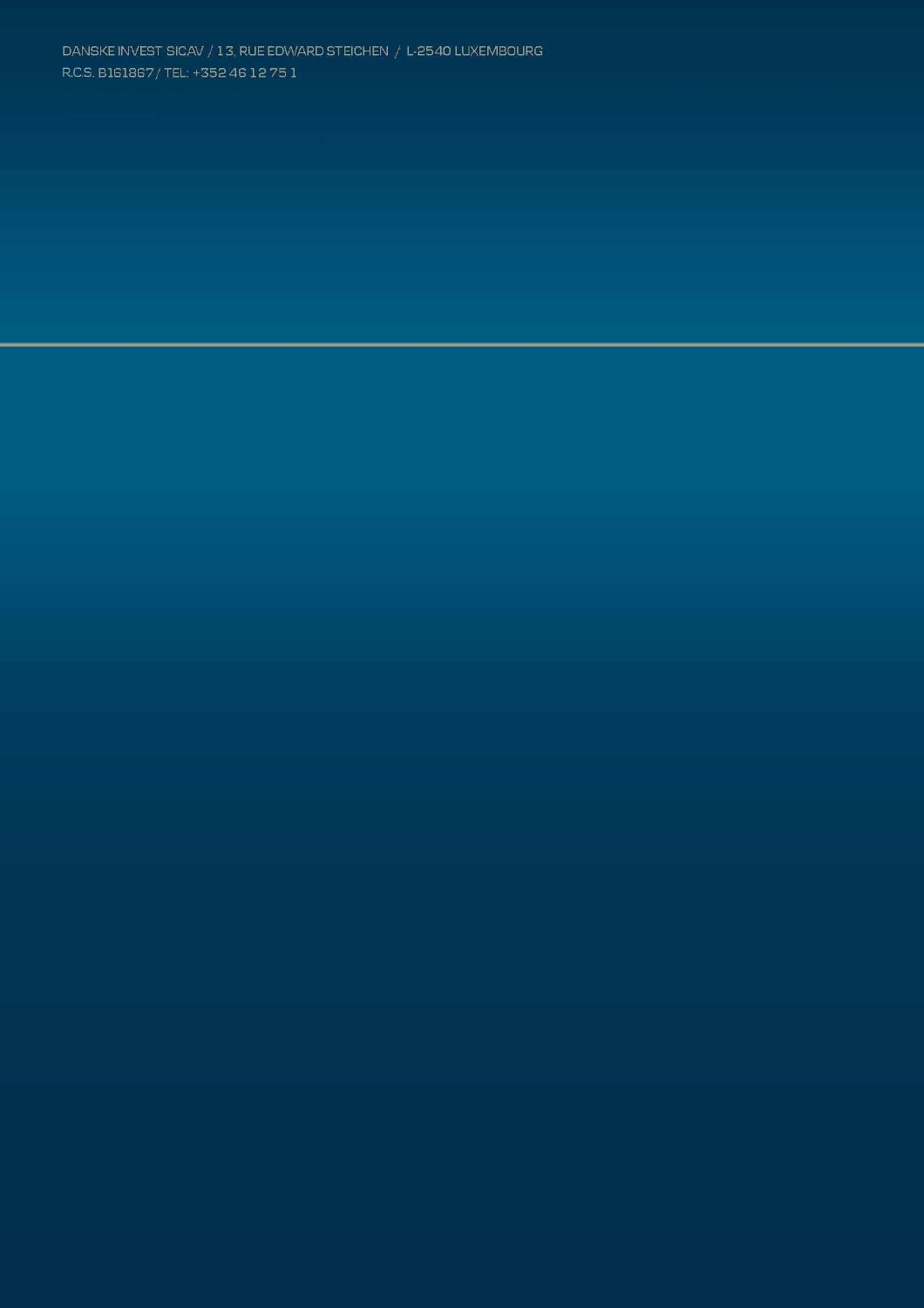DANSKE INVEST SICAV / 13, RUE EDWARD STEICHEN / L-2540 LUXEMBOURG
R.C.S. B161867 / TEL: +352 46 12 75 1